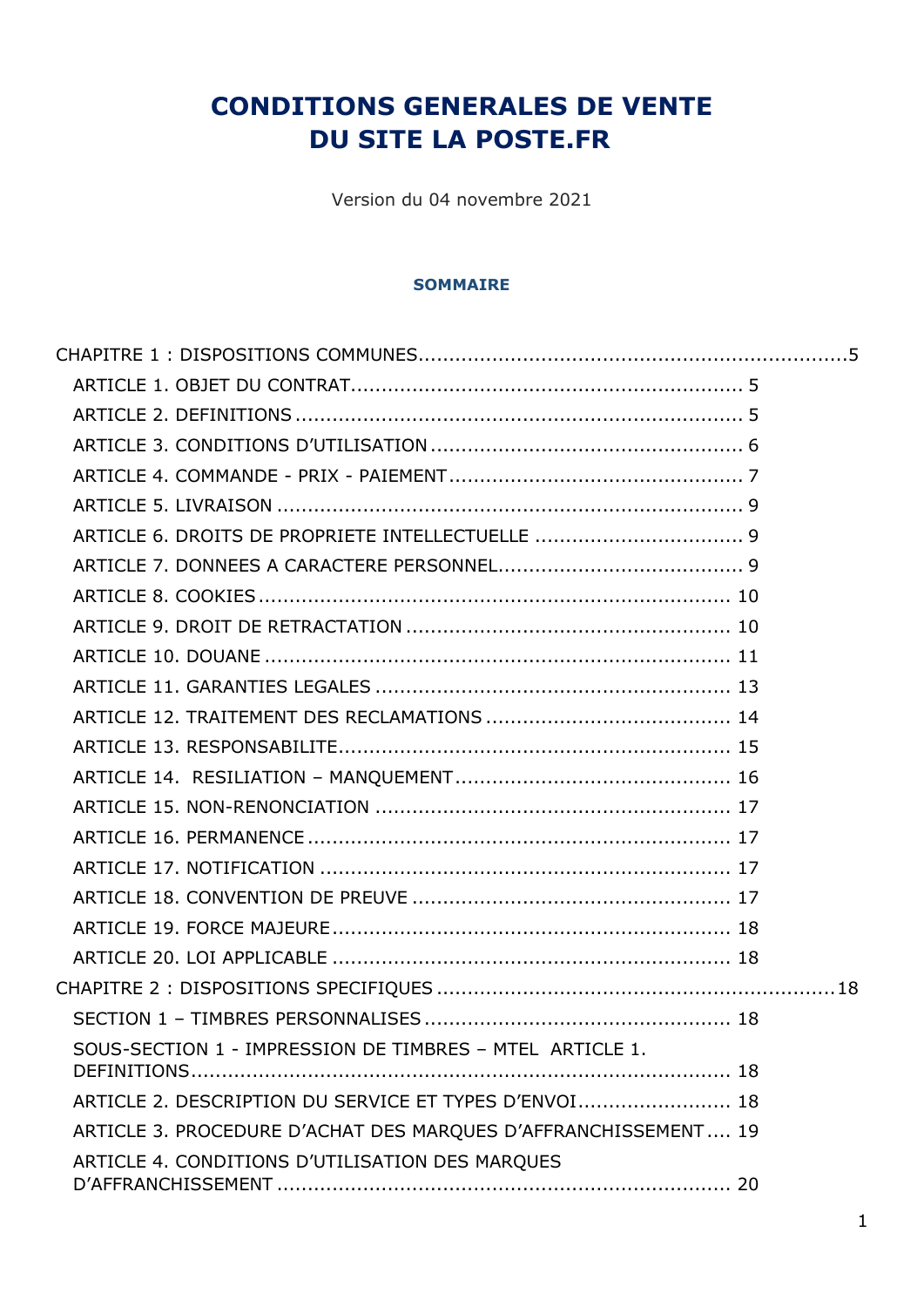# CONDITIONS GENERALES DE VENTE DU SITE LA POSTE.FR

Version du 04 novembre 2021

**SOMMAIRE**

CHAPITRE 1 : DISPOSITIONS COMMUNES ..... 5

- ARTICLE 1. OBJET DU CONTRAT ..... 5
- ARTICLE 2. DEFINITIONS ..... 5
- ARTICLE 3. CONDITIONS D'UTILISATION ..... 6
- ARTICLE 4. COMMANDE - PRIX - PAIEMENT ..... 7
- ARTICLE 5. LIVRAISON ..... 9
- ARTICLE 6. DROITS DE PROPRIETE INTELLECTUELLE ..... 9
- ARTICLE 7. DONNEES A CARACTERE PERSONNEL ..... 9
- ARTICLE 8. COOKIES ..... 10
- ARTICLE 9. DROIT DE RETRACTATION ..... 10
- ARTICLE 10. DOUANE ..... 11
- ARTICLE 11. GARANTIES LEGALES ..... 13
- ARTICLE 12. TRAITEMENT DES RECLAMATIONS ..... 14
- ARTICLE 13. RESPONSABILITE ..... 15
- ARTICLE 14. RESILIATION – MANQUEMENT ..... 16
- ARTICLE 15. NON-RENONCIATION ..... 17
- ARTICLE 16. PERMANENCE ..... 17
- ARTICLE 17. NOTIFICATION ..... 17
- ARTICLE 18. CONVENTION DE PREUVE ..... 17
- ARTICLE 19. FORCE MAJEURE ..... 18
- ARTICLE 20. LOI APPLICABLE ..... 18

CHAPITRE 2 : DISPOSITIONS SPECIFIQUES ..... 18

- SECTION 1 – TIMBRES PERSONNALISES ..... 18
- SOUS-SECTION 1 - IMPRESSION DE TIMBRES – MTEL ARTICLE 1. DEFINITIONS ..... 18
- ARTICLE 2. DESCRIPTION DU SERVICE ET TYPES D'ENVOI ..... 18
- ARTICLE 3. PROCEDURE D'ACHAT DES MARQUES D'AFFRANCHISSEMENT ..... 19
- ARTICLE 4. CONDITIONS D'UTILISATION DES MARQUES D'AFFRANCHISSEMENT ..... 20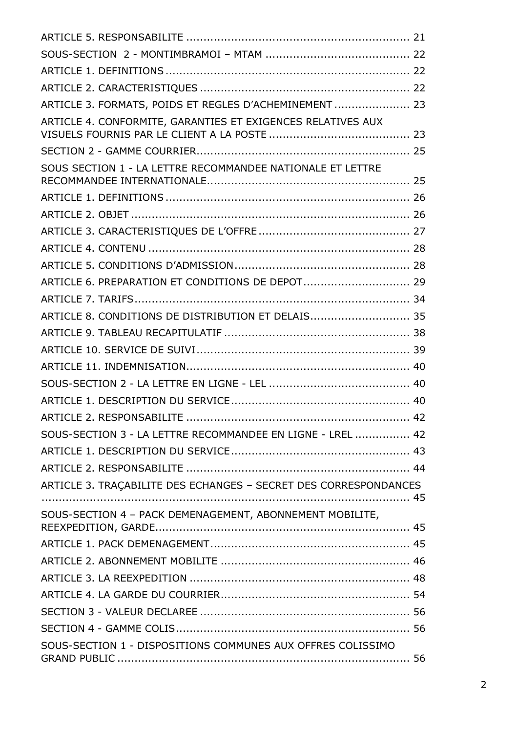ARTICLE 5. RESPONSABILITE ................................................................ 21

SOUS-SECTION 2 - MONTIMBRAMOI – MTAM ......................................... 22

ARTICLE 1. DEFINITIONS ...................................................................... 22

ARTICLE 2. CARACTERISTIQUES ............................................................ 22

ARTICLE 3. FORMATS, POIDS ET REGLES D'ACHEMINEMENT ..................... 23

ARTICLE 4. CONFORMITE, GARANTIES ET EXIGENCES RELATIVES AUX VISUELS FOURNIS PAR LE CLIENT A LA POSTE ........................................ 23

SECTION 2 - GAMME COURRIER............................................................. 25

SOUS SECTION 1 - LA LETTRE RECOMMANDEE NATIONALE ET LETTRE RECOMMANDEE INTERNATIONALE.......................................................... 25

ARTICLE 1. DEFINITIONS ...................................................................... 26

ARTICLE 2. OBJET ................................................................................ 26

ARTICLE 3. CARACTERISTIQUES DE L'OFFRE ........................................... 27

ARTICLE 4. CONTENU ........................................................................... 28

ARTICLE 5. CONDITIONS D'ADMISSION.................................................. 28

ARTICLE 6. PREPARATION ET CONDITIONS DE DEPOT.............................. 29

ARTICLE 7. TARIFS................................................................................ 34

ARTICLE 8. CONDITIONS DE DISTRIBUTION ET DELAIS............................ 35

ARTICLE 9. TABLEAU RECAPITULATIF ..................................................... 38

ARTICLE 10. SERVICE DE SUIVI ............................................................. 39

ARTICLE 11. INDEMNISATION................................................................ 40

SOUS-SECTION 2 - LA LETTRE EN LIGNE - LEL ........................................ 40

ARTICLE 1. DESCRIPTION DU SERVICE.................................................... 40

ARTICLE 2. RESPONSABILITE ................................................................ 42

SOUS-SECTION 3 - LA LETTRE RECOMMANDEE EN LIGNE - LREL ................ 42

ARTICLE 1. DESCRIPTION DU SERVICE.................................................... 43

ARTICLE 2. RESPONSABILITE ................................................................ 44

ARTICLE 3. TRAÇABILITE DES ECHANGES – SECRET DES CORRESPONDANCES ........................................................................................................... 45

SOUS-SECTION 4 – PACK DEMENAGEMENT, ABONNEMENT MOBILITE, REEXPEDITION, GARDE......................................................................... 45

ARTICLE 1. PACK DEMENAGEMENT......................................................... 45

ARTICLE 2. ABONNEMENT MOBILITE ...................................................... 46

ARTICLE 3. LA REEXPEDITION ............................................................... 48

ARTICLE 4. LA GARDE DU COURRIER...................................................... 54

SECTION 3 - VALEUR DECLAREE ............................................................ 56

SECTION 4 - GAMME COLIS................................................................... 56

SOUS-SECTION 1 - DISPOSITIONS COMMUNES AUX OFFRES COLISSIMO GRAND PUBLIC .................................................................................... 56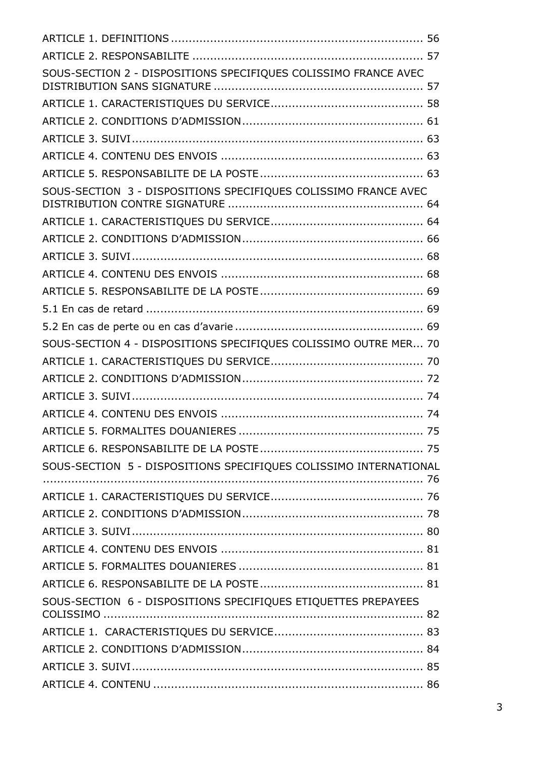ARTICLE 1. DEFINITIONS ...................................................................... 56

ARTICLE 2. RESPONSABILITE ................................................................ 57

SOUS-SECTION 2 - DISPOSITIONS SPECIFIQUES COLISSIMO FRANCE AVEC DISTRIBUTION SANS SIGNATURE .......................................................... 57

ARTICLE 1. CARACTERISTIQUES DU SERVICE.......................................... 58

ARTICLE 2. CONDITIONS D'ADMISSION.................................................. 61

ARTICLE 3. SUIVI................................................................................. 63

ARTICLE 4. CONTENU DES ENVOIS ........................................................ 63

ARTICLE 5. RESPONSABILITE DE LA POSTE............................................. 63

SOUS-SECTION 3 - DISPOSITIONS SPECIFIQUES COLISSIMO FRANCE AVEC DISTRIBUTION CONTRE SIGNATURE ...................................................... 64

ARTICLE 1. CARACTERISTIQUES DU SERVICE.......................................... 64

ARTICLE 2. CONDITIONS D'ADMISSION.................................................. 66

ARTICLE 3. SUIVI................................................................................. 68

ARTICLE 4. CONTENU DES ENVOIS ........................................................ 68

ARTICLE 5. RESPONSABILITE DE LA POSTE............................................. 69

5.1 En cas de retard ............................................................................. 69

5.2 En cas de perte ou en cas d'avarie .................................................... 69

SOUS-SECTION 4 - DISPOSITIONS SPECIFIQUES COLISSIMO OUTRE MER... 70

ARTICLE 1. CARACTERISTIQUES DU SERVICE.......................................... 70

ARTICLE 2. CONDITIONS D'ADMISSION.................................................. 72

ARTICLE 3. SUIVI................................................................................. 74

ARTICLE 4. CONTENU DES ENVOIS ........................................................ 74

ARTICLE 5. FORMALITES DOUANIERES ................................................... 75

ARTICLE 6. RESPONSABILITE DE LA POSTE............................................. 75

SOUS-SECTION 5 - DISPOSITIONS SPECIFIQUES COLISSIMO INTERNATIONAL ........................................................................................................... 76

ARTICLE 1. CARACTERISTIQUES DU SERVICE.......................................... 76

ARTICLE 2. CONDITIONS D'ADMISSION.................................................. 78

ARTICLE 3. SUIVI................................................................................. 80

ARTICLE 4. CONTENU DES ENVOIS ........................................................ 81

ARTICLE 5. FORMALITES DOUANIERES ................................................... 81

ARTICLE 6. RESPONSABILITE DE LA POSTE............................................. 81

SOUS-SECTION 6 - DISPOSITIONS SPECIFIQUES ETIQUETTES PREPAYEES COLISSIMO ......................................................................................... 82

ARTICLE 1. CARACTERISTIQUES DU SERVICE......................................... 83

ARTICLE 2. CONDITIONS D'ADMISSION.................................................. 84

ARTICLE 3. SUIVI................................................................................. 85

ARTICLE 4. CONTENU .......................................................................... 86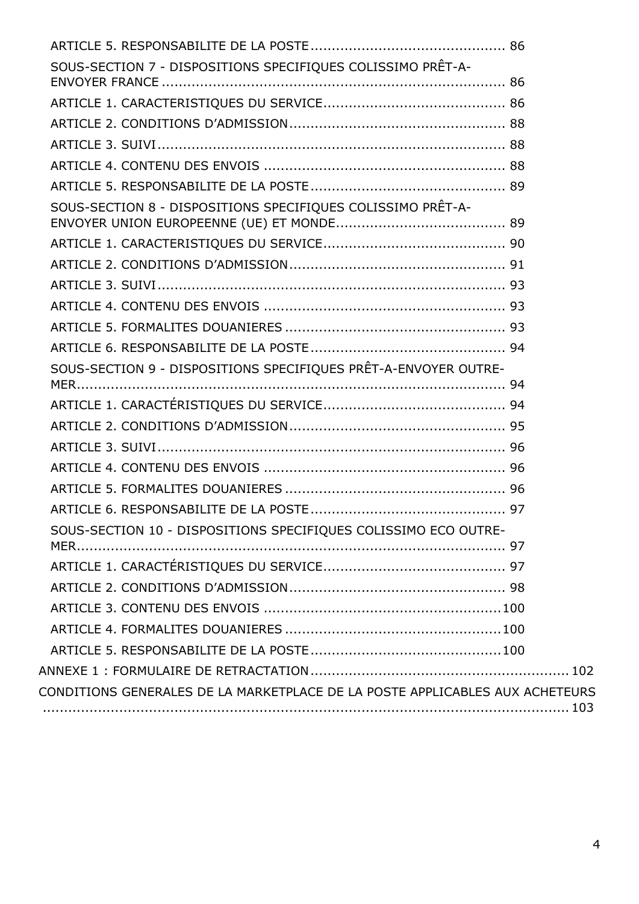ARTICLE 5. RESPONSABILITE DE LA POSTE ............................................. 86

SOUS-SECTION 7 - DISPOSITIONS SPECIFIQUES COLISSIMO PRÊT-A-ENVOYER FRANCE ................................................................................ 86

ARTICLE 1. CARACTERISTIQUES DU SERVICE.......................................... 86

ARTICLE 2. CONDITIONS D'ADMISSION.................................................. 88

ARTICLE 3. SUIVI................................................................................ 88

ARTICLE 4. CONTENU DES ENVOIS ........................................................ 88

ARTICLE 5. RESPONSABILITE DE LA POSTE ............................................. 89

SOUS-SECTION 8 - DISPOSITIONS SPECIFIQUES COLISSIMO PRÊT-A-ENVOYER UNION EUROPEENNE (UE) ET MONDE....................................... 89

ARTICLE 1. CARACTERISTIQUES DU SERVICE.......................................... 90

ARTICLE 2. CONDITIONS D'ADMISSION.................................................. 91

ARTICLE 3. SUIVI................................................................................ 93

ARTICLE 4. CONTENU DES ENVOIS ........................................................ 93

ARTICLE 5. FORMALITES DOUANIERES ................................................... 93

ARTICLE 6. RESPONSABILITE DE LA POSTE ............................................. 94

SOUS-SECTION 9 - DISPOSITIONS SPECIFIQUES PRÊT-A-ENVOYER OUTRE-MER.................................................................................................... 94

ARTICLE 1. CARACTÉRISTIQUES DU SERVICE.......................................... 94

ARTICLE 2. CONDITIONS D'ADMISSION.................................................. 95

ARTICLE 3. SUIVI................................................................................ 96

ARTICLE 4. CONTENU DES ENVOIS ........................................................ 96

ARTICLE 5. FORMALITES DOUANIERES ................................................... 96

ARTICLE 6. RESPONSABILITE DE LA POSTE ............................................. 97

SOUS-SECTION 10 - DISPOSITIONS SPECIFIQUES COLISSIMO ECO OUTRE-MER.................................................................................................... 97

ARTICLE 1. CARACTÉRISTIQUES DU SERVICE.......................................... 97

ARTICLE 2. CONDITIONS D'ADMISSION.................................................. 98

ARTICLE 3. CONTENU DES ENVOIS .......................................................100

ARTICLE 4. FORMALITES DOUANIERES ..................................................100

ARTICLE 5. RESPONSABILITE DE LA POSTE ............................................100

ANNEXE 1 : FORMULAIRE DE RETRACTATION ............................................................ 102

CONDITIONS GENERALES DE LA MARKETPLACE DE LA POSTE APPLICABLES AUX ACHETEURS ................................................................................................................ 103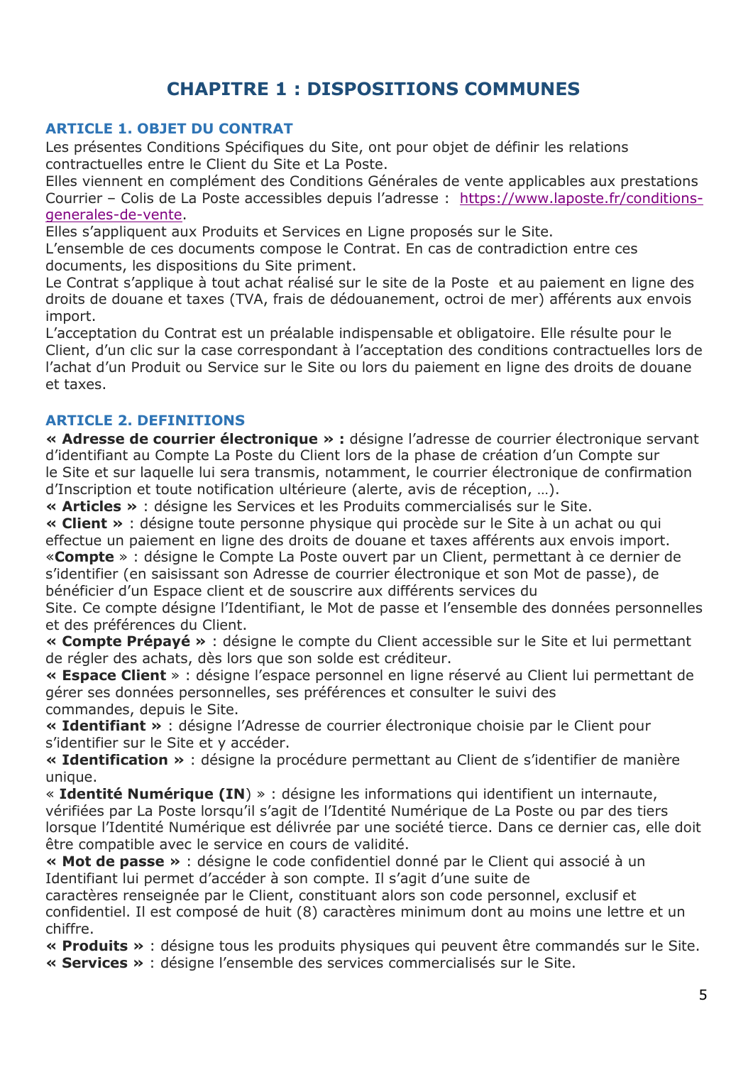# CHAPITRE 1 : DISPOSITIONS COMMUNES

## ARTICLE 1. OBJET DU CONTRAT

Les présentes Conditions Spécifiques du Site, ont pour objet de définir les relations contractuelles entre le Client du Site et La Poste.
Elles viennent en complément des Conditions Générales de vente applicables aux prestations Courrier – Colis de La Poste accessibles depuis l'adresse : https://www.laposte.fr/conditions-generales-de-vente.
Elles s'appliquent aux Produits et Services en Ligne proposés sur le Site.
L'ensemble de ces documents compose le Contrat. En cas de contradiction entre ces documents, les dispositions du Site priment.
Le Contrat s'applique à tout achat réalisé sur le site de la Poste et au paiement en ligne des droits de douane et taxes (TVA, frais de dédouanement, octroi de mer) afférents aux envois import.
L'acceptation du Contrat est un préalable indispensable et obligatoire. Elle résulte pour le Client, d'un clic sur la case correspondant à l'acceptation des conditions contractuelles lors de l'achat d'un Produit ou Service sur le Site ou lors du paiement en ligne des droits de douane et taxes.

## ARTICLE 2. DEFINITIONS

**« Adresse de courrier électronique » :** désigne l'adresse de courrier électronique servant d'identifiant au Compte La Poste du Client lors de la phase de création d'un Compte sur le Site et sur laquelle lui sera transmis, notamment, le courrier électronique de confirmation d'Inscription et toute notification ultérieure (alerte, avis de réception, …).
**« Articles »** : désigne les Services et les Produits commercialisés sur le Site.
**« Client »** : désigne toute personne physique qui procède sur le Site à un achat ou qui effectue un paiement en ligne des droits de douane et taxes afférents aux envois import.
«**Compte** » : désigne le Compte La Poste ouvert par un Client, permettant à ce dernier de s'identifier (en saisissant son Adresse de courrier électronique et son Mot de passe), de bénéficier d'un Espace client et de souscrire aux différents services du Site. Ce compte désigne l'Identifiant, le Mot de passe et l'ensemble des données personnelles et des préférences du Client.
**« Compte Prépayé »** : désigne le compte du Client accessible sur le Site et lui permettant de régler des achats, dès lors que son solde est créditeur.
**« Espace Client** » : désigne l'espace personnel en ligne réservé au Client lui permettant de gérer ses données personnelles, ses préférences et consulter le suivi des commandes, depuis le Site.
**« Identifiant »** : désigne l'Adresse de courrier électronique choisie par le Client pour s'identifier sur le Site et y accéder.
**« Identification »** : désigne la procédure permettant au Client de s'identifier de manière unique.
« **Identité Numérique (IN**) » : désigne les informations qui identifient un internaute, vérifiées par La Poste lorsqu'il s'agit de l'Identité Numérique de La Poste ou par des tiers lorsque l'Identité Numérique est délivrée par une société tierce. Dans ce dernier cas, elle doit être compatible avec le service en cours de validité.
**« Mot de passe »** : désigne le code confidentiel donné par le Client qui associé à un Identifiant lui permet d'accéder à son compte. Il s'agit d'une suite de caractères renseignée par le Client, constituant alors son code personnel, exclusif et confidentiel. Il est composé de huit (8) caractères minimum dont au moins une lettre et un chiffre.
**« Produits »** : désigne tous les produits physiques qui peuvent être commandés sur le Site.
**« Services »** : désigne l'ensemble des services commercialisés sur le Site.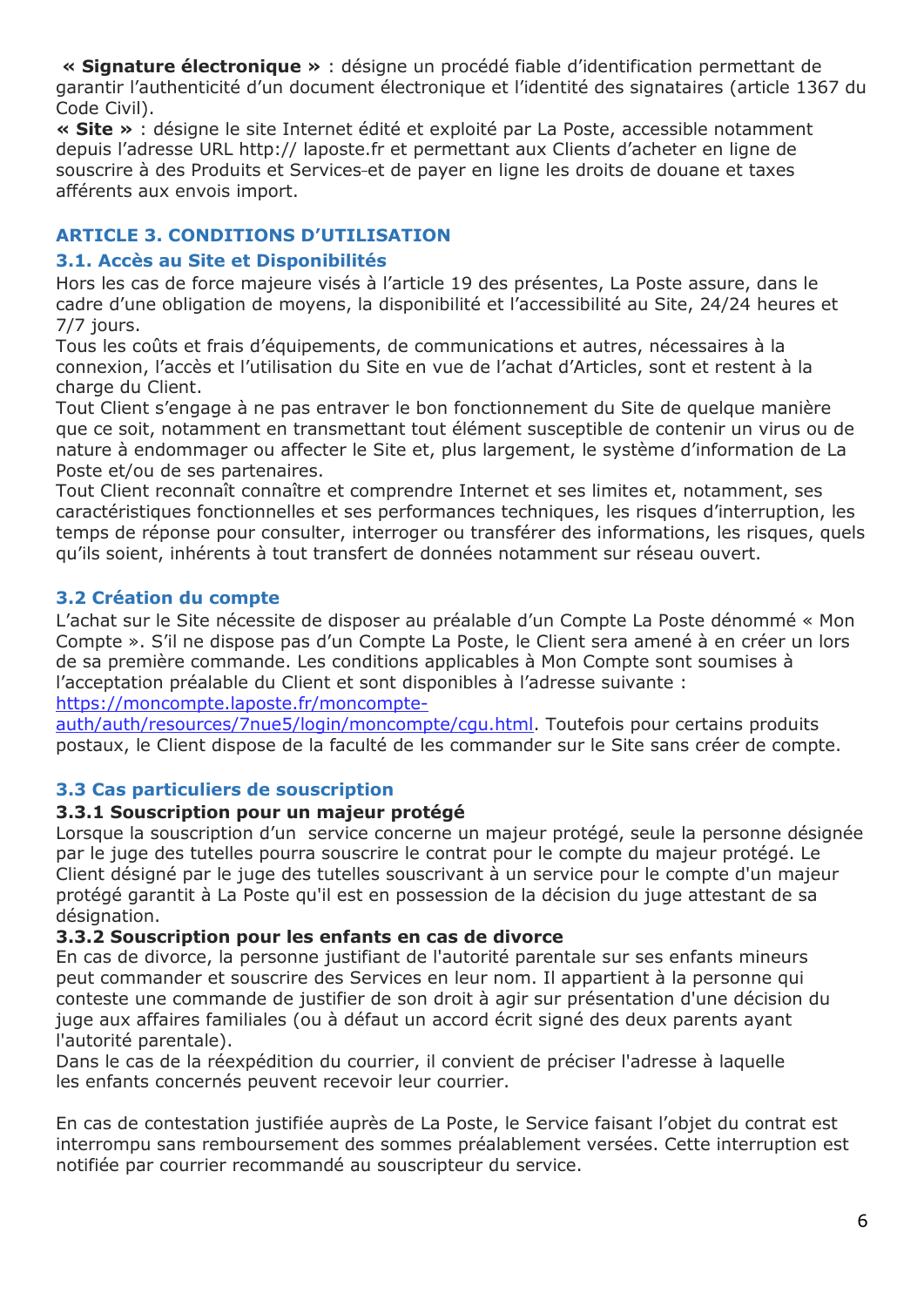**« Signature électronique »** : désigne un procédé fiable d’identification permettant de garantir l’authenticité d’un document électronique et l’identité des signataires (article 1367 du Code Civil).
**« Site »** : désigne le site Internet édité et exploité par La Poste, accessible notamment depuis l’adresse URL http:// laposte.fr et permettant aux Clients d’acheter en ligne de souscrire à des Produits et Services et de payer en ligne les droits de douane et taxes afférents aux envois import.

## ARTICLE 3. CONDITIONS D’UTILISATION

### 3.1. Accès au Site et Disponibilités

Hors les cas de force majeure visés à l’article 19 des présentes, La Poste assure, dans le cadre d’une obligation de moyens, la disponibilité et l’accessibilité au Site, 24/24 heures et 7/7 jours.
Tous les coûts et frais d’équipements, de communications et autres, nécessaires à la connexion, l’accès et l’utilisation du Site en vue de l’achat d’Articles, sont et restent à la charge du Client.
Tout Client s’engage à ne pas entraver le bon fonctionnement du Site de quelque manière que ce soit, notamment en transmettant tout élément susceptible de contenir un virus ou de nature à endommager ou affecter le Site et, plus largement, le système d’information de La Poste et/ou de ses partenaires.
Tout Client reconnaît connaître et comprendre Internet et ses limites et, notamment, ses caractéristiques fonctionnelles et ses performances techniques, les risques d’interruption, les temps de réponse pour consulter, interroger ou transférer des informations, les risques, quels qu’ils soient, inhérents à tout transfert de données notamment sur réseau ouvert.

### 3.2 Création du compte

L’achat sur le Site nécessite de disposer au préalable d’un Compte La Poste dénommé « Mon Compte ». S’il ne dispose pas d’un Compte La Poste, le Client sera amené à en créer un lors de sa première commande. Les conditions applicables à Mon Compte sont soumises à l’acceptation préalable du Client et sont disponibles à l’adresse suivante : https://moncompte.laposte.fr/moncompte-auth/auth/resources/7nue5/login/moncompte/cgu.html. Toutefois pour certains produits postaux, le Client dispose de la faculté de les commander sur le Site sans créer de compte.

### 3.3 Cas particuliers de souscription

#### 3.3.1 Souscription pour un majeur protégé

Lorsque la souscription d’un service concerne un majeur protégé, seule la personne désignée par le juge des tutelles pourra souscrire le contrat pour le compte du majeur protégé. Le Client désigné par le juge des tutelles souscrivant à un service pour le compte d'un majeur protégé garantit à La Poste qu'il est en possession de la décision du juge attestant de sa désignation.

#### 3.3.2 Souscription pour les enfants en cas de divorce

En cas de divorce, la personne justifiant de l'autorité parentale sur ses enfants mineurs peut commander et souscrire des Services en leur nom. Il appartient à la personne qui conteste une commande de justifier de son droit à agir sur présentation d'une décision du juge aux affaires familiales (ou à défaut un accord écrit signé des deux parents ayant l'autorité parentale).
Dans le cas de la réexpédition du courrier, il convient de préciser l'adresse à laquelle les enfants concernés peuvent recevoir leur courrier.

En cas de contestation justifiée auprès de La Poste, le Service faisant l’objet du contrat est interrompu sans remboursement des sommes préalablement versées. Cette interruption est notifiée par courrier recommandé au souscripteur du service.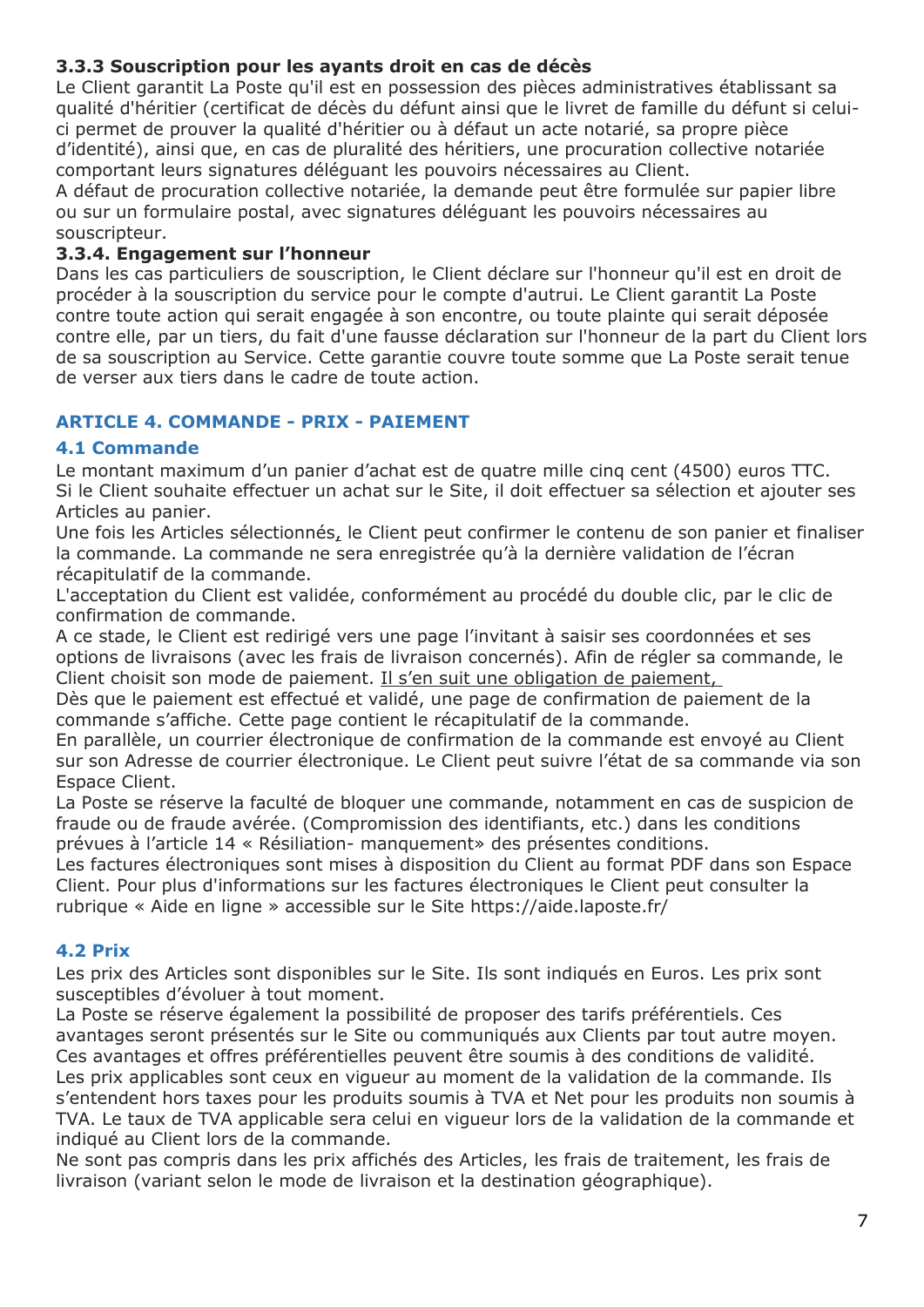#### 3.3.3 Souscription pour les ayants droit en cas de décès

Le Client garantit La Poste qu'il est en possession des pièces administratives établissant sa qualité d'héritier (certificat de décès du défunt ainsi que le livret de famille du défunt si celui-ci permet de prouver la qualité d'héritier ou à défaut un acte notarié, sa propre pièce d'identité), ainsi que, en cas de pluralité des héritiers, une procuration collective notariée comportant leurs signatures déléguant les pouvoirs nécessaires au Client.
A défaut de procuration collective notariée, la demande peut être formulée sur papier libre ou sur un formulaire postal, avec signatures déléguant les pouvoirs nécessaires au souscripteur.

#### 3.3.4. Engagement sur l'honneur

Dans les cas particuliers de souscription, le Client déclare sur l'honneur qu'il est en droit de procéder à la souscription du service pour le compte d'autrui. Le Client garantit La Poste contre toute action qui serait engagée à son encontre, ou toute plainte qui serait déposée contre elle, par un tiers, du fait d'une fausse déclaration sur l'honneur de la part du Client lors de sa souscription au Service. Cette garantie couvre toute somme que La Poste serait tenue de verser aux tiers dans le cadre de toute action.

## ARTICLE 4. COMMANDE - PRIX - PAIEMENT

### 4.1 Commande

Le montant maximum d'un panier d'achat est de quatre mille cinq cent (4500) euros TTC.
Si le Client souhaite effectuer un achat sur le Site, il doit effectuer sa sélection et ajouter ses Articles au panier.
Une fois les Articles sélectionnés, le Client peut confirmer le contenu de son panier et finaliser la commande. La commande ne sera enregistrée qu'à la dernière validation de l'écran récapitulatif de la commande.
L'acceptation du Client est validée, conformément au procédé du double clic, par le clic de confirmation de commande.
A ce stade, le Client est redirigé vers une page l'invitant à saisir ses coordonnées et ses options de livraisons (avec les frais de livraison concernés). Afin de régler sa commande, le Client choisit son mode de paiement. Il s'en suit une obligation de paiement,
Dès que le paiement est effectué et validé, une page de confirmation de paiement de la commande s'affiche. Cette page contient le récapitulatif de la commande.
En parallèle, un courrier électronique de confirmation de la commande est envoyé au Client sur son Adresse de courrier électronique. Le Client peut suivre l'état de sa commande via son Espace Client.
La Poste se réserve la faculté de bloquer une commande, notamment en cas de suspicion de fraude ou de fraude avérée. (Compromission des identifiants, etc.) dans les conditions prévues à l'article 14 « Résiliation- manquement» des présentes conditions.
Les factures électroniques sont mises à disposition du Client au format PDF dans son Espace Client. Pour plus d'informations sur les factures électroniques le Client peut consulter la rubrique « Aide en ligne » accessible sur le Site https://aide.laposte.fr/

### 4.2 Prix

Les prix des Articles sont disponibles sur le Site. Ils sont indiqués en Euros. Les prix sont susceptibles d'évoluer à tout moment.
La Poste se réserve également la possibilité de proposer des tarifs préférentiels. Ces avantages seront présentés sur le Site ou communiqués aux Clients par tout autre moyen. Ces avantages et offres préférentielles peuvent être soumis à des conditions de validité.
Les prix applicables sont ceux en vigueur au moment de la validation de la commande. Ils s'entendent hors taxes pour les produits soumis à TVA et Net pour les produits non soumis à TVA. Le taux de TVA applicable sera celui en vigueur lors de la validation de la commande et indiqué au Client lors de la commande.
Ne sont pas compris dans les prix affichés des Articles, les frais de traitement, les frais de livraison (variant selon le mode de livraison et la destination géographique).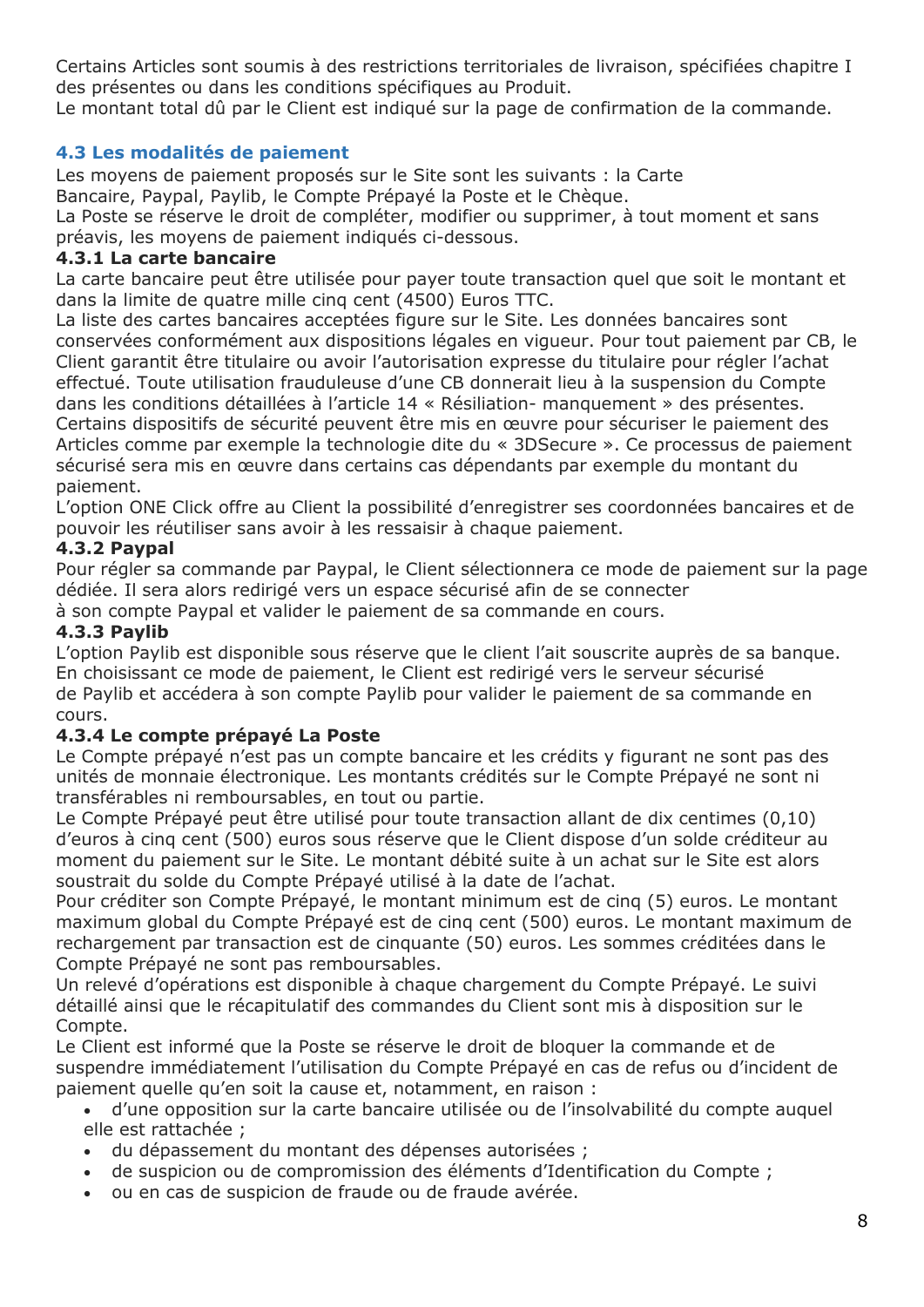Certains Articles sont soumis à des restrictions territoriales de livraison, spécifiées chapitre I des présentes ou dans les conditions spécifiques au Produit.
Le montant total dû par le Client est indiqué sur la page de confirmation de la commande.

### 4.3 Les modalités de paiement

Les moyens de paiement proposés sur le Site sont les suivants : la Carte Bancaire, Paypal, Paylib, le Compte Prépayé la Poste et le Chèque.
La Poste se réserve le droit de compléter, modifier ou supprimer, à tout moment et sans préavis, les moyens de paiement indiqués ci-dessous.

**4.3.1 La carte bancaire**

La carte bancaire peut être utilisée pour payer toute transaction quel que soit le montant et dans la limite de quatre mille cinq cent (4500) Euros TTC.
La liste des cartes bancaires acceptées figure sur le Site. Les données bancaires sont conservées conformément aux dispositions légales en vigueur. Pour tout paiement par CB, le Client garantit être titulaire ou avoir l'autorisation expresse du titulaire pour régler l'achat effectué. Toute utilisation frauduleuse d'une CB donnerait lieu à la suspension du Compte dans les conditions détaillées à l'article 14 « Résiliation- manquement » des présentes.
Certains dispositifs de sécurité peuvent être mis en œuvre pour sécuriser le paiement des Articles comme par exemple la technologie dite du « 3DSecure ». Ce processus de paiement sécurisé sera mis en œuvre dans certains cas dépendants par exemple du montant du paiement.
L'option ONE Click offre au Client la possibilité d'enregistrer ses coordonnées bancaires et de pouvoir les réutiliser sans avoir à les ressaisir à chaque paiement.

**4.3.2 Paypal**

Pour régler sa commande par Paypal, le Client sélectionnera ce mode de paiement sur la page dédiée. Il sera alors redirigé vers un espace sécurisé afin de se connecter à son compte Paypal et valider le paiement de sa commande en cours.

**4.3.3 Paylib**

L'option Paylib est disponible sous réserve que le client l'ait souscrite auprès de sa banque. En choisissant ce mode de paiement, le Client est redirigé vers le serveur sécurisé de Paylib et accédera à son compte Paylib pour valider le paiement de sa commande en cours.

**4.3.4 Le compte prépayé La Poste**

Le Compte prépayé n'est pas un compte bancaire et les crédits y figurant ne sont pas des unités de monnaie électronique. Les montants crédités sur le Compte Prépayé ne sont ni transférables ni remboursables, en tout ou partie.
Le Compte Prépayé peut être utilisé pour toute transaction allant de dix centimes (0,10) d'euros à cinq cent (500) euros sous réserve que le Client dispose d'un solde créditeur au moment du paiement sur le Site. Le montant débité suite à un achat sur le Site est alors soustrait du solde du Compte Prépayé utilisé à la date de l'achat.
Pour créditer son Compte Prépayé, le montant minimum est de cinq (5) euros. Le montant maximum global du Compte Prépayé est de cinq cent (500) euros. Le montant maximum de rechargement par transaction est de cinquante (50) euros. Les sommes créditées dans le Compte Prépayé ne sont pas remboursables.
Un relevé d'opérations est disponible à chaque chargement du Compte Prépayé. Le suivi détaillé ainsi que le récapitulatif des commandes du Client sont mis à disposition sur le Compte.
Le Client est informé que la Poste se réserve le droit de bloquer la commande et de suspendre immédiatement l'utilisation du Compte Prépayé en cas de refus ou d'incident de paiement quelle qu'en soit la cause et, notamment, en raison :

- d'une opposition sur la carte bancaire utilisée ou de l'insolvabilité du compte auquel elle est rattachée ;
- du dépassement du montant des dépenses autorisées ;
- de suspicion ou de compromission des éléments d'Identification du Compte ;
- ou en cas de suspicion de fraude ou de fraude avérée.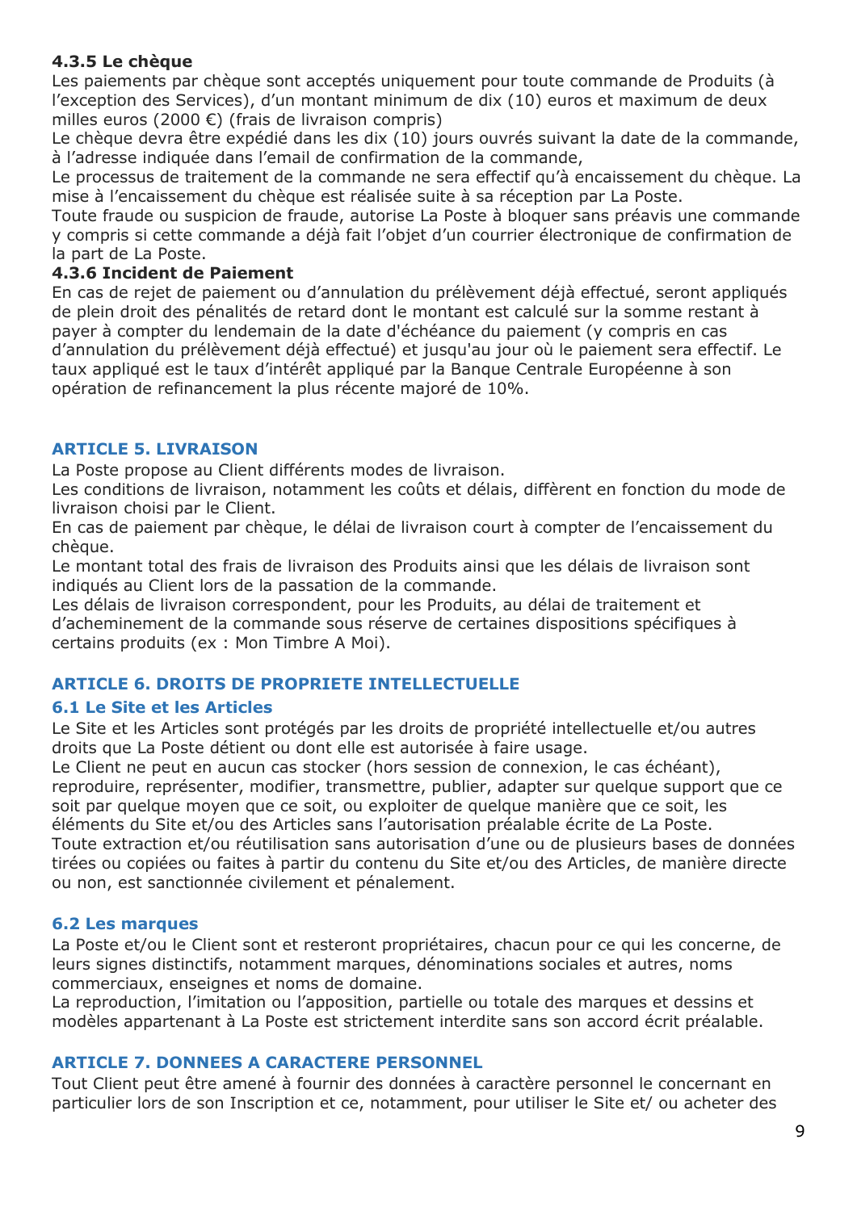#### 4.3.5 Le chèque

Les paiements par chèque sont acceptés uniquement pour toute commande de Produits (à l'exception des Services), d'un montant minimum de dix (10) euros et maximum de deux milles euros (2000 €) (frais de livraison compris)

Le chèque devra être expédié dans les dix (10) jours ouvrés suivant la date de la commande, à l'adresse indiquée dans l'email de confirmation de la commande,

Le processus de traitement de la commande ne sera effectif qu'à encaissement du chèque. La mise à l'encaissement du chèque est réalisée suite à sa réception par La Poste.

Toute fraude ou suspicion de fraude, autorise La Poste à bloquer sans préavis une commande y compris si cette commande a déjà fait l'objet d'un courrier électronique de confirmation de la part de La Poste.

#### 4.3.6 Incident de Paiement

En cas de rejet de paiement ou d'annulation du prélèvement déjà effectué, seront appliqués de plein droit des pénalités de retard dont le montant est calculé sur la somme restant à payer à compter du lendemain de la date d'échéance du paiement (y compris en cas d'annulation du prélèvement déjà effectué) et jusqu'au jour où le paiement sera effectif. Le taux appliqué est le taux d'intérêt appliqué par la Banque Centrale Européenne à son opération de refinancement la plus récente majoré de 10%.

## ARTICLE 5. LIVRAISON

La Poste propose au Client différents modes de livraison.

Les conditions de livraison, notamment les coûts et délais, diffèrent en fonction du mode de livraison choisi par le Client.

En cas de paiement par chèque, le délai de livraison court à compter de l'encaissement du chèque.

Le montant total des frais de livraison des Produits ainsi que les délais de livraison sont indiqués au Client lors de la passation de la commande.

Les délais de livraison correspondent, pour les Produits, au délai de traitement et d'acheminement de la commande sous réserve de certaines dispositions spécifiques à certains produits (ex : Mon Timbre A Moi).

## ARTICLE 6. DROITS DE PROPRIETE INTELLECTUELLE

### 6.1 Le Site et les Articles

Le Site et les Articles sont protégés par les droits de propriété intellectuelle et/ou autres droits que La Poste détient ou dont elle est autorisée à faire usage.

Le Client ne peut en aucun cas stocker (hors session de connexion, le cas échéant), reproduire, représenter, modifier, transmettre, publier, adapter sur quelque support que ce soit par quelque moyen que ce soit, ou exploiter de quelque manière que ce soit, les éléments du Site et/ou des Articles sans l'autorisation préalable écrite de La Poste.

Toute extraction et/ou réutilisation sans autorisation d'une ou de plusieurs bases de données tirées ou copiées ou faites à partir du contenu du Site et/ou des Articles, de manière directe ou non, est sanctionnée civilement et pénalement.

### 6.2 Les marques

La Poste et/ou le Client sont et resteront propriétaires, chacun pour ce qui les concerne, de leurs signes distinctifs, notamment marques, dénominations sociales et autres, noms commerciaux, enseignes et noms de domaine.

La reproduction, l'imitation ou l'apposition, partielle ou totale des marques et dessins et modèles appartenant à La Poste est strictement interdite sans son accord écrit préalable.

## ARTICLE 7. DONNEES A CARACTERE PERSONNEL

Tout Client peut être amené à fournir des données à caractère personnel le concernant en particulier lors de son Inscription et ce, notamment, pour utiliser le Site et/ ou acheter des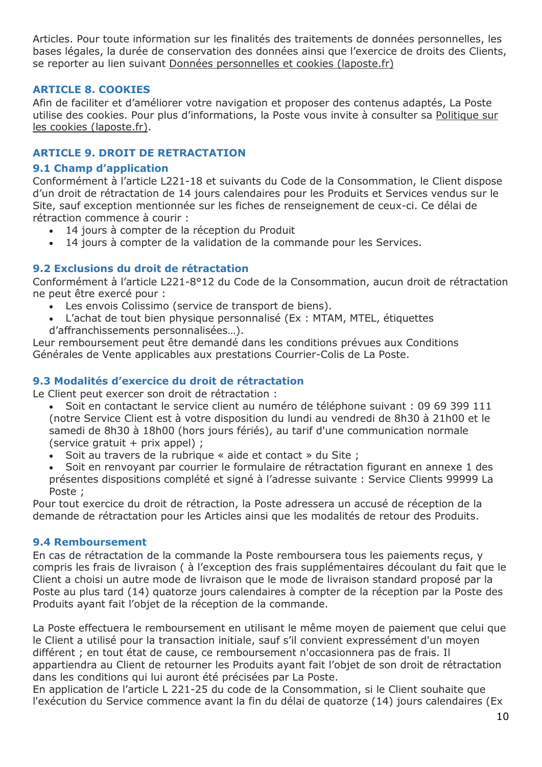Articles. Pour toute information sur les finalités des traitements de données personnelles, les bases légales, la durée de conservation des données ainsi que l'exercice de droits des Clients, se reporter au lien suivant Données personnelles et cookies (laposte.fr)

## ARTICLE 8. COOKIES

Afin de faciliter et d'améliorer votre navigation et proposer des contenus adaptés, La Poste utilise des cookies. Pour plus d'informations, la Poste vous invite à consulter sa Politique sur les cookies (laposte.fr).

## ARTICLE 9. DROIT DE RETRACTATION

### 9.1 Champ d'application

Conformément à l'article L221-18 et suivants du Code de la Consommation, le Client dispose d'un droit de rétractation de 14 jours calendaires pour les Produits et Services vendus sur le Site, sauf exception mentionnée sur les fiches de renseignement de ceux-ci. Ce délai de rétraction commence à courir :

- 14 jours à compter de la réception du Produit
- 14 jours à compter de la validation de la commande pour les Services.

### 9.2 Exclusions du droit de rétractation

Conformément à l'article L221-8°12 du Code de la Consommation, aucun droit de rétractation ne peut être exercé pour :

- Les envois Colissimo (service de transport de biens).
- L'achat de tout bien physique personnalisé (Ex : MTAM, MTEL, étiquettes d'affranchissements personnalisées…).

Leur remboursement peut être demandé dans les conditions prévues aux Conditions Générales de Vente applicables aux prestations Courrier-Colis de La Poste.

### 9.3 Modalités d'exercice du droit de rétractation

Le Client peut exercer son droit de rétractation :

- Soit en contactant le service client au numéro de téléphone suivant : 09 69 399 111 (notre Service Client est à votre disposition du lundi au vendredi de 8h30 à 21h00 et le samedi de 8h30 à 18h00 (hors jours fériés), au tarif d'une communication normale (service gratuit + prix appel) ;
- Soit au travers de la rubrique « aide et contact » du Site ;
- Soit en renvoyant par courrier le formulaire de rétractation figurant en annexe 1 des présentes dispositions complété et signé à l'adresse suivante : Service Clients 99999 La Poste ;

Pour tout exercice du droit de rétraction, la Poste adressera un accusé de réception de la demande de rétractation pour les Articles ainsi que les modalités de retour des Produits.

### 9.4 Remboursement

En cas de rétractation de la commande la Poste remboursera tous les paiements reçus, y compris les frais de livraison ( à l'exception des frais supplémentaires découlant du fait que le Client a choisi un autre mode de livraison que le mode de livraison standard proposé par la Poste au plus tard (14) quatorze jours calendaires à compter de la réception par la Poste des Produits ayant fait l'objet de la réception de la commande.

La Poste effectuera le remboursement en utilisant le même moyen de paiement que celui que le Client a utilisé pour la transaction initiale, sauf s'il convient expressément d'un moyen différent ; en tout état de cause, ce remboursement n'occasionnera pas de frais. Il appartiendra au Client de retourner les Produits ayant fait l'objet de son droit de rétractation dans les conditions qui lui auront été précisées par La Poste.
En application de l'article L 221-25 du code de la Consommation, si le Client souhaite que l'exécution du Service commence avant la fin du délai de quatorze (14) jours calendaires (Ex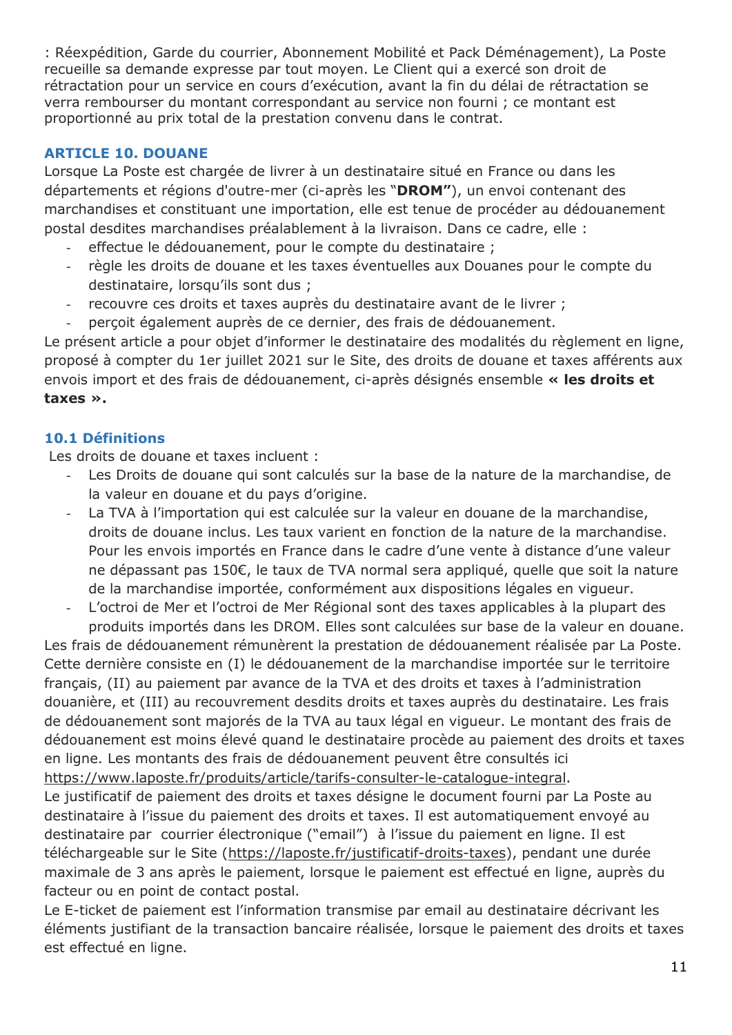: Réexpédition, Garde du courrier, Abonnement Mobilité et Pack Déménagement), La Poste recueille sa demande expresse par tout moyen. Le Client qui a exercé son droit de rétractation pour un service en cours d'exécution, avant la fin du délai de rétractation se verra rembourser du montant correspondant au service non fourni ; ce montant est proportionné au prix total de la prestation convenu dans le contrat.

## ARTICLE 10. DOUANE

Lorsque La Poste est chargée de livrer à un destinataire situé en France ou dans les départements et régions d'outre-mer (ci-après les "**DROM"**), un envoi contenant des marchandises et constituant une importation, elle est tenue de procéder au dédouanement postal desdites marchandises préalablement à la livraison. Dans ce cadre, elle :

- effectue le dédouanement, pour le compte du destinataire ;
- règle les droits de douane et les taxes éventuelles aux Douanes pour le compte du destinataire, lorsqu'ils sont dus ;
- recouvre ces droits et taxes auprès du destinataire avant de le livrer ;
- perçoit également auprès de ce dernier, des frais de dédouanement.

Le présent article a pour objet d'informer le destinataire des modalités du règlement en ligne, proposé à compter du 1er juillet 2021 sur le Site, des droits de douane et taxes afférents aux envois import et des frais de dédouanement, ci-après désignés ensemble **« les droits et taxes ».**

### 10.1 Définitions

Les droits de douane et taxes incluent :

- Les Droits de douane qui sont calculés sur la base de la nature de la marchandise, de la valeur en douane et du pays d'origine.
- La TVA à l'importation qui est calculée sur la valeur en douane de la marchandise, droits de douane inclus. Les taux varient en fonction de la nature de la marchandise. Pour les envois importés en France dans le cadre d'une vente à distance d'une valeur ne dépassant pas 150€, le taux de TVA normal sera appliqué, quelle que soit la nature de la marchandise importée, conformément aux dispositions légales en vigueur.
- L'octroi de Mer et l'octroi de Mer Régional sont des taxes applicables à la plupart des produits importés dans les DROM. Elles sont calculées sur base de la valeur en douane.

Les frais de dédouanement rémunèrent la prestation de dédouanement réalisée par La Poste. Cette dernière consiste en (I) le dédouanement de la marchandise importée sur le territoire français, (II) au paiement par avance de la TVA et des droits et taxes à l'administration douanière, et (III) au recouvrement desdits droits et taxes auprès du destinataire. Les frais de dédouanement sont majorés de la TVA au taux légal en vigueur. Le montant des frais de dédouanement est moins élevé quand le destinataire procède au paiement des droits et taxes en ligne. Les montants des frais de dédouanement peuvent être consultés ici https://www.laposte.fr/produits/article/tarifs-consulter-le-catalogue-integral.

Le justificatif de paiement des droits et taxes désigne le document fourni par La Poste au destinataire à l'issue du paiement des droits et taxes. Il est automatiquement envoyé au destinataire par courrier électronique ("email") à l'issue du paiement en ligne. Il est téléchargeable sur le Site (https://laposte.fr/justificatif-droits-taxes), pendant une durée maximale de 3 ans après le paiement, lorsque le paiement est effectué en ligne, auprès du facteur ou en point de contact postal.

Le E-ticket de paiement est l'information transmise par email au destinataire décrivant les éléments justifiant de la transaction bancaire réalisée, lorsque le paiement des droits et taxes est effectué en ligne.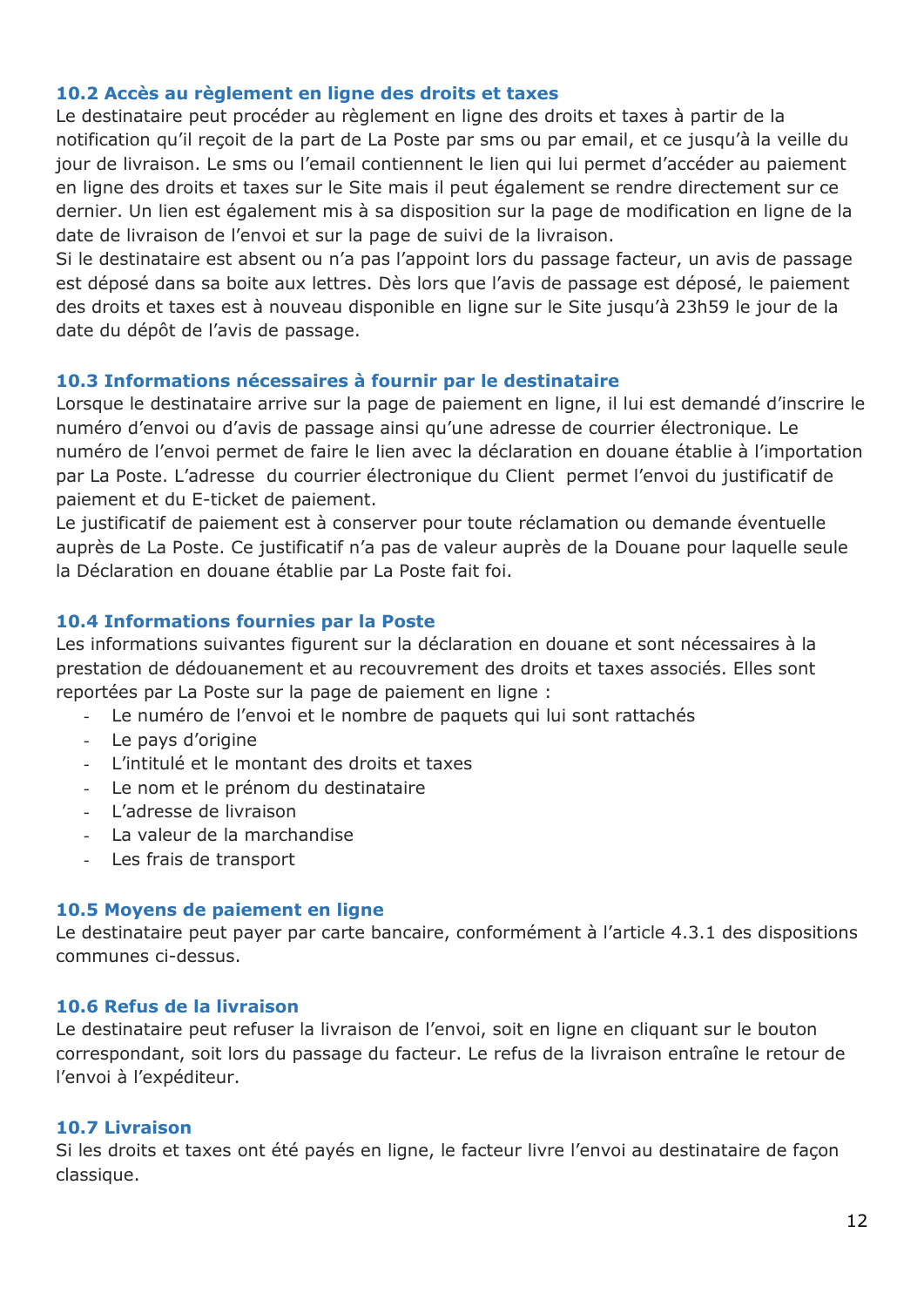### 10.2 Accès au règlement en ligne des droits et taxes

Le destinataire peut procéder au règlement en ligne des droits et taxes à partir de la notification qu'il reçoit de la part de La Poste par sms ou par email, et ce jusqu'à la veille du jour de livraison. Le sms ou l'email contiennent le lien qui lui permet d'accéder au paiement en ligne des droits et taxes sur le Site mais il peut également se rendre directement sur ce dernier. Un lien est également mis à sa disposition sur la page de modification en ligne de la date de livraison de l'envoi et sur la page de suivi de la livraison.

Si le destinataire est absent ou n'a pas l'appoint lors du passage facteur, un avis de passage est déposé dans sa boite aux lettres. Dès lors que l'avis de passage est déposé, le paiement des droits et taxes est à nouveau disponible en ligne sur le Site jusqu'à 23h59 le jour de la date du dépôt de l'avis de passage.

### 10.3 Informations nécessaires à fournir par le destinataire

Lorsque le destinataire arrive sur la page de paiement en ligne, il lui est demandé d'inscrire le numéro d'envoi ou d'avis de passage ainsi qu'une adresse de courrier électronique. Le numéro de l'envoi permet de faire le lien avec la déclaration en douane établie à l'importation par La Poste. L'adresse du courrier électronique du Client permet l'envoi du justificatif de paiement et du E-ticket de paiement.

Le justificatif de paiement est à conserver pour toute réclamation ou demande éventuelle auprès de La Poste. Ce justificatif n'a pas de valeur auprès de la Douane pour laquelle seule la Déclaration en douane établie par La Poste fait foi.

### 10.4 Informations fournies par la Poste

Les informations suivantes figurent sur la déclaration en douane et sont nécessaires à la prestation de dédouanement et au recouvrement des droits et taxes associés. Elles sont reportées par La Poste sur la page de paiement en ligne :

- Le numéro de l'envoi et le nombre de paquets qui lui sont rattachés
- Le pays d'origine
- L'intitulé et le montant des droits et taxes
- Le nom et le prénom du destinataire
- L'adresse de livraison
- La valeur de la marchandise
- Les frais de transport

### 10.5 Moyens de paiement en ligne

Le destinataire peut payer par carte bancaire, conformément à l'article 4.3.1 des dispositions communes ci-dessus.

### 10.6 Refus de la livraison

Le destinataire peut refuser la livraison de l'envoi, soit en ligne en cliquant sur le bouton correspondant, soit lors du passage du facteur. Le refus de la livraison entraîne le retour de l'envoi à l'expéditeur.

### 10.7 Livraison

Si les droits et taxes ont été payés en ligne, le facteur livre l'envoi au destinataire de façon classique.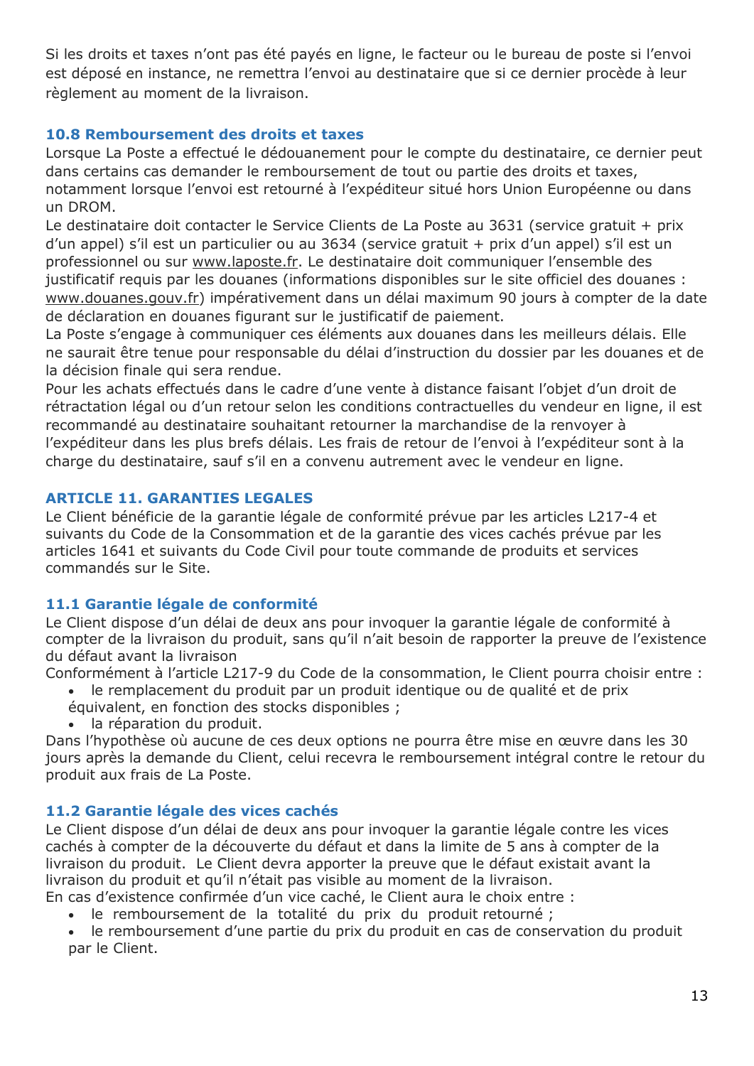Si les droits et taxes n'ont pas été payés en ligne, le facteur ou le bureau de poste si l'envoi est déposé en instance, ne remettra l'envoi au destinataire que si ce dernier procède à leur règlement au moment de la livraison.

### 10.8 Remboursement des droits et taxes

Lorsque La Poste a effectué le dédouanement pour le compte du destinataire, ce dernier peut dans certains cas demander le remboursement de tout ou partie des droits et taxes, notamment lorsque l'envoi est retourné à l'expéditeur situé hors Union Européenne ou dans un DROM.

Le destinataire doit contacter le Service Clients de La Poste au 3631 (service gratuit + prix d'un appel) s'il est un particulier ou au 3634 (service gratuit + prix d'un appel) s'il est un professionnel ou sur www.laposte.fr. Le destinataire doit communiquer l'ensemble des justificatif requis par les douanes (informations disponibles sur le site officiel des douanes : www.douanes.gouv.fr) impérativement dans un délai maximum 90 jours à compter de la date de déclaration en douanes figurant sur le justificatif de paiement.

La Poste s'engage à communiquer ces éléments aux douanes dans les meilleurs délais. Elle ne saurait être tenue pour responsable du délai d'instruction du dossier par les douanes et de la décision finale qui sera rendue.

Pour les achats effectués dans le cadre d'une vente à distance faisant l'objet d'un droit de rétractation légal ou d'un retour selon les conditions contractuelles du vendeur en ligne, il est recommandé au destinataire souhaitant retourner la marchandise de la renvoyer à l'expéditeur dans les plus brefs délais. Les frais de retour de l'envoi à l'expéditeur sont à la charge du destinataire, sauf s'il en a convenu autrement avec le vendeur en ligne.

## ARTICLE 11. GARANTIES LEGALES

Le Client bénéficie de la garantie légale de conformité prévue par les articles L217-4 et suivants du Code de la Consommation et de la garantie des vices cachés prévue par les articles 1641 et suivants du Code Civil pour toute commande de produits et services commandés sur le Site.

### 11.1 Garantie légale de conformité

Le Client dispose d'un délai de deux ans pour invoquer la garantie légale de conformité à compter de la livraison du produit, sans qu'il n'ait besoin de rapporter la preuve de l'existence du défaut avant la livraison

Conformément à l'article L217-9 du Code de la consommation, le Client pourra choisir entre :

- le remplacement du produit par un produit identique ou de qualité et de prix équivalent, en fonction des stocks disponibles ;
- la réparation du produit.

Dans l'hypothèse où aucune de ces deux options ne pourra être mise en œuvre dans les 30 jours après la demande du Client, celui recevra le remboursement intégral contre le retour du produit aux frais de La Poste.

### 11.2 Garantie légale des vices cachés

Le Client dispose d'un délai de deux ans pour invoquer la garantie légale contre les vices cachés à compter de la découverte du défaut et dans la limite de 5 ans à compter de la livraison du produit. Le Client devra apporter la preuve que le défaut existait avant la livraison du produit et qu'il n'était pas visible au moment de la livraison.

En cas d'existence confirmée d'un vice caché, le Client aura le choix entre :

- le remboursement de la totalité du prix du produit retourné ;
- le remboursement d'une partie du prix du produit en cas de conservation du produit par le Client.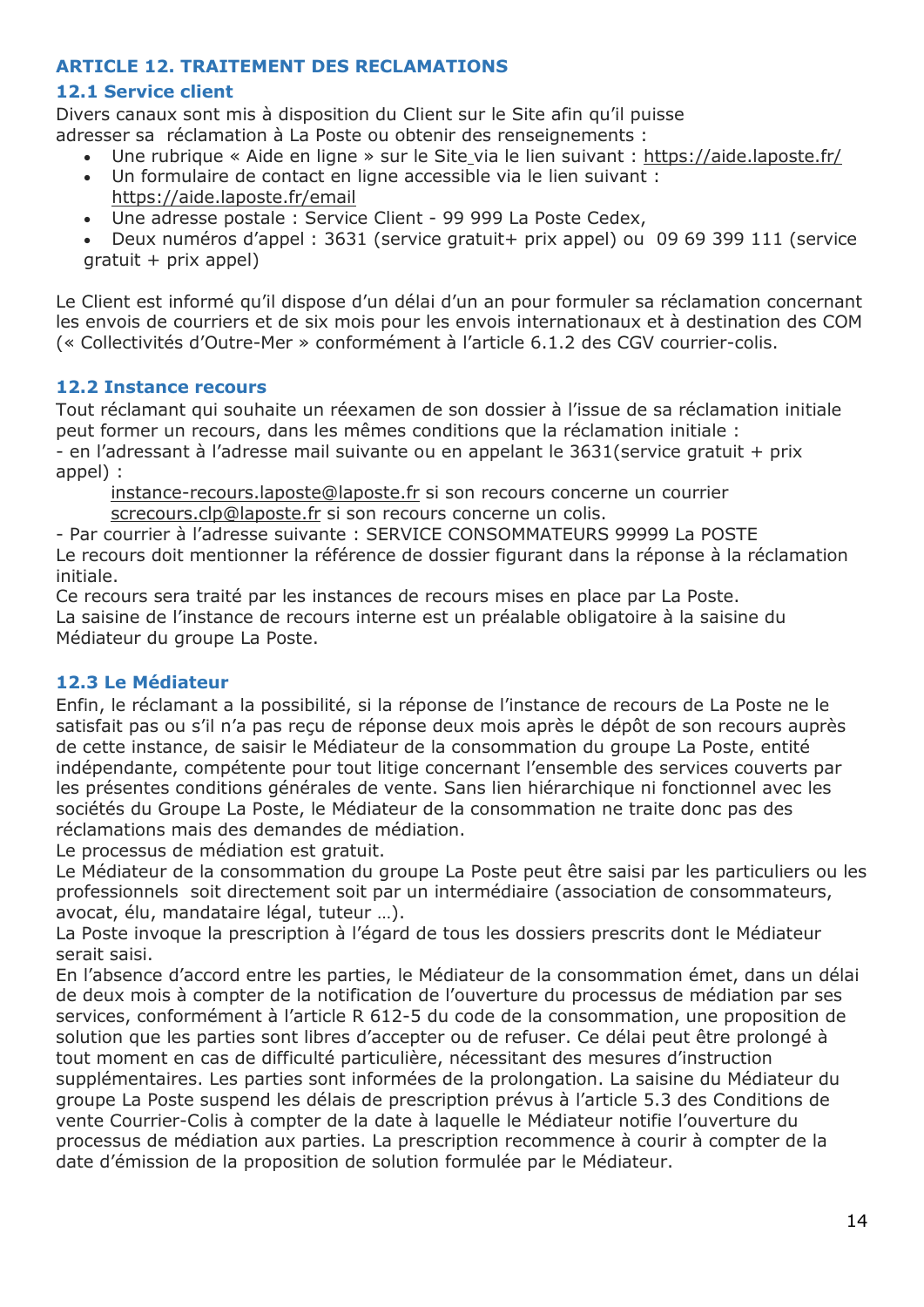## ARTICLE 12. TRAITEMENT DES RECLAMATIONS

### 12.1 Service client

Divers canaux sont mis à disposition du Client sur le Site afin qu'il puisse adresser sa réclamation à La Poste ou obtenir des renseignements :

- Une rubrique « Aide en ligne » sur le Site via le lien suivant : https://aide.laposte.fr/
- Un formulaire de contact en ligne accessible via le lien suivant : https://aide.laposte.fr/email
- Une adresse postale : Service Client - 99 999 La Poste Cedex,
- Deux numéros d'appel : 3631 (service gratuit+ prix appel) ou 09 69 399 111 (service gratuit + prix appel)

Le Client est informé qu'il dispose d'un délai d'un an pour formuler sa réclamation concernant les envois de courriers et de six mois pour les envois internationaux et à destination des COM (« Collectivités d'Outre-Mer » conformément à l'article 6.1.2 des CGV courrier-colis.

### 12.2 Instance recours

Tout réclamant qui souhaite un réexamen de son dossier à l'issue de sa réclamation initiale peut former un recours, dans les mêmes conditions que la réclamation initiale :

- en l'adressant à l'adresse mail suivante ou en appelant le 3631(service gratuit + prix appel) :

  instance-recours.laposte@laposte.fr si son recours concerne un courrier
  scrécours.clp@laposte.fr si son recours concerne un colis.

- Par courrier à l'adresse suivante : SERVICE CONSOMMATEURS 99999 La POSTE

Le recours doit mentionner la référence de dossier figurant dans la réponse à la réclamation initiale.

Ce recours sera traité par les instances de recours mises en place par La Poste.

La saisine de l'instance de recours interne est un préalable obligatoire à la saisine du Médiateur du groupe La Poste.

### 12.3 Le Médiateur

Enfin, le réclamant a la possibilité, si la réponse de l'instance de recours de La Poste ne le satisfait pas ou s'il n'a pas reçu de réponse deux mois après le dépôt de son recours auprès de cette instance, de saisir le Médiateur de la consommation du groupe La Poste, entité indépendante, compétente pour tout litige concernant l'ensemble des services couverts par les présentes conditions générales de vente. Sans lien hiérarchique ni fonctionnel avec les sociétés du Groupe La Poste, le Médiateur de la consommation ne traite donc pas des réclamations mais des demandes de médiation.

Le processus de médiation est gratuit.

Le Médiateur de la consommation du groupe La Poste peut être saisi par les particuliers ou les professionnels soit directement soit par un intermédiaire (association de consommateurs, avocat, élu, mandataire légal, tuteur …).

La Poste invoque la prescription à l'égard de tous les dossiers prescrits dont le Médiateur serait saisi.

En l'absence d'accord entre les parties, le Médiateur de la consommation émet, dans un délai de deux mois à compter de la notification de l'ouverture du processus de médiation par ses services, conformément à l'article R 612-5 du code de la consommation, une proposition de solution que les parties sont libres d'accepter ou de refuser. Ce délai peut être prolongé à tout moment en cas de difficulté particulière, nécessitant des mesures d'instruction supplémentaires. Les parties sont informées de la prolongation. La saisine du Médiateur du groupe La Poste suspend les délais de prescription prévus à l'article 5.3 des Conditions de vente Courrier-Colis à compter de la date à laquelle le Médiateur notifie l'ouverture du processus de médiation aux parties. La prescription recommence à courir à compter de la date d'émission de la proposition de solution formulée par le Médiateur.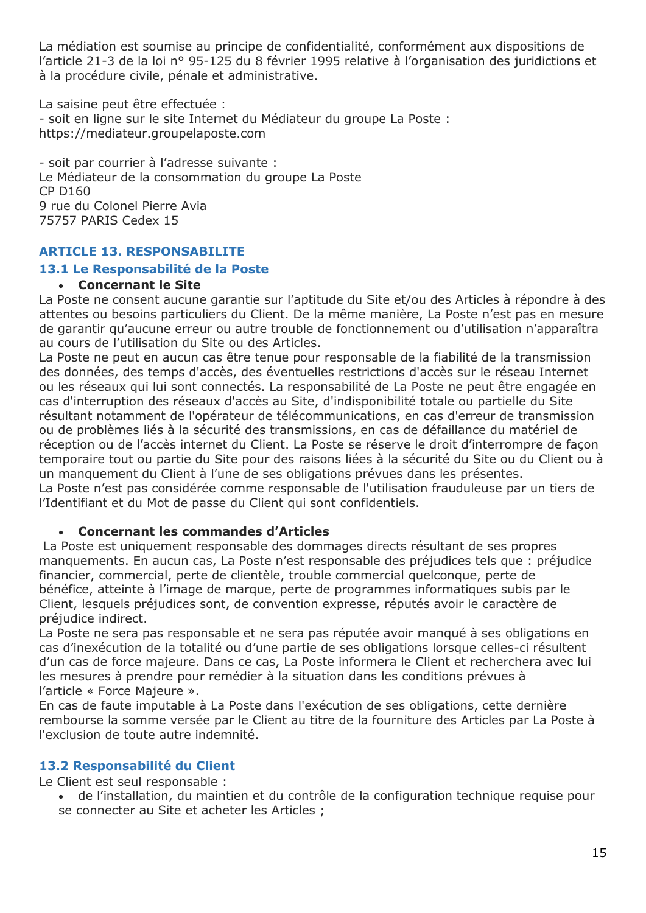La médiation est soumise au principe de confidentialité, conformément aux dispositions de l'article 21-3 de la loi n° 95-125 du 8 février 1995 relative à l'organisation des juridictions et à la procédure civile, pénale et administrative.

La saisine peut être effectuée :
- soit en ligne sur le site Internet du Médiateur du groupe La Poste : https://mediateur.groupelaposte.com

- soit par courrier à l'adresse suivante :
Le Médiateur de la consommation du groupe La Poste
CP D160
9 rue du Colonel Pierre Avia
75757 PARIS Cedex 15

## ARTICLE 13. RESPONSABILITE

### 13.1 Le Responsabilité de la Poste

- **Concernant le Site**

La Poste ne consent aucune garantie sur l'aptitude du Site et/ou des Articles à répondre à des attentes ou besoins particuliers du Client. De la même manière, La Poste n'est pas en mesure de garantir qu'aucune erreur ou autre trouble de fonctionnement ou d'utilisation n'apparaîtra au cours de l'utilisation du Site ou des Articles.
La Poste ne peut en aucun cas être tenue pour responsable de la fiabilité de la transmission des données, des temps d'accès, des éventuelles restrictions d'accès sur le réseau Internet ou les réseaux qui lui sont connectés. La responsabilité de La Poste ne peut être engagée en cas d'interruption des réseaux d'accès au Site, d'indisponibilité totale ou partielle du Site résultant notamment de l'opérateur de télécommunications, en cas d'erreur de transmission ou de problèmes liés à la sécurité des transmissions, en cas de défaillance du matériel de réception ou de l'accès internet du Client. La Poste se réserve le droit d'interrompre de façon temporaire tout ou partie du Site pour des raisons liées à la sécurité du Site ou du Client ou à un manquement du Client à l'une de ses obligations prévues dans les présentes.
La Poste n'est pas considérée comme responsable de l'utilisation frauduleuse par un tiers de l'Identifiant et du Mot de passe du Client qui sont confidentiels.

- **Concernant les commandes d'Articles**

La Poste est uniquement responsable des dommages directs résultant de ses propres manquements. En aucun cas, La Poste n'est responsable des préjudices tels que : préjudice financier, commercial, perte de clientèle, trouble commercial quelconque, perte de bénéfice, atteinte à l'image de marque, perte de programmes informatiques subis par le Client, lesquels préjudices sont, de convention expresse, réputés avoir le caractère de préjudice indirect.
La Poste ne sera pas responsable et ne sera pas réputée avoir manqué à ses obligations en cas d'inexécution de la totalité ou d'une partie de ses obligations lorsque celles-ci résultent d'un cas de force majeure. Dans ce cas, La Poste informera le Client et recherchera avec lui les mesures à prendre pour remédier à la situation dans les conditions prévues à l'article « Force Majeure ».
En cas de faute imputable à La Poste dans l'exécution de ses obligations, cette dernière rembourse la somme versée par le Client au titre de la fourniture des Articles par La Poste à l'exclusion de toute autre indemnité.

### 13.2 Responsabilité du Client

Le Client est seul responsable :

- de l'installation, du maintien et du contrôle de la configuration technique requise pour se connecter au Site et acheter les Articles ;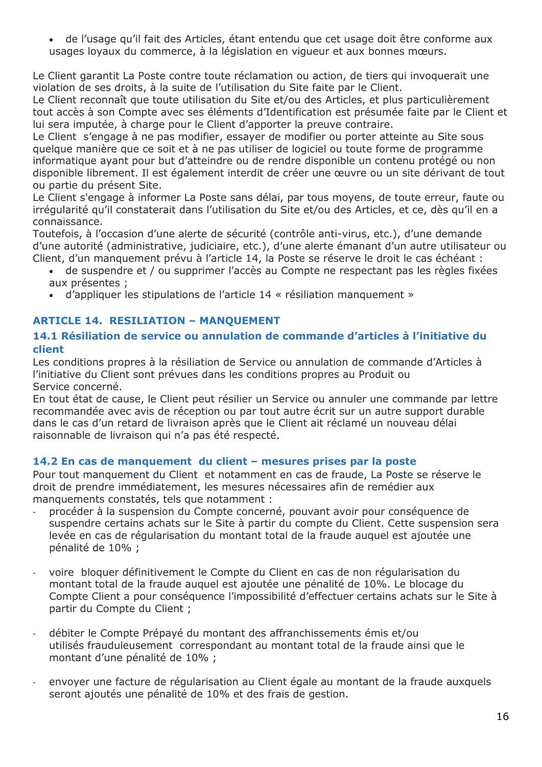- de l'usage qu'il fait des Articles, étant entendu que cet usage doit être conforme aux usages loyaux du commerce, à la législation en vigueur et aux bonnes mœurs.

Le Client garantit La Poste contre toute réclamation ou action, de tiers qui invoquerait une violation de ses droits, à la suite de l'utilisation du Site faite par le Client.
Le Client reconnaît que toute utilisation du Site et/ou des Articles, et plus particulièrement tout accès à son Compte avec ses éléments d'Identification est présumée faite par le Client et lui sera imputée, à charge pour le Client d'apporter la preuve contraire.
Le Client s'engage à ne pas modifier, essayer de modifier ou porter atteinte au Site sous quelque manière que ce soit et à ne pas utiliser de logiciel ou toute forme de programme informatique ayant pour but d'atteindre ou de rendre disponible un contenu protégé ou non disponible librement. Il est également interdit de créer une œuvre ou un site dérivant de tout ou partie du présent Site.
Le Client s'engage à informer La Poste sans délai, par tous moyens, de toute erreur, faute ou irrégularité qu'il constaterait dans l'utilisation du Site et/ou des Articles, et ce, dès qu'il en a connaissance.
Toutefois, à l'occasion d'une alerte de sécurité (contrôle anti-virus, etc.), d'une demande d'une autorité (administrative, judiciaire, etc.), d'une alerte émanant d'un autre utilisateur ou Client, d'un manquement prévu à l'article 14, la Poste se réserve le droit le cas échéant :

- de suspendre et / ou supprimer l'accès au Compte ne respectant pas les règles fixées aux présentes ;
- d'appliquer les stipulations de l'article 14 « résiliation manquement »

## ARTICLE 14. RESILIATION – MANQUEMENT

### 14.1 Résiliation de service ou annulation de commande d'articles à l'initiative du client

Les conditions propres à la résiliation de Service ou annulation de commande d'Articles à l'initiative du Client sont prévues dans les conditions propres au Produit ou Service concerné.
En tout état de cause, le Client peut résilier un Service ou annuler une commande par lettre recommandée avec avis de réception ou par tout autre écrit sur un autre support durable dans le cas d'un retard de livraison après que le Client ait réclamé un nouveau délai raisonnable de livraison qui n'a pas été respecté.

### 14.2 En cas de manquement du client – mesures prises par la poste

Pour tout manquement du Client et notamment en cas de fraude, La Poste se réserve le droit de prendre immédiatement, les mesures nécessaires afin de remédier aux manquements constatés, tels que notamment :

- procéder à la suspension du Compte concerné, pouvant avoir pour conséquence de suspendre certains achats sur le Site à partir du compte du Client. Cette suspension sera levée en cas de régularisation du montant total de la fraude auquel est ajoutée une pénalité de 10% ;

- voire bloquer définitivement le Compte du Client en cas de non régularisation du montant total de la fraude auquel est ajoutée une pénalité de 10%. Le blocage du Compte Client a pour conséquence l'impossibilité d'effectuer certains achats sur le Site à partir du Compte du Client ;

- débiter le Compte Prépayé du montant des affranchissements émis et/ou utilisés frauduleusement correspondant au montant total de la fraude ainsi que le montant d'une pénalité de 10% ;

- envoyer une facture de régularisation au Client égale au montant de la fraude auxquels seront ajoutés une pénalité de 10% et des frais de gestion.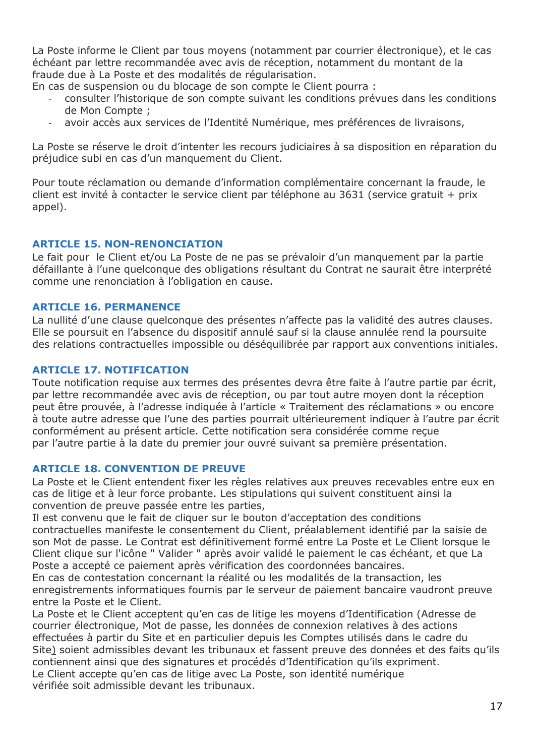La Poste informe le Client par tous moyens (notamment par courrier électronique), et le cas échéant par lettre recommandée avec avis de réception, notamment du montant de la fraude due à La Poste et des modalités de régularisation.
En cas de suspension ou du blocage de son compte le Client pourra :

- consulter l'historique de son compte suivant les conditions prévues dans les conditions de Mon Compte ;
- avoir accès aux services de l'Identité Numérique, mes préférences de livraisons,

La Poste se réserve le droit d'intenter les recours judiciaires à sa disposition en réparation du préjudice subi en cas d'un manquement du Client.

Pour toute réclamation ou demande d'information complémentaire concernant la fraude, le client est invité à contacter le service client par téléphone au 3631 (service gratuit + prix appel).

## ARTICLE 15. NON-RENONCIATION

Le fait pour le Client et/ou La Poste de ne pas se prévaloir d'un manquement par la partie défaillante à l'une quelconque des obligations résultant du Contrat ne saurait être interprété comme une renonciation à l'obligation en cause.

## ARTICLE 16. PERMANENCE

La nullité d'une clause quelconque des présentes n'affecte pas la validité des autres clauses. Elle se poursuit en l'absence du dispositif annulé sauf si la clause annulée rend la poursuite des relations contractuelles impossible ou déséquilibrée par rapport aux conventions initiales.

## ARTICLE 17. NOTIFICATION

Toute notification requise aux termes des présentes devra être faite à l'autre partie par écrit, par lettre recommandée avec avis de réception, ou par tout autre moyen dont la réception peut être prouvée, à l'adresse indiquée à l'article « Traitement des réclamations » ou encore à toute autre adresse que l'une des parties pourrait ultérieurement indiquer à l'autre par écrit conformément au présent article. Cette notification sera considérée comme reçue par l'autre partie à la date du premier jour ouvré suivant sa première présentation.

## ARTICLE 18. CONVENTION DE PREUVE

La Poste et le Client entendent fixer les règles relatives aux preuves recevables entre eux en cas de litige et à leur force probante. Les stipulations qui suivent constituent ainsi la convention de preuve passée entre les parties,
Il est convenu que le fait de cliquer sur le bouton d'acceptation des conditions contractuelles manifeste le consentement du Client, préalablement identifié par la saisie de son Mot de passe. Le Contrat est définitivement formé entre La Poste et Le Client lorsque le Client clique sur l'icône " Valider " après avoir validé le paiement le cas échéant, et que La Poste a accepté ce paiement après vérification des coordonnées bancaires.
En cas de contestation concernant la réalité ou les modalités de la transaction, les enregistrements informatiques fournis par le serveur de paiement bancaire vaudront preuve entre la Poste et le Client.
La Poste et le Client acceptent qu'en cas de litige les moyens d'Identification (Adresse de courrier électronique, Mot de passe, les données de connexion relatives à des actions effectuées à partir du Site et en particulier depuis les Comptes utilisés dans le cadre du Site) soient admissibles devant les tribunaux et fassent preuve des données et des faits qu'ils contiennent ainsi que des signatures et procédés d'Identification qu'ils expriment.
Le Client accepte qu'en cas de litige avec La Poste, son identité numérique vérifiée soit admissible devant les tribunaux.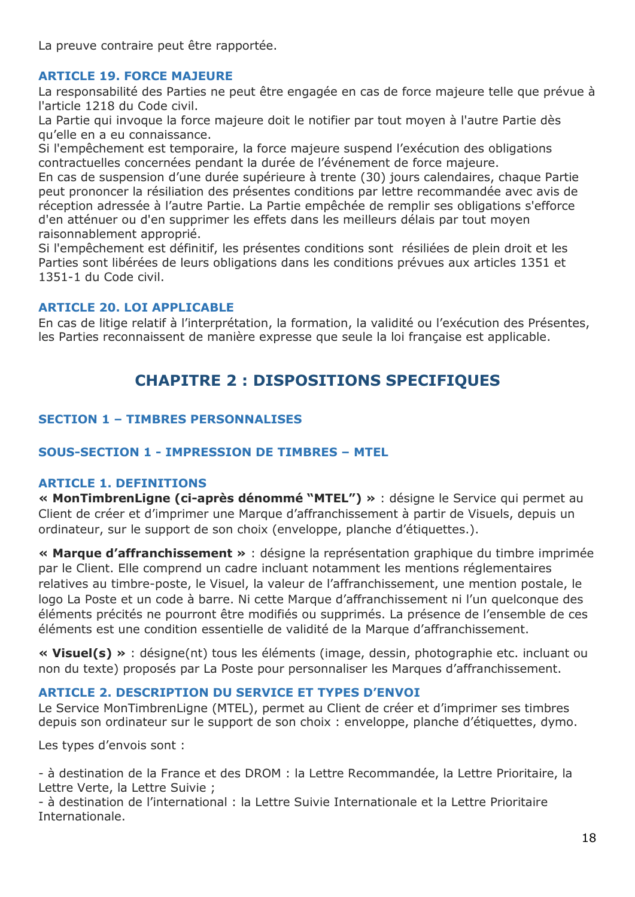La preuve contraire peut être rapportée.

### ARTICLE 19. FORCE MAJEURE

La responsabilité des Parties ne peut être engagée en cas de force majeure telle que prévue à l'article 1218 du Code civil.
La Partie qui invoque la force majeure doit le notifier par tout moyen à l'autre Partie dès qu'elle en a eu connaissance.
Si l'empêchement est temporaire, la force majeure suspend l'exécution des obligations contractuelles concernées pendant la durée de l'événement de force majeure.
En cas de suspension d'une durée supérieure à trente (30) jours calendaires, chaque Partie peut prononcer la résiliation des présentes conditions par lettre recommandée avec avis de réception adressée à l'autre Partie. La Partie empêchée de remplir ses obligations s'efforce d'en atténuer ou d'en supprimer les effets dans les meilleurs délais par tout moyen raisonnablement approprié.
Si l'empêchement est définitif, les présentes conditions sont résiliées de plein droit et les Parties sont libérées de leurs obligations dans les conditions prévues aux articles 1351 et 1351-1 du Code civil.

### ARTICLE 20. LOI APPLICABLE

En cas de litige relatif à l'interprétation, la formation, la validité ou l'exécution des Présentes, les Parties reconnaissent de manière expresse que seule la loi française est applicable.

## CHAPITRE 2 : DISPOSITIONS SPECIFIQUES

### SECTION 1 – TIMBRES PERSONNALISES

### SOUS-SECTION 1 - IMPRESSION DE TIMBRES – MTEL

### ARTICLE 1. DEFINITIONS

**« MonTimbrenLigne (ci-après dénommé "MTEL") »** : désigne le Service qui permet au Client de créer et d'imprimer une Marque d'affranchissement à partir de Visuels, depuis un ordinateur, sur le support de son choix (enveloppe, planche d'étiquettes.).

**« Marque d'affranchissement »** : désigne la représentation graphique du timbre imprimée par le Client. Elle comprend un cadre incluant notamment les mentions réglementaires relatives au timbre-poste, le Visuel, la valeur de l'affranchissement, une mention postale, le logo La Poste et un code à barre. Ni cette Marque d'affranchissement ni l'un quelconque des éléments précités ne pourront être modifiés ou supprimés. La présence de l'ensemble de ces éléments est une condition essentielle de validité de la Marque d'affranchissement.

**« Visuel(s) »** : désigne(nt) tous les éléments (image, dessin, photographie etc. incluant ou non du texte) proposés par La Poste pour personnaliser les Marques d'affranchissement.

### ARTICLE 2. DESCRIPTION DU SERVICE ET TYPES D'ENVOI

Le Service MonTimbrenLigne (MTEL), permet au Client de créer et d'imprimer ses timbres depuis son ordinateur sur le support de son choix : enveloppe, planche d'étiquettes, dymo.

Les types d'envois sont :

- à destination de la France et des DROM : la Lettre Recommandée, la Lettre Prioritaire, la Lettre Verte, la Lettre Suivie ;
- à destination de l'international : la Lettre Suivie Internationale et la Lettre Prioritaire Internationale.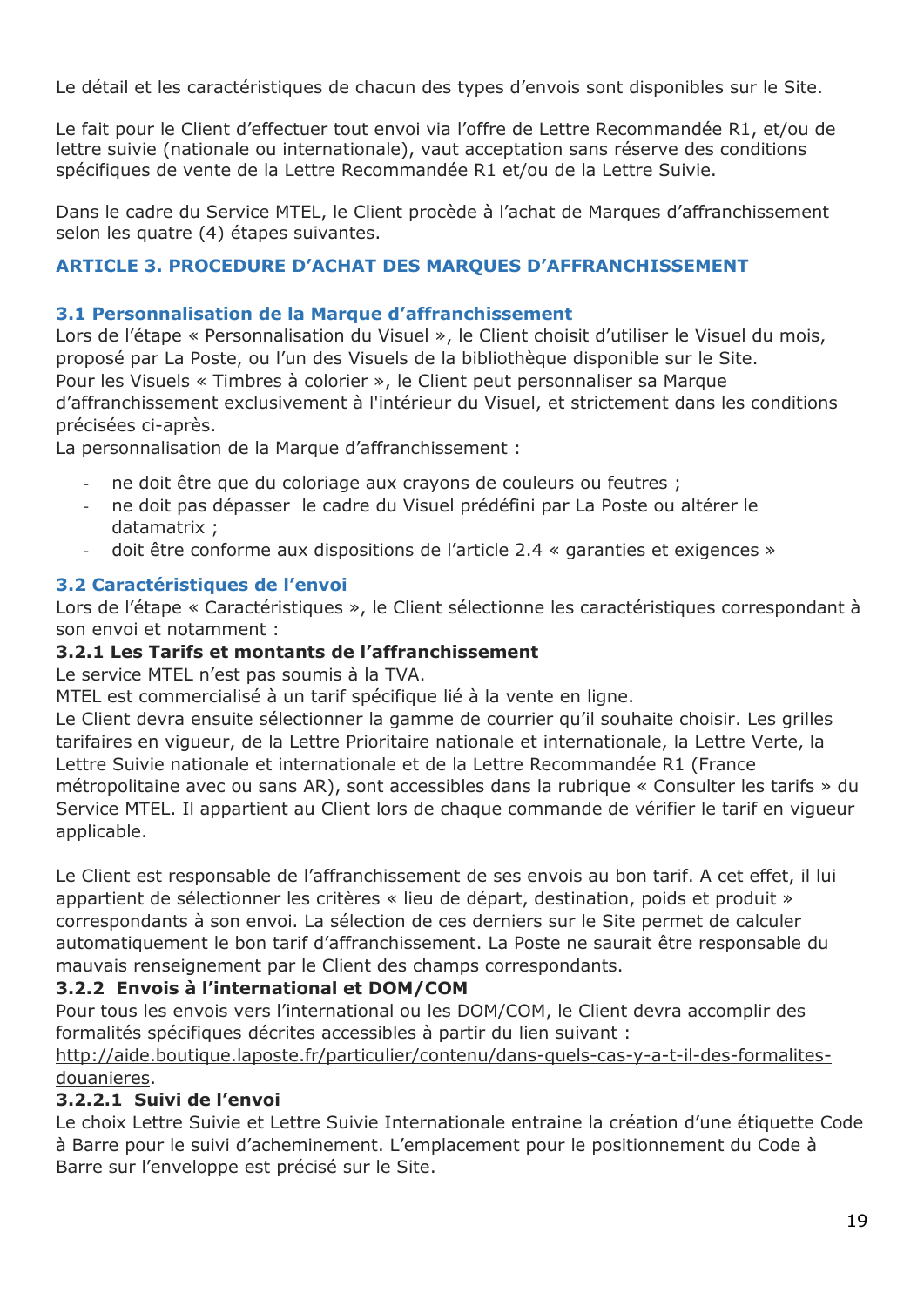Le détail et les caractéristiques de chacun des types d'envois sont disponibles sur le Site.

Le fait pour le Client d'effectuer tout envoi via l'offre de Lettre Recommandée R1, et/ou de lettre suivie (nationale ou internationale), vaut acceptation sans réserve des conditions spécifiques de vente de la Lettre Recommandée R1 et/ou de la Lettre Suivie.

Dans le cadre du Service MTEL, le Client procède à l'achat de Marques d'affranchissement selon les quatre (4) étapes suivantes.

## ARTICLE 3. PROCEDURE D'ACHAT DES MARQUES D'AFFRANCHISSEMENT

### 3.1 Personnalisation de la Marque d'affranchissement

Lors de l'étape « Personnalisation du Visuel », le Client choisit d'utiliser le Visuel du mois, proposé par La Poste, ou l'un des Visuels de la bibliothèque disponible sur le Site.
Pour les Visuels « Timbres à colorier », le Client peut personnaliser sa Marque d'affranchissement exclusivement à l'intérieur du Visuel, et strictement dans les conditions précisées ci-après.
La personnalisation de la Marque d'affranchissement :

- ne doit être que du coloriage aux crayons de couleurs ou feutres ;
- ne doit pas dépasser le cadre du Visuel prédéfini par La Poste ou altérer le datamatrix ;
- doit être conforme aux dispositions de l'article 2.4 « garanties et exigences »

### 3.2 Caractéristiques de l'envoi

Lors de l'étape « Caractéristiques », le Client sélectionne les caractéristiques correspondant à son envoi et notamment :

#### 3.2.1 Les Tarifs et montants de l'affranchissement

Le service MTEL n'est pas soumis à la TVA.
MTEL est commercialisé à un tarif spécifique lié à la vente en ligne.
Le Client devra ensuite sélectionner la gamme de courrier qu'il souhaite choisir. Les grilles tarifaires en vigueur, de la Lettre Prioritaire nationale et internationale, la Lettre Verte, la Lettre Suivie nationale et internationale et de la Lettre Recommandée R1 (France métropolitaine avec ou sans AR), sont accessibles dans la rubrique « Consulter les tarifs » du Service MTEL. Il appartient au Client lors de chaque commande de vérifier le tarif en vigueur applicable.

Le Client est responsable de l'affranchissement de ses envois au bon tarif. A cet effet, il lui appartient de sélectionner les critères « lieu de départ, destination, poids et produit » correspondants à son envoi. La sélection de ces derniers sur le Site permet de calculer automatiquement le bon tarif d'affranchissement. La Poste ne saurait être responsable du mauvais renseignement par le Client des champs correspondants.

#### 3.2.2 Envois à l'international et DOM/COM

Pour tous les envois vers l'international ou les DOM/COM, le Client devra accomplir des formalités spécifiques décrites accessibles à partir du lien suivant :
http://aide.boutique.laposte.fr/particulier/contenu/dans-quels-cas-y-a-t-il-des-formalites-douanieres.

##### 3.2.2.1 Suivi de l'envoi

Le choix Lettre Suivie et Lettre Suivie Internationale entraine la création d'une étiquette Code à Barre pour le suivi d'acheminement. L'emplacement pour le positionnement du Code à Barre sur l'enveloppe est précisé sur le Site.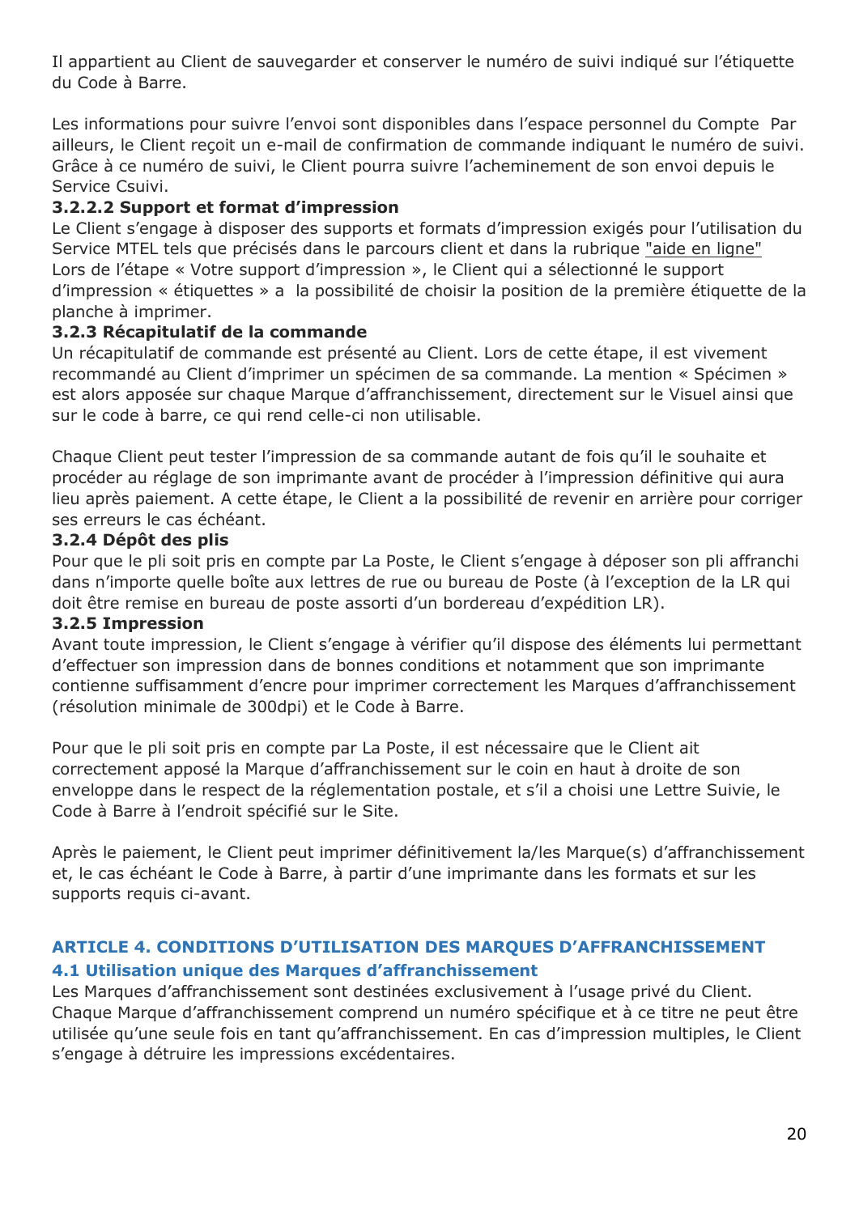Il appartient au Client de sauvegarder et conserver le numéro de suivi indiqué sur l'étiquette du Code à Barre.

Les informations pour suivre l'envoi sont disponibles dans l'espace personnel du Compte  Par ailleurs, le Client reçoit un e-mail de confirmation de commande indiquant le numéro de suivi. Grâce à ce numéro de suivi, le Client pourra suivre l'acheminement de son envoi depuis le Service Csuivi.

#### 3.2.2.2 Support et format d'impression

Le Client s'engage à disposer des supports et formats d'impression exigés pour l'utilisation du Service MTEL tels que précisés dans le parcours client et dans la rubrique "aide en ligne"
Lors de l'étape « Votre support d'impression », le Client qui a sélectionné le support d'impression « étiquettes » a  la possibilité de choisir la position de la première étiquette de la planche à imprimer.

### 3.2.3 Récapitulatif de la commande

Un récapitulatif de commande est présenté au Client. Lors de cette étape, il est vivement recommandé au Client d'imprimer un spécimen de sa commande. La mention « Spécimen » est alors apposée sur chaque Marque d'affranchissement, directement sur le Visuel ainsi que sur le code à barre, ce qui rend celle-ci non utilisable.

Chaque Client peut tester l'impression de sa commande autant de fois qu'il le souhaite et procéder au réglage de son imprimante avant de procéder à l'impression définitive qui aura lieu après paiement. A cette étape, le Client a la possibilité de revenir en arrière pour corriger ses erreurs le cas échéant.

### 3.2.4 Dépôt des plis

Pour que le pli soit pris en compte par La Poste, le Client s'engage à déposer son pli affranchi dans n'importe quelle boîte aux lettres de rue ou bureau de Poste (à l'exception de la LR qui doit être remise en bureau de poste assorti d'un bordereau d'expédition LR).

### 3.2.5 Impression

Avant toute impression, le Client s'engage à vérifier qu'il dispose des éléments lui permettant d'effectuer son impression dans de bonnes conditions et notamment que son imprimante contienne suffisamment d'encre pour imprimer correctement les Marques d'affranchissement (résolution minimale de 300dpi) et le Code à Barre.

Pour que le pli soit pris en compte par La Poste, il est nécessaire que le Client ait correctement apposé la Marque d'affranchissement sur le coin en haut à droite de son enveloppe dans le respect de la réglementation postale, et s'il a choisi une Lettre Suivie, le Code à Barre à l'endroit spécifié sur le Site.

Après le paiement, le Client peut imprimer définitivement la/les Marque(s) d'affranchissement et, le cas échéant le Code à Barre, à partir d'une imprimante dans les formats et sur les supports requis ci-avant.

## ARTICLE 4. CONDITIONS D'UTILISATION DES MARQUES D'AFFRANCHISSEMENT

### 4.1 Utilisation unique des Marques d'affranchissement

Les Marques d'affranchissement sont destinées exclusivement à l'usage privé du Client. Chaque Marque d'affranchissement comprend un numéro spécifique et à ce titre ne peut être utilisée qu'une seule fois en tant qu'affranchissement. En cas d'impression multiples, le Client s'engage à détruire les impressions excédentaires.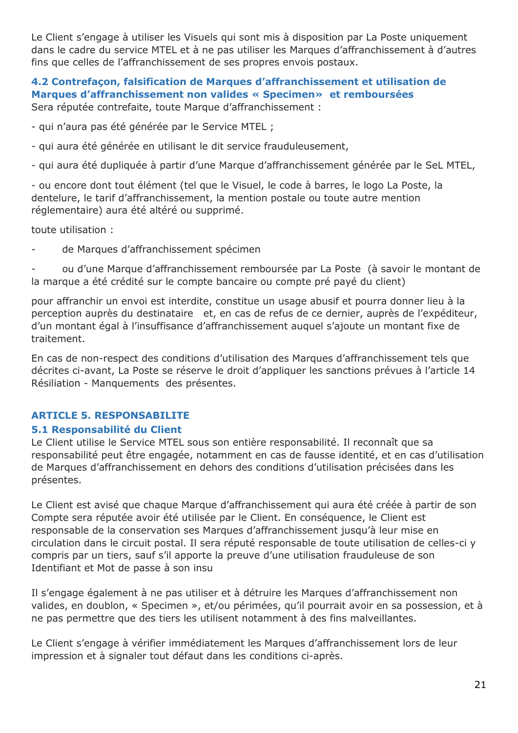Le Client s'engage à utiliser les Visuels qui sont mis à disposition par La Poste uniquement dans le cadre du service MTEL et à ne pas utiliser les Marques d'affranchissement à d'autres fins que celles de l'affranchissement de ses propres envois postaux.

### 4.2 Contrefaçon, falsification de Marques d'affranchissement et utilisation de Marques d'affranchissement non valides « Specimen» et remboursées

Sera réputée contrefaite, toute Marque d'affranchissement :

- qui n'aura pas été générée par le Service MTEL ;

- qui aura été générée en utilisant le dit service frauduleusement,

- qui aura été dupliquée à partir d'une Marque d'affranchissement générée par le SeL MTEL,

- ou encore dont tout élément (tel que le Visuel, le code à barres, le logo La Poste, la dentelure, le tarif d'affranchissement, la mention postale ou toute autre mention réglementaire) aura été altéré ou supprimé.

toute utilisation :

- de Marques d'affranchissement spécimen
- ou d'une Marque d'affranchissement remboursée par La Poste (à savoir le montant de la marque a été crédité sur le compte bancaire ou compte pré payé du client)

pour affranchir un envoi est interdite, constitue un usage abusif et pourra donner lieu à la perception auprès du destinataire et, en cas de refus de ce dernier, auprès de l'expéditeur, d'un montant égal à l'insuffisance d'affranchissement auquel s'ajoute un montant fixe de traitement.

En cas de non-respect des conditions d'utilisation des Marques d'affranchissement tels que décrites ci-avant, La Poste se réserve le droit d'appliquer les sanctions prévues à l'article 14 Résiliation - Manquements des présentes.

## ARTICLE 5. RESPONSABILITE

### 5.1 Responsabilité du Client

Le Client utilise le Service MTEL sous son entière responsabilité. Il reconnaît que sa responsabilité peut être engagée, notamment en cas de fausse identité, et en cas d'utilisation de Marques d'affranchissement en dehors des conditions d'utilisation précisées dans les présentes.

Le Client est avisé que chaque Marque d'affranchissement qui aura été créée à partir de son Compte sera réputée avoir été utilisée par le Client. En conséquence, le Client est responsable de la conservation ses Marques d'affranchissement jusqu'à leur mise en circulation dans le circuit postal. Il sera réputé responsable de toute utilisation de celles-ci y compris par un tiers, sauf s'il apporte la preuve d'une utilisation frauduleuse de son Identifiant et Mot de passe à son insu

Il s'engage également à ne pas utiliser et à détruire les Marques d'affranchissement non valides, en doublon, « Specimen », et/ou périmées, qu'il pourrait avoir en sa possession, et à ne pas permettre que des tiers les utilisent notamment à des fins malveillantes.

Le Client s'engage à vérifier immédiatement les Marques d'affranchissement lors de leur impression et à signaler tout défaut dans les conditions ci-après.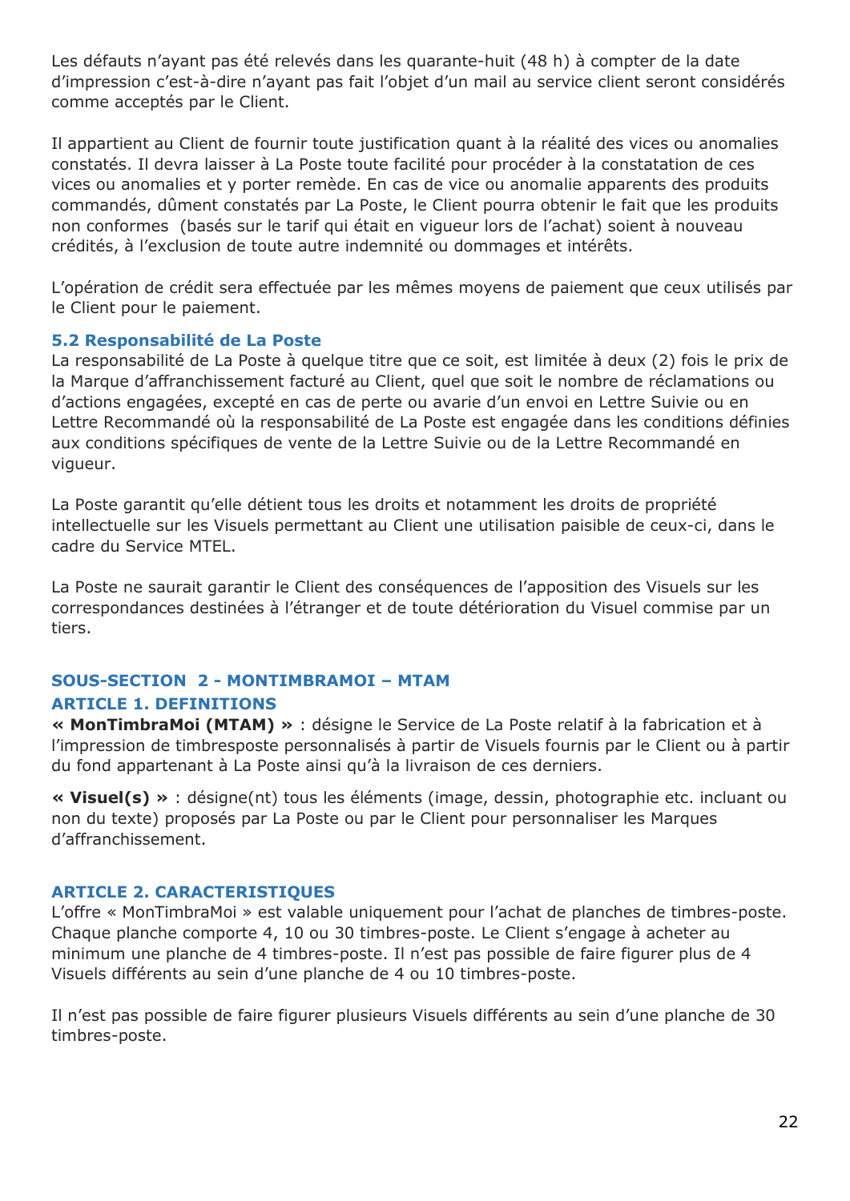Les défauts n'ayant pas été relevés dans les quarante-huit (48 h) à compter de la date d'impression c'est-à-dire n'ayant pas fait l'objet d'un mail au service client seront considérés comme acceptés par le Client.

Il appartient au Client de fournir toute justification quant à la réalité des vices ou anomalies constatés. Il devra laisser à La Poste toute facilité pour procéder à la constatation de ces vices ou anomalies et y porter remède. En cas de vice ou anomalie apparents des produits commandés, dûment constatés par La Poste, le Client pourra obtenir le fait que les produits non conformes (basés sur le tarif qui était en vigueur lors de l'achat) soient à nouveau crédités, à l'exclusion de toute autre indemnité ou dommages et intérêts.

L'opération de crédit sera effectuée par les mêmes moyens de paiement que ceux utilisés par le Client pour le paiement.

### 5.2 Responsabilité de La Poste

La responsabilité de La Poste à quelque titre que ce soit, est limitée à deux (2) fois le prix de la Marque d'affranchissement facturé au Client, quel que soit le nombre de réclamations ou d'actions engagées, excepté en cas de perte ou avarie d'un envoi en Lettre Suivie ou en Lettre Recommandé où la responsabilité de La Poste est engagée dans les conditions définies aux conditions spécifiques de vente de la Lettre Suivie ou de la Lettre Recommandé en vigueur.

La Poste garantit qu'elle détient tous les droits et notamment les droits de propriété intellectuelle sur les Visuels permettant au Client une utilisation paisible de ceux-ci, dans le cadre du Service MTEL.

La Poste ne saurait garantir le Client des conséquences de l'apposition des Visuels sur les correspondances destinées à l'étranger et de toute détérioration du Visuel commise par un tiers.

## SOUS-SECTION 2 - MONTIMBRAMOI – MTAM

### ARTICLE 1. DEFINITIONS

**« MonTimbraMoi (MTAM) »** : désigne le Service de La Poste relatif à la fabrication et à l'impression de timbresposte personnalisés à partir de Visuels fournis par le Client ou à partir du fond appartenant à La Poste ainsi qu'à la livraison de ces derniers.

**« Visuel(s) »** : désigne(nt) tous les éléments (image, dessin, photographie etc. incluant ou non du texte) proposés par La Poste ou par le Client pour personnaliser les Marques d'affranchissement.

### ARTICLE 2. CARACTERISTIQUES

L'offre « MonTimbraMoi » est valable uniquement pour l'achat de planches de timbres-poste. Chaque planche comporte 4, 10 ou 30 timbres-poste. Le Client s'engage à acheter au minimum une planche de 4 timbres-poste. Il n'est pas possible de faire figurer plus de 4 Visuels différents au sein d'une planche de 4 ou 10 timbres-poste.

Il n'est pas possible de faire figurer plusieurs Visuels différents au sein d'une planche de 30 timbres-poste.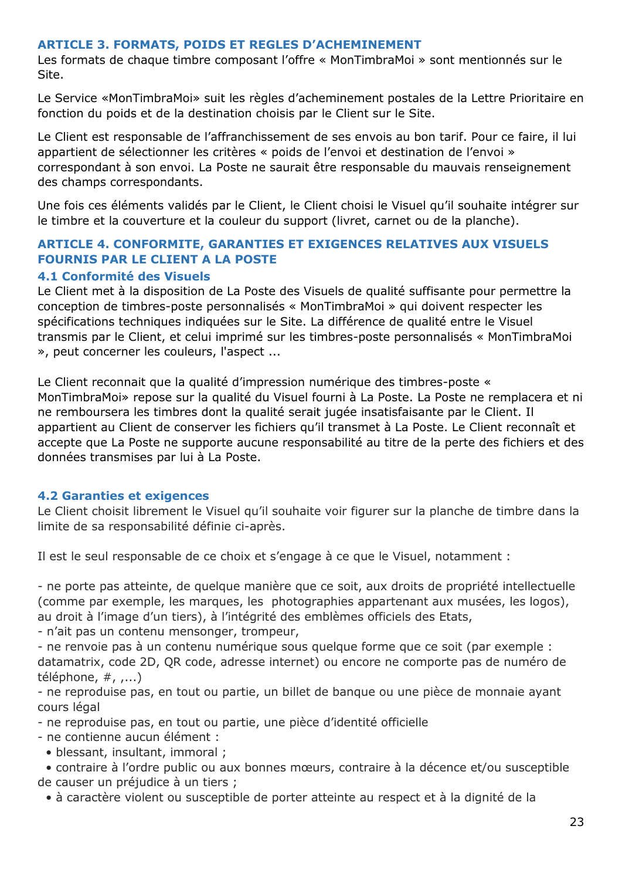### ARTICLE 3. FORMATS, POIDS ET REGLES D'ACHEMINEMENT

Les formats de chaque timbre composant l'offre « MonTimbraMoi » sont mentionnés sur le Site.

Le Service «MonTimbraMoi» suit les règles d'acheminement postales de la Lettre Prioritaire en fonction du poids et de la destination choisis par le Client sur le Site.

Le Client est responsable de l'affranchissement de ses envois au bon tarif. Pour ce faire, il lui appartient de sélectionner les critères « poids de l'envoi et destination de l'envoi » correspondant à son envoi. La Poste ne saurait être responsable du mauvais renseignement des champs correspondants.

Une fois ces éléments validés par le Client, le Client choisi le Visuel qu'il souhaite intégrer sur le timbre et la couverture et la couleur du support (livret, carnet ou de la planche).

### ARTICLE 4. CONFORMITE, GARANTIES ET EXIGENCES RELATIVES AUX VISUELS FOURNIS PAR LE CLIENT A LA POSTE

#### 4.1 Conformité des Visuels

Le Client met à la disposition de La Poste des Visuels de qualité suffisante pour permettre la conception de timbres-poste personnalisés « MonTimbraMoi » qui doivent respecter les spécifications techniques indiquées sur le Site. La différence de qualité entre le Visuel transmis par le Client, et celui imprimé sur les timbres-poste personnalisés « MonTimbraMoi », peut concerner les couleurs, l'aspect ...

Le Client reconnait que la qualité d'impression numérique des timbres-poste « MonTimbraMoi» repose sur la qualité du Visuel fourni à La Poste. La Poste ne remplacera et ni ne remboursera les timbres dont la qualité serait jugée insatisfaisante par le Client. Il appartient au Client de conserver les fichiers qu'il transmet à La Poste. Le Client reconnaît et accepte que La Poste ne supporte aucune responsabilité au titre de la perte des fichiers et des données transmises par lui à La Poste.

#### 4.2 Garanties et exigences

Le Client choisit librement le Visuel qu'il souhaite voir figurer sur la planche de timbre dans la limite de sa responsabilité définie ci-après.

Il est le seul responsable de ce choix et s'engage à ce que le Visuel, notamment :

- ne porte pas atteinte, de quelque manière que ce soit, aux droits de propriété intellectuelle (comme par exemple, les marques, les photographies appartenant aux musées, les logos), au droit à l'image d'un tiers), à l'intégrité des emblèmes officiels des Etats,
- n'ait pas un contenu mensonger, trompeur,
- ne renvoie pas à un contenu numérique sous quelque forme que ce soit (par exemple : datamatrix, code 2D, QR code, adresse internet) ou encore ne comporte pas de numéro de téléphone, #, ,...)
- ne reproduise pas, en tout ou partie, un billet de banque ou une pièce de monnaie ayant cours légal
- ne reproduise pas, en tout ou partie, une pièce d'identité officielle
- ne contienne aucun élément :
  - blessant, insultant, immoral ;
  - contraire à l'ordre public ou aux bonnes mœurs, contraire à la décence et/ou susceptible de causer un préjudice à un tiers ;
  - à caractère violent ou susceptible de porter atteinte au respect et à la dignité de la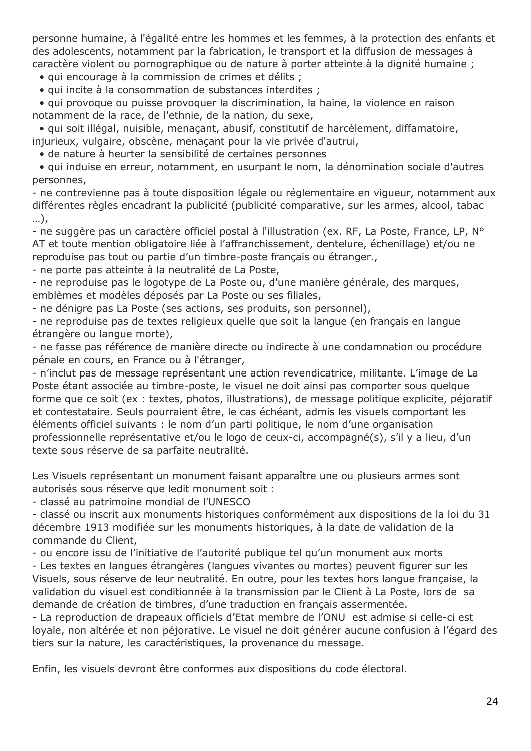personne humaine, à l'égalité entre les hommes et les femmes, à la protection des enfants et des adolescents, notamment par la fabrication, le transport et la diffusion de messages à caractère violent ou pornographique ou de nature à porter atteinte à la dignité humaine ;

- qui encourage à la commission de crimes et délits ;
- qui incite à la consommation de substances interdites ;
- qui provoque ou puisse provoquer la discrimination, la haine, la violence en raison notamment de la race, de l'ethnie, de la nation, du sexe,
- qui soit illégal, nuisible, menaçant, abusif, constitutif de harcèlement, diffamatoire, injurieux, vulgaire, obscène, menaçant pour la vie privée d'autrui,
- de nature à heurter la sensibilité de certaines personnes
- qui induise en erreur, notamment, en usurpant le nom, la dénomination sociale d'autres personnes,

- ne contrevienne pas à toute disposition légale ou réglementaire en vigueur, notamment aux différentes règles encadrant la publicité (publicité comparative, sur les armes, alcool, tabac …),
- ne suggère pas un caractère officiel postal à l'illustration (ex. RF, La Poste, France, LP, N° AT et toute mention obligatoire liée à l'affranchissement, dentelure, échenillage) et/ou ne reproduise pas tout ou partie d'un timbre-poste français ou étranger.,
- ne porte pas atteinte à la neutralité de La Poste,
- ne reproduise pas le logotype de La Poste ou, d'une manière générale, des marques, emblèmes et modèles déposés par La Poste ou ses filiales,
- ne dénigre pas La Poste (ses actions, ses produits, son personnel),
- ne reproduise pas de textes religieux quelle que soit la langue (en français en langue étrangère ou langue morte),
- ne fasse pas référence de manière directe ou indirecte à une condamnation ou procédure pénale en cours, en France ou à l'étranger,
- n'inclut pas de message représentant une action revendicatrice, militante. L'image de La Poste étant associée au timbre-poste, le visuel ne doit ainsi pas comporter sous quelque forme que ce soit (ex : textes, photos, illustrations), de message politique explicite, péjoratif et contestataire. Seuls pourraient être, le cas échéant, admis les visuels comportant les éléments officiel suivants : le nom d'un parti politique, le nom d'une organisation professionnelle représentative et/ou le logo de ceux-ci, accompagné(s), s'il y a lieu, d'un texte sous réserve de sa parfaite neutralité.

Les Visuels représentant un monument faisant apparaître une ou plusieurs armes sont autorisés sous réserve que ledit monument soit :

- classé au patrimoine mondial de l'UNESCO
- classé ou inscrit aux monuments historiques conformément aux dispositions de la loi du 31 décembre 1913 modifiée sur les monuments historiques, à la date de validation de la commande du Client,
- ou encore issu de l'initiative de l'autorité publique tel qu'un monument aux morts
- Les textes en langues étrangères (langues vivantes ou mortes) peuvent figurer sur les Visuels, sous réserve de leur neutralité. En outre, pour les textes hors langue française, la validation du visuel est conditionnée à la transmission par le Client à La Poste, lors de sa demande de création de timbres, d'une traduction en français assermentée.
- La reproduction de drapeaux officiels d'Etat membre de l'ONU est admise si celle-ci est loyale, non altérée et non péjorative. Le visuel ne doit générer aucune confusion à l'égard des tiers sur la nature, les caractéristiques, la provenance du message.

Enfin, les visuels devront être conformes aux dispositions du code électoral.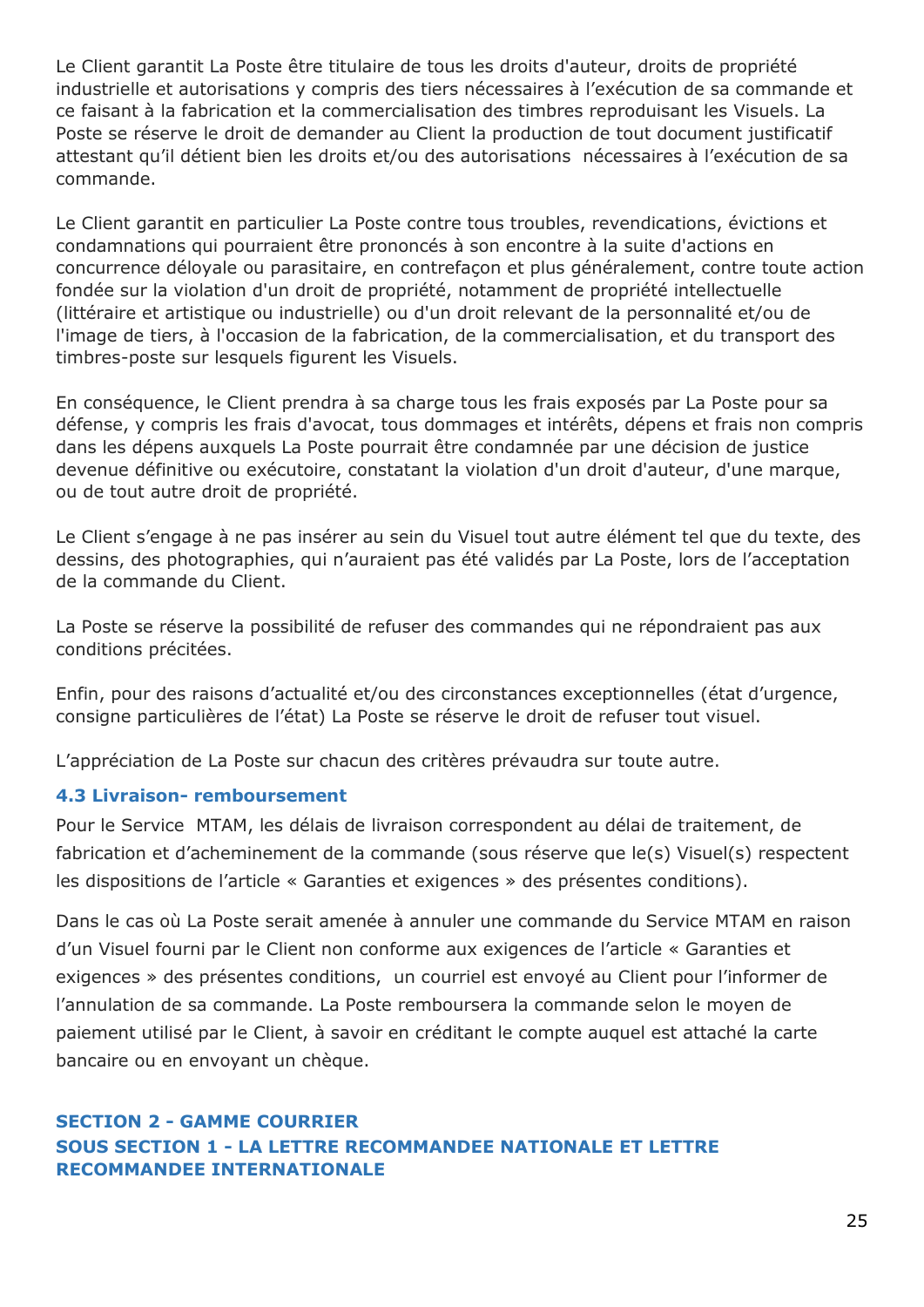Le Client garantit La Poste être titulaire de tous les droits d'auteur, droits de propriété industrielle et autorisations y compris des tiers nécessaires à l'exécution de sa commande et ce faisant à la fabrication et la commercialisation des timbres reproduisant les Visuels. La Poste se réserve le droit de demander au Client la production de tout document justificatif attestant qu'il détient bien les droits et/ou des autorisations nécessaires à l'exécution de sa commande.

Le Client garantit en particulier La Poste contre tous troubles, revendications, évictions et condamnations qui pourraient être prononcés à son encontre à la suite d'actions en concurrence déloyale ou parasitaire, en contrefaçon et plus généralement, contre toute action fondée sur la violation d'un droit de propriété, notamment de propriété intellectuelle (littéraire et artistique ou industrielle) ou d'un droit relevant de la personnalité et/ou de l'image de tiers, à l'occasion de la fabrication, de la commercialisation, et du transport des timbres-poste sur lesquels figurent les Visuels.

En conséquence, le Client prendra à sa charge tous les frais exposés par La Poste pour sa défense, y compris les frais d'avocat, tous dommages et intérêts, dépens et frais non compris dans les dépens auxquels La Poste pourrait être condamnée par une décision de justice devenue définitive ou exécutoire, constatant la violation d'un droit d'auteur, d'une marque, ou de tout autre droit de propriété.

Le Client s'engage à ne pas insérer au sein du Visuel tout autre élément tel que du texte, des dessins, des photographies, qui n'auraient pas été validés par La Poste, lors de l'acceptation de la commande du Client.

La Poste se réserve la possibilité de refuser des commandes qui ne répondraient pas aux conditions précitées.

Enfin, pour des raisons d'actualité et/ou des circonstances exceptionnelles (état d'urgence, consigne particulières de l'état) La Poste se réserve le droit de refuser tout visuel.

L'appréciation de La Poste sur chacun des critères prévaudra sur toute autre.

### 4.3 Livraison- remboursement

Pour le Service MTAM, les délais de livraison correspondent au délai de traitement, de fabrication et d'acheminement de la commande (sous réserve que le(s) Visuel(s) respectent les dispositions de l'article « Garanties et exigences » des présentes conditions).

Dans le cas où La Poste serait amenée à annuler une commande du Service MTAM en raison d'un Visuel fourni par le Client non conforme aux exigences de l'article « Garanties et exigences » des présentes conditions, un courriel est envoyé au Client pour l'informer de l'annulation de sa commande. La Poste remboursera la commande selon le moyen de paiement utilisé par le Client, à savoir en créditant le compte auquel est attaché la carte bancaire ou en envoyant un chèque.

## SECTION 2 - GAMME COURRIER

## SOUS SECTION 1 - LA LETTRE RECOMMANDEE NATIONALE ET LETTRE RECOMMANDEE INTERNATIONALE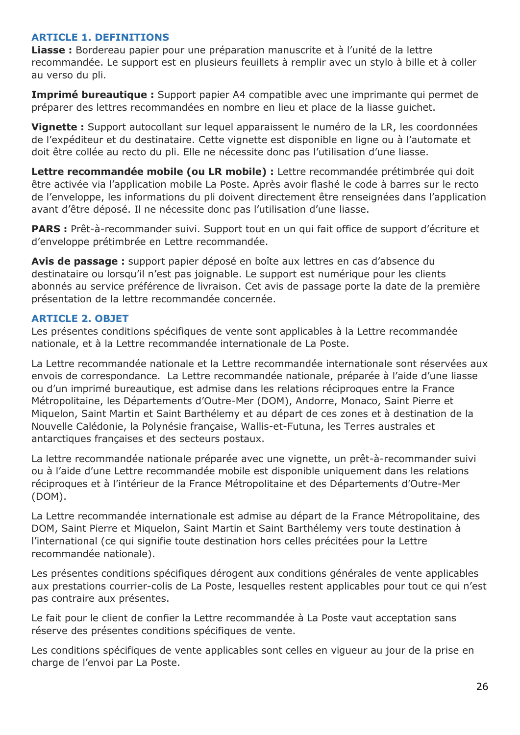## ARTICLE 1. DEFINITIONS

**Liasse :** Bordereau papier pour une préparation manuscrite et à l'unité de la lettre recommandée. Le support est en plusieurs feuillets à remplir avec un stylo à bille et à coller au verso du pli.

**Imprimé bureautique :** Support papier A4 compatible avec une imprimante qui permet de préparer des lettres recommandées en nombre en lieu et place de la liasse guichet.

**Vignette :** Support autocollant sur lequel apparaissent le numéro de la LR, les coordonnées de l'expéditeur et du destinataire. Cette vignette est disponible en ligne ou à l'automate et doit être collée au recto du pli. Elle ne nécessite donc pas l'utilisation d'une liasse.

**Lettre recommandée mobile (ou LR mobile) :** Lettre recommandée prétimbrée qui doit être activée via l'application mobile La Poste. Après avoir flashé le code à barres sur le recto de l'enveloppe, les informations du pli doivent directement être renseignées dans l'application avant d'être déposé. Il ne nécessite donc pas l'utilisation d'une liasse.

**PARS :** Prêt-à-recommander suivi. Support tout en un qui fait office de support d'écriture et d'enveloppe prétimbrée en Lettre recommandée.

**Avis de passage :** support papier déposé en boîte aux lettres en cas d'absence du destinataire ou lorsqu'il n'est pas joignable. Le support est numérique pour les clients abonnés au service préférence de livraison. Cet avis de passage porte la date de la première présentation de la lettre recommandée concernée.

## ARTICLE 2. OBJET

Les présentes conditions spécifiques de vente sont applicables à la Lettre recommandée nationale, et à la Lettre recommandée internationale de La Poste.

La Lettre recommandée nationale et la Lettre recommandée internationale sont réservées aux envois de correspondance. La Lettre recommandée nationale, préparée à l'aide d'une liasse ou d'un imprimé bureautique, est admise dans les relations réciproques entre la France Métropolitaine, les Départements d'Outre-Mer (DOM), Andorre, Monaco, Saint Pierre et Miquelon, Saint Martin et Saint Barthélemy et au départ de ces zones et à destination de la Nouvelle Calédonie, la Polynésie française, Wallis-et-Futuna, les Terres australes et antarctiques françaises et des secteurs postaux.

La lettre recommandée nationale préparée avec une vignette, un prêt-à-recommander suivi ou à l'aide d'une Lettre recommandée mobile est disponible uniquement dans les relations réciproques et à l'intérieur de la France Métropolitaine et des Départements d'Outre-Mer (DOM).

La Lettre recommandée internationale est admise au départ de la France Métropolitaine, des DOM, Saint Pierre et Miquelon, Saint Martin et Saint Barthélemy vers toute destination à l'international (ce qui signifie toute destination hors celles précitées pour la Lettre recommandée nationale).

Les présentes conditions spécifiques dérogent aux conditions générales de vente applicables aux prestations courrier-colis de La Poste, lesquelles restent applicables pour tout ce qui n'est pas contraire aux présentes.

Le fait pour le client de confier la Lettre recommandée à La Poste vaut acceptation sans réserve des présentes conditions spécifiques de vente.

Les conditions spécifiques de vente applicables sont celles en vigueur au jour de la prise en charge de l'envoi par La Poste.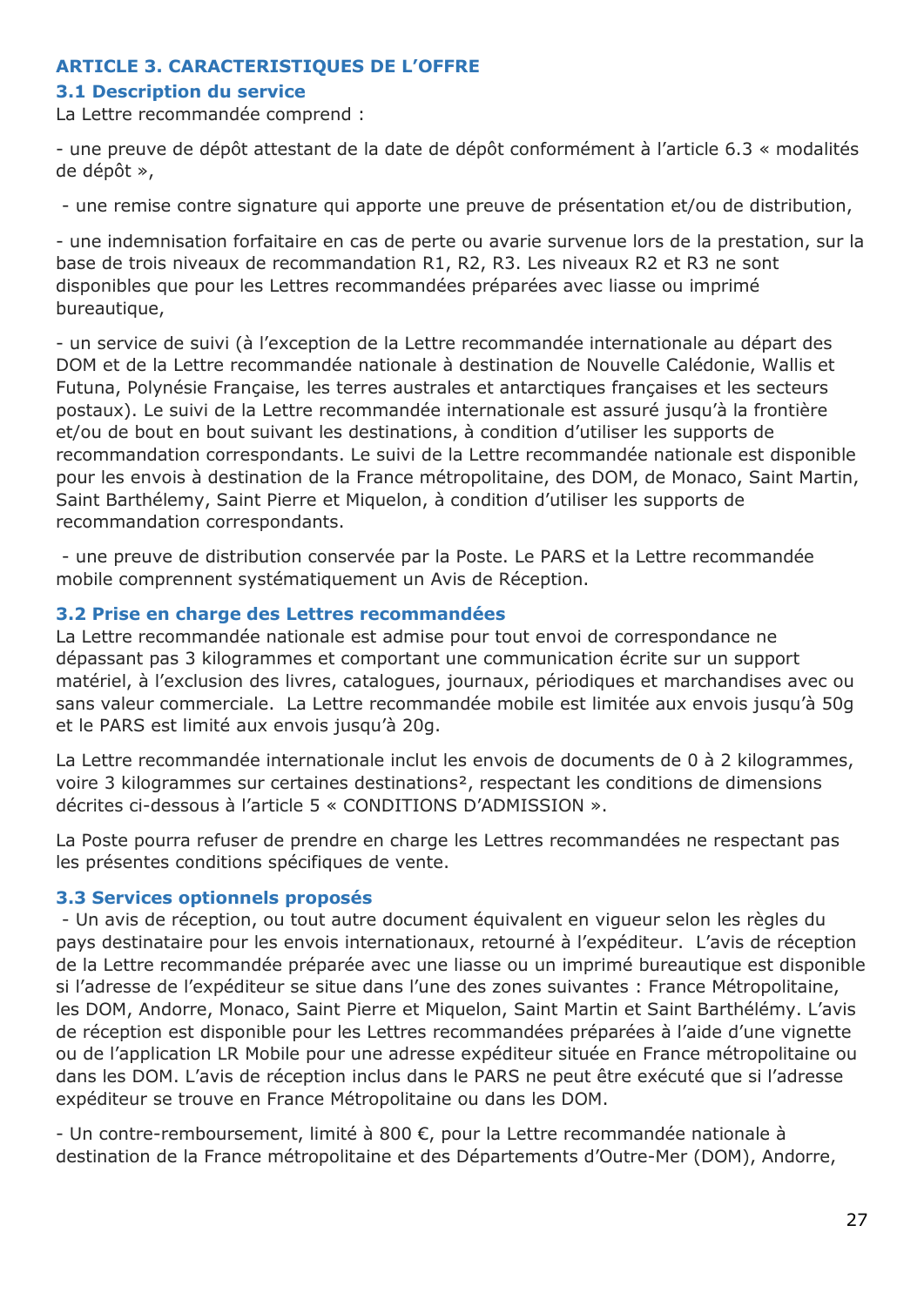## ARTICLE 3. CARACTERISTIQUES DE L'OFFRE

### 3.1 Description du service

La Lettre recommandée comprend :

- une preuve de dépôt attestant de la date de dépôt conformément à l'article 6.3 « modalités de dépôt »,
- une remise contre signature qui apporte une preuve de présentation et/ou de distribution,
- une indemnisation forfaitaire en cas de perte ou avarie survenue lors de la prestation, sur la base de trois niveaux de recommandation R1, R2, R3. Les niveaux R2 et R3 ne sont disponibles que pour les Lettres recommandées préparées avec liasse ou imprimé bureautique,
- un service de suivi (à l'exception de la Lettre recommandée internationale au départ des DOM et de la Lettre recommandée nationale à destination de Nouvelle Calédonie, Wallis et Futuna, Polynésie Française, les terres australes et antarctiques françaises et les secteurs postaux). Le suivi de la Lettre recommandée internationale est assuré jusqu'à la frontière et/ou de bout en bout suivant les destinations, à condition d'utiliser les supports de recommandation correspondants. Le suivi de la Lettre recommandée nationale est disponible pour les envois à destination de la France métropolitaine, des DOM, de Monaco, Saint Martin, Saint Barthélemy, Saint Pierre et Miquelon, à condition d'utiliser les supports de recommandation correspondants.
- une preuve de distribution conservée par la Poste. Le PARS et la Lettre recommandée mobile comprennent systématiquement un Avis de Réception.

### 3.2 Prise en charge des Lettres recommandées

La Lettre recommandée nationale est admise pour tout envoi de correspondance ne dépassant pas 3 kilogrammes et comportant une communication écrite sur un support matériel, à l'exclusion des livres, catalogues, journaux, périodiques et marchandises avec ou sans valeur commerciale. La Lettre recommandée mobile est limitée aux envois jusqu'à 50g et le PARS est limité aux envois jusqu'à 20g.

La Lettre recommandée internationale inclut les envois de documents de 0 à 2 kilogrammes, voire 3 kilogrammes sur certaines destinations[2], respectant les conditions de dimensions décrites ci-dessous à l'article 5 « CONDITIONS D'ADMISSION ».

La Poste pourra refuser de prendre en charge les Lettres recommandées ne respectant pas les présentes conditions spécifiques de vente.

### 3.3 Services optionnels proposés

- Un avis de réception, ou tout autre document équivalent en vigueur selon les règles du pays destinataire pour les envois internationaux, retourné à l'expéditeur. L'avis de réception de la Lettre recommandée préparée avec une liasse ou un imprimé bureautique est disponible si l'adresse de l'expéditeur se situe dans l'une des zones suivantes : France Métropolitaine, les DOM, Andorre, Monaco, Saint Pierre et Miquelon, Saint Martin et Saint Barthélémy. L'avis de réception est disponible pour les Lettres recommandées préparées à l'aide d'une vignette ou de l'application LR Mobile pour une adresse expéditeur située en France métropolitaine ou dans les DOM. L'avis de réception inclus dans le PARS ne peut être exécuté que si l'adresse expéditeur se trouve en France Métropolitaine ou dans les DOM.
- Un contre-remboursement, limité à 800 €, pour la Lettre recommandée nationale à destination de la France métropolitaine et des Départements d'Outre-Mer (DOM), Andorre,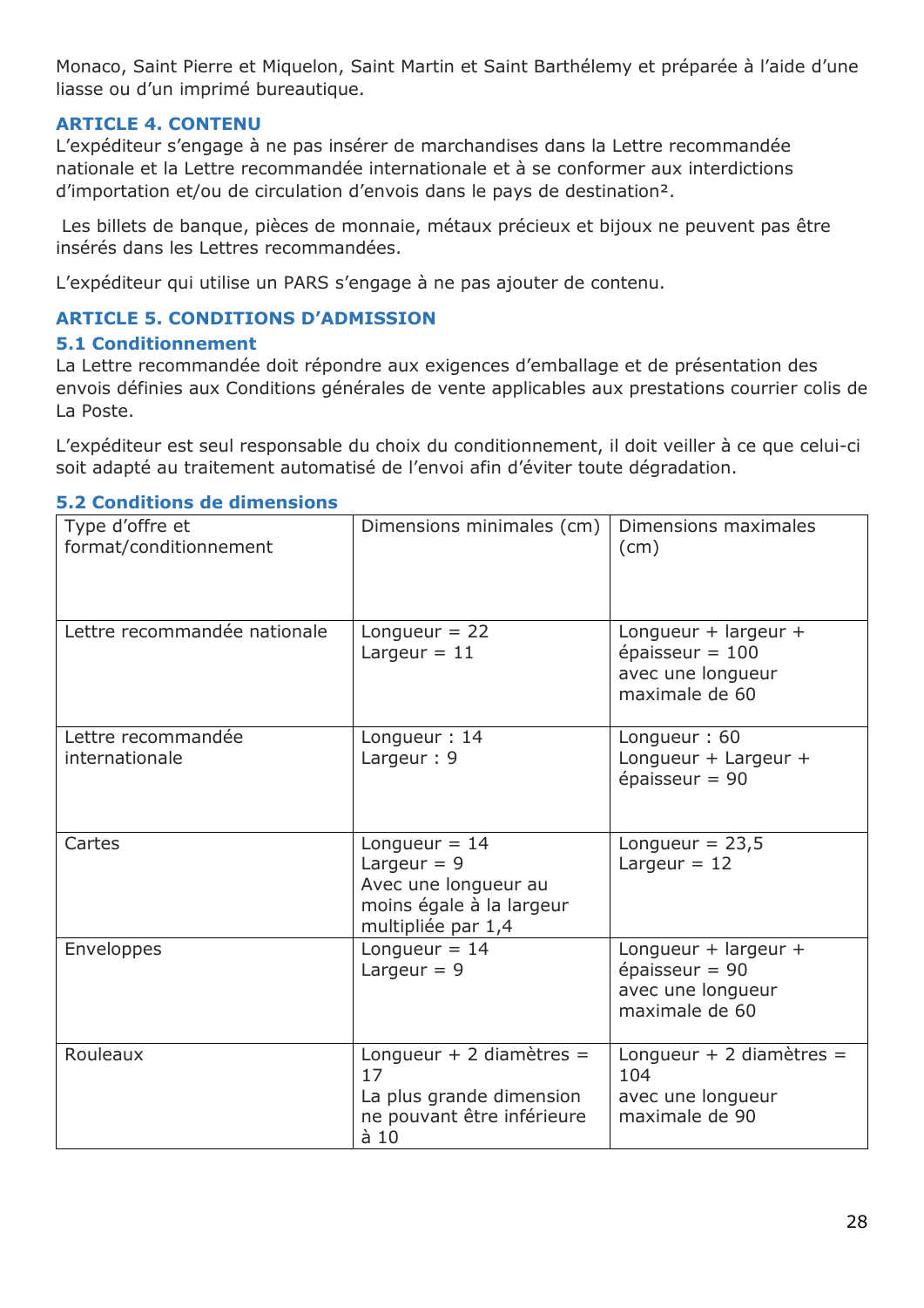Monaco, Saint Pierre et Miquelon, Saint Martin et Saint Barthélemy et préparée à l'aide d'une liasse ou d'un imprimé bureautique.

## ARTICLE 4. CONTENU

L'expéditeur s'engage à ne pas insérer de marchandises dans la Lettre recommandée nationale et la Lettre recommandée internationale et à se conformer aux interdictions d'importation et/ou de circulation d'envois dans le pays de destination[2].

Les billets de banque, pièces de monnaie, métaux précieux et bijoux ne peuvent pas être insérés dans les Lettres recommandées.

L'expéditeur qui utilise un PARS s'engage à ne pas ajouter de contenu.

## ARTICLE 5. CONDITIONS D'ADMISSION

### 5.1 Conditionnement

La Lettre recommandée doit répondre aux exigences d'emballage et de présentation des envois définies aux Conditions générales de vente applicables aux prestations courrier colis de La Poste.

L'expéditeur est seul responsable du choix du conditionnement, il doit veiller à ce que celui-ci soit adapté au traitement automatisé de l'envoi afin d'éviter toute dégradation.

### 5.2 Conditions de dimensions

| Type d'offre et format/conditionnement | Dimensions minimales (cm) | Dimensions maximales (cm) |
|---|---|---|
| Lettre recommandée nationale | Longueur = 22<br>Largeur = 11 | Longueur + largeur + épaisseur = 100 avec une longueur maximale de 60 |
| Lettre recommandée internationale | Longueur : 14<br>Largeur : 9 | Longueur : 60<br>Longueur + Largeur + épaisseur = 90 |
| Cartes | Longueur = 14<br>Largeur = 9<br>Avec une longueur au moins égale à la largeur multipliée par 1,4 | Longueur = 23,5<br>Largeur = 12 |
| Enveloppes | Longueur = 14<br>Largeur = 9 | Longueur + largeur + épaisseur = 90 avec une longueur maximale de 60 |
| Rouleaux | Longueur + 2 diamètres = 17<br>La plus grande dimension ne pouvant être inférieure à 10 | Longueur + 2 diamètres = 104 avec une longueur maximale de 90 |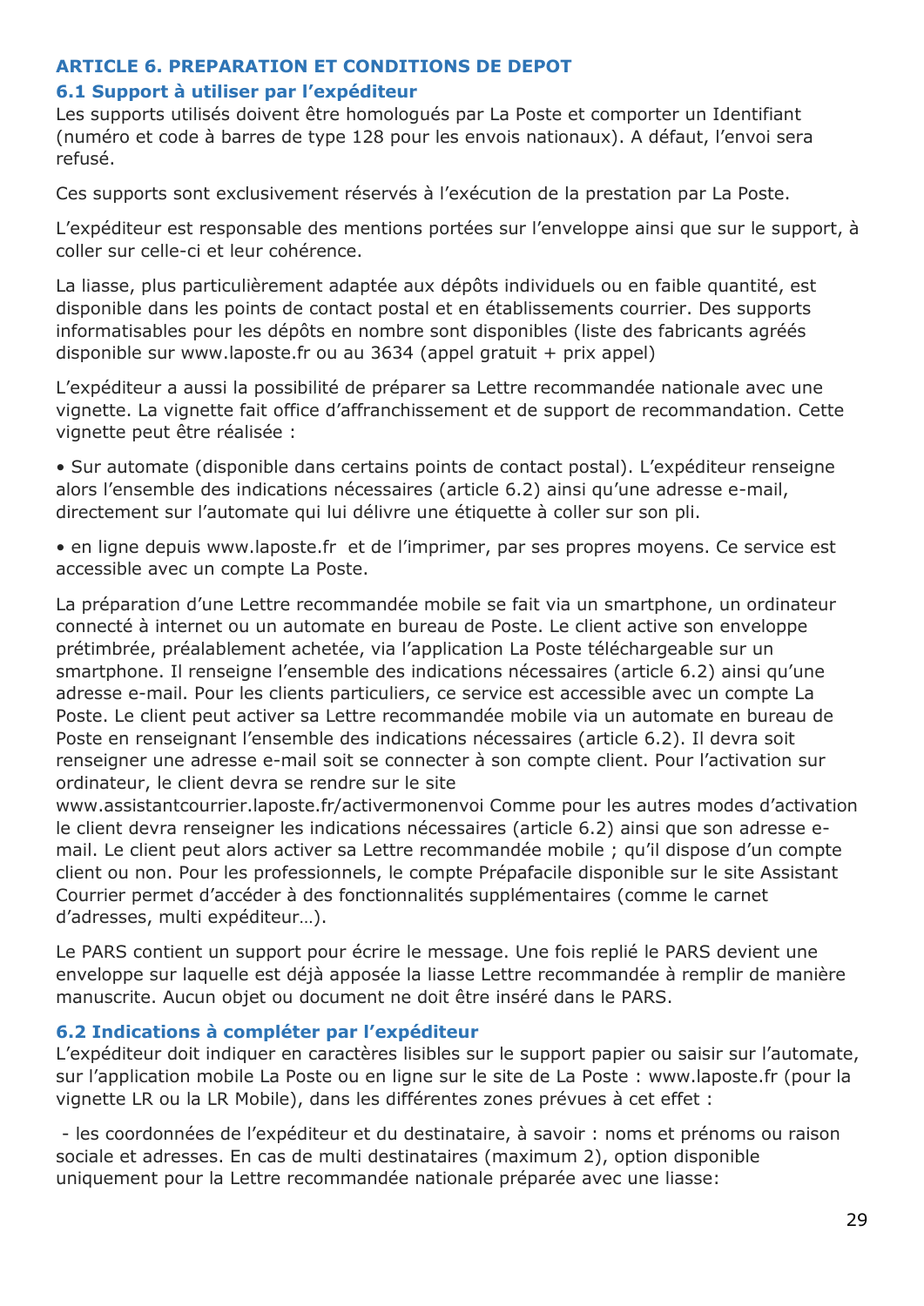## ARTICLE 6. PREPARATION ET CONDITIONS DE DEPOT

### 6.1 Support à utiliser par l'expéditeur

Les supports utilisés doivent être homologués par La Poste et comporter un Identifiant (numéro et code à barres de type 128 pour les envois nationaux). A défaut, l'envoi sera refusé.

Ces supports sont exclusivement réservés à l'exécution de la prestation par La Poste.

L'expéditeur est responsable des mentions portées sur l'enveloppe ainsi que sur le support, à coller sur celle-ci et leur cohérence.

La liasse, plus particulièrement adaptée aux dépôts individuels ou en faible quantité, est disponible dans les points de contact postal et en établissements courrier. Des supports informatisables pour les dépôts en nombre sont disponibles (liste des fabricants agréés disponible sur www.laposte.fr ou au 3634 (appel gratuit + prix appel)

L'expéditeur a aussi la possibilité de préparer sa Lettre recommandée nationale avec une vignette. La vignette fait office d'affranchissement et de support de recommandation. Cette vignette peut être réalisée :

- Sur automate (disponible dans certains points de contact postal). L'expéditeur renseigne alors l'ensemble des indications nécessaires (article 6.2) ainsi qu'une adresse e-mail, directement sur l'automate qui lui délivre une étiquette à coller sur son pli.
- en ligne depuis www.laposte.fr et de l'imprimer, par ses propres moyens. Ce service est accessible avec un compte La Poste.

La préparation d'une Lettre recommandée mobile se fait via un smartphone, un ordinateur connecté à internet ou un automate en bureau de Poste. Le client active son enveloppe prétimbrée, préalablement achetée, via l'application La Poste téléchargeable sur un smartphone. Il renseigne l'ensemble des indications nécessaires (article 6.2) ainsi qu'une adresse e-mail. Pour les clients particuliers, ce service est accessible avec un compte La Poste. Le client peut activer sa Lettre recommandée mobile via un automate en bureau de Poste en renseignant l'ensemble des indications nécessaires (article 6.2). Il devra soit renseigner une adresse e-mail soit se connecter à son compte client. Pour l'activation sur ordinateur, le client devra se rendre sur le site www.assistantcourrier.laposte.fr/activermonenvoi Comme pour les autres modes d'activation le client devra renseigner les indications nécessaires (article 6.2) ainsi que son adresse e-mail. Le client peut alors activer sa Lettre recommandée mobile ; qu'il dispose d'un compte client ou non. Pour les professionnels, le compte Prépafacile disponible sur le site Assistant Courrier permet d'accéder à des fonctionnalités supplémentaires (comme le carnet d'adresses, multi expéditeur…).

Le PARS contient un support pour écrire le message. Une fois replié le PARS devient une enveloppe sur laquelle est déjà apposée la liasse Lettre recommandée à remplir de manière manuscrite. Aucun objet ou document ne doit être inséré dans le PARS.

### 6.2 Indications à compléter par l'expéditeur

L'expéditeur doit indiquer en caractères lisibles sur le support papier ou saisir sur l'automate, sur l'application mobile La Poste ou en ligne sur le site de La Poste : www.laposte.fr (pour la vignette LR ou la LR Mobile), dans les différentes zones prévues à cet effet :

- les coordonnées de l'expéditeur et du destinataire, à savoir : noms et prénoms ou raison sociale et adresses. En cas de multi destinataires (maximum 2), option disponible uniquement pour la Lettre recommandée nationale préparée avec une liasse: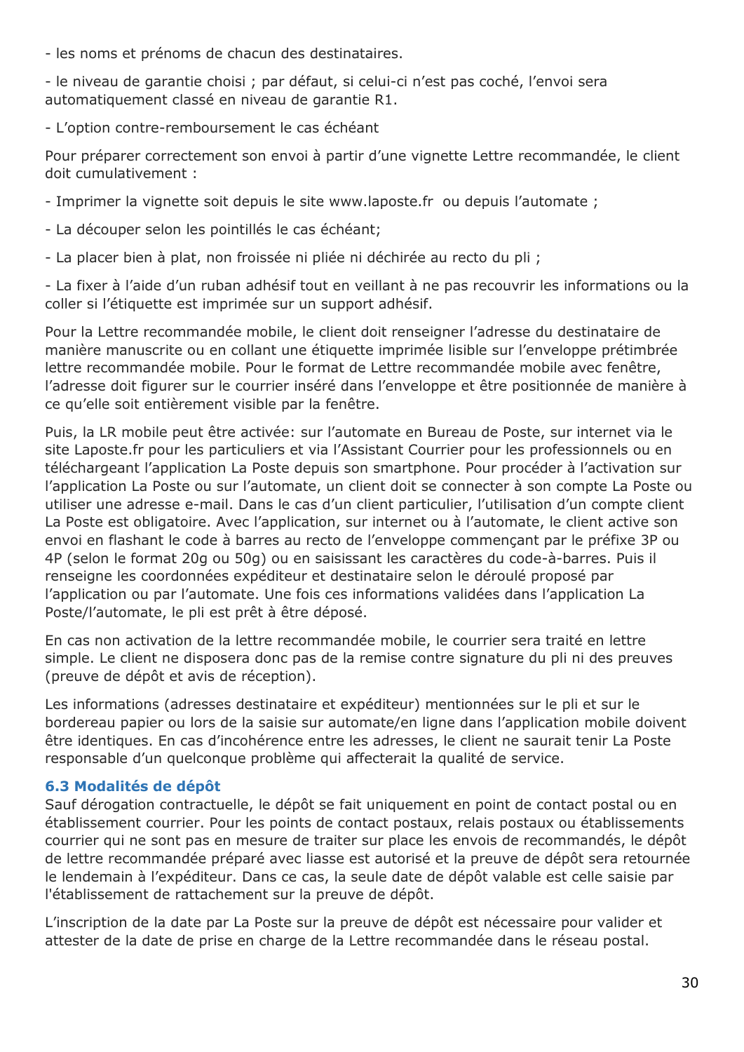- les noms et prénoms de chacun des destinataires.

- le niveau de garantie choisi ; par défaut, si celui-ci n'est pas coché, l'envoi sera automatiquement classé en niveau de garantie R1.

- L'option contre-remboursement le cas échéant

Pour préparer correctement son envoi à partir d'une vignette Lettre recommandée, le client doit cumulativement :

- Imprimer la vignette soit depuis le site www.laposte.fr  ou depuis l'automate ;

- La découper selon les pointillés le cas échéant;

- La placer bien à plat, non froissée ni pliée ni déchirée au recto du pli ;

- La fixer à l'aide d'un ruban adhésif tout en veillant à ne pas recouvrir les informations ou la coller si l'étiquette est imprimée sur un support adhésif.

Pour la Lettre recommandée mobile, le client doit renseigner l'adresse du destinataire de manière manuscrite ou en collant une étiquette imprimée lisible sur l'enveloppe prétimbrée lettre recommandée mobile. Pour le format de Lettre recommandée mobile avec fenêtre, l'adresse doit figurer sur le courrier inséré dans l'enveloppe et être positionnée de manière à ce qu'elle soit entièrement visible par la fenêtre.

Puis, la LR mobile peut être activée: sur l'automate en Bureau de Poste, sur internet via le site Laposte.fr pour les particuliers et via l'Assistant Courrier pour les professionnels ou en téléchargeant l'application La Poste depuis son smartphone. Pour procéder à l'activation sur l'application La Poste ou sur l'automate, un client doit se connecter à son compte La Poste ou utiliser une adresse e-mail. Dans le cas d'un client particulier, l'utilisation d'un compte client La Poste est obligatoire. Avec l'application, sur internet ou à l'automate, le client active son envoi en flashant le code à barres au recto de l'enveloppe commençant par le préfixe 3P ou 4P (selon le format 20g ou 50g) ou en saisissant les caractères du code-à-barres. Puis il renseigne les coordonnées expéditeur et destinataire selon le déroulé proposé par l'application ou par l'automate. Une fois ces informations validées dans l'application La Poste/l'automate, le pli est prêt à être déposé.

En cas non activation de la lettre recommandée mobile, le courrier sera traité en lettre simple. Le client ne disposera donc pas de la remise contre signature du pli ni des preuves (preuve de dépôt et avis de réception).

Les informations (adresses destinataire et expéditeur) mentionnées sur le pli et sur le bordereau papier ou lors de la saisie sur automate/en ligne dans l'application mobile doivent être identiques. En cas d'incohérence entre les adresses, le client ne saurait tenir La Poste responsable d'un quelconque problème qui affecterait la qualité de service.

### 6.3 Modalités de dépôt

Sauf dérogation contractuelle, le dépôt se fait uniquement en point de contact postal ou en établissement courrier. Pour les points de contact postaux, relais postaux ou établissements courrier qui ne sont pas en mesure de traiter sur place les envois de recommandés, le dépôt de lettre recommandée préparé avec liasse est autorisé et la preuve de dépôt sera retournée le lendemain à l'expéditeur. Dans ce cas, la seule date de dépôt valable est celle saisie par l'établissement de rattachement sur la preuve de dépôt.

L'inscription de la date par La Poste sur la preuve de dépôt est nécessaire pour valider et attester de la date de prise en charge de la Lettre recommandée dans le réseau postal.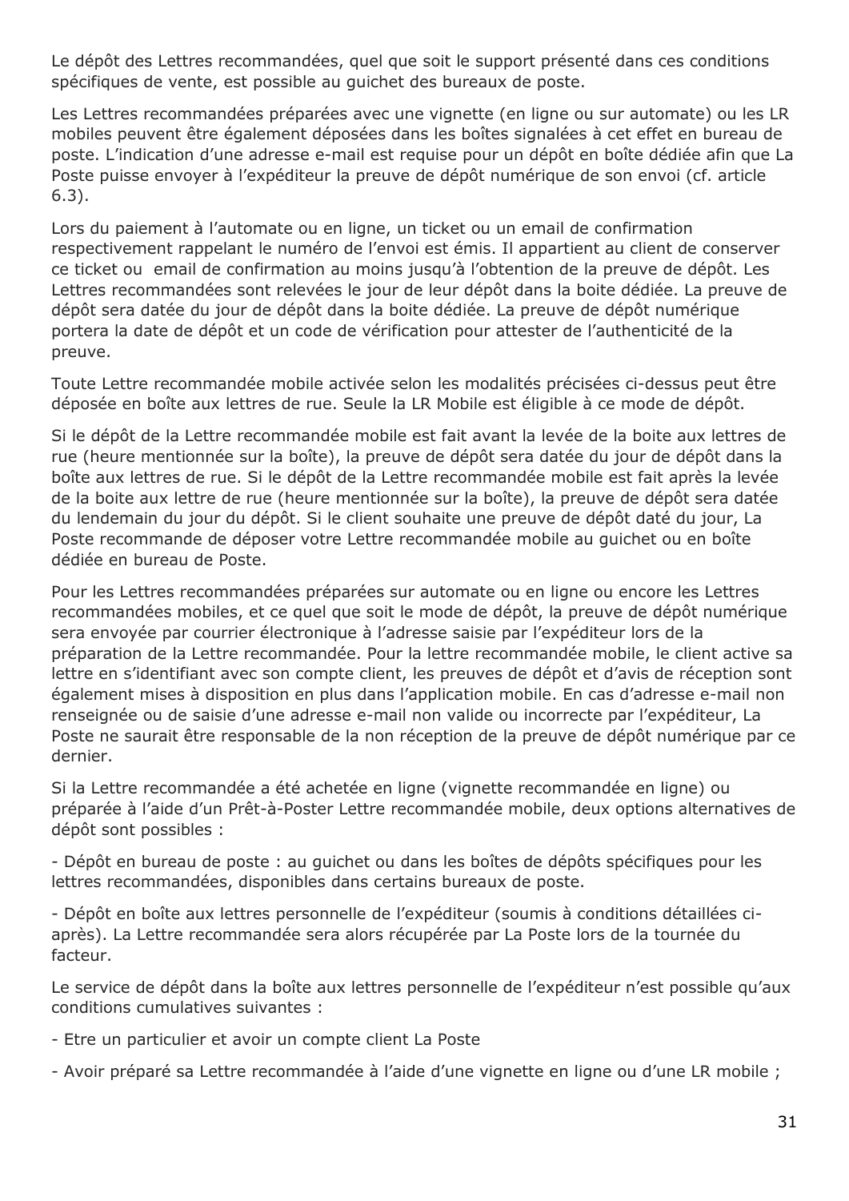Le dépôt des Lettres recommandées, quel que soit le support présenté dans ces conditions spécifiques de vente, est possible au guichet des bureaux de poste.

Les Lettres recommandées préparées avec une vignette (en ligne ou sur automate) ou les LR mobiles peuvent être également déposées dans les boîtes signalées à cet effet en bureau de poste. L'indication d'une adresse e-mail est requise pour un dépôt en boîte dédiée afin que La Poste puisse envoyer à l'expéditeur la preuve de dépôt numérique de son envoi (cf. article 6.3).

Lors du paiement à l'automate ou en ligne, un ticket ou un email de confirmation respectivement rappelant le numéro de l'envoi est émis. Il appartient au client de conserver ce ticket ou email de confirmation au moins jusqu'à l'obtention de la preuve de dépôt. Les Lettres recommandées sont relevées le jour de leur dépôt dans la boite dédiée. La preuve de dépôt sera datée du jour de dépôt dans la boite dédiée. La preuve de dépôt numérique portera la date de dépôt et un code de vérification pour attester de l'authenticité de la preuve.

Toute Lettre recommandée mobile activée selon les modalités précisées ci-dessus peut être déposée en boîte aux lettres de rue. Seule la LR Mobile est éligible à ce mode de dépôt.

Si le dépôt de la Lettre recommandée mobile est fait avant la levée de la boite aux lettres de rue (heure mentionnée sur la boîte), la preuve de dépôt sera datée du jour de dépôt dans la boîte aux lettres de rue. Si le dépôt de la Lettre recommandée mobile est fait après la levée de la boite aux lettre de rue (heure mentionnée sur la boîte), la preuve de dépôt sera datée du lendemain du jour du dépôt. Si le client souhaite une preuve de dépôt daté du jour, La Poste recommande de déposer votre Lettre recommandée mobile au guichet ou en boîte dédiée en bureau de Poste.

Pour les Lettres recommandées préparées sur automate ou en ligne ou encore les Lettres recommandées mobiles, et ce quel que soit le mode de dépôt, la preuve de dépôt numérique sera envoyée par courrier électronique à l'adresse saisie par l'expéditeur lors de la préparation de la Lettre recommandée. Pour la lettre recommandée mobile, le client active sa lettre en s'identifiant avec son compte client, les preuves de dépôt et d'avis de réception sont également mises à disposition en plus dans l'application mobile. En cas d'adresse e-mail non renseignée ou de saisie d'une adresse e-mail non valide ou incorrecte par l'expéditeur, La Poste ne saurait être responsable de la non réception de la preuve de dépôt numérique par ce dernier.

Si la Lettre recommandée a été achetée en ligne (vignette recommandée en ligne) ou préparée à l'aide d'un Prêt-à-Poster Lettre recommandée mobile, deux options alternatives de dépôt sont possibles :

- Dépôt en bureau de poste : au guichet ou dans les boîtes de dépôts spécifiques pour les lettres recommandées, disponibles dans certains bureaux de poste.

- Dépôt en boîte aux lettres personnelle de l'expéditeur (soumis à conditions détaillées ci-après). La Lettre recommandée sera alors récupérée par La Poste lors de la tournée du facteur.

Le service de dépôt dans la boîte aux lettres personnelle de l'expéditeur n'est possible qu'aux conditions cumulatives suivantes :

- Etre un particulier et avoir un compte client La Poste

- Avoir préparé sa Lettre recommandée à l'aide d'une vignette en ligne ou d'une LR mobile ;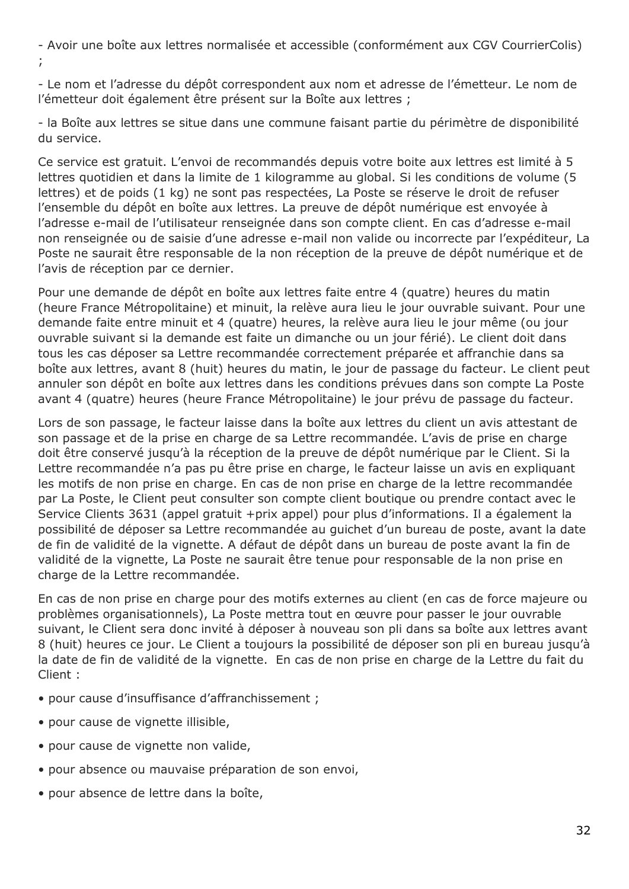- Avoir une boîte aux lettres normalisée et accessible (conformément aux CGV CourrierColis) ;

- Le nom et l'adresse du dépôt correspondent aux nom et adresse de l'émetteur. Le nom de l'émetteur doit également être présent sur la Boîte aux lettres ;

- la Boîte aux lettres se situe dans une commune faisant partie du périmètre de disponibilité du service.

Ce service est gratuit. L'envoi de recommandés depuis votre boite aux lettres est limité à 5 lettres quotidien et dans la limite de 1 kilogramme au global. Si les conditions de volume (5 lettres) et de poids (1 kg) ne sont pas respectées, La Poste se réserve le droit de refuser l'ensemble du dépôt en boîte aux lettres. La preuve de dépôt numérique est envoyée à l'adresse e-mail de l'utilisateur renseignée dans son compte client. En cas d'adresse e-mail non renseignée ou de saisie d'une adresse e-mail non valide ou incorrecte par l'expéditeur, La Poste ne saurait être responsable de la non réception de la preuve de dépôt numérique et de l'avis de réception par ce dernier.

Pour une demande de dépôt en boîte aux lettres faite entre 4 (quatre) heures du matin (heure France Métropolitaine) et minuit, la relève aura lieu le jour ouvrable suivant. Pour une demande faite entre minuit et 4 (quatre) heures, la relève aura lieu le jour même (ou jour ouvrable suivant si la demande est faite un dimanche ou un jour férié). Le client doit dans tous les cas déposer sa Lettre recommandée correctement préparée et affranchie dans sa boîte aux lettres, avant 8 (huit) heures du matin, le jour de passage du facteur. Le client peut annuler son dépôt en boîte aux lettres dans les conditions prévues dans son compte La Poste avant 4 (quatre) heures (heure France Métropolitaine) le jour prévu de passage du facteur.

Lors de son passage, le facteur laisse dans la boîte aux lettres du client un avis attestant de son passage et de la prise en charge de sa Lettre recommandée. L'avis de prise en charge doit être conservé jusqu'à la réception de la preuve de dépôt numérique par le Client. Si la Lettre recommandée n'a pas pu être prise en charge, le facteur laisse un avis en expliquant les motifs de non prise en charge. En cas de non prise en charge de la lettre recommandée par La Poste, le Client peut consulter son compte client boutique ou prendre contact avec le Service Clients 3631 (appel gratuit +prix appel) pour plus d'informations. Il a également la possibilité de déposer sa Lettre recommandée au guichet d'un bureau de poste, avant la date de fin de validité de la vignette. A défaut de dépôt dans un bureau de poste avant la fin de validité de la vignette, La Poste ne saurait être tenue pour responsable de la non prise en charge de la Lettre recommandée.

En cas de non prise en charge pour des motifs externes au client (en cas de force majeure ou problèmes organisationnels), La Poste mettra tout en œuvre pour passer le jour ouvrable suivant, le Client sera donc invité à déposer à nouveau son pli dans sa boîte aux lettres avant 8 (huit) heures ce jour. Le Client a toujours la possibilité de déposer son pli en bureau jusqu'à la date de fin de validité de la vignette. En cas de non prise en charge de la Lettre du fait du Client :

- pour cause d'insuffisance d'affranchissement ;
- pour cause de vignette illisible,
- pour cause de vignette non valide,
- pour absence ou mauvaise préparation de son envoi,
- pour absence de lettre dans la boîte,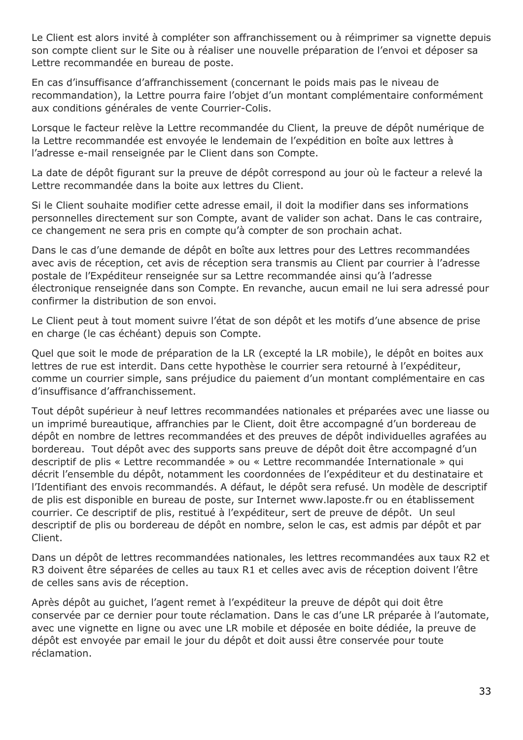Le Client est alors invité à compléter son affranchissement ou à réimprimer sa vignette depuis son compte client sur le Site ou à réaliser une nouvelle préparation de l'envoi et déposer sa Lettre recommandée en bureau de poste.

En cas d'insuffisance d'affranchissement (concernant le poids mais pas le niveau de recommandation), la Lettre pourra faire l'objet d'un montant complémentaire conformément aux conditions générales de vente Courrier-Colis.

Lorsque le facteur relève la Lettre recommandée du Client, la preuve de dépôt numérique de la Lettre recommandée est envoyée le lendemain de l'expédition en boîte aux lettres à l'adresse e-mail renseignée par le Client dans son Compte.

La date de dépôt figurant sur la preuve de dépôt correspond au jour où le facteur a relevé la Lettre recommandée dans la boite aux lettres du Client.

Si le Client souhaite modifier cette adresse email, il doit la modifier dans ses informations personnelles directement sur son Compte, avant de valider son achat. Dans le cas contraire, ce changement ne sera pris en compte qu'à compter de son prochain achat.

Dans le cas d'une demande de dépôt en boîte aux lettres pour des Lettres recommandées avec avis de réception, cet avis de réception sera transmis au Client par courrier à l'adresse postale de l'Expéditeur renseignée sur sa Lettre recommandée ainsi qu'à l'adresse électronique renseignée dans son Compte. En revanche, aucun email ne lui sera adressé pour confirmer la distribution de son envoi.

Le Client peut à tout moment suivre l'état de son dépôt et les motifs d'une absence de prise en charge (le cas échéant) depuis son Compte.

Quel que soit le mode de préparation de la LR (excepté la LR mobile), le dépôt en boites aux lettres de rue est interdit. Dans cette hypothèse le courrier sera retourné à l'expéditeur, comme un courrier simple, sans préjudice du paiement d'un montant complémentaire en cas d'insuffisance d'affranchissement.

Tout dépôt supérieur à neuf lettres recommandées nationales et préparées avec une liasse ou un imprimé bureautique, affranchies par le Client, doit être accompagné d'un bordereau de dépôt en nombre de lettres recommandées et des preuves de dépôt individuelles agrafées au bordereau. Tout dépôt avec des supports sans preuve de dépôt doit être accompagné d'un descriptif de plis « Lettre recommandée » ou « Lettre recommandée Internationale » qui décrit l'ensemble du dépôt, notamment les coordonnées de l'expéditeur et du destinataire et l'Identifiant des envois recommandés. A défaut, le dépôt sera refusé. Un modèle de descriptif de plis est disponible en bureau de poste, sur Internet www.laposte.fr ou en établissement courrier. Ce descriptif de plis, restitué à l'expéditeur, sert de preuve de dépôt. Un seul descriptif de plis ou bordereau de dépôt en nombre, selon le cas, est admis par dépôt et par Client.

Dans un dépôt de lettres recommandées nationales, les lettres recommandées aux taux R2 et R3 doivent être séparées de celles au taux R1 et celles avec avis de réception doivent l'être de celles sans avis de réception.

Après dépôt au guichet, l'agent remet à l'expéditeur la preuve de dépôt qui doit être conservée par ce dernier pour toute réclamation. Dans le cas d'une LR préparée à l'automate, avec une vignette en ligne ou avec une LR mobile et déposée en boite dédiée, la preuve de dépôt est envoyée par email le jour du dépôt et doit aussi être conservée pour toute réclamation.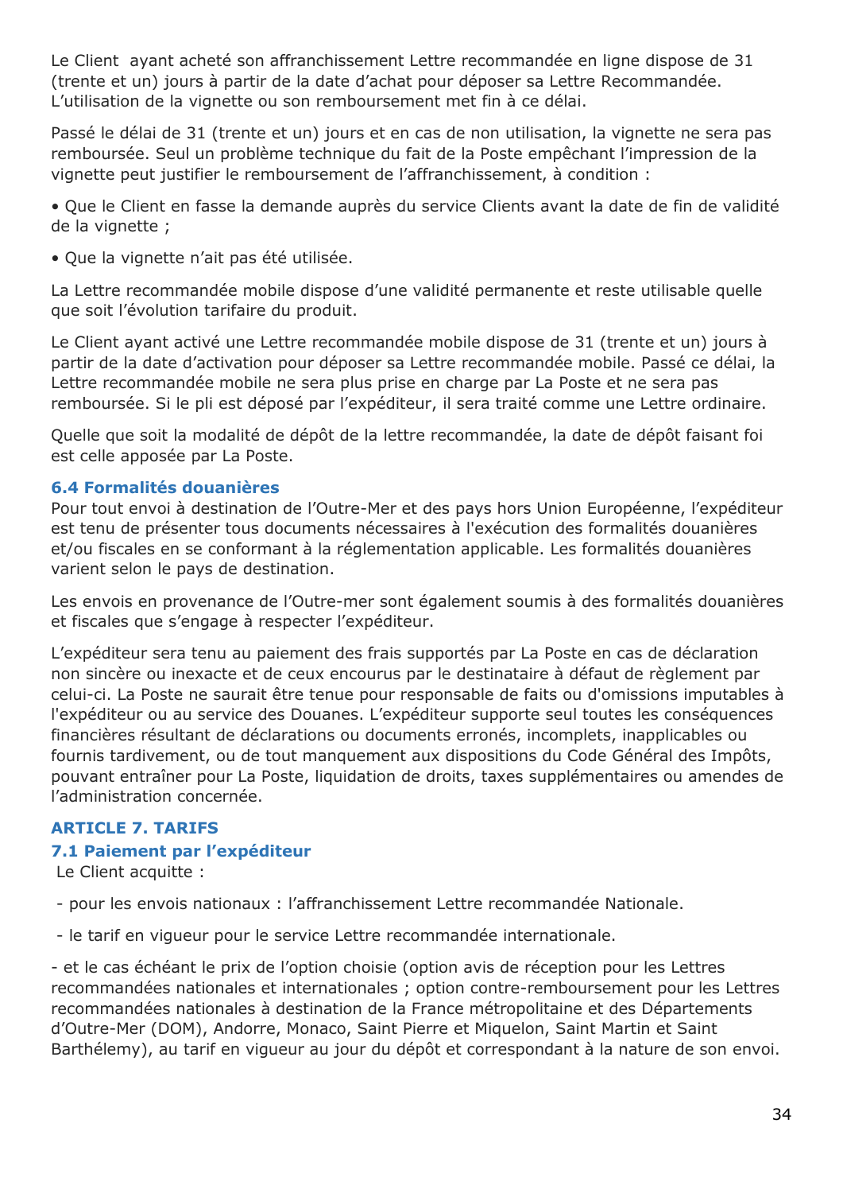Le Client ayant acheté son affranchissement Lettre recommandée en ligne dispose de 31 (trente et un) jours à partir de la date d'achat pour déposer sa Lettre Recommandée. L'utilisation de la vignette ou son remboursement met fin à ce délai.

Passé le délai de 31 (trente et un) jours et en cas de non utilisation, la vignette ne sera pas remboursée. Seul un problème technique du fait de la Poste empêchant l'impression de la vignette peut justifier le remboursement de l'affranchissement, à condition :

- Que le Client en fasse la demande auprès du service Clients avant la date de fin de validité de la vignette ;
- Que la vignette n'ait pas été utilisée.

La Lettre recommandée mobile dispose d'une validité permanente et reste utilisable quelle que soit l'évolution tarifaire du produit.

Le Client ayant activé une Lettre recommandée mobile dispose de 31 (trente et un) jours à partir de la date d'activation pour déposer sa Lettre recommandée mobile. Passé ce délai, la Lettre recommandée mobile ne sera plus prise en charge par La Poste et ne sera pas remboursée. Si le pli est déposé par l'expéditeur, il sera traité comme une Lettre ordinaire.

Quelle que soit la modalité de dépôt de la lettre recommandée, la date de dépôt faisant foi est celle apposée par La Poste.

### 6.4 Formalités douanières

Pour tout envoi à destination de l'Outre-Mer et des pays hors Union Européenne, l'expéditeur est tenu de présenter tous documents nécessaires à l'exécution des formalités douanières et/ou fiscales en se conformant à la réglementation applicable. Les formalités douanières varient selon le pays de destination.

Les envois en provenance de l'Outre-mer sont également soumis à des formalités douanières et fiscales que s'engage à respecter l'expéditeur.

L'expéditeur sera tenu au paiement des frais supportés par La Poste en cas de déclaration non sincère ou inexacte et de ceux encourus par le destinataire à défaut de règlement par celui-ci. La Poste ne saurait être tenue pour responsable de faits ou d'omissions imputables à l'expéditeur ou au service des Douanes. L'expéditeur supporte seul toutes les conséquences financières résultant de déclarations ou documents erronés, incomplets, inapplicables ou fournis tardivement, ou de tout manquement aux dispositions du Code Général des Impôts, pouvant entraîner pour La Poste, liquidation de droits, taxes supplémentaires ou amendes de l'administration concernée.

## ARTICLE 7. TARIFS

### 7.1 Paiement par l'expéditeur

Le Client acquitte :

- pour les envois nationaux : l'affranchissement Lettre recommandée Nationale.

- le tarif en vigueur pour le service Lettre recommandée internationale.

- et le cas échéant le prix de l'option choisie (option avis de réception pour les Lettres recommandées nationales et internationales ; option contre-remboursement pour les Lettres recommandées nationales à destination de la France métropolitaine et des Départements d'Outre-Mer (DOM), Andorre, Monaco, Saint Pierre et Miquelon, Saint Martin et Saint Barthélemy), au tarif en vigueur au jour du dépôt et correspondant à la nature de son envoi.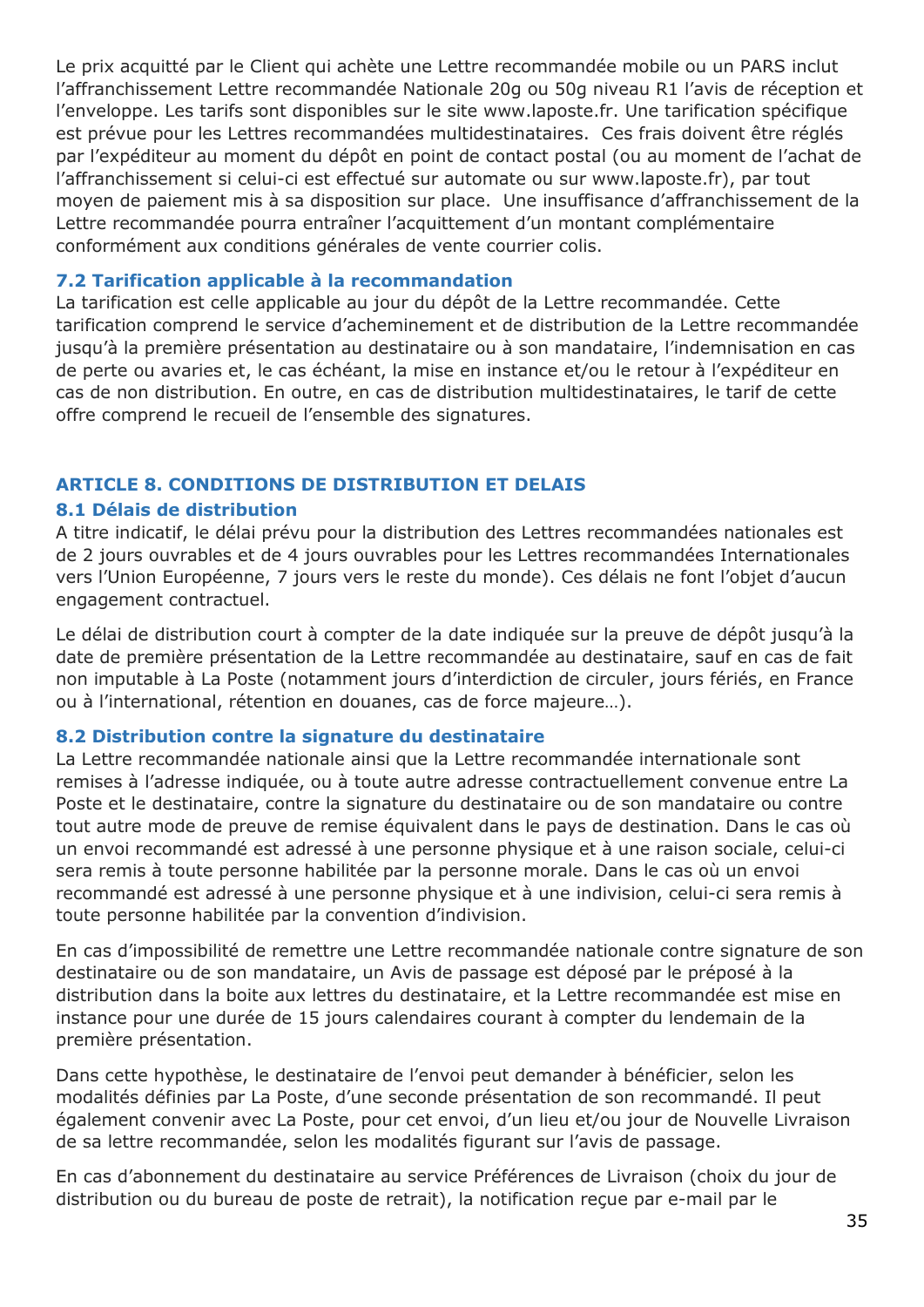Le prix acquitté par le Client qui achète une Lettre recommandée mobile ou un PARS inclut l'affranchissement Lettre recommandée Nationale 20g ou 50g niveau R1 l'avis de réception et l'enveloppe. Les tarifs sont disponibles sur le site www.laposte.fr. Une tarification spécifique est prévue pour les Lettres recommandées multidestinataires.  Ces frais doivent être réglés par l'expéditeur au moment du dépôt en point de contact postal (ou au moment de l'achat de l'affranchissement si celui-ci est effectué sur automate ou sur www.laposte.fr), par tout moyen de paiement mis à sa disposition sur place.  Une insuffisance d'affranchissement de la Lettre recommandée pourra entraîner l'acquittement d'un montant complémentaire conformément aux conditions générales de vente courrier colis.

### 7.2 Tarification applicable à la recommandation

La tarification est celle applicable au jour du dépôt de la Lettre recommandée. Cette tarification comprend le service d'acheminement et de distribution de la Lettre recommandée jusqu'à la première présentation au destinataire ou à son mandataire, l'indemnisation en cas de perte ou avaries et, le cas échéant, la mise en instance et/ou le retour à l'expéditeur en cas de non distribution. En outre, en cas de distribution multidestinataires, le tarif de cette offre comprend le recueil de l'ensemble des signatures.

## ARTICLE 8. CONDITIONS DE DISTRIBUTION ET DELAIS

### 8.1 Délais de distribution

A titre indicatif, le délai prévu pour la distribution des Lettres recommandées nationales est de 2 jours ouvrables et de 4 jours ouvrables pour les Lettres recommandées Internationales vers l'Union Européenne, 7 jours vers le reste du monde). Ces délais ne font l'objet d'aucun engagement contractuel.

Le délai de distribution court à compter de la date indiquée sur la preuve de dépôt jusqu'à la date de première présentation de la Lettre recommandée au destinataire, sauf en cas de fait non imputable à La Poste (notamment jours d'interdiction de circuler, jours fériés, en France ou à l'international, rétention en douanes, cas de force majeure…).

### 8.2 Distribution contre la signature du destinataire

La Lettre recommandée nationale ainsi que la Lettre recommandée internationale sont remises à l'adresse indiquée, ou à toute autre adresse contractuellement convenue entre La Poste et le destinataire, contre la signature du destinataire ou de son mandataire ou contre tout autre mode de preuve de remise équivalent dans le pays de destination. Dans le cas où un envoi recommandé est adressé à une personne physique et à une raison sociale, celui-ci sera remis à toute personne habilitée par la personne morale. Dans le cas où un envoi recommandé est adressé à une personne physique et à une indivision, celui-ci sera remis à toute personne habilitée par la convention d'indivision.

En cas d'impossibilité de remettre une Lettre recommandée nationale contre signature de son destinataire ou de son mandataire, un Avis de passage est déposé par le préposé à la distribution dans la boite aux lettres du destinataire, et la Lettre recommandée est mise en instance pour une durée de 15 jours calendaires courant à compter du lendemain de la première présentation.

Dans cette hypothèse, le destinataire de l'envoi peut demander à bénéficier, selon les modalités définies par La Poste, d'une seconde présentation de son recommandé. Il peut également convenir avec La Poste, pour cet envoi, d'un lieu et/ou jour de Nouvelle Livraison de sa lettre recommandée, selon les modalités figurant sur l'avis de passage.

En cas d'abonnement du destinataire au service Préférences de Livraison (choix du jour de distribution ou du bureau de poste de retrait), la notification reçue par e-mail par le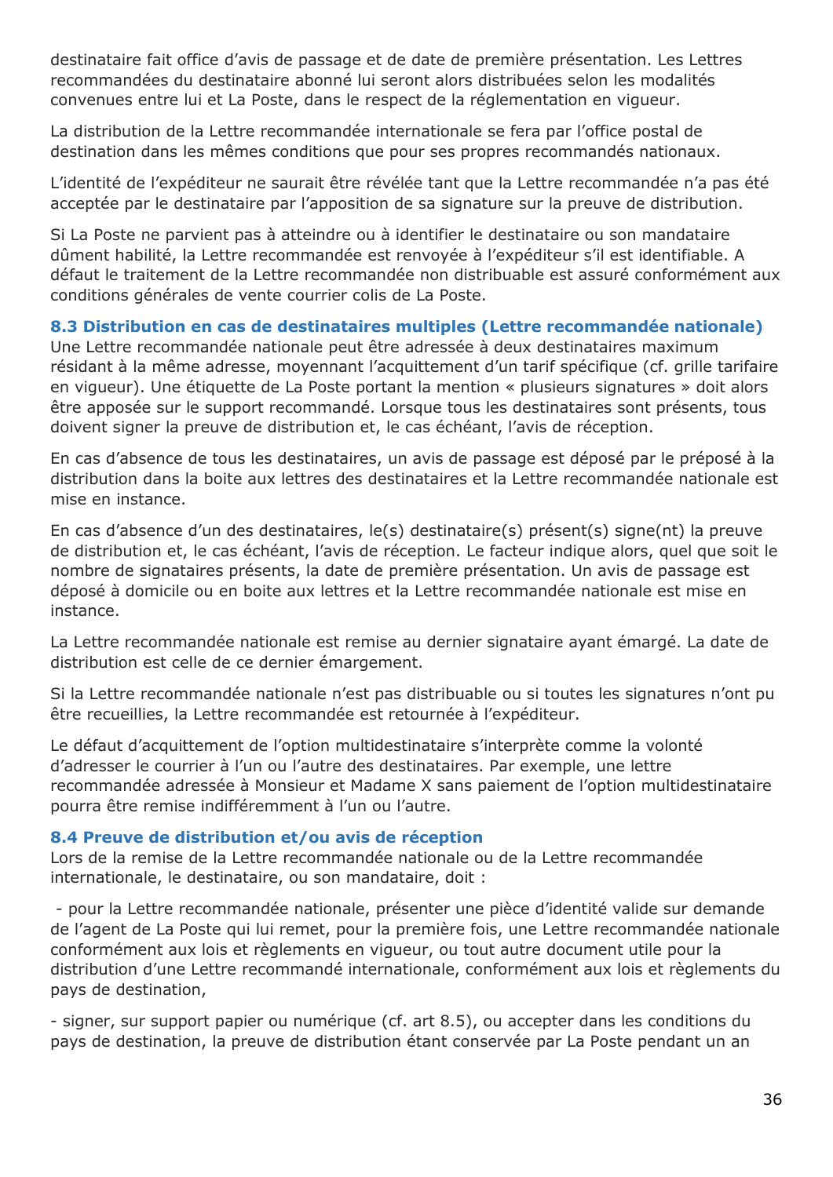destinataire fait office d'avis de passage et de date de première présentation. Les Lettres recommandées du destinataire abonné lui seront alors distribuées selon les modalités convenues entre lui et La Poste, dans le respect de la réglementation en vigueur.

La distribution de la Lettre recommandée internationale se fera par l'office postal de destination dans les mêmes conditions que pour ses propres recommandés nationaux.

L'identité de l'expéditeur ne saurait être révélée tant que la Lettre recommandée n'a pas été acceptée par le destinataire par l'apposition de sa signature sur la preuve de distribution.

Si La Poste ne parvient pas à atteindre ou à identifier le destinataire ou son mandataire dûment habilité, la Lettre recommandée est renvoyée à l'expéditeur s'il est identifiable. A défaut le traitement de la Lettre recommandée non distribuable est assuré conformément aux conditions générales de vente courrier colis de La Poste.

### 8.3 Distribution en cas de destinataires multiples (Lettre recommandée nationale)

Une Lettre recommandée nationale peut être adressée à deux destinataires maximum résidant à la même adresse, moyennant l'acquittement d'un tarif spécifique (cf. grille tarifaire en vigueur). Une étiquette de La Poste portant la mention « plusieurs signatures » doit alors être apposée sur le support recommandé. Lorsque tous les destinataires sont présents, tous doivent signer la preuve de distribution et, le cas échéant, l'avis de réception.

En cas d'absence de tous les destinataires, un avis de passage est déposé par le préposé à la distribution dans la boite aux lettres des destinataires et la Lettre recommandée nationale est mise en instance.

En cas d'absence d'un des destinataires, le(s) destinataire(s) présent(s) signe(nt) la preuve de distribution et, le cas échéant, l'avis de réception. Le facteur indique alors, quel que soit le nombre de signataires présents, la date de première présentation. Un avis de passage est déposé à domicile ou en boite aux lettres et la Lettre recommandée nationale est mise en instance.

La Lettre recommandée nationale est remise au dernier signataire ayant émargé. La date de distribution est celle de ce dernier émargement.

Si la Lettre recommandée nationale n'est pas distribuable ou si toutes les signatures n'ont pu être recueillies, la Lettre recommandée est retournée à l'expéditeur.

Le défaut d'acquittement de l'option multidestinataire s'interprète comme la volonté d'adresser le courrier à l'un ou l'autre des destinataires. Par exemple, une lettre recommandée adressée à Monsieur et Madame X sans paiement de l'option multidestinataire pourra être remise indifféremment à l'un ou l'autre.

### 8.4 Preuve de distribution et/ou avis de réception

Lors de la remise de la Lettre recommandée nationale ou de la Lettre recommandée internationale, le destinataire, ou son mandataire, doit :

- pour la Lettre recommandée nationale, présenter une pièce d'identité valide sur demande de l'agent de La Poste qui lui remet, pour la première fois, une Lettre recommandée nationale conformément aux lois et règlements en vigueur, ou tout autre document utile pour la distribution d'une Lettre recommandé internationale, conformément aux lois et règlements du pays de destination,

- signer, sur support papier ou numérique (cf. art 8.5), ou accepter dans les conditions du pays de destination, la preuve de distribution étant conservée par La Poste pendant un an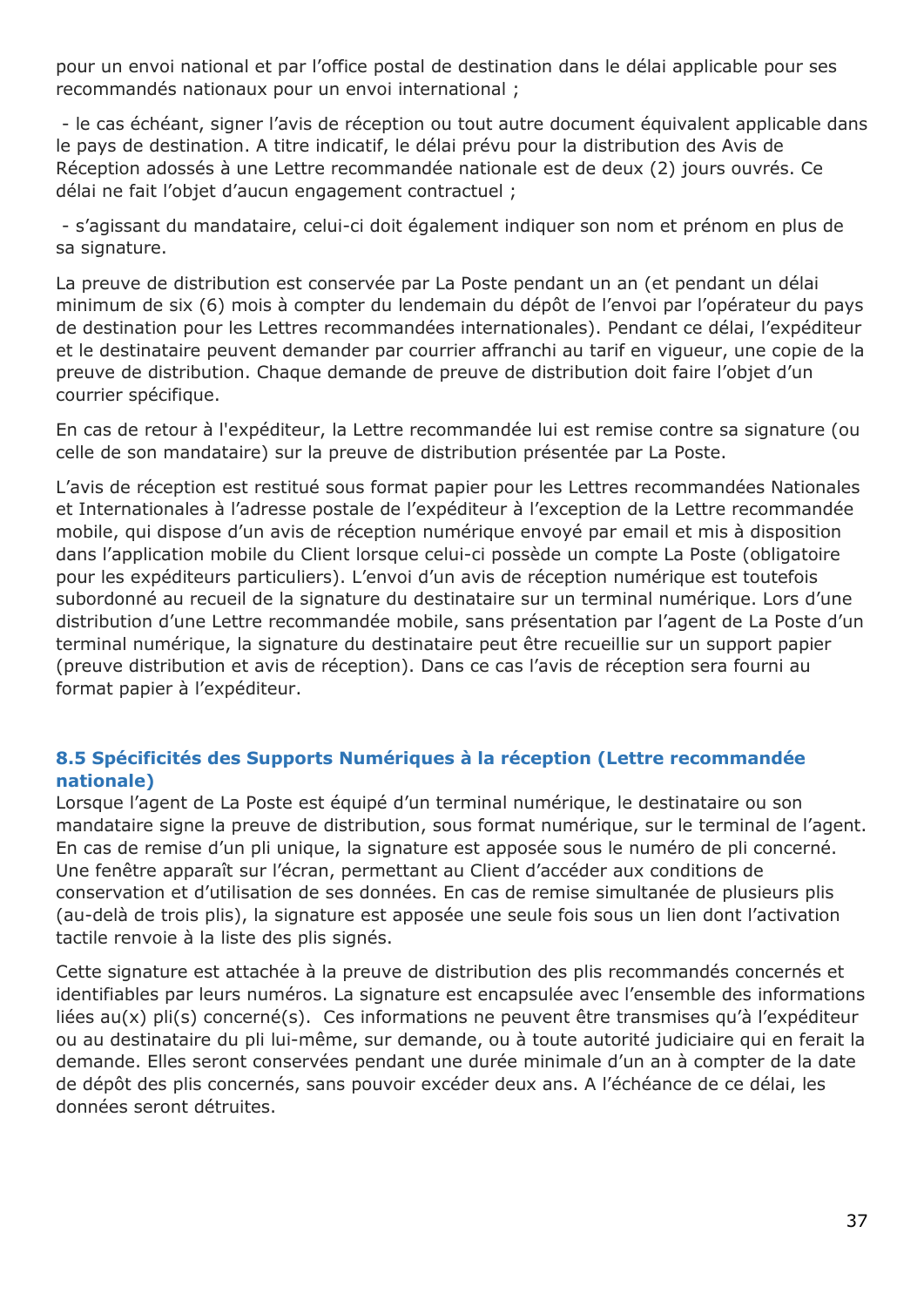pour un envoi national et par l'office postal de destination dans le délai applicable pour ses recommandés nationaux pour un envoi international ;

- le cas échéant, signer l'avis de réception ou tout autre document équivalent applicable dans le pays de destination. A titre indicatif, le délai prévu pour la distribution des Avis de Réception adossés à une Lettre recommandée nationale est de deux (2) jours ouvrés. Ce délai ne fait l'objet d'aucun engagement contractuel ;

- s'agissant du mandataire, celui-ci doit également indiquer son nom et prénom en plus de sa signature.

La preuve de distribution est conservée par La Poste pendant un an (et pendant un délai minimum de six (6) mois à compter du lendemain du dépôt de l'envoi par l'opérateur du pays de destination pour les Lettres recommandées internationales). Pendant ce délai, l'expéditeur et le destinataire peuvent demander par courrier affranchi au tarif en vigueur, une copie de la preuve de distribution. Chaque demande de preuve de distribution doit faire l'objet d'un courrier spécifique.

En cas de retour à l'expéditeur, la Lettre recommandée lui est remise contre sa signature (ou celle de son mandataire) sur la preuve de distribution présentée par La Poste.

L'avis de réception est restitué sous format papier pour les Lettres recommandées Nationales et Internationales à l'adresse postale de l'expéditeur à l'exception de la Lettre recommandée mobile, qui dispose d'un avis de réception numérique envoyé par email et mis à disposition dans l'application mobile du Client lorsque celui-ci possède un compte La Poste (obligatoire pour les expéditeurs particuliers). L'envoi d'un avis de réception numérique est toutefois subordonné au recueil de la signature du destinataire sur un terminal numérique. Lors d'une distribution d'une Lettre recommandée mobile, sans présentation par l'agent de La Poste d'un terminal numérique, la signature du destinataire peut être recueillie sur un support papier (preuve distribution et avis de réception). Dans ce cas l'avis de réception sera fourni au format papier à l'expéditeur.

### 8.5 Spécificités des Supports Numériques à la réception (Lettre recommandée nationale)

Lorsque l'agent de La Poste est équipé d'un terminal numérique, le destinataire ou son mandataire signe la preuve de distribution, sous format numérique, sur le terminal de l'agent. En cas de remise d'un pli unique, la signature est apposée sous le numéro de pli concerné. Une fenêtre apparaît sur l'écran, permettant au Client d'accéder aux conditions de conservation et d'utilisation de ses données. En cas de remise simultanée de plusieurs plis (au-delà de trois plis), la signature est apposée une seule fois sous un lien dont l'activation tactile renvoie à la liste des plis signés.

Cette signature est attachée à la preuve de distribution des plis recommandés concernés et identifiables par leurs numéros. La signature est encapsulée avec l'ensemble des informations liées au(x) pli(s) concerné(s). Ces informations ne peuvent être transmises qu'à l'expéditeur ou au destinataire du pli lui-même, sur demande, ou à toute autorité judiciaire qui en ferait la demande. Elles seront conservées pendant une durée minimale d'un an à compter de la date de dépôt des plis concernés, sans pouvoir excéder deux ans. A l'échéance de ce délai, les données seront détruites.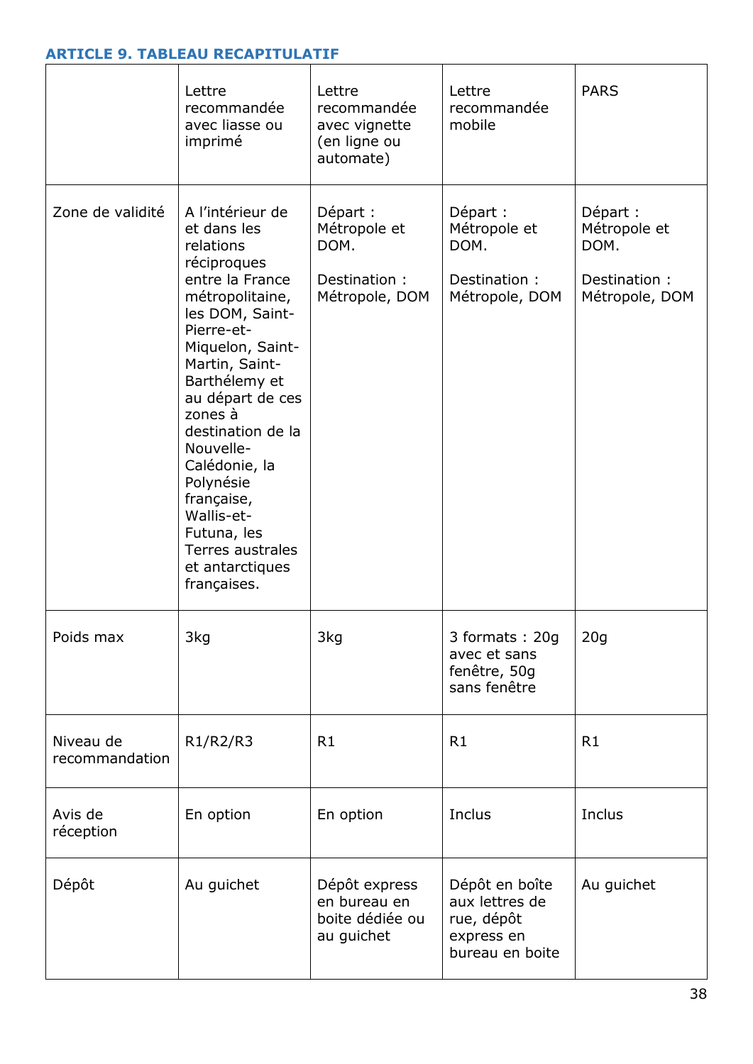### ARTICLE 9. TABLEAU RECAPITULATIF

| | Lettre recommandée avec liasse ou imprimé | Lettre recommandée avec vignette (en ligne ou automate) | Lettre recommandée mobile | PARS |
|---|---|---|---|---|
| Zone de validité | A l’intérieur de et dans les relations réciproques entre la France métropolitaine, les DOM, Saint-Pierre-et-Miquelon, Saint-Martin, Saint-Barthélemy et au départ de ces zones à destination de la Nouvelle-Calédonie, la Polynésie française, Wallis-et-Futuna, les Terres australes et antarctiques françaises. | Départ : Métropole et DOM.<br><br>Destination : Métropole, DOM | Départ : Métropole et DOM.<br><br>Destination : Métropole, DOM | Départ : Métropole et DOM.<br><br>Destination : Métropole, DOM |
| Poids max | 3kg | 3kg | 3 formats : 20g avec et sans fenêtre, 50g sans fenêtre | 20g |
| Niveau de recommandation | R1/R2/R3 | R1 | R1 | R1 |
| Avis de réception | En option | En option | Inclus | Inclus |
| Dépôt | Au guichet | Dépôt express en bureau en boite dédiée ou au guichet | Dépôt en boîte aux lettres de rue, dépôt express en bureau en boite | Au guichet |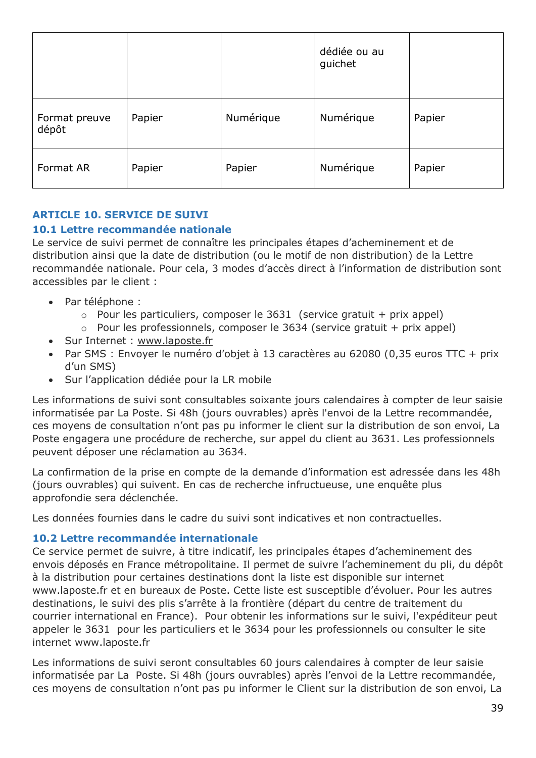| | | | dédiée ou au guichet | |
|---|---|---|---|---|
| Format preuve dépôt | Papier | Numérique | Numérique | Papier |
| Format AR | Papier | Papier | Numérique | Papier |

## ARTICLE 10. SERVICE DE SUIVI

### 10.1 Lettre recommandée nationale

Le service de suivi permet de connaître les principales étapes d'acheminement et de distribution ainsi que la date de distribution (ou le motif de non distribution) de la Lettre recommandée nationale. Pour cela, 3 modes d'accès direct à l'information de distribution sont accessibles par le client :

- Par téléphone :
  - Pour les particuliers, composer le 3631 (service gratuit + prix appel)
  - Pour les professionnels, composer le 3634 (service gratuit + prix appel)
- Sur Internet : www.laposte.fr
- Par SMS : Envoyer le numéro d'objet à 13 caractères au 62080 (0,35 euros TTC + prix d'un SMS)
- Sur l'application dédiée pour la LR mobile

Les informations de suivi sont consultables soixante jours calendaires à compter de leur saisie informatisée par La Poste. Si 48h (jours ouvrables) après l'envoi de la Lettre recommandée, ces moyens de consultation n'ont pas pu informer le client sur la distribution de son envoi, La Poste engagera une procédure de recherche, sur appel du client au 3631. Les professionnels peuvent déposer une réclamation au 3634.

La confirmation de la prise en compte de la demande d'information est adressée dans les 48h (jours ouvrables) qui suivent. En cas de recherche infructueuse, une enquête plus approfondie sera déclenchée.

Les données fournies dans le cadre du suivi sont indicatives et non contractuelles.

### 10.2 Lettre recommandée internationale

Ce service permet de suivre, à titre indicatif, les principales étapes d'acheminement des envois déposés en France métropolitaine. Il permet de suivre l'acheminement du pli, du dépôt à la distribution pour certaines destinations dont la liste est disponible sur internet www.laposte.fr et en bureaux de Poste. Cette liste est susceptible d'évoluer. Pour les autres destinations, le suivi des plis s'arrête à la frontière (départ du centre de traitement du courrier international en France). Pour obtenir les informations sur le suivi, l'expéditeur peut appeler le 3631 pour les particuliers et le 3634 pour les professionnels ou consulter le site internet www.laposte.fr

Les informations de suivi seront consultables 60 jours calendaires à compter de leur saisie informatisée par La Poste. Si 48h (jours ouvrables) après l'envoi de la Lettre recommandée, ces moyens de consultation n'ont pas pu informer le Client sur la distribution de son envoi, La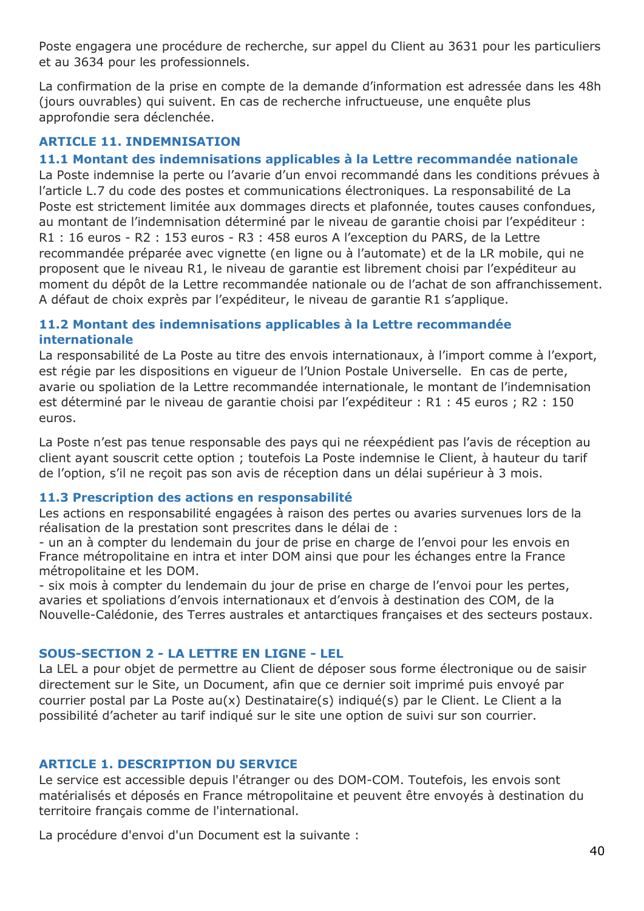Poste engagera une procédure de recherche, sur appel du Client au 3631 pour les particuliers et au 3634 pour les professionnels.

La confirmation de la prise en compte de la demande d'information est adressée dans les 48h (jours ouvrables) qui suivent. En cas de recherche infructueuse, une enquête plus approfondie sera déclenchée.

### ARTICLE 11. INDEMNISATION

#### 11.1 Montant des indemnisations applicables à la Lettre recommandée nationale

La Poste indemnise la perte ou l'avarie d'un envoi recommandé dans les conditions prévues à l'article L.7 du code des postes et communications électroniques. La responsabilité de La Poste est strictement limitée aux dommages directs et plafonnée, toutes causes confondues, au montant de l'indemnisation déterminé par le niveau de garantie choisi par l'expéditeur : R1 : 16 euros - R2 : 153 euros - R3 : 458 euros A l'exception du PARS, de la Lettre recommandée préparée avec vignette (en ligne ou à l'automate) et de la LR mobile, qui ne proposent que le niveau R1, le niveau de garantie est librement choisi par l'expéditeur au moment du dépôt de la Lettre recommandée nationale ou de l'achat de son affranchissement. A défaut de choix exprès par l'expéditeur, le niveau de garantie R1 s'applique.

#### 11.2 Montant des indemnisations applicables à la Lettre recommandée internationale

La responsabilité de La Poste au titre des envois internationaux, à l'import comme à l'export, est régie par les dispositions en vigueur de l'Union Postale Universelle. En cas de perte, avarie ou spoliation de la Lettre recommandée internationale, le montant de l'indemnisation est déterminé par le niveau de garantie choisi par l'expéditeur : R1 : 45 euros ; R2 : 150 euros.

La Poste n'est pas tenue responsable des pays qui ne réexpédient pas l'avis de réception au client ayant souscrit cette option ; toutefois La Poste indemnise le Client, à hauteur du tarif de l'option, s'il ne reçoit pas son avis de réception dans un délai supérieur à 3 mois.

#### 11.3 Prescription des actions en responsabilité

Les actions en responsabilité engagées à raison des pertes ou avaries survenues lors de la réalisation de la prestation sont prescrites dans le délai de :
- un an à compter du lendemain du jour de prise en charge de l'envoi pour les envois en France métropolitaine en intra et inter DOM ainsi que pour les échanges entre la France métropolitaine et les DOM.
- six mois à compter du lendemain du jour de prise en charge de l'envoi pour les pertes, avaries et spoliations d'envois internationaux et d'envois à destination des COM, de la Nouvelle-Calédonie, des Terres australes et antarctiques françaises et des secteurs postaux.

## SOUS-SECTION 2 - LA LETTRE EN LIGNE - LEL

La LEL a pour objet de permettre au Client de déposer sous forme électronique ou de saisir directement sur le Site, un Document, afin que ce dernier soit imprimé puis envoyé par courrier postal par La Poste au(x) Destinataire(s) indiqué(s) par le Client. Le Client a la possibilité d'acheter au tarif indiqué sur le site une option de suivi sur son courrier.

### ARTICLE 1. DESCRIPTION DU SERVICE

Le service est accessible depuis l'étranger ou des DOM-COM. Toutefois, les envois sont matérialisés et déposés en France métropolitaine et peuvent être envoyés à destination du territoire français comme de l'international.

La procédure d'envoi d'un Document est la suivante :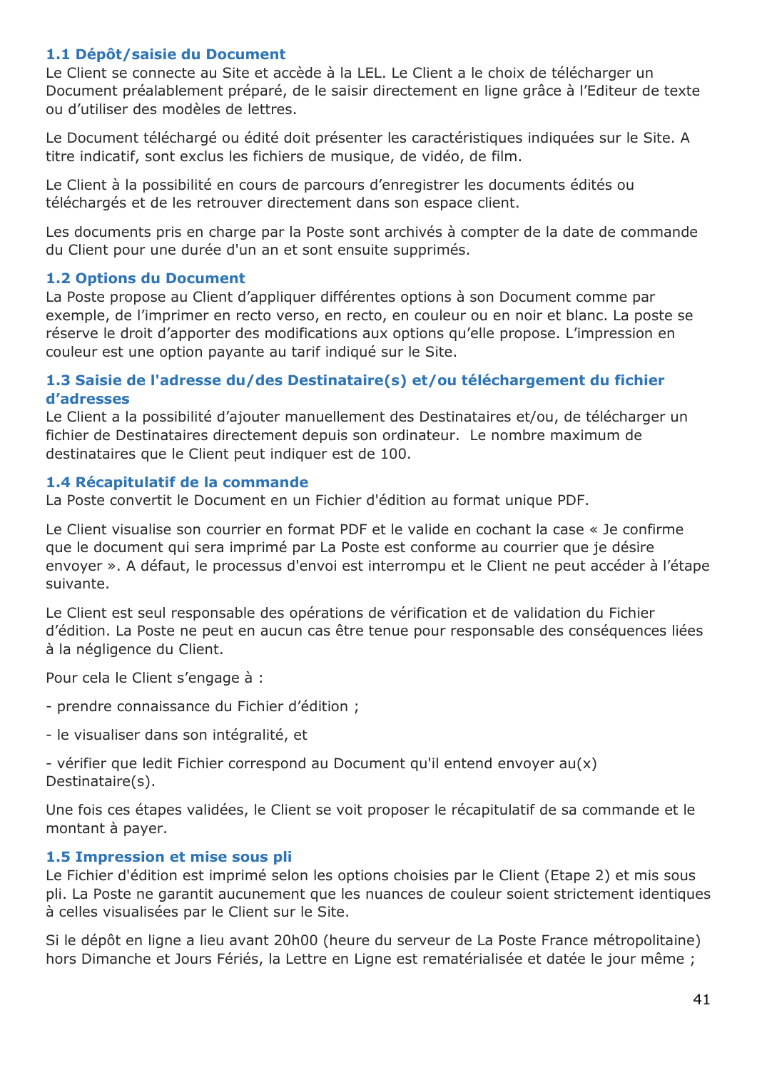### 1.1 Dépôt/saisie du Document

Le Client se connecte au Site et accède à la LEL. Le Client a le choix de télécharger un Document préalablement préparé, de le saisir directement en ligne grâce à l'Editeur de texte ou d'utiliser des modèles de lettres.

Le Document téléchargé ou édité doit présenter les caractéristiques indiquées sur le Site. A titre indicatif, sont exclus les fichiers de musique, de vidéo, de film.

Le Client à la possibilité en cours de parcours d'enregistrer les documents édités ou téléchargés et de les retrouver directement dans son espace client.

Les documents pris en charge par la Poste sont archivés à compter de la date de commande du Client pour une durée d'un an et sont ensuite supprimés.

### 1.2 Options du Document

La Poste propose au Client d'appliquer différentes options à son Document comme par exemple, de l'imprimer en recto verso, en recto, en couleur ou en noir et blanc. La poste se réserve le droit d'apporter des modifications aux options qu'elle propose. L'impression en couleur est une option payante au tarif indiqué sur le Site.

### 1.3 Saisie de l'adresse du/des Destinataire(s) et/ou téléchargement du fichier d'adresses

Le Client a la possibilité d'ajouter manuellement des Destinataires et/ou, de télécharger un fichier de Destinataires directement depuis son ordinateur. Le nombre maximum de destinataires que le Client peut indiquer est de 100.

### 1.4 Récapitulatif de la commande

La Poste convertit le Document en un Fichier d'édition au format unique PDF.

Le Client visualise son courrier en format PDF et le valide en cochant la case « Je confirme que le document qui sera imprimé par La Poste est conforme au courrier que je désire envoyer ». A défaut, le processus d'envoi est interrompu et le Client ne peut accéder à l'étape suivante.

Le Client est seul responsable des opérations de vérification et de validation du Fichier d'édition. La Poste ne peut en aucun cas être tenue pour responsable des conséquences liées à la négligence du Client.

Pour cela le Client s'engage à :

- prendre connaissance du Fichier d'édition ;

- le visualiser dans son intégralité, et

- vérifier que ledit Fichier correspond au Document qu'il entend envoyer au(x) Destinataire(s).

Une fois ces étapes validées, le Client se voit proposer le récapitulatif de sa commande et le montant à payer.

### 1.5 Impression et mise sous pli

Le Fichier d'édition est imprimé selon les options choisies par le Client (Etape 2) et mis sous pli. La Poste ne garantit aucunement que les nuances de couleur soient strictement identiques à celles visualisées par le Client sur le Site.

Si le dépôt en ligne a lieu avant 20h00 (heure du serveur de La Poste France métropolitaine) hors Dimanche et Jours Fériés, la Lettre en Ligne est rematérialisée et datée le jour même ;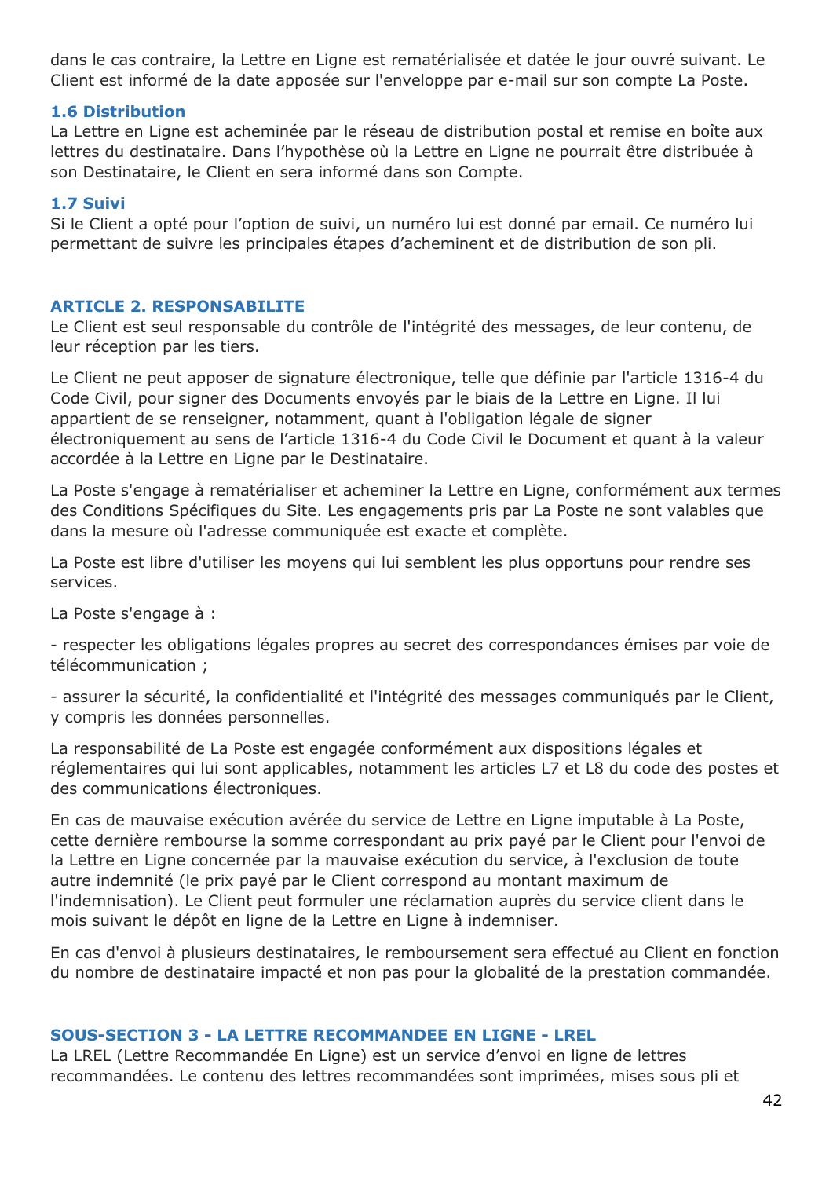dans le cas contraire, la Lettre en Ligne est rematérialisée et datée le jour ouvré suivant. Le Client est informé de la date apposée sur l'enveloppe par e-mail sur son compte La Poste.

### 1.6 Distribution

La Lettre en Ligne est acheminée par le réseau de distribution postal et remise en boîte aux lettres du destinataire. Dans l'hypothèse où la Lettre en Ligne ne pourrait être distribuée à son Destinataire, le Client en sera informé dans son Compte.

### 1.7 Suivi

Si le Client a opté pour l'option de suivi, un numéro lui est donné par email. Ce numéro lui permettant de suivre les principales étapes d'acheminent et de distribution de son pli.

## ARTICLE 2. RESPONSABILITE

Le Client est seul responsable du contrôle de l'intégrité des messages, de leur contenu, de leur réception par les tiers.

Le Client ne peut apposer de signature électronique, telle que définie par l'article 1316-4 du Code Civil, pour signer des Documents envoyés par le biais de la Lettre en Ligne. Il lui appartient de se renseigner, notamment, quant à l'obligation légale de signer électroniquement au sens de l'article 1316-4 du Code Civil le Document et quant à la valeur accordée à la Lettre en Ligne par le Destinataire.

La Poste s'engage à rematérialiser et acheminer la Lettre en Ligne, conformément aux termes des Conditions Spécifiques du Site. Les engagements pris par La Poste ne sont valables que dans la mesure où l'adresse communiquée est exacte et complète.

La Poste est libre d'utiliser les moyens qui lui semblent les plus opportuns pour rendre ses services.

La Poste s'engage à :

- respecter les obligations légales propres au secret des correspondances émises par voie de télécommunication ;

- assurer la sécurité, la confidentialité et l'intégrité des messages communiqués par le Client, y compris les données personnelles.

La responsabilité de La Poste est engagée conformément aux dispositions légales et réglementaires qui lui sont applicables, notamment les articles L7 et L8 du code des postes et des communications électroniques.

En cas de mauvaise exécution avérée du service de Lettre en Ligne imputable à La Poste, cette dernière rembourse la somme correspondant au prix payé par le Client pour l'envoi de la Lettre en Ligne concernée par la mauvaise exécution du service, à l'exclusion de toute autre indemnité (le prix payé par le Client correspond au montant maximum de l'indemnisation). Le Client peut formuler une réclamation auprès du service client dans le mois suivant le dépôt en ligne de la Lettre en Ligne à indemniser.

En cas d'envoi à plusieurs destinataires, le remboursement sera effectué au Client en fonction du nombre de destinataire impacté et non pas pour la globalité de la prestation commandée.

## SOUS-SECTION 3 - LA LETTRE RECOMMANDEE EN LIGNE - LREL

La LREL (Lettre Recommandée En Ligne) est un service d'envoi en ligne de lettres recommandées. Le contenu des lettres recommandées sont imprimées, mises sous pli et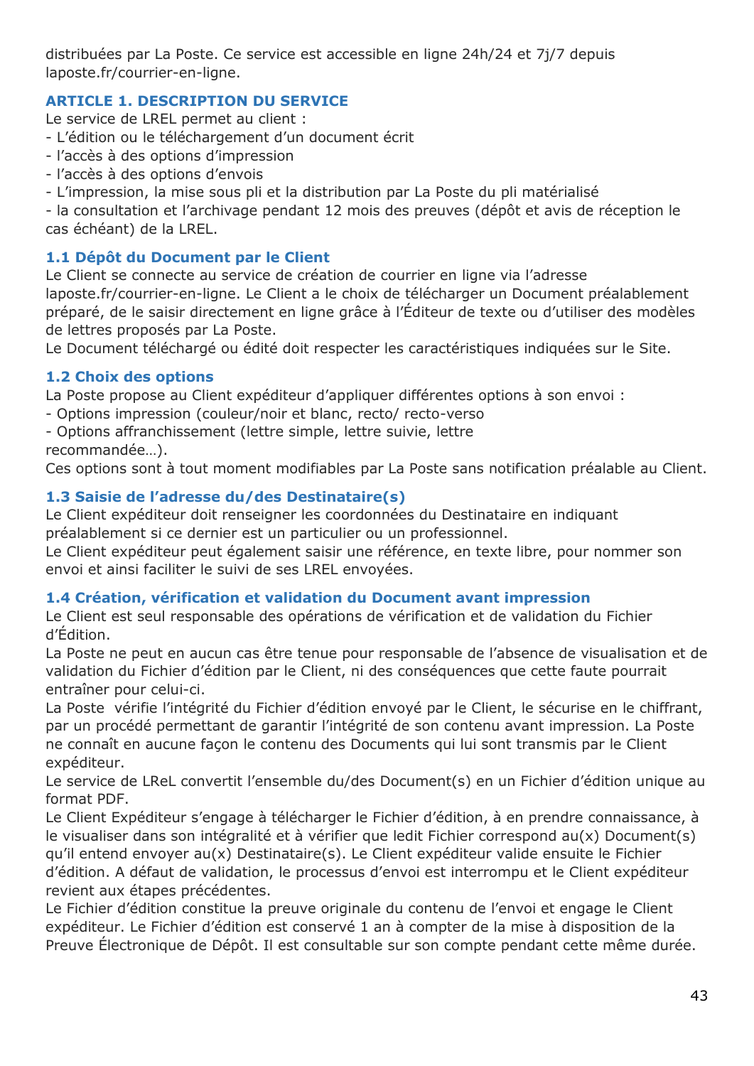distribuées par La Poste. Ce service est accessible en ligne 24h/24 et 7j/7 depuis laposte.fr/courrier-en-ligne.

## ARTICLE 1. DESCRIPTION DU SERVICE

Le service de LREL permet au client :
- L'édition ou le téléchargement d'un document écrit
- l'accès à des options d'impression
- l'accès à des options d'envois
- L'impression, la mise sous pli et la distribution par La Poste du pli matérialisé
- la consultation et l'archivage pendant 12 mois des preuves (dépôt et avis de réception le cas échéant) de la LREL.

### 1.1 Dépôt du Document par le Client

Le Client se connecte au service de création de courrier en ligne via l'adresse laposte.fr/courrier-en-ligne. Le Client a le choix de télécharger un Document préalablement préparé, de le saisir directement en ligne grâce à l'Éditeur de texte ou d'utiliser des modèles de lettres proposés par La Poste.
Le Document téléchargé ou édité doit respecter les caractéristiques indiquées sur le Site.

### 1.2 Choix des options

La Poste propose au Client expéditeur d'appliquer différentes options à son envoi :
- Options impression (couleur/noir et blanc, recto/ recto-verso
- Options affranchissement (lettre simple, lettre suivie, lettre recommandée…).

Ces options sont à tout moment modifiables par La Poste sans notification préalable au Client.

### 1.3 Saisie de l'adresse du/des Destinataire(s)

Le Client expéditeur doit renseigner les coordonnées du Destinataire en indiquant préalablement si ce dernier est un particulier ou un professionnel.
Le Client expéditeur peut également saisir une référence, en texte libre, pour nommer son envoi et ainsi faciliter le suivi de ses LREL envoyées.

### 1.4 Création, vérification et validation du Document avant impression

Le Client est seul responsable des opérations de vérification et de validation du Fichier d'Édition.
La Poste ne peut en aucun cas être tenue pour responsable de l'absence de visualisation et de validation du Fichier d'édition par le Client, ni des conséquences que cette faute pourrait entraîner pour celui-ci.
La Poste vérifie l'intégrité du Fichier d'édition envoyé par le Client, le sécurise en le chiffrant, par un procédé permettant de garantir l'intégrité de son contenu avant impression. La Poste ne connaît en aucune façon le contenu des Documents qui lui sont transmis par le Client expéditeur.
Le service de LReL convertit l'ensemble du/des Document(s) en un Fichier d'édition unique au format PDF.
Le Client Expéditeur s'engage à télécharger le Fichier d'édition, à en prendre connaissance, à le visualiser dans son intégralité et à vérifier que ledit Fichier correspond au(x) Document(s) qu'il entend envoyer au(x) Destinataire(s). Le Client expéditeur valide ensuite le Fichier d'édition. A défaut de validation, le processus d'envoi est interrompu et le Client expéditeur revient aux étapes précédentes.
Le Fichier d'édition constitue la preuve originale du contenu de l'envoi et engage le Client expéditeur. Le Fichier d'édition est conservé 1 an à compter de la mise à disposition de la Preuve Électronique de Dépôt. Il est consultable sur son compte pendant cette même durée.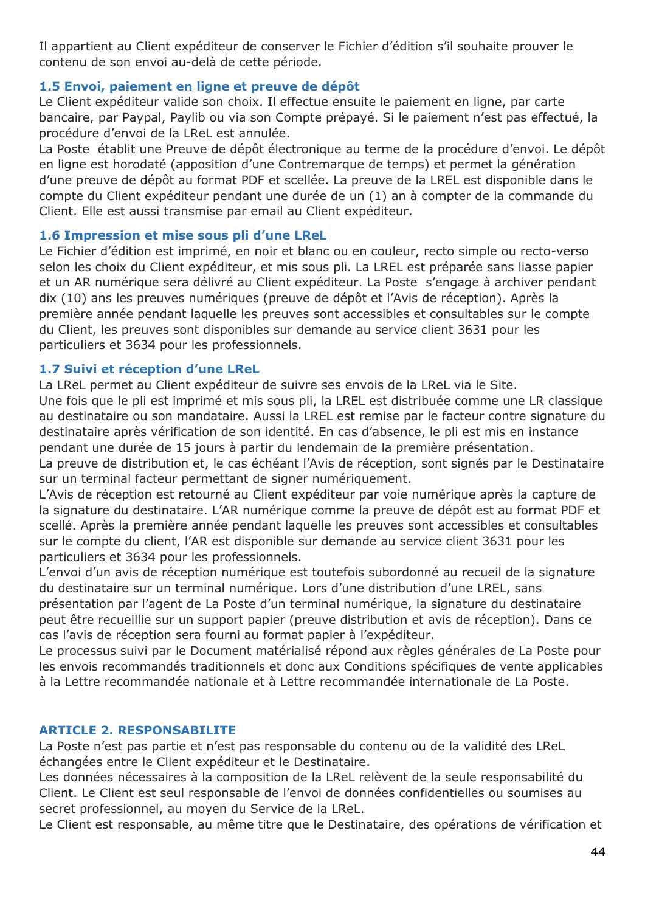Il appartient au Client expéditeur de conserver le Fichier d'édition s'il souhaite prouver le contenu de son envoi au-delà de cette période.

### 1.5 Envoi, paiement en ligne et preuve de dépôt

Le Client expéditeur valide son choix. Il effectue ensuite le paiement en ligne, par carte bancaire, par Paypal, Paylib ou via son Compte prépayé. Si le paiement n'est pas effectué, la procédure d'envoi de la LReL est annulée.

La Poste établit une Preuve de dépôt électronique au terme de la procédure d'envoi. Le dépôt en ligne est horodaté (apposition d'une Contremarque de temps) et permet la génération d'une preuve de dépôt au format PDF et scellée. La preuve de la LREL est disponible dans le compte du Client expéditeur pendant une durée de un (1) an à compter de la commande du Client. Elle est aussi transmise par email au Client expéditeur.

### 1.6 Impression et mise sous pli d'une LReL

Le Fichier d'édition est imprimé, en noir et blanc ou en couleur, recto simple ou recto-verso selon les choix du Client expéditeur, et mis sous pli. La LREL est préparée sans liasse papier et un AR numérique sera délivré au Client expéditeur. La Poste s'engage à archiver pendant dix (10) ans les preuves numériques (preuve de dépôt et l'Avis de réception). Après la première année pendant laquelle les preuves sont accessibles et consultables sur le compte du Client, les preuves sont disponibles sur demande au service client 3631 pour les particuliers et 3634 pour les professionnels.

### 1.7 Suivi et réception d'une LReL

La LReL permet au Client expéditeur de suivre ses envois de la LReL via le Site.

Une fois que le pli est imprimé et mis sous pli, la LREL est distribuée comme une LR classique au destinataire ou son mandataire. Aussi la LREL est remise par le facteur contre signature du destinataire après vérification de son identité. En cas d'absence, le pli est mis en instance pendant une durée de 15 jours à partir du lendemain de la première présentation.

La preuve de distribution et, le cas échéant l'Avis de réception, sont signés par le Destinataire sur un terminal facteur permettant de signer numériquement.

L'Avis de réception est retourné au Client expéditeur par voie numérique après la capture de la signature du destinataire. L'AR numérique comme la preuve de dépôt est au format PDF et scellé. Après la première année pendant laquelle les preuves sont accessibles et consultables sur le compte du client, l'AR est disponible sur demande au service client 3631 pour les particuliers et 3634 pour les professionnels.

L'envoi d'un avis de réception numérique est toutefois subordonné au recueil de la signature du destinataire sur un terminal numérique. Lors d'une distribution d'une LREL, sans présentation par l'agent de La Poste d'un terminal numérique, la signature du destinataire peut être recueillie sur un support papier (preuve distribution et avis de réception). Dans ce cas l'avis de réception sera fourni au format papier à l'expéditeur.

Le processus suivi par le Document matérialisé répond aux règles générales de La Poste pour les envois recommandés traditionnels et donc aux Conditions spécifiques de vente applicables à la Lettre recommandée nationale et à Lettre recommandée internationale de La Poste.

## ARTICLE 2. RESPONSABILITE

La Poste n'est pas partie et n'est pas responsable du contenu ou de la validité des LReL échangées entre le Client expéditeur et le Destinataire.

Les données nécessaires à la composition de la LReL relèvent de la seule responsabilité du Client. Le Client est seul responsable de l'envoi de données confidentielles ou soumises au secret professionnel, au moyen du Service de la LReL.

Le Client est responsable, au même titre que le Destinataire, des opérations de vérification et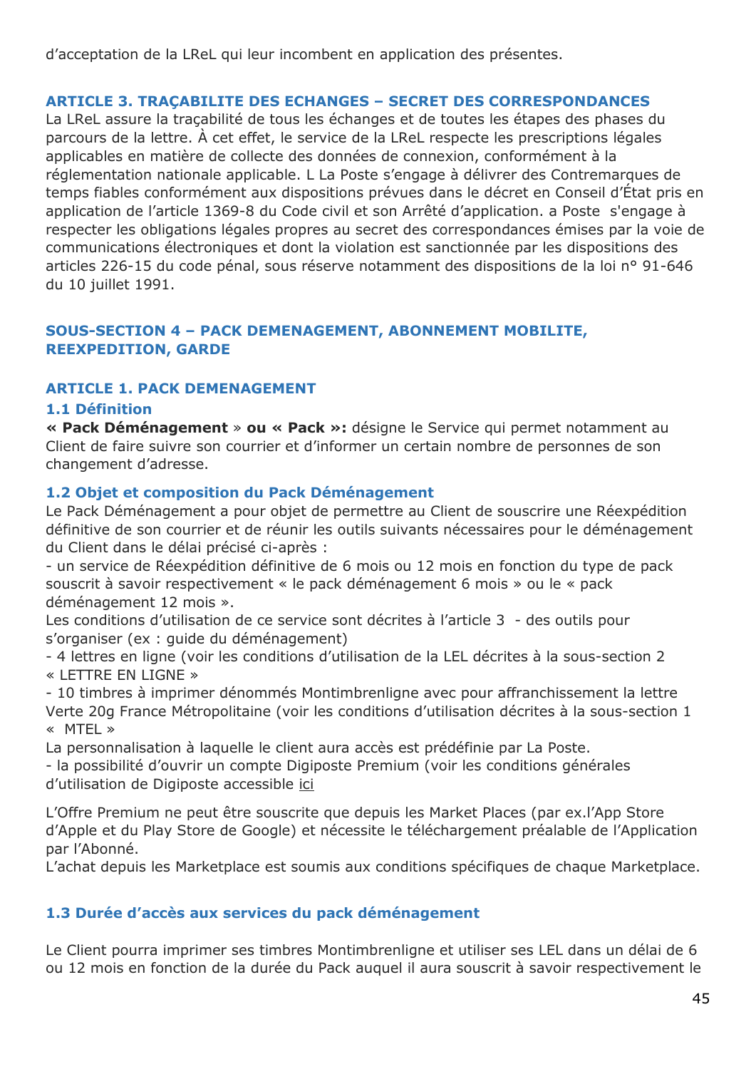d'acceptation de la LReL qui leur incombent en application des présentes.

### ARTICLE 3. TRAÇABILITE DES ECHANGES – SECRET DES CORRESPONDANCES

La LReL assure la traçabilité de tous les échanges et de toutes les étapes des phases du parcours de la lettre. À cet effet, le service de la LReL respecte les prescriptions légales applicables en matière de collecte des données de connexion, conformément à la réglementation nationale applicable. L La Poste s'engage à délivrer des Contremarques de temps fiables conformément aux dispositions prévues dans le décret en Conseil d'État pris en application de l'article 1369-8 du Code civil et son Arrêté d'application. a Poste  s'engage à respecter les obligations légales propres au secret des correspondances émises par la voie de communications électroniques et dont la violation est sanctionnée par les dispositions des articles 226-15 du code pénal, sous réserve notamment des dispositions de la loi n° 91-646 du 10 juillet 1991.

## SOUS-SECTION 4 – PACK DEMENAGEMENT, ABONNEMENT MOBILITE, REEXPEDITION, GARDE

### ARTICLE 1. PACK DEMENAGEMENT

#### 1.1 Définition

**« Pack Déménagement** » **ou « Pack »:** désigne le Service qui permet notamment au Client de faire suivre son courrier et d'informer un certain nombre de personnes de son changement d'adresse.

#### 1.2 Objet et composition du Pack Déménagement

Le Pack Déménagement a pour objet de permettre au Client de souscrire une Réexpédition définitive de son courrier et de réunir les outils suivants nécessaires pour le déménagement du Client dans le délai précisé ci-après :

- un service de Réexpédition définitive de 6 mois ou 12 mois en fonction du type de pack souscrit à savoir respectivement « le pack déménagement 6 mois » ou le « pack déménagement 12 mois ».

Les conditions d'utilisation de ce service sont décrites à l'article 3  - des outils pour s'organiser (ex : guide du déménagement)

- 4 lettres en ligne (voir les conditions d'utilisation de la LEL décrites à la sous-section 2 « LETTRE EN LIGNE »
- 10 timbres à imprimer dénommés Montimbrenligne avec pour affranchissement la lettre Verte 20g France Métropolitaine (voir les conditions d'utilisation décrites à la sous-section 1 «  MTEL »

La personnalisation à laquelle le client aura accès est prédéfinie par La Poste.

- la possibilité d'ouvrir un compte Digiposte Premium (voir les conditions générales d'utilisation de Digiposte accessible ici

L'Offre Premium ne peut être souscrite que depuis les Market Places (par ex.l'App Store d'Apple et du Play Store de Google) et nécessite le téléchargement préalable de l'Application par l'Abonné.

L'achat depuis les Marketplace est soumis aux conditions spécifiques de chaque Marketplace.

#### 1.3 Durée d'accès aux services du pack déménagement

Le Client pourra imprimer ses timbres Montimbrenligne et utiliser ses LEL dans un délai de 6 ou 12 mois en fonction de la durée du Pack auquel il aura souscrit à savoir respectivement le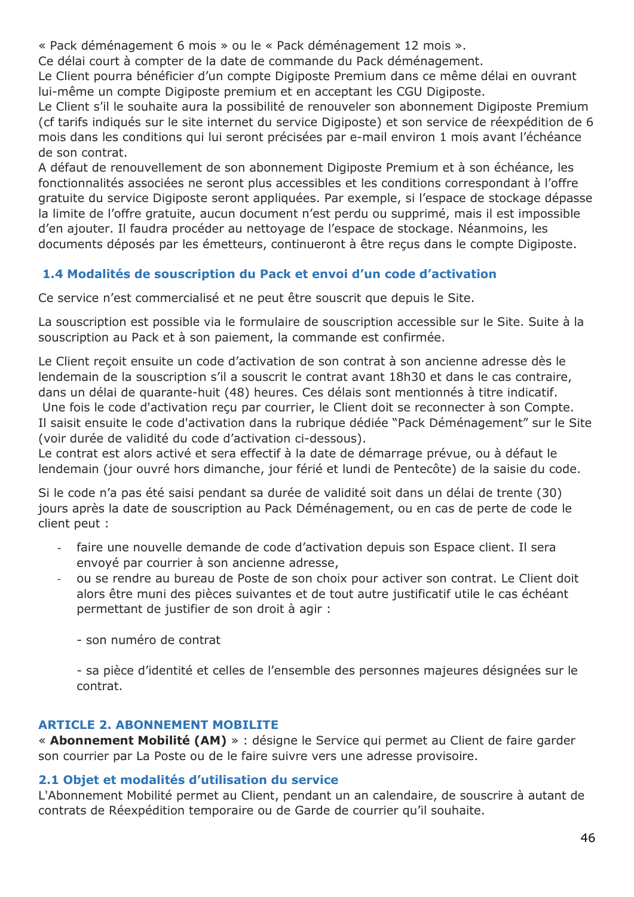« Pack déménagement 6 mois » ou le « Pack déménagement 12 mois ».
Ce délai court à compter de la date de commande du Pack déménagement.
Le Client pourra bénéficier d'un compte Digiposte Premium dans ce même délai en ouvrant lui-même un compte Digiposte premium et en acceptant les CGU Digiposte.
Le Client s'il le souhaite aura la possibilité de renouveler son abonnement Digiposte Premium (cf tarifs indiqués sur le site internet du service Digiposte) et son service de réexpédition de 6 mois dans les conditions qui lui seront précisées par e-mail environ 1 mois avant l'échéance de son contrat.
A défaut de renouvellement de son abonnement Digiposte Premium et à son échéance, les fonctionnalités associées ne seront plus accessibles et les conditions correspondant à l'offre gratuite du service Digiposte seront appliquées. Par exemple, si l'espace de stockage dépasse la limite de l'offre gratuite, aucun document n'est perdu ou supprimé, mais il est impossible d'en ajouter. Il faudra procéder au nettoyage de l'espace de stockage. Néanmoins, les documents déposés par les émetteurs, continueront à être reçus dans le compte Digiposte.

### 1.4 Modalités de souscription du Pack et envoi d'un code d'activation

Ce service n'est commercialisé et ne peut être souscrit que depuis le Site.

La souscription est possible via le formulaire de souscription accessible sur le Site. Suite à la souscription au Pack et à son paiement, la commande est confirmée.

Le Client reçoit ensuite un code d'activation de son contrat à son ancienne adresse dès le lendemain de la souscription s'il a souscrit le contrat avant 18h30 et dans le cas contraire, dans un délai de quarante-huit (48) heures. Ces délais sont mentionnés à titre indicatif.
Une fois le code d'activation reçu par courrier, le Client doit se reconnecter à son Compte. Il saisit ensuite le code d'activation dans la rubrique dédiée "Pack Déménagement" sur le Site (voir durée de validité du code d'activation ci-dessous).
Le contrat est alors activé et sera effectif à la date de démarrage prévue, ou à défaut le lendemain (jour ouvré hors dimanche, jour férié et lundi de Pentecôte) de la saisie du code.

Si le code n'a pas été saisi pendant sa durée de validité soit dans un délai de trente (30) jours après la date de souscription au Pack Déménagement, ou en cas de perte de code le client peut :

- faire une nouvelle demande de code d'activation depuis son Espace client. Il sera envoyé par courrier à son ancienne adresse,
- ou se rendre au bureau de Poste de son choix pour activer son contrat. Le Client doit alors être muni des pièces suivantes et de tout autre justificatif utile le cas échéant permettant de justifier de son droit à agir :

  - son numéro de contrat

  - sa pièce d'identité et celles de l'ensemble des personnes majeures désignées sur le contrat.

## ARTICLE 2. ABONNEMENT MOBILITE

« **Abonnement Mobilité (AM)** » : désigne le Service qui permet au Client de faire garder son courrier par La Poste ou de le faire suivre vers une adresse provisoire.

### 2.1 Objet et modalités d'utilisation du service

L'Abonnement Mobilité permet au Client, pendant un an calendaire, de souscrire à autant de contrats de Réexpédition temporaire ou de Garde de courrier qu'il souhaite.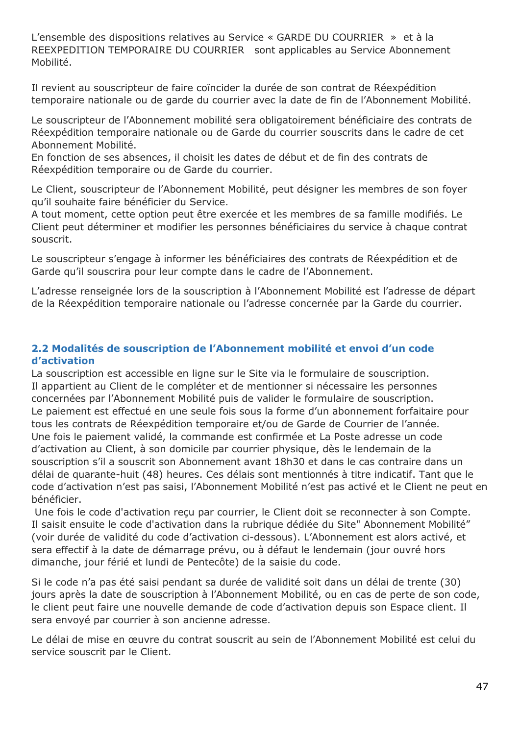L'ensemble des dispositions relatives au Service « GARDE DU COURRIER » et à la REEXPEDITION TEMPORAIRE DU COURRIER sont applicables au Service Abonnement Mobilité.

Il revient au souscripteur de faire coïncider la durée de son contrat de Réexpédition temporaire nationale ou de garde du courrier avec la date de fin de l'Abonnement Mobilité.

Le souscripteur de l'Abonnement mobilité sera obligatoirement bénéficiaire des contrats de Réexpédition temporaire nationale ou de Garde du courrier souscrits dans le cadre de cet Abonnement Mobilité.
En fonction de ses absences, il choisit les dates de début et de fin des contrats de Réexpédition temporaire ou de Garde du courrier.

Le Client, souscripteur de l'Abonnement Mobilité, peut désigner les membres de son foyer qu'il souhaite faire bénéficier du Service.
A tout moment, cette option peut être exercée et les membres de sa famille modifiés. Le Client peut déterminer et modifier les personnes bénéficiaires du service à chaque contrat souscrit.

Le souscripteur s'engage à informer les bénéficiaires des contrats de Réexpédition et de Garde qu'il souscrira pour leur compte dans le cadre de l'Abonnement.

L'adresse renseignée lors de la souscription à l'Abonnement Mobilité est l'adresse de départ de la Réexpédition temporaire nationale ou l'adresse concernée par la Garde du courrier.

### 2.2 Modalités de souscription de l'Abonnement mobilité et envoi d'un code d'activation

La souscription est accessible en ligne sur le Site via le formulaire de souscription.
Il appartient au Client de le compléter et de mentionner si nécessaire les personnes concernées par l'Abonnement Mobilité puis de valider le formulaire de souscription.
Le paiement est effectué en une seule fois sous la forme d'un abonnement forfaitaire pour tous les contrats de Réexpédition temporaire et/ou de Garde de Courrier de l'année.
Une fois le paiement validé, la commande est confirmée et La Poste adresse un code d'activation au Client, à son domicile par courrier physique, dès le lendemain de la souscription s'il a souscrit son Abonnement avant 18h30 et dans le cas contraire dans un délai de quarante-huit (48) heures. Ces délais sont mentionnés à titre indicatif. Tant que le code d'activation n'est pas saisi, l'Abonnement Mobilité n'est pas activé et le Client ne peut en bénéficier.
Une fois le code d'activation reçu par courrier, le Client doit se reconnecter à son Compte. Il saisit ensuite le code d'activation dans la rubrique dédiée du Site" Abonnement Mobilité" (voir durée de validité du code d'activation ci-dessous). L'Abonnement est alors activé, et sera effectif à la date de démarrage prévu, ou à défaut le lendemain (jour ouvré hors dimanche, jour férié et lundi de Pentecôte) de la saisie du code.

Si le code n'a pas été saisi pendant sa durée de validité soit dans un délai de trente (30) jours après la date de souscription à l'Abonnement Mobilité, ou en cas de perte de son code, le client peut faire une nouvelle demande de code d'activation depuis son Espace client. Il sera envoyé par courrier à son ancienne adresse.

Le délai de mise en œuvre du contrat souscrit au sein de l'Abonnement Mobilité est celui du service souscrit par le Client.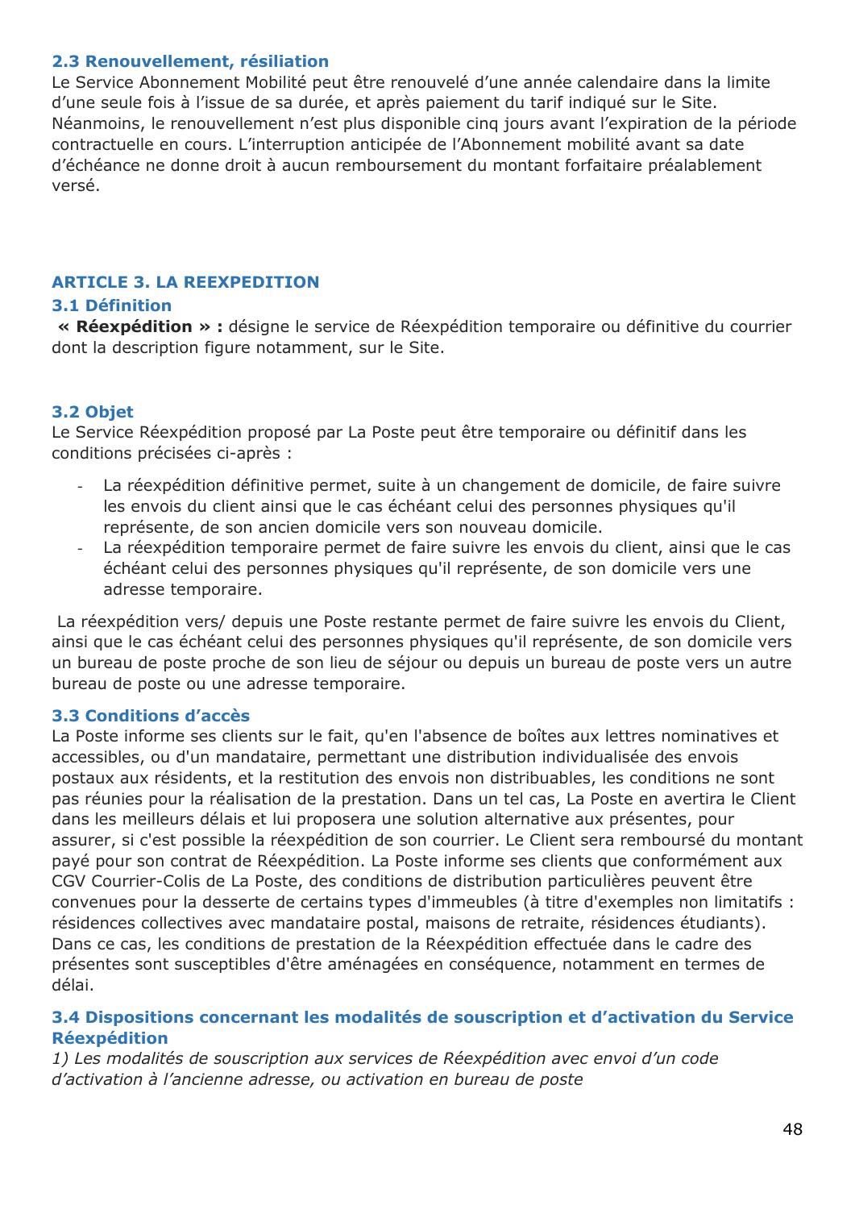### 2.3 Renouvellement, résiliation

Le Service Abonnement Mobilité peut être renouvelé d'une année calendaire dans la limite d'une seule fois à l'issue de sa durée, et après paiement du tarif indiqué sur le Site. Néanmoins, le renouvellement n'est plus disponible cinq jours avant l'expiration de la période contractuelle en cours. L'interruption anticipée de l'Abonnement mobilité avant sa date d'échéance ne donne droit à aucun remboursement du montant forfaitaire préalablement versé.

## ARTICLE 3. LA REEXPEDITION

### 3.1 Définition

**« Réexpédition » :** désigne le service de Réexpédition temporaire ou définitive du courrier dont la description figure notamment, sur le Site.

### 3.2 Objet

Le Service Réexpédition proposé par La Poste peut être temporaire ou définitif dans les conditions précisées ci-après :

- La réexpédition définitive permet, suite à un changement de domicile, de faire suivre les envois du client ainsi que le cas échéant celui des personnes physiques qu'il représente, de son ancien domicile vers son nouveau domicile.
- La réexpédition temporaire permet de faire suivre les envois du client, ainsi que le cas échéant celui des personnes physiques qu'il représente, de son domicile vers une adresse temporaire.

La réexpédition vers/ depuis une Poste restante permet de faire suivre les envois du Client, ainsi que le cas échéant celui des personnes physiques qu'il représente, de son domicile vers un bureau de poste proche de son lieu de séjour ou depuis un bureau de poste vers un autre bureau de poste ou une adresse temporaire.

### 3.3 Conditions d'accès

La Poste informe ses clients sur le fait, qu'en l'absence de boîtes aux lettres nominatives et accessibles, ou d'un mandataire, permettant une distribution individualisée des envois postaux aux résidents, et la restitution des envois non distribuables, les conditions ne sont pas réunies pour la réalisation de la prestation. Dans un tel cas, La Poste en avertira le Client dans les meilleurs délais et lui proposera une solution alternative aux présentes, pour assurer, si c'est possible la réexpédition de son courrier. Le Client sera remboursé du montant payé pour son contrat de Réexpédition. La Poste informe ses clients que conformément aux CGV Courrier-Colis de La Poste, des conditions de distribution particulières peuvent être convenues pour la desserte de certains types d'immeubles (à titre d'exemples non limitatifs : résidences collectives avec mandataire postal, maisons de retraite, résidences étudiants). Dans ce cas, les conditions de prestation de la Réexpédition effectuée dans le cadre des présentes sont susceptibles d'être aménagées en conséquence, notamment en termes de délai.

### 3.4 Dispositions concernant les modalités de souscription et d'activation du Service Réexpédition

*1) Les modalités de souscription aux services de Réexpédition avec envoi d'un code d'activation à l'ancienne adresse, ou activation en bureau de poste*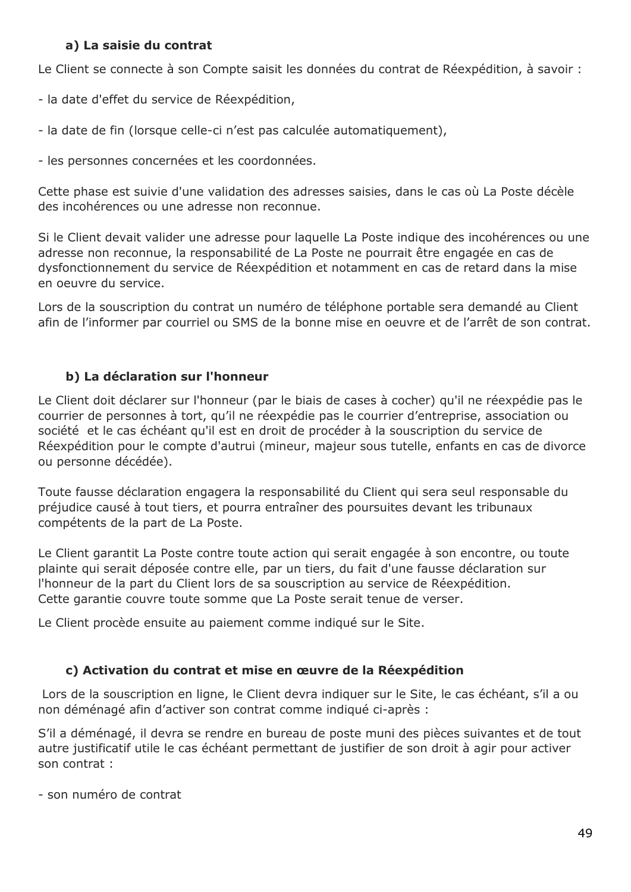#### a) La saisie du contrat

Le Client se connecte à son Compte saisit les données du contrat de Réexpédition, à savoir :

- la date d'effet du service de Réexpédition,

- la date de fin (lorsque celle-ci n'est pas calculée automatiquement),

- les personnes concernées et les coordonnées.

Cette phase est suivie d'une validation des adresses saisies, dans le cas où La Poste décèle des incohérences ou une adresse non reconnue.

Si le Client devait valider une adresse pour laquelle La Poste indique des incohérences ou une adresse non reconnue, la responsabilité de La Poste ne pourrait être engagée en cas de dysfonctionnement du service de Réexpédition et notamment en cas de retard dans la mise en oeuvre du service.

Lors de la souscription du contrat un numéro de téléphone portable sera demandé au Client afin de l'informer par courriel ou SMS de la bonne mise en oeuvre et de l'arrêt de son contrat.

#### b) La déclaration sur l'honneur

Le Client doit déclarer sur l'honneur (par le biais de cases à cocher) qu'il ne réexpédie pas le courrier de personnes à tort, qu'il ne réexpédie pas le courrier d'entreprise, association ou société et le cas échéant qu'il est en droit de procéder à la souscription du service de Réexpédition pour le compte d'autrui (mineur, majeur sous tutelle, enfants en cas de divorce ou personne décédée).

Toute fausse déclaration engagera la responsabilité du Client qui sera seul responsable du préjudice causé à tout tiers, et pourra entraîner des poursuites devant les tribunaux compétents de la part de La Poste.

Le Client garantit La Poste contre toute action qui serait engagée à son encontre, ou toute plainte qui serait déposée contre elle, par un tiers, du fait d'une fausse déclaration sur l'honneur de la part du Client lors de sa souscription au service de Réexpédition.
Cette garantie couvre toute somme que La Poste serait tenue de verser.

Le Client procède ensuite au paiement comme indiqué sur le Site.

#### c) Activation du contrat et mise en œuvre de la Réexpédition

Lors de la souscription en ligne, le Client devra indiquer sur le Site, le cas échéant, s'il a ou non déménagé afin d'activer son contrat comme indiqué ci-après :

S'il a déménagé, il devra se rendre en bureau de poste muni des pièces suivantes et de tout autre justificatif utile le cas échéant permettant de justifier de son droit à agir pour activer son contrat :

- son numéro de contrat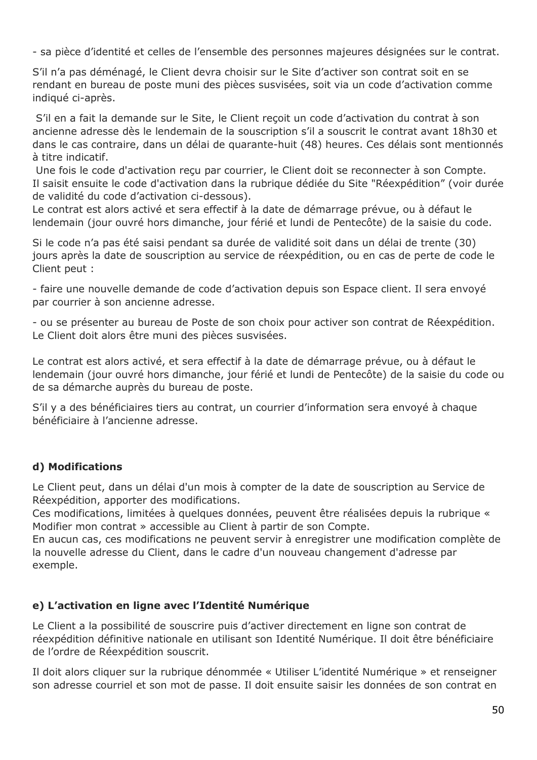- sa pièce d'identité et celles de l'ensemble des personnes majeures désignées sur le contrat.

S'il n'a pas déménagé, le Client devra choisir sur le Site d'activer son contrat soit en se rendant en bureau de poste muni des pièces susvisées, soit via un code d'activation comme indiqué ci-après.

S'il en a fait la demande sur le Site, le Client reçoit un code d'activation du contrat à son ancienne adresse dès le lendemain de la souscription s'il a souscrit le contrat avant 18h30 et dans le cas contraire, dans un délai de quarante-huit (48) heures. Ces délais sont mentionnés à titre indicatif.
Une fois le code d'activation reçu par courrier, le Client doit se reconnecter à son Compte. Il saisit ensuite le code d'activation dans la rubrique dédiée du Site "Réexpédition" (voir durée de validité du code d'activation ci-dessous).
Le contrat est alors activé et sera effectif à la date de démarrage prévue, ou à défaut le lendemain (jour ouvré hors dimanche, jour férié et lundi de Pentecôte) de la saisie du code.

Si le code n'a pas été saisi pendant sa durée de validité soit dans un délai de trente (30) jours après la date de souscription au service de réexpédition, ou en cas de perte de code le Client peut :

- faire une nouvelle demande de code d'activation depuis son Espace client. Il sera envoyé par courrier à son ancienne adresse.

- ou se présenter au bureau de Poste de son choix pour activer son contrat de Réexpédition. Le Client doit alors être muni des pièces susvisées.

Le contrat est alors activé, et sera effectif à la date de démarrage prévue, ou à défaut le lendemain (jour ouvré hors dimanche, jour férié et lundi de Pentecôte) de la saisie du code ou de sa démarche auprès du bureau de poste.

S'il y a des bénéficiaires tiers au contrat, un courrier d'information sera envoyé à chaque bénéficiaire à l'ancienne adresse.

**d) Modifications**

Le Client peut, dans un délai d'un mois à compter de la date de souscription au Service de Réexpédition, apporter des modifications.
Ces modifications, limitées à quelques données, peuvent être réalisées depuis la rubrique « Modifier mon contrat » accessible au Client à partir de son Compte.
En aucun cas, ces modifications ne peuvent servir à enregistrer une modification complète de la nouvelle adresse du Client, dans le cadre d'un nouveau changement d'adresse par exemple.

**e) L'activation en ligne avec l'Identité Numérique**

Le Client a la possibilité de souscrire puis d'activer directement en ligne son contrat de réexpédition définitive nationale en utilisant son Identité Numérique. Il doit être bénéficiaire de l'ordre de Réexpédition souscrit.

Il doit alors cliquer sur la rubrique dénommée « Utiliser L'identité Numérique » et renseigner son adresse courriel et son mot de passe. Il doit ensuite saisir les données de son contrat en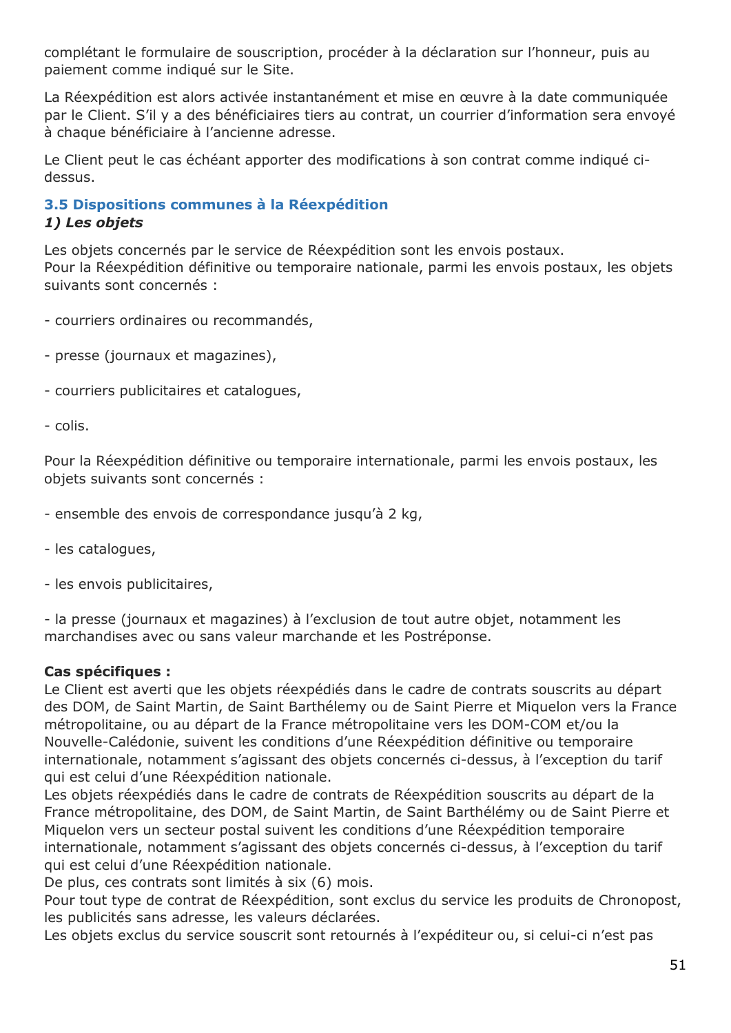complétant le formulaire de souscription, procéder à la déclaration sur l'honneur, puis au paiement comme indiqué sur le Site.

La Réexpédition est alors activée instantanément et mise en œuvre à la date communiquée par le Client. S'il y a des bénéficiaires tiers au contrat, un courrier d'information sera envoyé à chaque bénéficiaire à l'ancienne adresse.

Le Client peut le cas échéant apporter des modifications à son contrat comme indiqué ci-dessus.

### 3.5 Dispositions communes à la Réexpédition

***1) Les objets***

Les objets concernés par le service de Réexpédition sont les envois postaux.
Pour la Réexpédition définitive ou temporaire nationale, parmi les envois postaux, les objets suivants sont concernés :

- courriers ordinaires ou recommandés,

- presse (journaux et magazines),

- courriers publicitaires et catalogues,

- colis.

Pour la Réexpédition définitive ou temporaire internationale, parmi les envois postaux, les objets suivants sont concernés :

- ensemble des envois de correspondance jusqu'à 2 kg,

- les catalogues,

- les envois publicitaires,

- la presse (journaux et magazines) à l'exclusion de tout autre objet, notamment les marchandises avec ou sans valeur marchande et les Postréponse.

**Cas spécifiques :**
Le Client est averti que les objets réexpédiés dans le cadre de contrats souscrits au départ des DOM, de Saint Martin, de Saint Barthélemy ou de Saint Pierre et Miquelon vers la France métropolitaine, ou au départ de la France métropolitaine vers les DOM-COM et/ou la Nouvelle-Calédonie, suivent les conditions d'une Réexpédition définitive ou temporaire internationale, notamment s'agissant des objets concernés ci-dessus, à l'exception du tarif qui est celui d'une Réexpédition nationale.
Les objets réexpédiés dans le cadre de contrats de Réexpédition souscrits au départ de la France métropolitaine, des DOM, de Saint Martin, de Saint Barthélémy ou de Saint Pierre et Miquelon vers un secteur postal suivent les conditions d'une Réexpédition temporaire internationale, notamment s'agissant des objets concernés ci-dessus, à l'exception du tarif qui est celui d'une Réexpédition nationale.
De plus, ces contrats sont limités à six (6) mois.
Pour tout type de contrat de Réexpédition, sont exclus du service les produits de Chronopost, les publicités sans adresse, les valeurs déclarées.
Les objets exclus du service souscrit sont retournés à l'expéditeur ou, si celui-ci n'est pas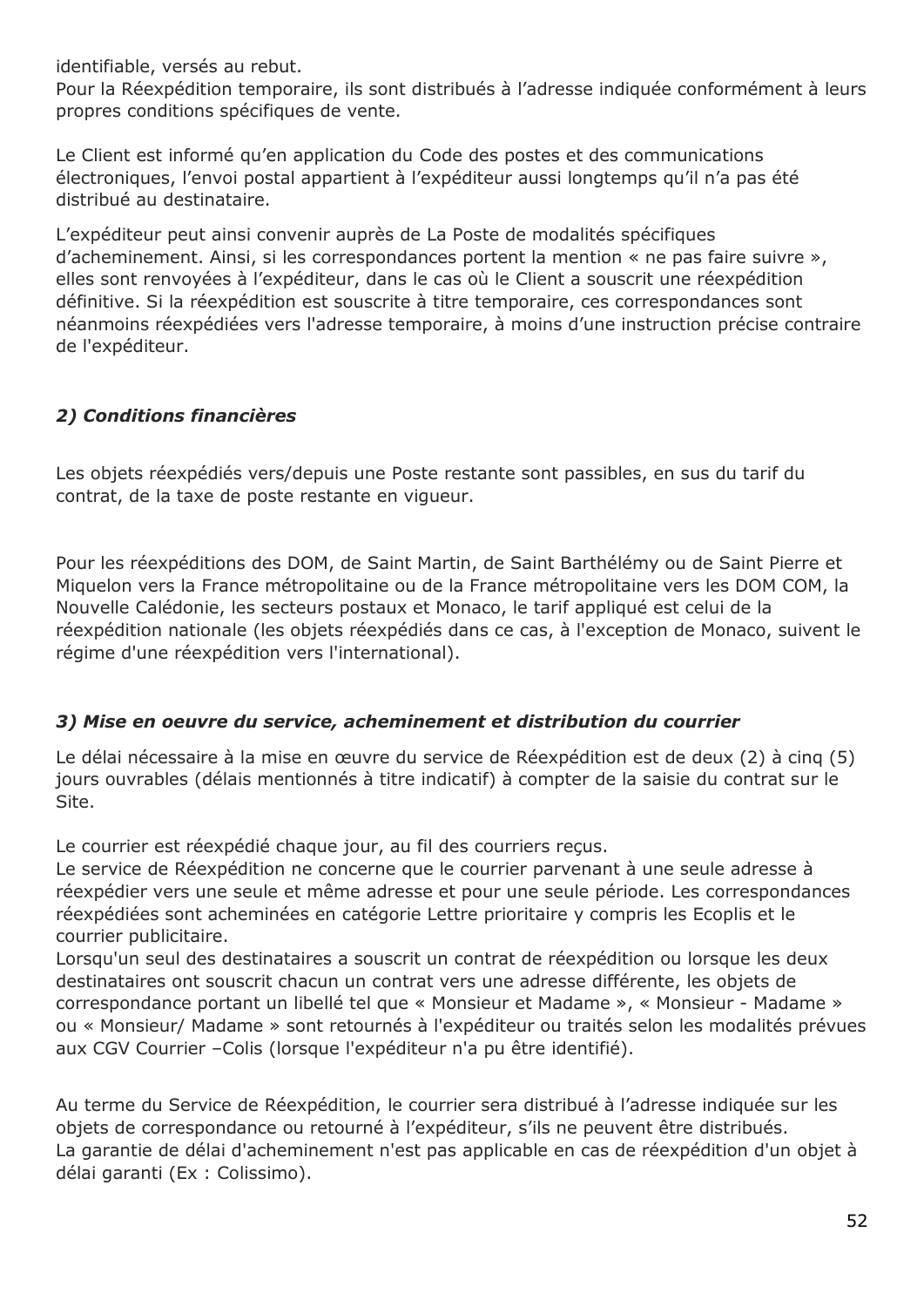identifiable, versés au rebut.
Pour la Réexpédition temporaire, ils sont distribués à l'adresse indiquée conformément à leurs propres conditions spécifiques de vente.

Le Client est informé qu'en application du Code des postes et des communications électroniques, l'envoi postal appartient à l'expéditeur aussi longtemps qu'il n'a pas été distribué au destinataire.

L'expéditeur peut ainsi convenir auprès de La Poste de modalités spécifiques d'acheminement. Ainsi, si les correspondances portent la mention « ne pas faire suivre », elles sont renvoyées à l'expéditeur, dans le cas où le Client a souscrit une réexpédition définitive. Si la réexpédition est souscrite à titre temporaire, ces correspondances sont néanmoins réexpédiées vers l'adresse temporaire, à moins d'une instruction précise contraire de l'expéditeur.

### *2) Conditions financières*

Les objets réexpédiés vers/depuis une Poste restante sont passibles, en sus du tarif du contrat, de la taxe de poste restante en vigueur.

Pour les réexpéditions des DOM, de Saint Martin, de Saint Barthélémy ou de Saint Pierre et Miquelon vers la France métropolitaine ou de la France métropolitaine vers les DOM COM, la Nouvelle Calédonie, les secteurs postaux et Monaco, le tarif appliqué est celui de la réexpédition nationale (les objets réexpédiés dans ce cas, à l'exception de Monaco, suivent le régime d'une réexpédition vers l'international).

### *3) Mise en oeuvre du service, acheminement et distribution du courrier*

Le délai nécessaire à la mise en œuvre du service de Réexpédition est de deux (2) à cinq (5) jours ouvrables (délais mentionnés à titre indicatif) à compter de la saisie du contrat sur le Site.

Le courrier est réexpédié chaque jour, au fil des courriers reçus.
Le service de Réexpédition ne concerne que le courrier parvenant à une seule adresse à réexpédier vers une seule et même adresse et pour une seule période. Les correspondances réexpédiées sont acheminées en catégorie Lettre prioritaire y compris les Ecoplis et le courrier publicitaire.
Lorsqu'un seul des destinataires a souscrit un contrat de réexpédition ou lorsque les deux destinataires ont souscrit chacun un contrat vers une adresse différente, les objets de correspondance portant un libellé tel que « Monsieur et Madame », « Monsieur - Madame » ou « Monsieur/ Madame » sont retournés à l'expéditeur ou traités selon les modalités prévues aux CGV Courrier –Colis (lorsque l'expéditeur n'a pu être identifié).

Au terme du Service de Réexpédition, le courrier sera distribué à l'adresse indiquée sur les objets de correspondance ou retourné à l'expéditeur, s'ils ne peuvent être distribués.
La garantie de délai d'acheminement n'est pas applicable en cas de réexpédition d'un objet à délai garanti (Ex : Colissimo).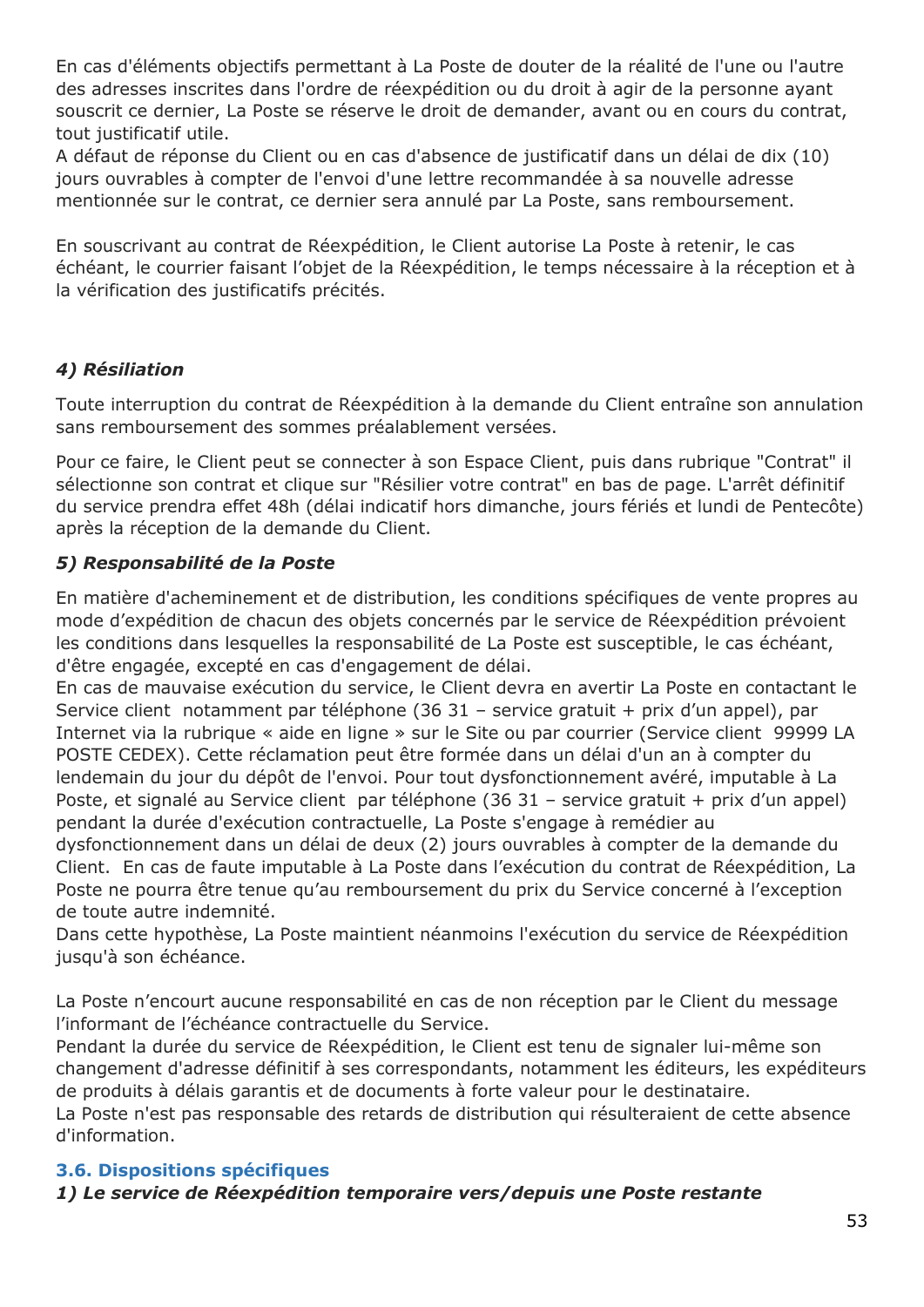En cas d'éléments objectifs permettant à La Poste de douter de la réalité de l'une ou l'autre des adresses inscrites dans l'ordre de réexpédition ou du droit à agir de la personne ayant souscrit ce dernier, La Poste se réserve le droit de demander, avant ou en cours du contrat, tout justificatif utile.
A défaut de réponse du Client ou en cas d'absence de justificatif dans un délai de dix (10) jours ouvrables à compter de l'envoi d'une lettre recommandée à sa nouvelle adresse mentionnée sur le contrat, ce dernier sera annulé par La Poste, sans remboursement.

En souscrivant au contrat de Réexpédition, le Client autorise La Poste à retenir, le cas échéant, le courrier faisant l'objet de la Réexpédition, le temps nécessaire à la réception et à la vérification des justificatifs précités.

***4) Résiliation***

Toute interruption du contrat de Réexpédition à la demande du Client entraîne son annulation sans remboursement des sommes préalablement versées.

Pour ce faire, le Client peut se connecter à son Espace Client, puis dans rubrique "Contrat" il sélectionne son contrat et clique sur "Résilier votre contrat" en bas de page. L'arrêt définitif du service prendra effet 48h (délai indicatif hors dimanche, jours fériés et lundi de Pentecôte) après la réception de la demande du Client.

***5) Responsabilité de la Poste***

En matière d'acheminement et de distribution, les conditions spécifiques de vente propres au mode d'expédition de chacun des objets concernés par le service de Réexpédition prévoient les conditions dans lesquelles la responsabilité de La Poste est susceptible, le cas échéant, d'être engagée, excepté en cas d'engagement de délai.
En cas de mauvaise exécution du service, le Client devra en avertir La Poste en contactant le Service client notamment par téléphone (36 31 – service gratuit + prix d'un appel), par Internet via la rubrique « aide en ligne » sur le Site ou par courrier (Service client 99999 LA POSTE CEDEX). Cette réclamation peut être formée dans un délai d'un an à compter du lendemain du jour du dépôt de l'envoi. Pour tout dysfonctionnement avéré, imputable à La Poste, et signalé au Service client par téléphone (36 31 – service gratuit + prix d'un appel) pendant la durée d'exécution contractuelle, La Poste s'engage à remédier au dysfonctionnement dans un délai de deux (2) jours ouvrables à compter de la demande du Client. En cas de faute imputable à La Poste dans l'exécution du contrat de Réexpédition, La Poste ne pourra être tenue qu'au remboursement du prix du Service concerné à l'exception de toute autre indemnité.
Dans cette hypothèse, La Poste maintient néanmoins l'exécution du service de Réexpédition jusqu'à son échéance.

La Poste n'encourt aucune responsabilité en cas de non réception par le Client du message l'informant de l'échéance contractuelle du Service.
Pendant la durée du service de Réexpédition, le Client est tenu de signaler lui-même son changement d'adresse définitif à ses correspondants, notamment les éditeurs, les expéditeurs de produits à délais garantis et de documents à forte valeur pour le destinataire.
La Poste n'est pas responsable des retards de distribution qui résulteraient de cette absence d'information.

### 3.6. Dispositions spécifiques

***1) Le service de Réexpédition temporaire vers/depuis une Poste restante***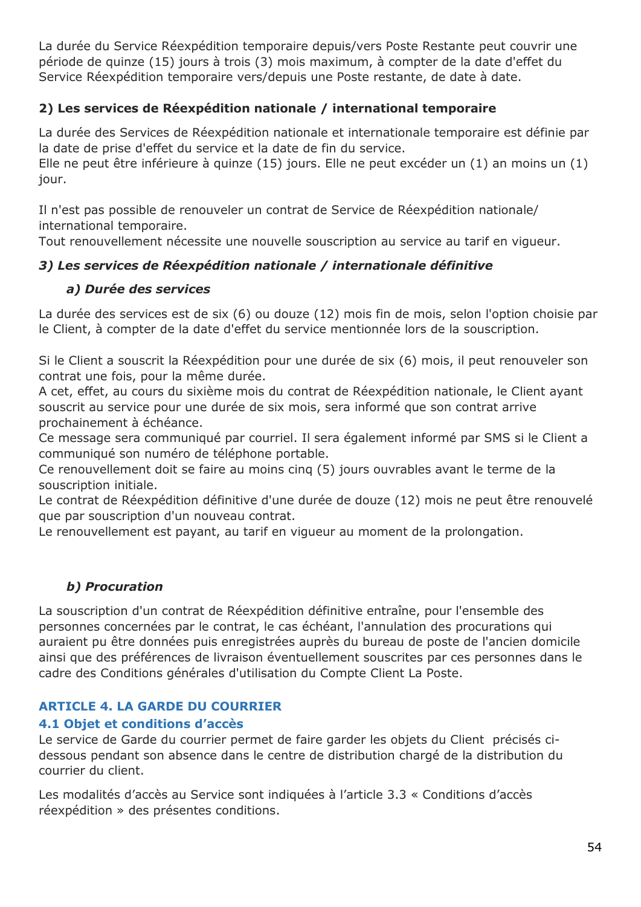La durée du Service Réexpédition temporaire depuis/vers Poste Restante peut couvrir une période de quinze (15) jours à trois (3) mois maximum, à compter de la date d'effet du Service Réexpédition temporaire vers/depuis une Poste restante, de date à date.

#### 2) Les services de Réexpédition nationale / international temporaire

La durée des Services de Réexpédition nationale et internationale temporaire est définie par la date de prise d'effet du service et la date de fin du service.
Elle ne peut être inférieure à quinze (15) jours. Elle ne peut excéder un (1) an moins un (1) jour.

Il n'est pas possible de renouveler un contrat de Service de Réexpédition nationale/ international temporaire.
Tout renouvellement nécessite une nouvelle souscription au service au tarif en vigueur.

#### *3) Les services de Réexpédition nationale / internationale définitive*

##### *a) Durée des services*

La durée des services est de six (6) ou douze (12) mois fin de mois, selon l'option choisie par le Client, à compter de la date d'effet du service mentionnée lors de la souscription.

Si le Client a souscrit la Réexpédition pour une durée de six (6) mois, il peut renouveler son contrat une fois, pour la même durée.
A cet, effet, au cours du sixième mois du contrat de Réexpédition nationale, le Client ayant souscrit au service pour une durée de six mois, sera informé que son contrat arrive prochainement à échéance.
Ce message sera communiqué par courriel. Il sera également informé par SMS si le Client a communiqué son numéro de téléphone portable.
Ce renouvellement doit se faire au moins cinq (5) jours ouvrables avant le terme de la souscription initiale.
Le contrat de Réexpédition définitive d'une durée de douze (12) mois ne peut être renouvelé que par souscription d'un nouveau contrat.
Le renouvellement est payant, au tarif en vigueur au moment de la prolongation.

##### *b) Procuration*

La souscription d'un contrat de Réexpédition définitive entraîne, pour l'ensemble des personnes concernées par le contrat, le cas échéant, l'annulation des procurations qui auraient pu être données puis enregistrées auprès du bureau de poste de l'ancien domicile ainsi que des préférences de livraison éventuellement souscrites par ces personnes dans le cadre des Conditions générales d'utilisation du Compte Client La Poste.

## ARTICLE 4. LA GARDE DU COURRIER

### 4.1 Objet et conditions d'accès

Le service de Garde du courrier permet de faire garder les objets du Client précisés ci-dessous pendant son absence dans le centre de distribution chargé de la distribution du courrier du client.

Les modalités d'accès au Service sont indiquées à l'article 3.3 « Conditions d'accès réexpédition » des présentes conditions.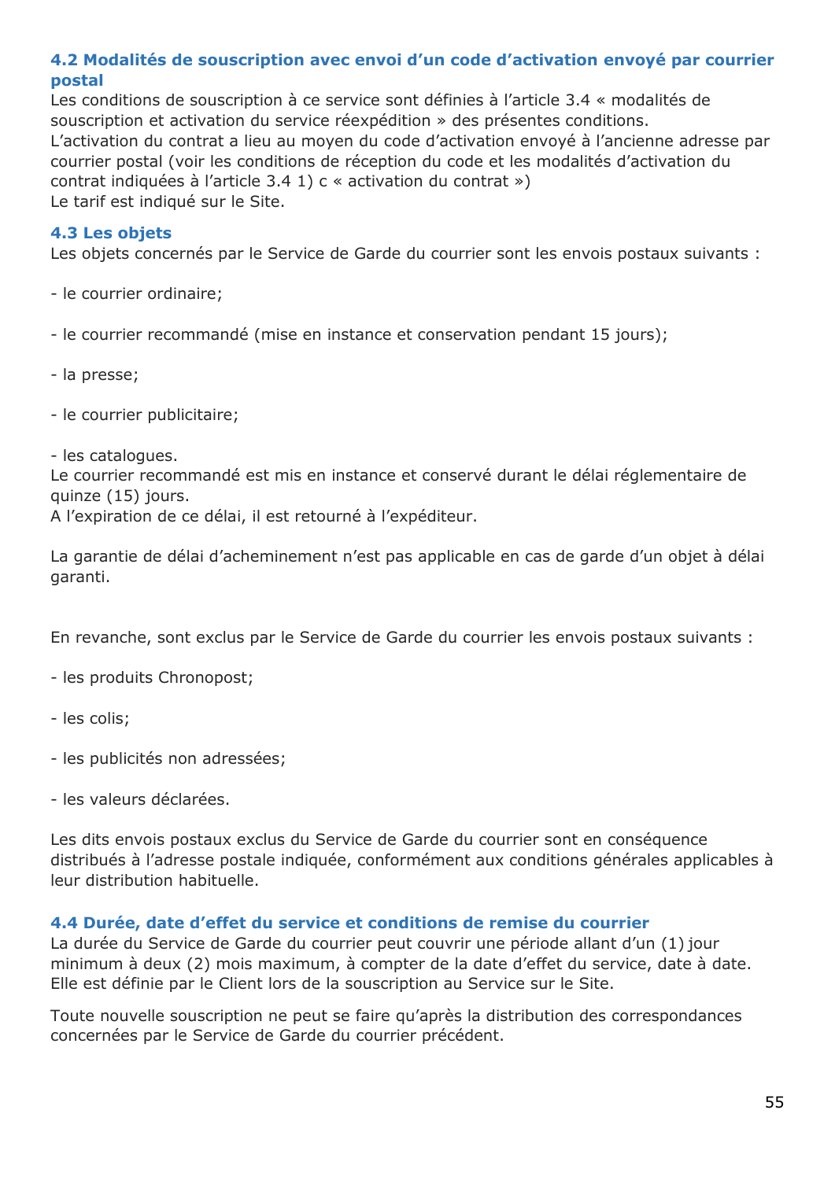### 4.2 Modalités de souscription avec envoi d'un code d'activation envoyé par courrier postal

Les conditions de souscription à ce service sont définies à l'article 3.4 « modalités de souscription et activation du service réexpédition » des présentes conditions.
L'activation du contrat a lieu au moyen du code d'activation envoyé à l'ancienne adresse par courrier postal (voir les conditions de réception du code et les modalités d'activation du contrat indiquées à l'article 3.4 1) c « activation du contrat »)
Le tarif est indiqué sur le Site.

### 4.3 Les objets

Les objets concernés par le Service de Garde du courrier sont les envois postaux suivants :

- le courrier ordinaire;
- le courrier recommandé (mise en instance et conservation pendant 15 jours);
- la presse;
- le courrier publicitaire;
- les catalogues.

Le courrier recommandé est mis en instance et conservé durant le délai réglementaire de quinze (15) jours.
A l'expiration de ce délai, il est retourné à l'expéditeur.

La garantie de délai d'acheminement n'est pas applicable en cas de garde d'un objet à délai garanti.

En revanche, sont exclus par le Service de Garde du courrier les envois postaux suivants :

- les produits Chronopost;
- les colis;
- les publicités non adressées;
- les valeurs déclarées.

Les dits envois postaux exclus du Service de Garde du courrier sont en conséquence distribués à l'adresse postale indiquée, conformément aux conditions générales applicables à leur distribution habituelle.

### 4.4 Durée, date d'effet du service et conditions de remise du courrier

La durée du Service de Garde du courrier peut couvrir une période allant d'un (1) jour minimum à deux (2) mois maximum, à compter de la date d'effet du service, date à date. Elle est définie par le Client lors de la souscription au Service sur le Site.

Toute nouvelle souscription ne peut se faire qu'après la distribution des correspondances concernées par le Service de Garde du courrier précédent.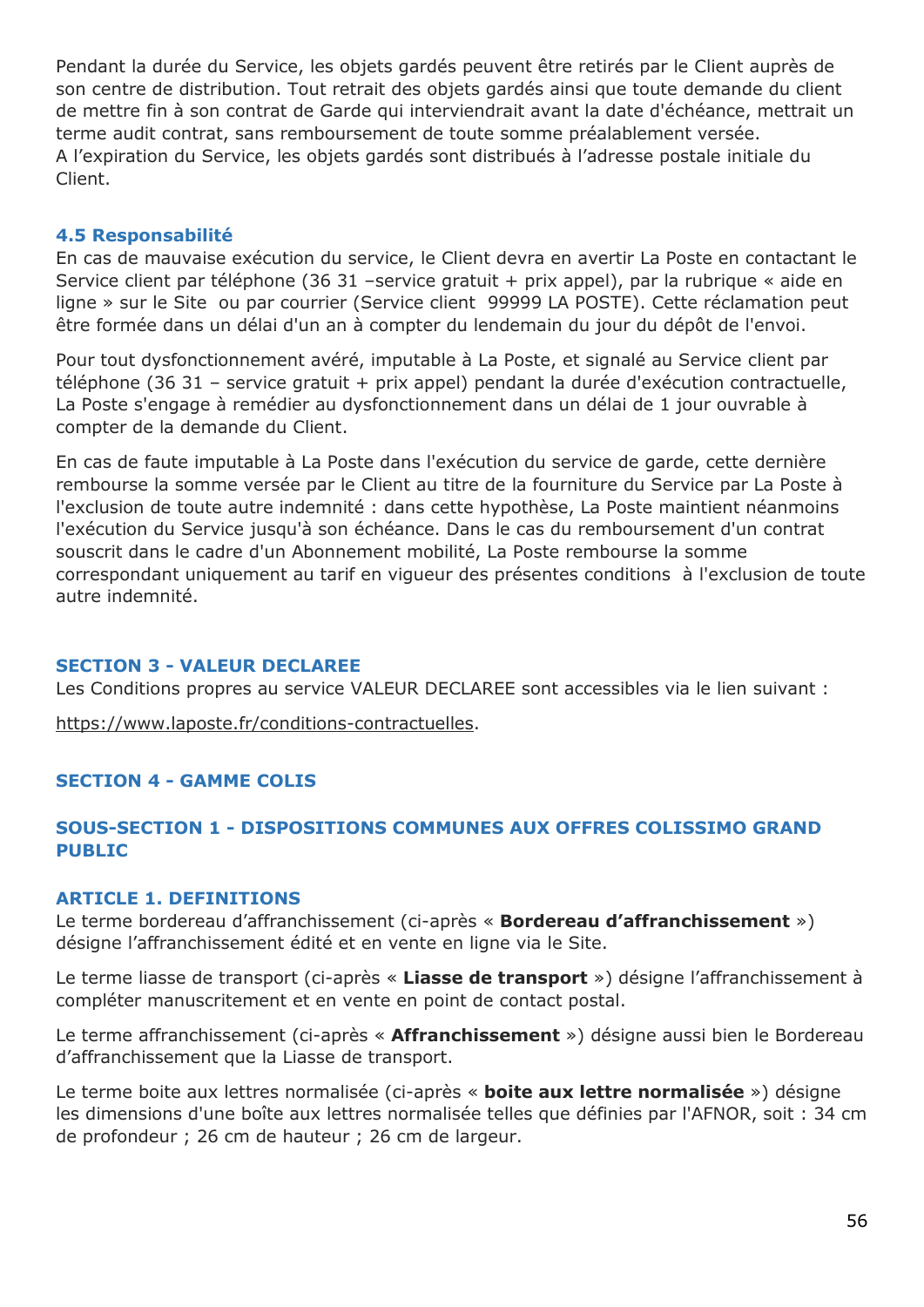Pendant la durée du Service, les objets gardés peuvent être retirés par le Client auprès de son centre de distribution. Tout retrait des objets gardés ainsi que toute demande du client de mettre fin à son contrat de Garde qui interviendrait avant la date d'échéance, mettrait un terme audit contrat, sans remboursement de toute somme préalablement versée.
A l'expiration du Service, les objets gardés sont distribués à l'adresse postale initiale du Client.

### 4.5 Responsabilité

En cas de mauvaise exécution du service, le Client devra en avertir La Poste en contactant le Service client par téléphone (36 31 –service gratuit + prix appel), par la rubrique « aide en ligne » sur le Site ou par courrier (Service client 99999 LA POSTE). Cette réclamation peut être formée dans un délai d'un an à compter du lendemain du jour du dépôt de l'envoi.

Pour tout dysfonctionnement avéré, imputable à La Poste, et signalé au Service client par téléphone (36 31 – service gratuit + prix appel) pendant la durée d'exécution contractuelle, La Poste s'engage à remédier au dysfonctionnement dans un délai de 1 jour ouvrable à compter de la demande du Client.

En cas de faute imputable à La Poste dans l'exécution du service de garde, cette dernière rembourse la somme versée par le Client au titre de la fourniture du Service par La Poste à l'exclusion de toute autre indemnité : dans cette hypothèse, La Poste maintient néanmoins l'exécution du Service jusqu'à son échéance. Dans le cas du remboursement d'un contrat souscrit dans le cadre d'un Abonnement mobilité, La Poste rembourse la somme correspondant uniquement au tarif en vigueur des présentes conditions à l'exclusion de toute autre indemnité.

## SECTION 3 - VALEUR DECLAREE

Les Conditions propres au service VALEUR DECLAREE sont accessibles via le lien suivant :

https://www.laposte.fr/conditions-contractuelles.

## SECTION 4 - GAMME COLIS

## SOUS-SECTION 1 - DISPOSITIONS COMMUNES AUX OFFRES COLISSIMO GRAND PUBLIC

### ARTICLE 1. DEFINITIONS

Le terme bordereau d'affranchissement (ci-après « **Bordereau d'affranchissement** ») désigne l'affranchissement édité et en vente en ligne via le Site.

Le terme liasse de transport (ci-après « **Liasse de transport** ») désigne l'affranchissement à compléter manuscritement et en vente en point de contact postal.

Le terme affranchissement (ci-après « **Affranchissement** ») désigne aussi bien le Bordereau d'affranchissement que la Liasse de transport.

Le terme boite aux lettres normalisée (ci-après « **boite aux lettre normalisée** ») désigne les dimensions d'une boîte aux lettres normalisée telles que définies par l'AFNOR, soit : 34 cm de profondeur ; 26 cm de hauteur ; 26 cm de largeur.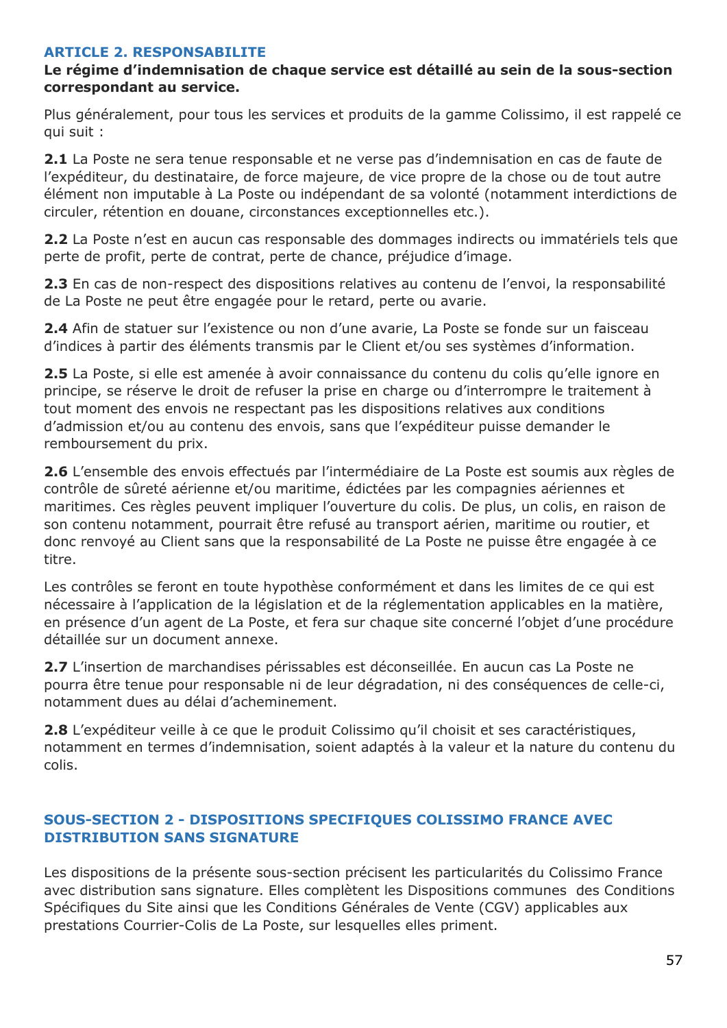## ARTICLE 2. RESPONSABILITE

**Le régime d'indemnisation de chaque service est détaillé au sein de la sous-section correspondant au service.**

Plus généralement, pour tous les services et produits de la gamme Colissimo, il est rappelé ce qui suit :

**2.1** La Poste ne sera tenue responsable et ne verse pas d'indemnisation en cas de faute de l'expéditeur, du destinataire, de force majeure, de vice propre de la chose ou de tout autre élément non imputable à La Poste ou indépendant de sa volonté (notamment interdictions de circuler, rétention en douane, circonstances exceptionnelles etc.).

**2.2** La Poste n'est en aucun cas responsable des dommages indirects ou immatériels tels que perte de profit, perte de contrat, perte de chance, préjudice d'image.

**2.3** En cas de non-respect des dispositions relatives au contenu de l'envoi, la responsabilité de La Poste ne peut être engagée pour le retard, perte ou avarie.

**2.4** Afin de statuer sur l'existence ou non d'une avarie, La Poste se fonde sur un faisceau d'indices à partir des éléments transmis par le Client et/ou ses systèmes d'information.

**2.5** La Poste, si elle est amenée à avoir connaissance du contenu du colis qu'elle ignore en principe, se réserve le droit de refuser la prise en charge ou d'interrompre le traitement à tout moment des envois ne respectant pas les dispositions relatives aux conditions d'admission et/ou au contenu des envois, sans que l'expéditeur puisse demander le remboursement du prix.

**2.6** L'ensemble des envois effectués par l'intermédiaire de La Poste est soumis aux règles de contrôle de sûreté aérienne et/ou maritime, édictées par les compagnies aériennes et maritimes. Ces règles peuvent impliquer l'ouverture du colis. De plus, un colis, en raison de son contenu notamment, pourrait être refusé au transport aérien, maritime ou routier, et donc renvoyé au Client sans que la responsabilité de La Poste ne puisse être engagée à ce titre.

Les contrôles se feront en toute hypothèse conformément et dans les limites de ce qui est nécessaire à l'application de la législation et de la réglementation applicables en la matière, en présence d'un agent de La Poste, et fera sur chaque site concerné l'objet d'une procédure détaillée sur un document annexe.

**2.7** L'insertion de marchandises périssables est déconseillée. En aucun cas La Poste ne pourra être tenue pour responsable ni de leur dégradation, ni des conséquences de celle-ci, notamment dues au délai d'acheminement.

**2.8** L'expéditeur veille à ce que le produit Colissimo qu'il choisit et ses caractéristiques, notamment en termes d'indemnisation, soient adaptés à la valeur et la nature du contenu du colis.

## SOUS-SECTION 2 - DISPOSITIONS SPECIFIQUES COLISSIMO FRANCE AVEC DISTRIBUTION SANS SIGNATURE

Les dispositions de la présente sous-section précisent les particularités du Colissimo France avec distribution sans signature. Elles complètent les Dispositions communes des Conditions Spécifiques du Site ainsi que les Conditions Générales de Vente (CGV) applicables aux prestations Courrier-Colis de La Poste, sur lesquelles elles priment.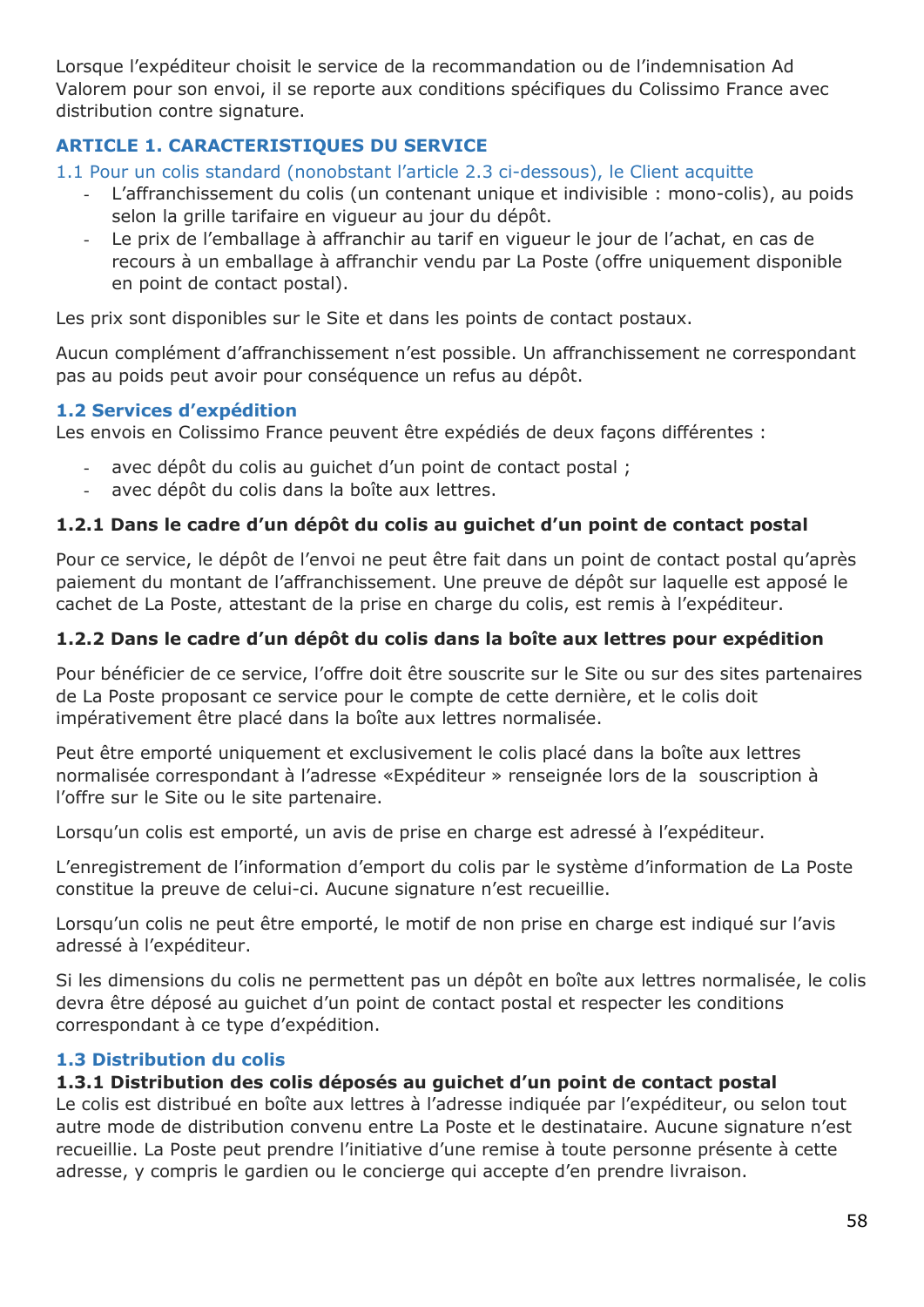Lorsque l'expéditeur choisit le service de la recommandation ou de l'indemnisation Ad Valorem pour son envoi, il se reporte aux conditions spécifiques du Colissimo France avec distribution contre signature.

## ARTICLE 1. CARACTERISTIQUES DU SERVICE

### 1.1 Pour un colis standard (nonobstant l'article 2.3 ci-dessous), le Client acquitte

- L'affranchissement du colis (un contenant unique et indivisible : mono-colis), au poids selon la grille tarifaire en vigueur au jour du dépôt.
- Le prix de l'emballage à affranchir au tarif en vigueur le jour de l'achat, en cas de recours à un emballage à affranchir vendu par La Poste (offre uniquement disponible en point de contact postal).

Les prix sont disponibles sur le Site et dans les points de contact postaux.

Aucun complément d'affranchissement n'est possible. Un affranchissement ne correspondant pas au poids peut avoir pour conséquence un refus au dépôt.

### 1.2 Services d'expédition

Les envois en Colissimo France peuvent être expédiés de deux façons différentes :

- avec dépôt du colis au guichet d'un point de contact postal ;
- avec dépôt du colis dans la boîte aux lettres.

#### 1.2.1 Dans le cadre d'un dépôt du colis au guichet d'un point de contact postal

Pour ce service, le dépôt de l'envoi ne peut être fait dans un point de contact postal qu'après paiement du montant de l'affranchissement. Une preuve de dépôt sur laquelle est apposé le cachet de La Poste, attestant de la prise en charge du colis, est remis à l'expéditeur.

#### 1.2.2 Dans le cadre d'un dépôt du colis dans la boîte aux lettres pour expédition

Pour bénéficier de ce service, l'offre doit être souscrite sur le Site ou sur des sites partenaires de La Poste proposant ce service pour le compte de cette dernière, et le colis doit impérativement être placé dans la boîte aux lettres normalisée.

Peut être emporté uniquement et exclusivement le colis placé dans la boîte aux lettres normalisée correspondant à l'adresse «Expéditeur » renseignée lors de la souscription à l'offre sur le Site ou le site partenaire.

Lorsqu'un colis est emporté, un avis de prise en charge est adressé à l'expéditeur.

L'enregistrement de l'information d'emport du colis par le système d'information de La Poste constitue la preuve de celui-ci. Aucune signature n'est recueillie.

Lorsqu'un colis ne peut être emporté, le motif de non prise en charge est indiqué sur l'avis adressé à l'expéditeur.

Si les dimensions du colis ne permettent pas un dépôt en boîte aux lettres normalisée, le colis devra être déposé au guichet d'un point de contact postal et respecter les conditions correspondant à ce type d'expédition.

### 1.3 Distribution du colis

#### 1.3.1 Distribution des colis déposés au guichet d'un point de contact postal

Le colis est distribué en boîte aux lettres à l'adresse indiquée par l'expéditeur, ou selon tout autre mode de distribution convenu entre La Poste et le destinataire. Aucune signature n'est recueillie. La Poste peut prendre l'initiative d'une remise à toute personne présente à cette adresse, y compris le gardien ou le concierge qui accepte d'en prendre livraison.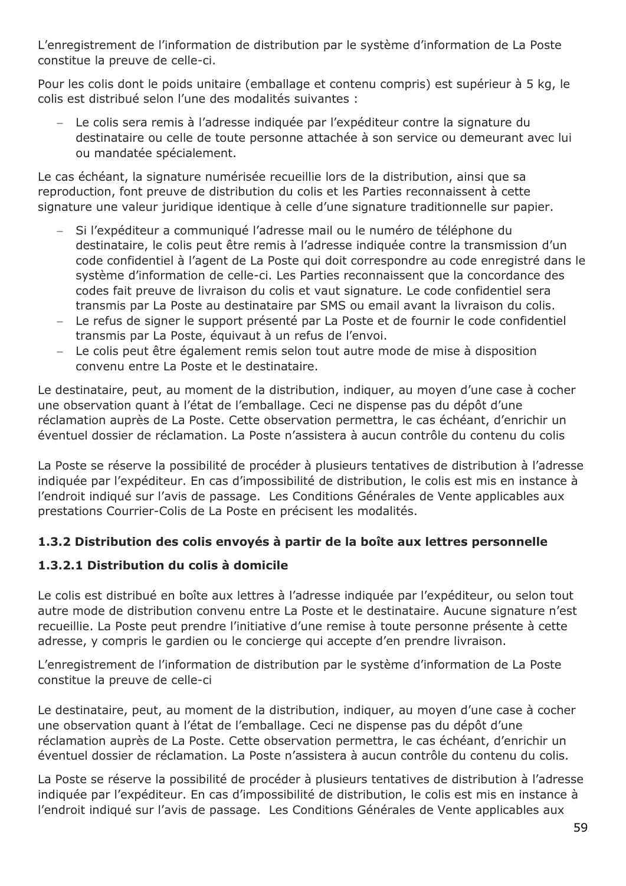L'enregistrement de l'information de distribution par le système d'information de La Poste constitue la preuve de celle-ci.

Pour les colis dont le poids unitaire (emballage et contenu compris) est supérieur à 5 kg, le colis est distribué selon l'une des modalités suivantes :

- Le colis sera remis à l'adresse indiquée par l'expéditeur contre la signature du destinataire ou celle de toute personne attachée à son service ou demeurant avec lui ou mandatée spécialement.

Le cas échéant, la signature numérisée recueillie lors de la distribution, ainsi que sa reproduction, font preuve de distribution du colis et les Parties reconnaissent à cette signature une valeur juridique identique à celle d'une signature traditionnelle sur papier.

- Si l'expéditeur a communiqué l'adresse mail ou le numéro de téléphone du destinataire, le colis peut être remis à l'adresse indiquée contre la transmission d'un code confidentiel à l'agent de La Poste qui doit correspondre au code enregistré dans le système d'information de celle-ci. Les Parties reconnaissent que la concordance des codes fait preuve de livraison du colis et vaut signature. Le code confidentiel sera transmis par La Poste au destinataire par SMS ou email avant la livraison du colis.
- Le refus de signer le support présenté par La Poste et de fournir le code confidentiel transmis par La Poste, équivaut à un refus de l'envoi.
- Le colis peut être également remis selon tout autre mode de mise à disposition convenu entre La Poste et le destinataire.

Le destinataire, peut, au moment de la distribution, indiquer, au moyen d'une case à cocher une observation quant à l'état de l'emballage. Ceci ne dispense pas du dépôt d'une réclamation auprès de La Poste. Cette observation permettra, le cas échéant, d'enrichir un éventuel dossier de réclamation. La Poste n'assistera à aucun contrôle du contenu du colis

La Poste se réserve la possibilité de procéder à plusieurs tentatives de distribution à l'adresse indiquée par l'expéditeur. En cas d'impossibilité de distribution, le colis est mis en instance à l'endroit indiqué sur l'avis de passage. Les Conditions Générales de Vente applicables aux prestations Courrier-Colis de La Poste en précisent les modalités.

### 1.3.2 Distribution des colis envoyés à partir de la boîte aux lettres personnelle

#### 1.3.2.1 Distribution du colis à domicile

Le colis est distribué en boîte aux lettres à l'adresse indiquée par l'expéditeur, ou selon tout autre mode de distribution convenu entre La Poste et le destinataire. Aucune signature n'est recueillie. La Poste peut prendre l'initiative d'une remise à toute personne présente à cette adresse, y compris le gardien ou le concierge qui accepte d'en prendre livraison.

L'enregistrement de l'information de distribution par le système d'information de La Poste constitue la preuve de celle-ci

Le destinataire, peut, au moment de la distribution, indiquer, au moyen d'une case à cocher une observation quant à l'état de l'emballage. Ceci ne dispense pas du dépôt d'une réclamation auprès de La Poste. Cette observation permettra, le cas échéant, d'enrichir un éventuel dossier de réclamation. La Poste n'assistera à aucun contrôle du contenu du colis.

La Poste se réserve la possibilité de procéder à plusieurs tentatives de distribution à l'adresse indiquée par l'expéditeur. En cas d'impossibilité de distribution, le colis est mis en instance à l'endroit indiqué sur l'avis de passage. Les Conditions Générales de Vente applicables aux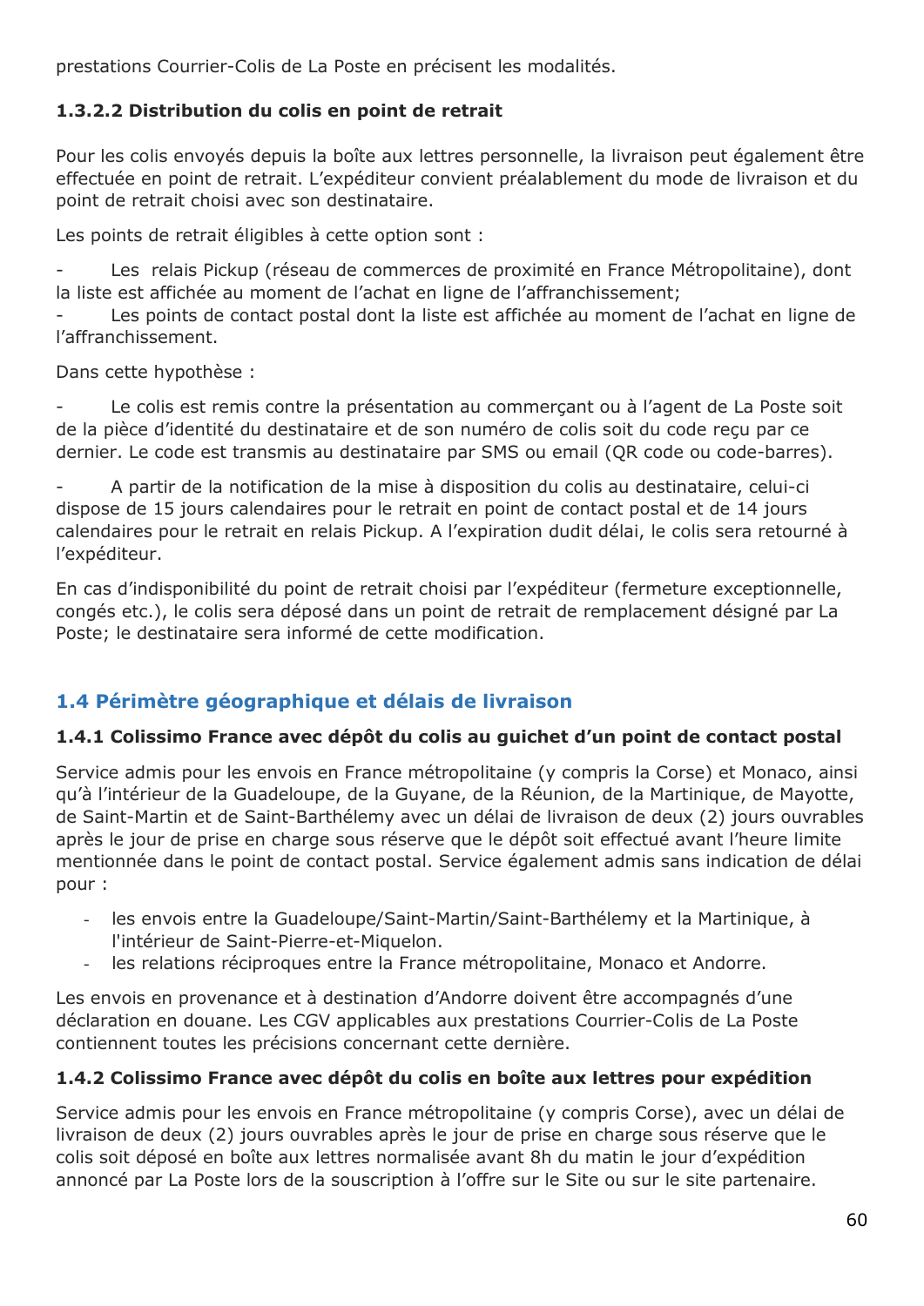prestations Courrier-Colis de La Poste en précisent les modalités.

#### 1.3.2.2 Distribution du colis en point de retrait

Pour les colis envoyés depuis la boîte aux lettres personnelle, la livraison peut également être effectuée en point de retrait. L'expéditeur convient préalablement du mode de livraison et du point de retrait choisi avec son destinataire.

Les points de retrait éligibles à cette option sont :

- Les relais Pickup (réseau de commerces de proximité en France Métropolitaine), dont la liste est affichée au moment de l'achat en ligne de l'affranchissement;
- Les points de contact postal dont la liste est affichée au moment de l'achat en ligne de l'affranchissement.

Dans cette hypothèse :

- Le colis est remis contre la présentation au commerçant ou à l'agent de La Poste soit de la pièce d'identité du destinataire et de son numéro de colis soit du code reçu par ce dernier. Le code est transmis au destinataire par SMS ou email (QR code ou code-barres).

- A partir de la notification de la mise à disposition du colis au destinataire, celui-ci dispose de 15 jours calendaires pour le retrait en point de contact postal et de 14 jours calendaires pour le retrait en relais Pickup. A l'expiration dudit délai, le colis sera retourné à l'expéditeur.

En cas d'indisponibilité du point de retrait choisi par l'expéditeur (fermeture exceptionnelle, congés etc.), le colis sera déposé dans un point de retrait de remplacement désigné par La Poste; le destinataire sera informé de cette modification.

## 1.4 Périmètre géographique et délais de livraison

### 1.4.1 Colissimo France avec dépôt du colis au guichet d'un point de contact postal

Service admis pour les envois en France métropolitaine (y compris la Corse) et Monaco, ainsi qu'à l'intérieur de la Guadeloupe, de la Guyane, de la Réunion, de la Martinique, de Mayotte, de Saint-Martin et de Saint-Barthélemy avec un délai de livraison de deux (2) jours ouvrables après le jour de prise en charge sous réserve que le dépôt soit effectué avant l'heure limite mentionnée dans le point de contact postal. Service également admis sans indication de délai pour :

- les envois entre la Guadeloupe/Saint-Martin/Saint-Barthélemy et la Martinique, à l'intérieur de Saint-Pierre-et-Miquelon.
- les relations réciproques entre la France métropolitaine, Monaco et Andorre.

Les envois en provenance et à destination d'Andorre doivent être accompagnés d'une déclaration en douane. Les CGV applicables aux prestations Courrier-Colis de La Poste contiennent toutes les précisions concernant cette dernière.

### 1.4.2 Colissimo France avec dépôt du colis en boîte aux lettres pour expédition

Service admis pour les envois en France métropolitaine (y compris Corse), avec un délai de livraison de deux (2) jours ouvrables après le jour de prise en charge sous réserve que le colis soit déposé en boîte aux lettres normalisée avant 8h du matin le jour d'expédition annoncé par La Poste lors de la souscription à l'offre sur le Site ou sur le site partenaire.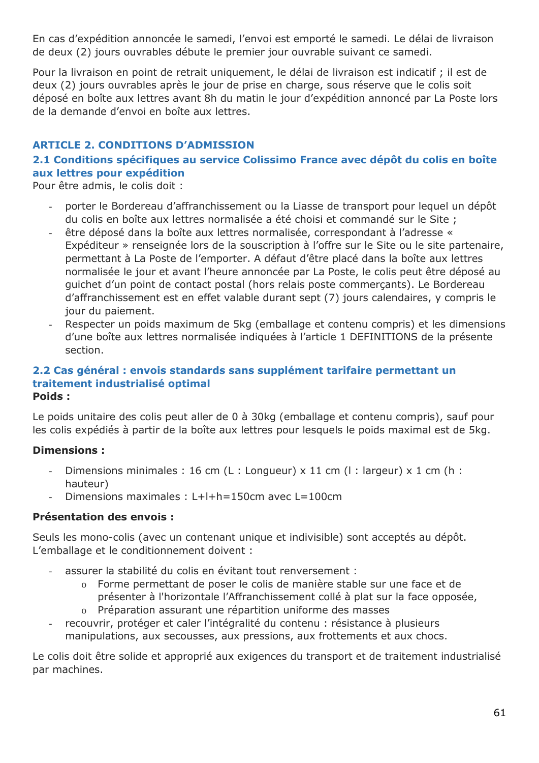En cas d'expédition annoncée le samedi, l'envoi est emporté le samedi. Le délai de livraison de deux (2) jours ouvrables débute le premier jour ouvrable suivant ce samedi.

Pour la livraison en point de retrait uniquement, le délai de livraison est indicatif ; il est de deux (2) jours ouvrables après le jour de prise en charge, sous réserve que le colis soit déposé en boîte aux lettres avant 8h du matin le jour d'expédition annoncé par La Poste lors de la demande d'envoi en boîte aux lettres.

## ARTICLE 2. CONDITIONS D'ADMISSION

### 2.1 Conditions spécifiques au service Colissimo France avec dépôt du colis en boîte aux lettres pour expédition

Pour être admis, le colis doit :

- porter le Bordereau d'affranchissement ou la Liasse de transport pour lequel un dépôt du colis en boîte aux lettres normalisée a été choisi et commandé sur le Site ;
- être déposé dans la boîte aux lettres normalisée, correspondant à l'adresse « Expéditeur » renseignée lors de la souscription à l'offre sur le Site ou le site partenaire, permettant à La Poste de l'emporter. A défaut d'être placé dans la boîte aux lettres normalisée le jour et avant l'heure annoncée par La Poste, le colis peut être déposé au guichet d'un point de contact postal (hors relais poste commerçants). Le Bordereau d'affranchissement est en effet valable durant sept (7) jours calendaires, y compris le jour du paiement.
- Respecter un poids maximum de 5kg (emballage et contenu compris) et les dimensions d'une boîte aux lettres normalisée indiquées à l'article 1 DEFINITIONS de la présente section.

### 2.2 Cas général : envois standards sans supplément tarifaire permettant un traitement industrialisé optimal

**Poids :**

Le poids unitaire des colis peut aller de 0 à 30kg (emballage et contenu compris), sauf pour les colis expédiés à partir de la boîte aux lettres pour lesquels le poids maximal est de 5kg.

**Dimensions :**

- Dimensions minimales : 16 cm (L : Longueur) x 11 cm (l : largeur) x 1 cm (h : hauteur)
- Dimensions maximales : L+l+h=150cm avec L=100cm

**Présentation des envois :**

Seuls les mono-colis (avec un contenant unique et indivisible) sont acceptés au dépôt. L'emballage et le conditionnement doivent :

- assurer la stabilité du colis en évitant tout renversement :
  - Forme permettant de poser le colis de manière stable sur une face et de présenter à l'horizontale l'Affranchissement collé à plat sur la face opposée,
  - Préparation assurant une répartition uniforme des masses
- recouvrir, protéger et caler l'intégralité du contenu : résistance à plusieurs manipulations, aux secousses, aux pressions, aux frottements et aux chocs.

Le colis doit être solide et approprié aux exigences du transport et de traitement industrialisé par machines.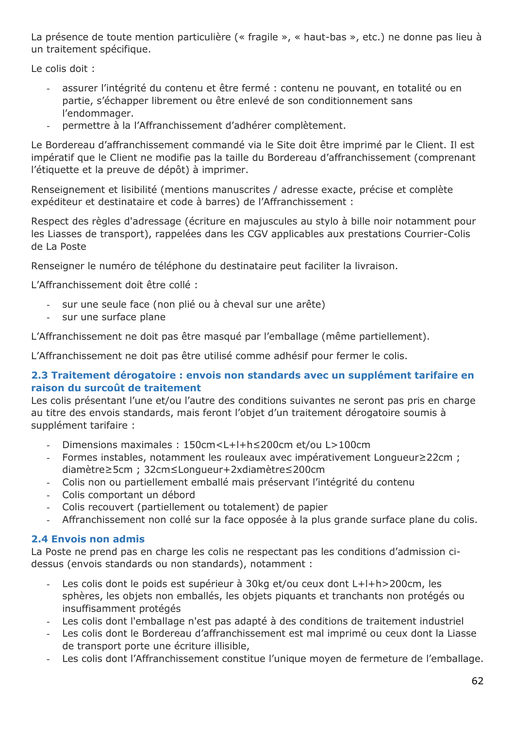La présence de toute mention particulière (« fragile », « haut-bas », etc.) ne donne pas lieu à un traitement spécifique.

Le colis doit :

- assurer l'intégrité du contenu et être fermé : contenu ne pouvant, en totalité ou en partie, s'échapper librement ou être enlevé de son conditionnement sans l'endommager.
- permettre à la l'Affranchissement d'adhérer complètement.

Le Bordereau d'affranchissement commandé via le Site doit être imprimé par le Client. Il est impératif que le Client ne modifie pas la taille du Bordereau d'affranchissement (comprenant l'étiquette et la preuve de dépôt) à imprimer.

Renseignement et lisibilité (mentions manuscrites / adresse exacte, précise et complète expéditeur et destinataire et code à barres) de l'Affranchissement :

Respect des règles d'adressage (écriture en majuscules au stylo à bille noir notamment pour les Liasses de transport), rappelées dans les CGV applicables aux prestations Courrier-Colis de La Poste

Renseigner le numéro de téléphone du destinataire peut faciliter la livraison.

L'Affranchissement doit être collé :

- sur une seule face (non plié ou à cheval sur une arête)
- sur une surface plane

L'Affranchissement ne doit pas être masqué par l'emballage (même partiellement).

L'Affranchissement ne doit pas être utilisé comme adhésif pour fermer le colis.

### 2.3 Traitement dérogatoire : envois non standards avec un supplément tarifaire en raison du surcoût de traitement

Les colis présentant l'une et/ou l'autre des conditions suivantes ne seront pas pris en charge au titre des envois standards, mais feront l'objet d'un traitement dérogatoire soumis à supplément tarifaire :

- Dimensions maximales : 150cm<L+l+h≤200cm et/ou L>100cm
- Formes instables, notamment les rouleaux avec impérativement Longueur≥22cm ; diamètre≥5cm ; 32cm≤Longueur+2xdiamètre≤200cm
- Colis non ou partiellement emballé mais préservant l'intégrité du contenu
- Colis comportant un débord
- Colis recouvert (partiellement ou totalement) de papier
- Affranchissement non collé sur la face opposée à la plus grande surface plane du colis.

### 2.4 Envois non admis

La Poste ne prend pas en charge les colis ne respectant pas les conditions d'admission ci-dessus (envois standards ou non standards), notamment :

- Les colis dont le poids est supérieur à 30kg et/ou ceux dont L+l+h>200cm, les sphères, les objets non emballés, les objets piquants et tranchants non protégés ou insuffisamment protégés
- Les colis dont l'emballage n'est pas adapté à des conditions de traitement industriel
- Les colis dont le Bordereau d'affranchissement est mal imprimé ou ceux dont la Liasse de transport porte une écriture illisible,
- Les colis dont l'Affranchissement constitue l'unique moyen de fermeture de l'emballage.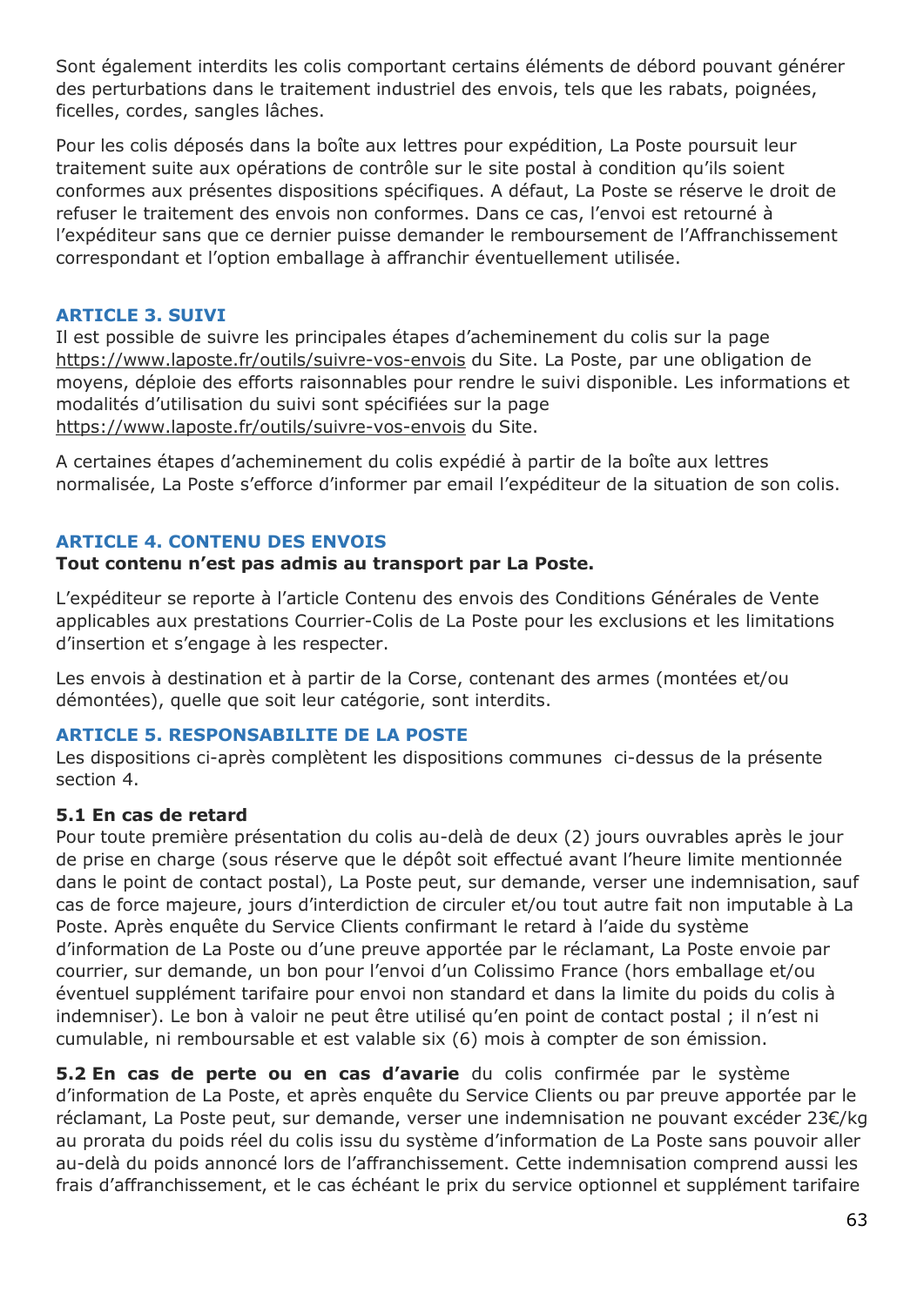Sont également interdits les colis comportant certains éléments de débord pouvant générer des perturbations dans le traitement industriel des envois, tels que les rabats, poignées, ficelles, cordes, sangles lâches.

Pour les colis déposés dans la boîte aux lettres pour expédition, La Poste poursuit leur traitement suite aux opérations de contrôle sur le site postal à condition qu'ils soient conformes aux présentes dispositions spécifiques. A défaut, La Poste se réserve le droit de refuser le traitement des envois non conformes. Dans ce cas, l'envoi est retourné à l'expéditeur sans que ce dernier puisse demander le remboursement de l'Affranchissement correspondant et l'option emballage à affranchir éventuellement utilisée.

### ARTICLE 3. SUIVI

Il est possible de suivre les principales étapes d'acheminement du colis sur la page https://www.laposte.fr/outils/suivre-vos-envois du Site. La Poste, par une obligation de moyens, déploie des efforts raisonnables pour rendre le suivi disponible. Les informations et modalités d'utilisation du suivi sont spécifiées sur la page https://www.laposte.fr/outils/suivre-vos-envois du Site.

A certaines étapes d'acheminement du colis expédié à partir de la boîte aux lettres normalisée, La Poste s'efforce d'informer par email l'expéditeur de la situation de son colis.

### ARTICLE 4. CONTENU DES ENVOIS

**Tout contenu n'est pas admis au transport par La Poste.**

L'expéditeur se reporte à l'article Contenu des envois des Conditions Générales de Vente applicables aux prestations Courrier-Colis de La Poste pour les exclusions et les limitations d'insertion et s'engage à les respecter.

Les envois à destination et à partir de la Corse, contenant des armes (montées et/ou démontées), quelle que soit leur catégorie, sont interdits.

### ARTICLE 5. RESPONSABILITE DE LA POSTE

Les dispositions ci-après complètent les dispositions communes ci-dessus de la présente section 4.

**5.1 En cas de retard**

Pour toute première présentation du colis au-delà de deux (2) jours ouvrables après le jour de prise en charge (sous réserve que le dépôt soit effectué avant l'heure limite mentionnée dans le point de contact postal), La Poste peut, sur demande, verser une indemnisation, sauf cas de force majeure, jours d'interdiction de circuler et/ou tout autre fait non imputable à La Poste. Après enquête du Service Clients confirmant le retard à l'aide du système d'information de La Poste ou d'une preuve apportée par le réclamant, La Poste envoie par courrier, sur demande, un bon pour l'envoi d'un Colissimo France (hors emballage et/ou éventuel supplément tarifaire pour envoi non standard et dans la limite du poids du colis à indemniser). Le bon à valoir ne peut être utilisé qu'en point de contact postal ; il n'est ni cumulable, ni remboursable et est valable six (6) mois à compter de son émission.

**5.2 En cas de perte ou en cas d'avarie** du colis confirmée par le système d'information de La Poste, et après enquête du Service Clients ou par preuve apportée par le réclamant, La Poste peut, sur demande, verser une indemnisation ne pouvant excéder 23€/kg au prorata du poids réel du colis issu du système d'information de La Poste sans pouvoir aller au-delà du poids annoncé lors de l'affranchissement. Cette indemnisation comprend aussi les frais d'affranchissement, et le cas échéant le prix du service optionnel et supplément tarifaire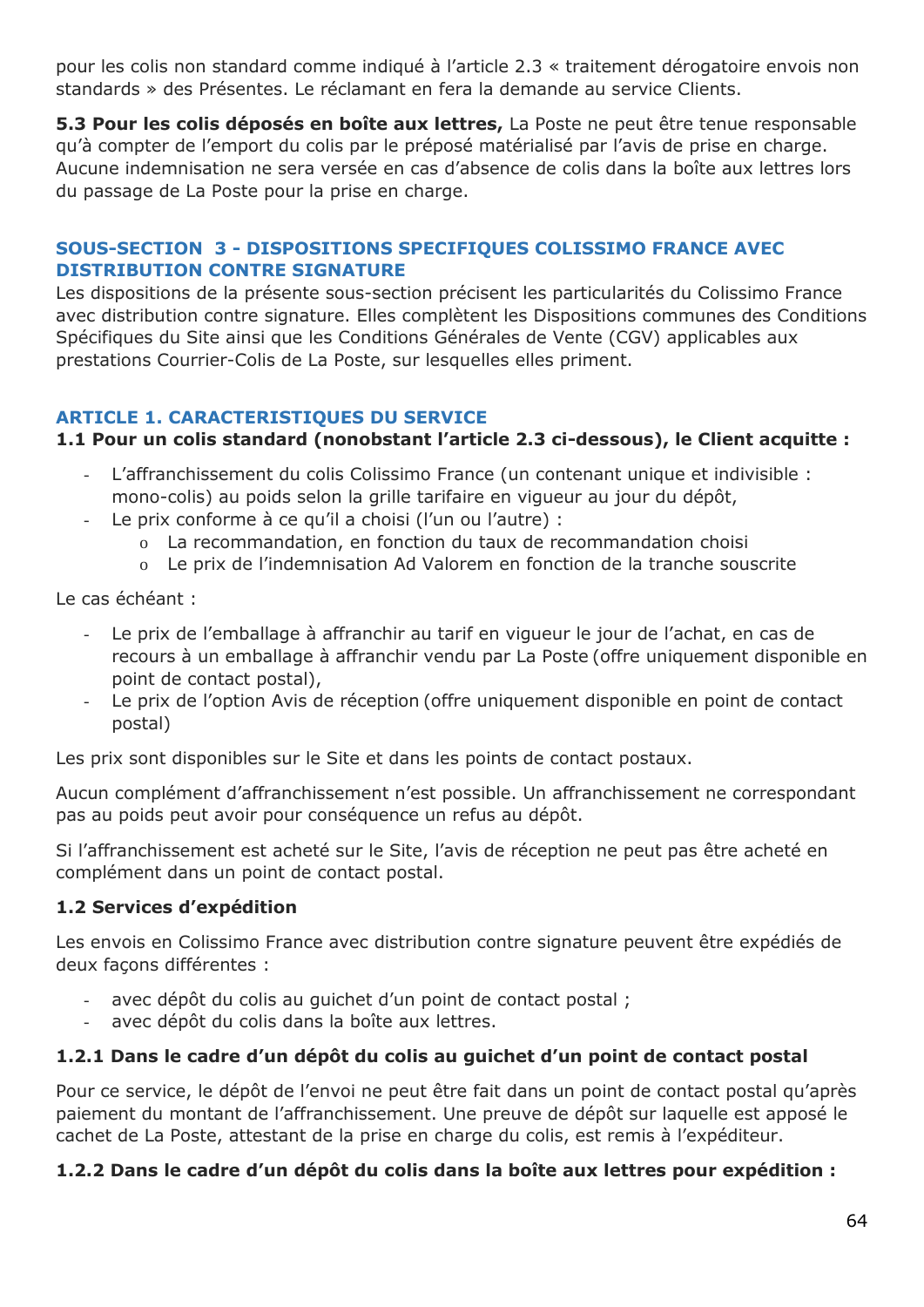pour les colis non standard comme indiqué à l'article 2.3 « traitement dérogatoire envois non standards » des Présentes. Le réclamant en fera la demande au service Clients.

**5.3 Pour les colis déposés en boîte aux lettres,** La Poste ne peut être tenue responsable qu'à compter de l'emport du colis par le préposé matérialisé par l'avis de prise en charge. Aucune indemnisation ne sera versée en cas d'absence de colis dans la boîte aux lettres lors du passage de La Poste pour la prise en charge.

## SOUS-SECTION 3 - DISPOSITIONS SPECIFIQUES COLISSIMO FRANCE AVEC DISTRIBUTION CONTRE SIGNATURE

Les dispositions de la présente sous-section précisent les particularités du Colissimo France avec distribution contre signature. Elles complètent les Dispositions communes des Conditions Spécifiques du Site ainsi que les Conditions Générales de Vente (CGV) applicables aux prestations Courrier-Colis de La Poste, sur lesquelles elles priment.

### ARTICLE 1. CARACTERISTIQUES DU SERVICE

**1.1 Pour un colis standard (nonobstant l'article 2.3 ci-dessous), le Client acquitte :**

- L'affranchissement du colis Colissimo France (un contenant unique et indivisible : mono-colis) au poids selon la grille tarifaire en vigueur au jour du dépôt,
- Le prix conforme à ce qu'il a choisi (l'un ou l'autre) :
  - La recommandation, en fonction du taux de recommandation choisi
  - Le prix de l'indemnisation Ad Valorem en fonction de la tranche souscrite

Le cas échéant :

- Le prix de l'emballage à affranchir au tarif en vigueur le jour de l'achat, en cas de recours à un emballage à affranchir vendu par La Poste (offre uniquement disponible en point de contact postal),
- Le prix de l'option Avis de réception (offre uniquement disponible en point de contact postal)

Les prix sont disponibles sur le Site et dans les points de contact postaux.

Aucun complément d'affranchissement n'est possible. Un affranchissement ne correspondant pas au poids peut avoir pour conséquence un refus au dépôt.

Si l'affranchissement est acheté sur le Site, l'avis de réception ne peut pas être acheté en complément dans un point de contact postal.

**1.2 Services d'expédition**

Les envois en Colissimo France avec distribution contre signature peuvent être expédiés de deux façons différentes :

- avec dépôt du colis au guichet d'un point de contact postal ;
- avec dépôt du colis dans la boîte aux lettres.

**1.2.1 Dans le cadre d'un dépôt du colis au guichet d'un point de contact postal**

Pour ce service, le dépôt de l'envoi ne peut être fait dans un point de contact postal qu'après paiement du montant de l'affranchissement. Une preuve de dépôt sur laquelle est apposé le cachet de La Poste, attestant de la prise en charge du colis, est remis à l'expéditeur.

**1.2.2 Dans le cadre d'un dépôt du colis dans la boîte aux lettres pour expédition :**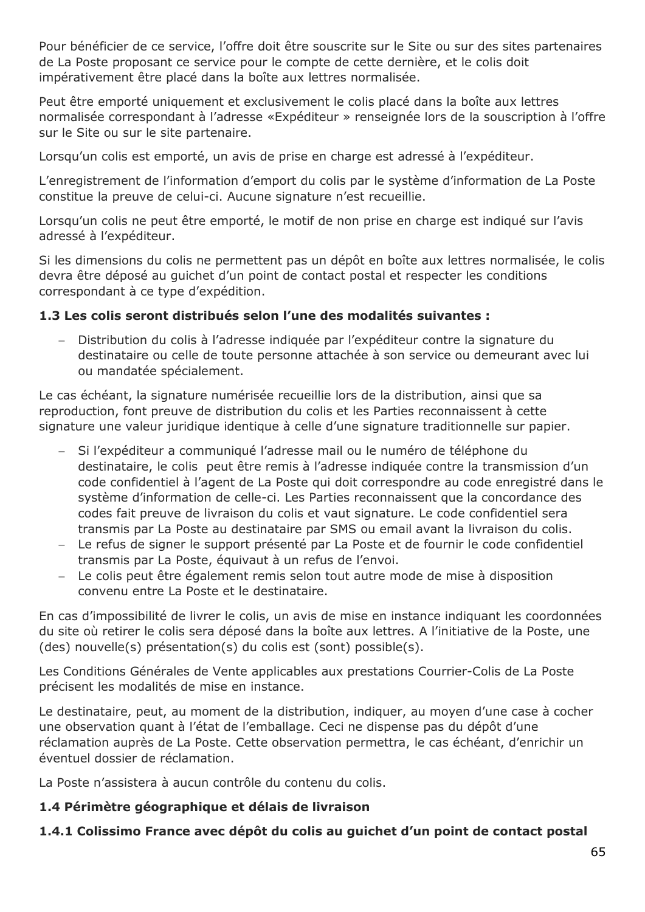Pour bénéficier de ce service, l'offre doit être souscrite sur le Site ou sur des sites partenaires de La Poste proposant ce service pour le compte de cette dernière, et le colis doit impérativement être placé dans la boîte aux lettres normalisée.

Peut être emporté uniquement et exclusivement le colis placé dans la boîte aux lettres normalisée correspondant à l'adresse «Expéditeur » renseignée lors de la souscription à l'offre sur le Site ou sur le site partenaire.

Lorsqu'un colis est emporté, un avis de prise en charge est adressé à l'expéditeur.

L'enregistrement de l'information d'emport du colis par le système d'information de La Poste constitue la preuve de celui-ci. Aucune signature n'est recueillie.

Lorsqu'un colis ne peut être emporté, le motif de non prise en charge est indiqué sur l'avis adressé à l'expéditeur.

Si les dimensions du colis ne permettent pas un dépôt en boîte aux lettres normalisée, le colis devra être déposé au guichet d'un point de contact postal et respecter les conditions correspondant à ce type d'expédition.

**1.3 Les colis seront distribués selon l'une des modalités suivantes :**

- Distribution du colis à l'adresse indiquée par l'expéditeur contre la signature du destinataire ou celle de toute personne attachée à son service ou demeurant avec lui ou mandatée spécialement.

Le cas échéant, la signature numérisée recueillie lors de la distribution, ainsi que sa reproduction, font preuve de distribution du colis et les Parties reconnaissent à cette signature une valeur juridique identique à celle d'une signature traditionnelle sur papier.

- Si l'expéditeur a communiqué l'adresse mail ou le numéro de téléphone du destinataire, le colis peut être remis à l'adresse indiquée contre la transmission d'un code confidentiel à l'agent de La Poste qui doit correspondre au code enregistré dans le système d'information de celle-ci. Les Parties reconnaissent que la concordance des codes fait preuve de livraison du colis et vaut signature. Le code confidentiel sera transmis par La Poste au destinataire par SMS ou email avant la livraison du colis.
- Le refus de signer le support présenté par La Poste et de fournir le code confidentiel transmis par La Poste, équivaut à un refus de l'envoi.
- Le colis peut être également remis selon tout autre mode de mise à disposition convenu entre La Poste et le destinataire.

En cas d'impossibilité de livrer le colis, un avis de mise en instance indiquant les coordonnées du site où retirer le colis sera déposé dans la boîte aux lettres. A l'initiative de la Poste, une (des) nouvelle(s) présentation(s) du colis est (sont) possible(s).

Les Conditions Générales de Vente applicables aux prestations Courrier-Colis de La Poste précisent les modalités de mise en instance.

Le destinataire, peut, au moment de la distribution, indiquer, au moyen d'une case à cocher une observation quant à l'état de l'emballage. Ceci ne dispense pas du dépôt d'une réclamation auprès de La Poste. Cette observation permettra, le cas échéant, d'enrichir un éventuel dossier de réclamation.

La Poste n'assistera à aucun contrôle du contenu du colis.

**1.4 Périmètre géographique et délais de livraison**

**1.4.1 Colissimo France avec dépôt du colis au guichet d'un point de contact postal**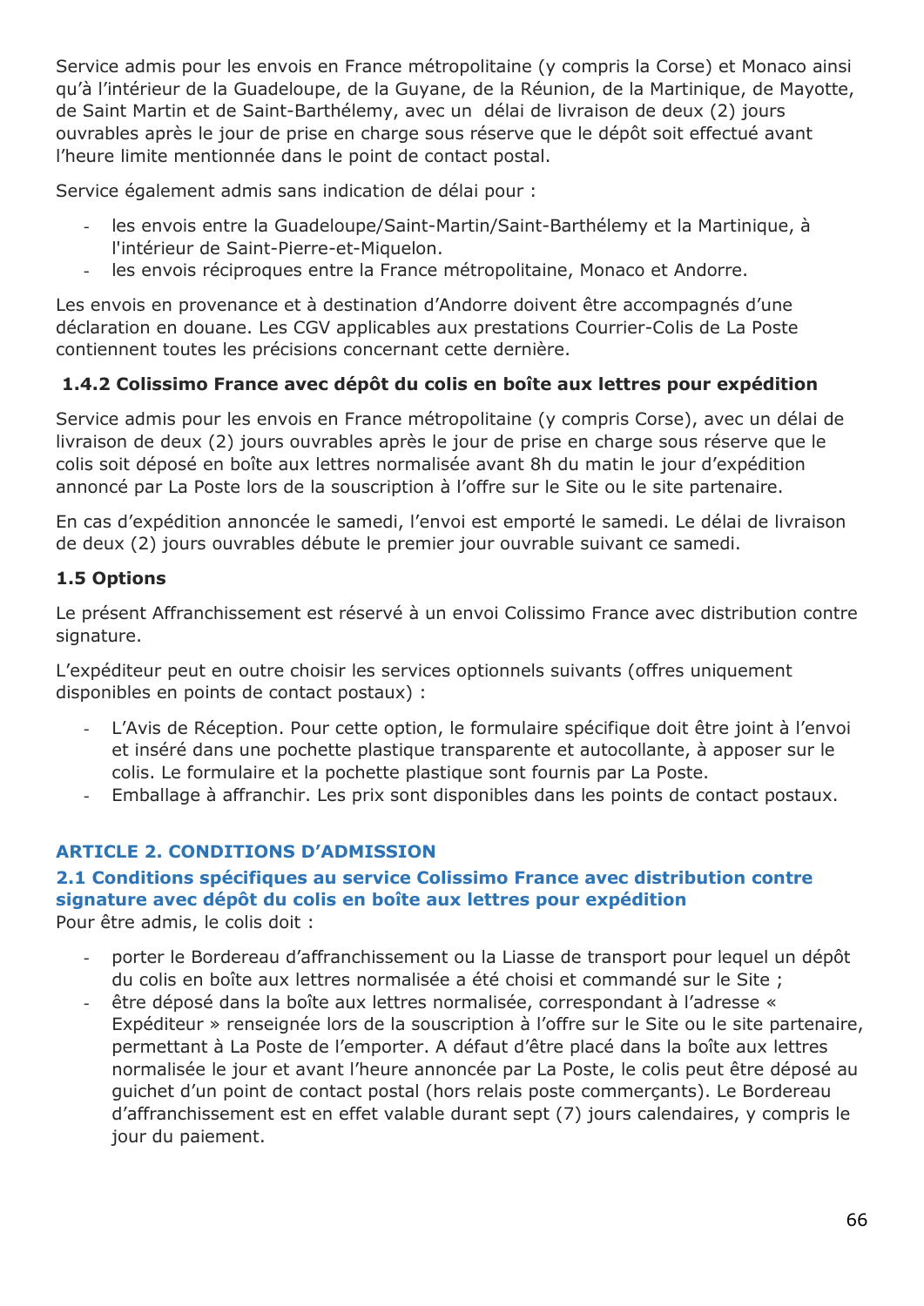Service admis pour les envois en France métropolitaine (y compris la Corse) et Monaco ainsi qu'à l'intérieur de la Guadeloupe, de la Guyane, de la Réunion, de la Martinique, de Mayotte, de Saint Martin et de Saint-Barthélemy, avec un délai de livraison de deux (2) jours ouvrables après le jour de prise en charge sous réserve que le dépôt soit effectué avant l'heure limite mentionnée dans le point de contact postal.

Service également admis sans indication de délai pour :

- les envois entre la Guadeloupe/Saint-Martin/Saint-Barthélemy et la Martinique, à l'intérieur de Saint-Pierre-et-Miquelon.
- les envois réciproques entre la France métropolitaine, Monaco et Andorre.

Les envois en provenance et à destination d'Andorre doivent être accompagnés d'une déclaration en douane. Les CGV applicables aux prestations Courrier-Colis de La Poste contiennent toutes les précisions concernant cette dernière.

#### 1.4.2 Colissimo France avec dépôt du colis en boîte aux lettres pour expédition

Service admis pour les envois en France métropolitaine (y compris Corse), avec un délai de livraison de deux (2) jours ouvrables après le jour de prise en charge sous réserve que le colis soit déposé en boîte aux lettres normalisée avant 8h du matin le jour d'expédition annoncé par La Poste lors de la souscription à l'offre sur le Site ou le site partenaire.

En cas d'expédition annoncée le samedi, l'envoi est emporté le samedi. Le délai de livraison de deux (2) jours ouvrables débute le premier jour ouvrable suivant ce samedi.

### 1.5 Options

Le présent Affranchissement est réservé à un envoi Colissimo France avec distribution contre signature.

L'expéditeur peut en outre choisir les services optionnels suivants (offres uniquement disponibles en points de contact postaux) :

- L'Avis de Réception. Pour cette option, le formulaire spécifique doit être joint à l'envoi et inséré dans une pochette plastique transparente et autocollante, à apposer sur le colis. Le formulaire et la pochette plastique sont fournis par La Poste.
- Emballage à affranchir. Les prix sont disponibles dans les points de contact postaux.

## ARTICLE 2. CONDITIONS D'ADMISSION

### 2.1 Conditions spécifiques au service Colissimo France avec distribution contre signature avec dépôt du colis en boîte aux lettres pour expédition

Pour être admis, le colis doit :

- porter le Bordereau d'affranchissement ou la Liasse de transport pour lequel un dépôt du colis en boîte aux lettres normalisée a été choisi et commandé sur le Site ;
- être déposé dans la boîte aux lettres normalisée, correspondant à l'adresse « Expéditeur » renseignée lors de la souscription à l'offre sur le Site ou le site partenaire, permettant à La Poste de l'emporter. A défaut d'être placé dans la boîte aux lettres normalisée le jour et avant l'heure annoncée par La Poste, le colis peut être déposé au guichet d'un point de contact postal (hors relais poste commerçants). Le Bordereau d'affranchissement est en effet valable durant sept (7) jours calendaires, y compris le jour du paiement.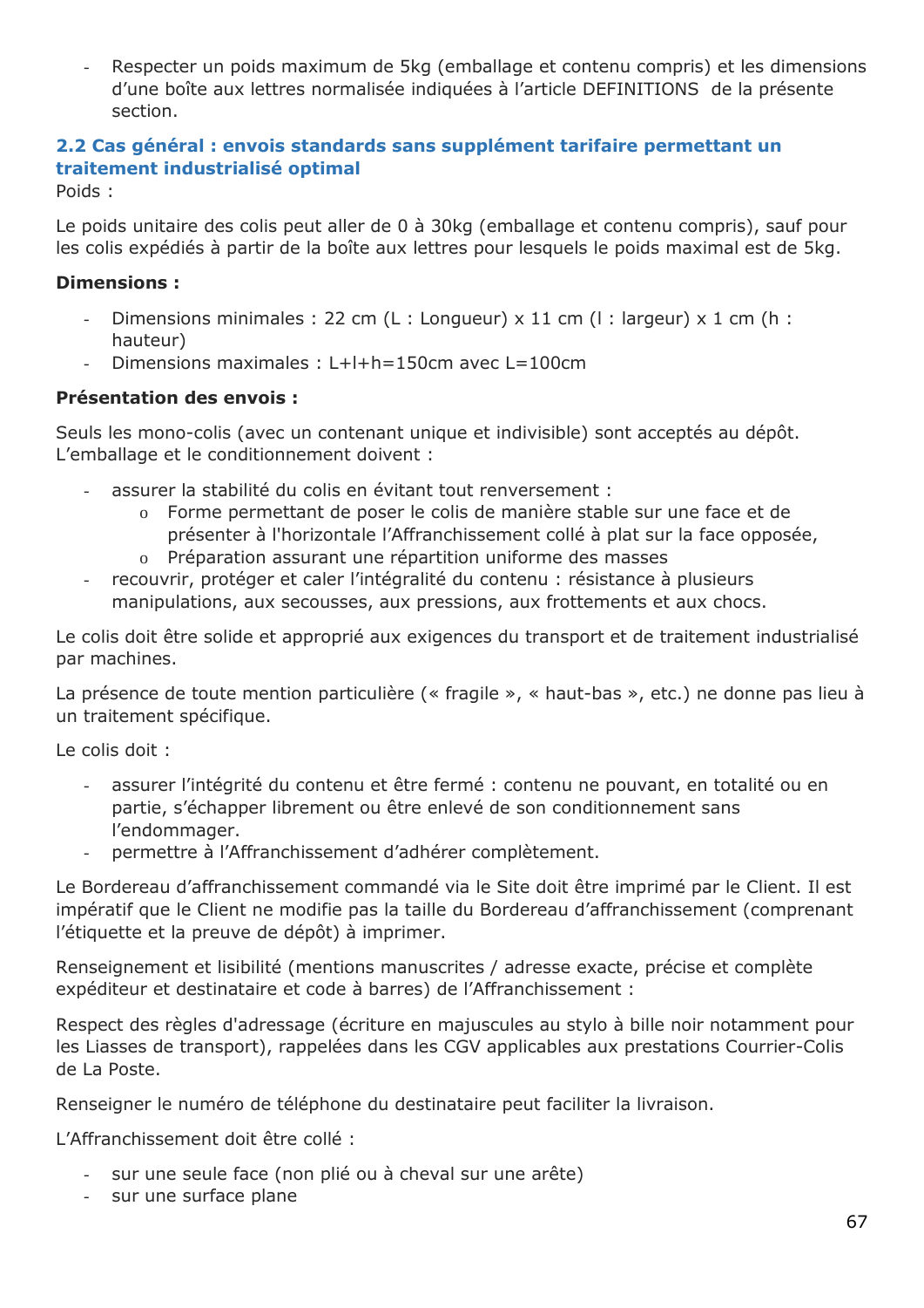- Respecter un poids maximum de 5kg (emballage et contenu compris) et les dimensions d'une boîte aux lettres normalisée indiquées à l'article DEFINITIONS de la présente section.

### 2.2 Cas général : envois standards sans supplément tarifaire permettant un traitement industrialisé optimal

Poids :

Le poids unitaire des colis peut aller de 0 à 30kg (emballage et contenu compris), sauf pour les colis expédiés à partir de la boîte aux lettres pour lesquels le poids maximal est de 5kg.

**Dimensions :**

- Dimensions minimales : 22 cm (L : Longueur) x 11 cm (l : largeur) x 1 cm (h : hauteur)
- Dimensions maximales : L+l+h=150cm avec L=100cm

**Présentation des envois :**

Seuls les mono-colis (avec un contenant unique et indivisible) sont acceptés au dépôt. L'emballage et le conditionnement doivent :

- assurer la stabilité du colis en évitant tout renversement :
  - Forme permettant de poser le colis de manière stable sur une face et de présenter à l'horizontale l'Affranchissement collé à plat sur la face opposée,
  - Préparation assurant une répartition uniforme des masses
- recouvrir, protéger et caler l'intégralité du contenu : résistance à plusieurs manipulations, aux secousses, aux pressions, aux frottements et aux chocs.

Le colis doit être solide et approprié aux exigences du transport et de traitement industrialisé par machines.

La présence de toute mention particulière (« fragile », « haut-bas », etc.) ne donne pas lieu à un traitement spécifique.

Le colis doit :

- assurer l'intégrité du contenu et être fermé : contenu ne pouvant, en totalité ou en partie, s'échapper librement ou être enlevé de son conditionnement sans l'endommager.
- permettre à l'Affranchissement d'adhérer complètement.

Le Bordereau d'affranchissement commandé via le Site doit être imprimé par le Client. Il est impératif que le Client ne modifie pas la taille du Bordereau d'affranchissement (comprenant l'étiquette et la preuve de dépôt) à imprimer.

Renseignement et lisibilité (mentions manuscrites / adresse exacte, précise et complète expéditeur et destinataire et code à barres) de l'Affranchissement :

Respect des règles d'adressage (écriture en majuscules au stylo à bille noir notamment pour les Liasses de transport), rappelées dans les CGV applicables aux prestations Courrier-Colis de La Poste.

Renseigner le numéro de téléphone du destinataire peut faciliter la livraison.

L'Affranchissement doit être collé :

- sur une seule face (non plié ou à cheval sur une arête)
- sur une surface plane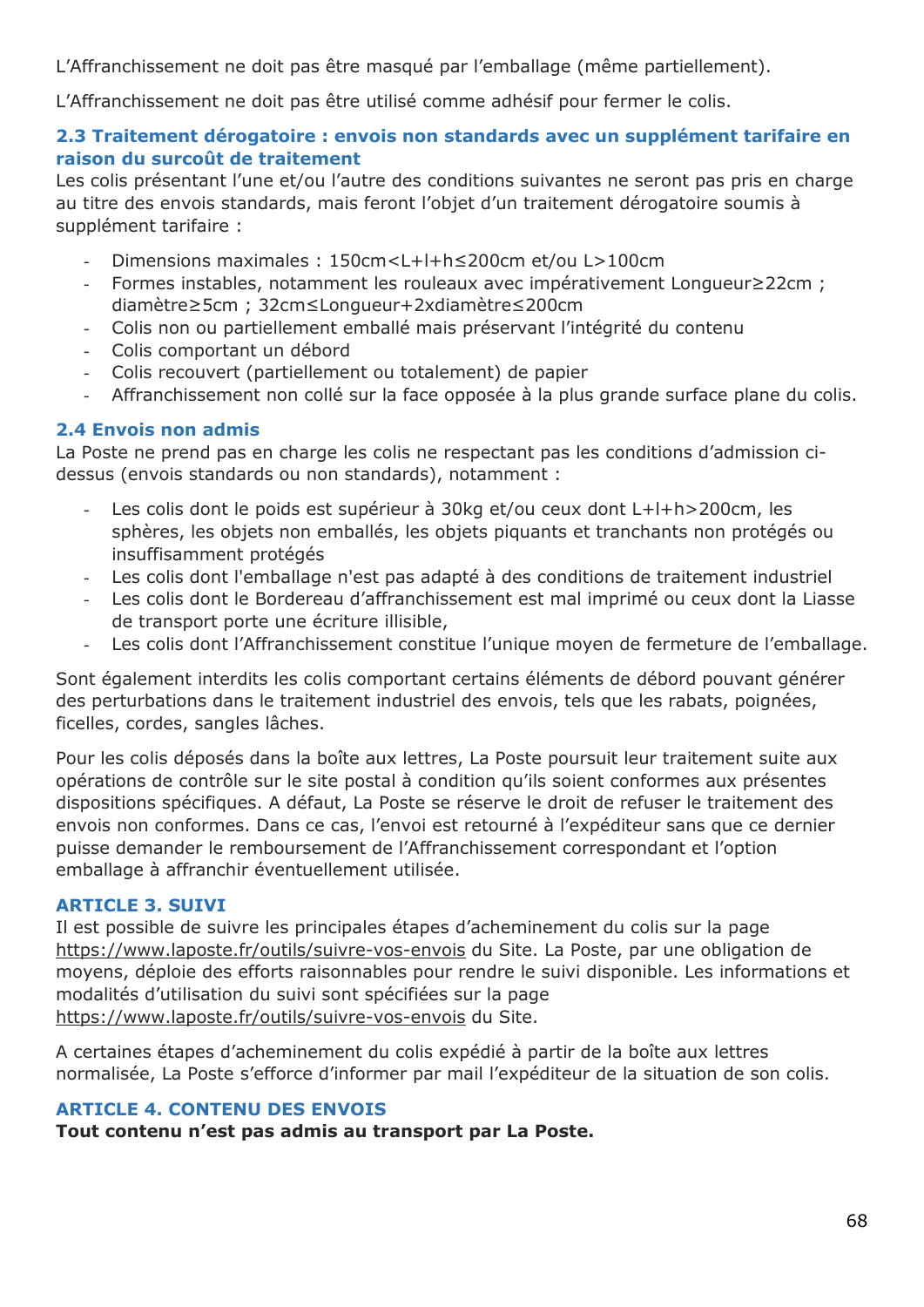L'Affranchissement ne doit pas être masqué par l'emballage (même partiellement).

L'Affranchissement ne doit pas être utilisé comme adhésif pour fermer le colis.

### 2.3 Traitement dérogatoire : envois non standards avec un supplément tarifaire en raison du surcoût de traitement

Les colis présentant l'une et/ou l'autre des conditions suivantes ne seront pas pris en charge au titre des envois standards, mais feront l'objet d'un traitement dérogatoire soumis à supplément tarifaire :

- Dimensions maximales : $150cm<L+l+h\leq200cm$ et/ou $L>100cm$
- Formes instables, notamment les rouleaux avec impérativement $Longueur\geq22cm$ ; $diamètre\geq5cm$ ; $32cm\leq Longueur+2xdiamètre\leq200cm$
- Colis non ou partiellement emballé mais préservant l'intégrité du contenu
- Colis comportant un débord
- Colis recouvert (partiellement ou totalement) de papier
- Affranchissement non collé sur la face opposée à la plus grande surface plane du colis.

### 2.4 Envois non admis

La Poste ne prend pas en charge les colis ne respectant pas les conditions d'admission ci-dessus (envois standards ou non standards), notamment :

- Les colis dont le poids est supérieur à 30kg et/ou ceux dont $L+l+h>200cm$, les sphères, les objets non emballés, les objets piquants et tranchants non protégés ou insuffisamment protégés
- Les colis dont l'emballage n'est pas adapté à des conditions de traitement industriel
- Les colis dont le Bordereau d'affranchissement est mal imprimé ou ceux dont la Liasse de transport porte une écriture illisible,
- Les colis dont l'Affranchissement constitue l'unique moyen de fermeture de l'emballage.

Sont également interdits les colis comportant certains éléments de débord pouvant générer des perturbations dans le traitement industriel des envois, tels que les rabats, poignées, ficelles, cordes, sangles lâches.

Pour les colis déposés dans la boîte aux lettres, La Poste poursuit leur traitement suite aux opérations de contrôle sur le site postal à condition qu'ils soient conformes aux présentes dispositions spécifiques. A défaut, La Poste se réserve le droit de refuser le traitement des envois non conformes. Dans ce cas, l'envoi est retourné à l'expéditeur sans que ce dernier puisse demander le remboursement de l'Affranchissement correspondant et l'option emballage à affranchir éventuellement utilisée.

## ARTICLE 3. SUIVI

Il est possible de suivre les principales étapes d'acheminement du colis sur la page https://www.laposte.fr/outils/suivre-vos-envois du Site. La Poste, par une obligation de moyens, déploie des efforts raisonnables pour rendre le suivi disponible. Les informations et modalités d'utilisation du suivi sont spécifiées sur la page https://www.laposte.fr/outils/suivre-vos-envois du Site.

A certaines étapes d'acheminement du colis expédié à partir de la boîte aux lettres normalisée, La Poste s'efforce d'informer par mail l'expéditeur de la situation de son colis.

## ARTICLE 4. CONTENU DES ENVOIS

**Tout contenu n'est pas admis au transport par La Poste.**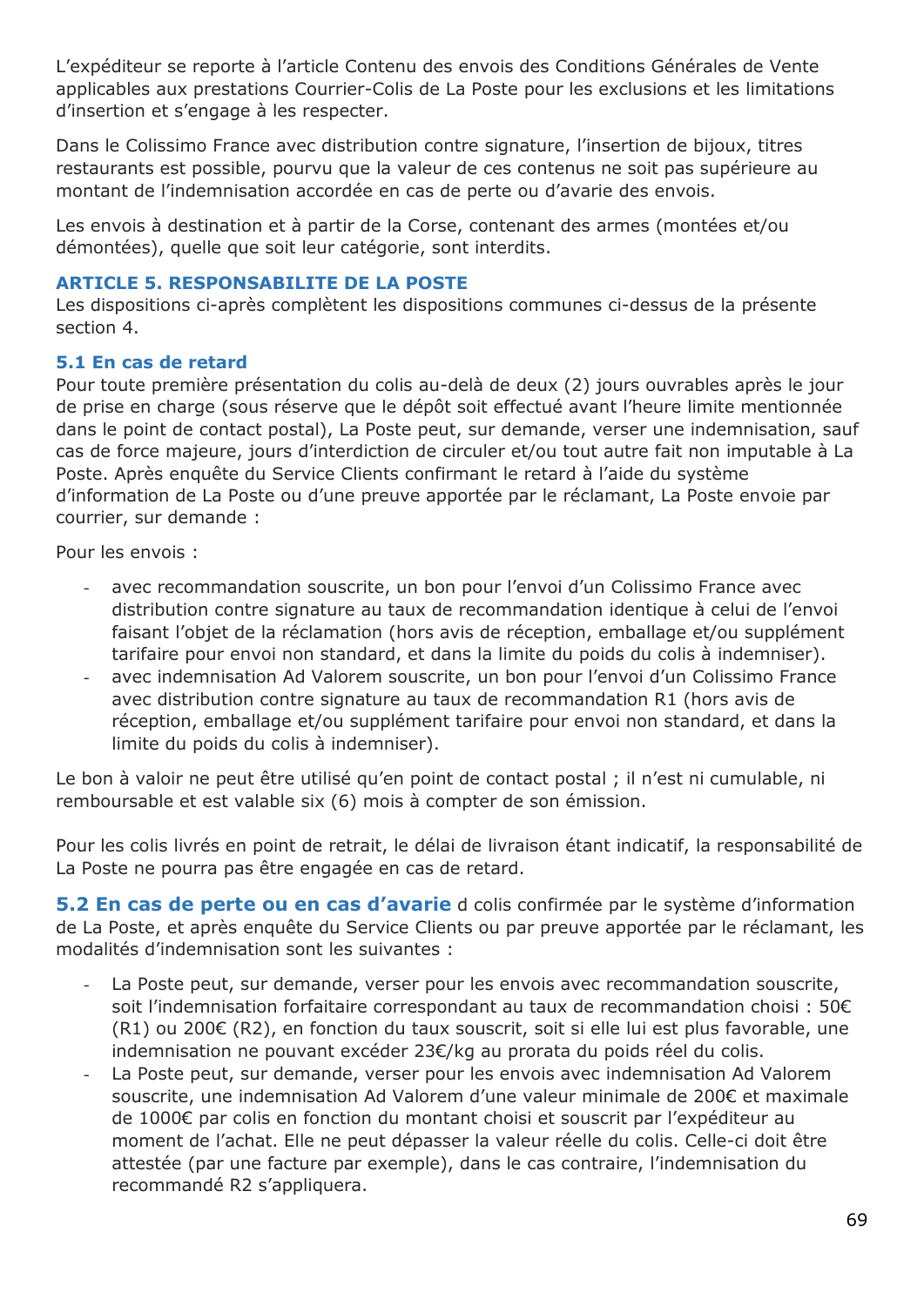L'expéditeur se reporte à l'article Contenu des envois des Conditions Générales de Vente applicables aux prestations Courrier-Colis de La Poste pour les exclusions et les limitations d'insertion et s'engage à les respecter.

Dans le Colissimo France avec distribution contre signature, l'insertion de bijoux, titres restaurants est possible, pourvu que la valeur de ces contenus ne soit pas supérieure au montant de l'indemnisation accordée en cas de perte ou d'avarie des envois.

Les envois à destination et à partir de la Corse, contenant des armes (montées et/ou démontées), quelle que soit leur catégorie, sont interdits.

## ARTICLE 5. RESPONSABILITE DE LA POSTE

Les dispositions ci-après complètent les dispositions communes ci-dessus de la présente section 4.

### 5.1 En cas de retard

Pour toute première présentation du colis au-delà de deux (2) jours ouvrables après le jour de prise en charge (sous réserve que le dépôt soit effectué avant l'heure limite mentionnée dans le point de contact postal), La Poste peut, sur demande, verser une indemnisation, sauf cas de force majeure, jours d'interdiction de circuler et/ou tout autre fait non imputable à La Poste. Après enquête du Service Clients confirmant le retard à l'aide du système d'information de La Poste ou d'une preuve apportée par le réclamant, La Poste envoie par courrier, sur demande :

Pour les envois :

- avec recommandation souscrite, un bon pour l'envoi d'un Colissimo France avec distribution contre signature au taux de recommandation identique à celui de l'envoi faisant l'objet de la réclamation (hors avis de réception, emballage et/ou supplément tarifaire pour envoi non standard, et dans la limite du poids du colis à indemniser).
- avec indemnisation Ad Valorem souscrite, un bon pour l'envoi d'un Colissimo France avec distribution contre signature au taux de recommandation R1 (hors avis de réception, emballage et/ou supplément tarifaire pour envoi non standard, et dans la limite du poids du colis à indemniser).

Le bon à valoir ne peut être utilisé qu'en point de contact postal ; il n'est ni cumulable, ni remboursable et est valable six (6) mois à compter de son émission.

Pour les colis livrés en point de retrait, le délai de livraison étant indicatif, la responsabilité de La Poste ne pourra pas être engagée en cas de retard.

**5.2 En cas de perte ou en cas d'avarie** d colis confirmée par le système d'information de La Poste, et après enquête du Service Clients ou par preuve apportée par le réclamant, les modalités d'indemnisation sont les suivantes :

- La Poste peut, sur demande, verser pour les envois avec recommandation souscrite, soit l'indemnisation forfaitaire correspondant au taux de recommandation choisi : 50€ (R1) ou 200€ (R2), en fonction du taux souscrit, soit si elle lui est plus favorable, une indemnisation ne pouvant excéder 23€/kg au prorata du poids réel du colis.
- La Poste peut, sur demande, verser pour les envois avec indemnisation Ad Valorem souscrite, une indemnisation Ad Valorem d'une valeur minimale de 200€ et maximale de 1000€ par colis en fonction du montant choisi et souscrit par l'expéditeur au moment de l'achat. Elle ne peut dépasser la valeur réelle du colis. Celle-ci doit être attestée (par une facture par exemple), dans le cas contraire, l'indemnisation du recommandé R2 s'appliquera.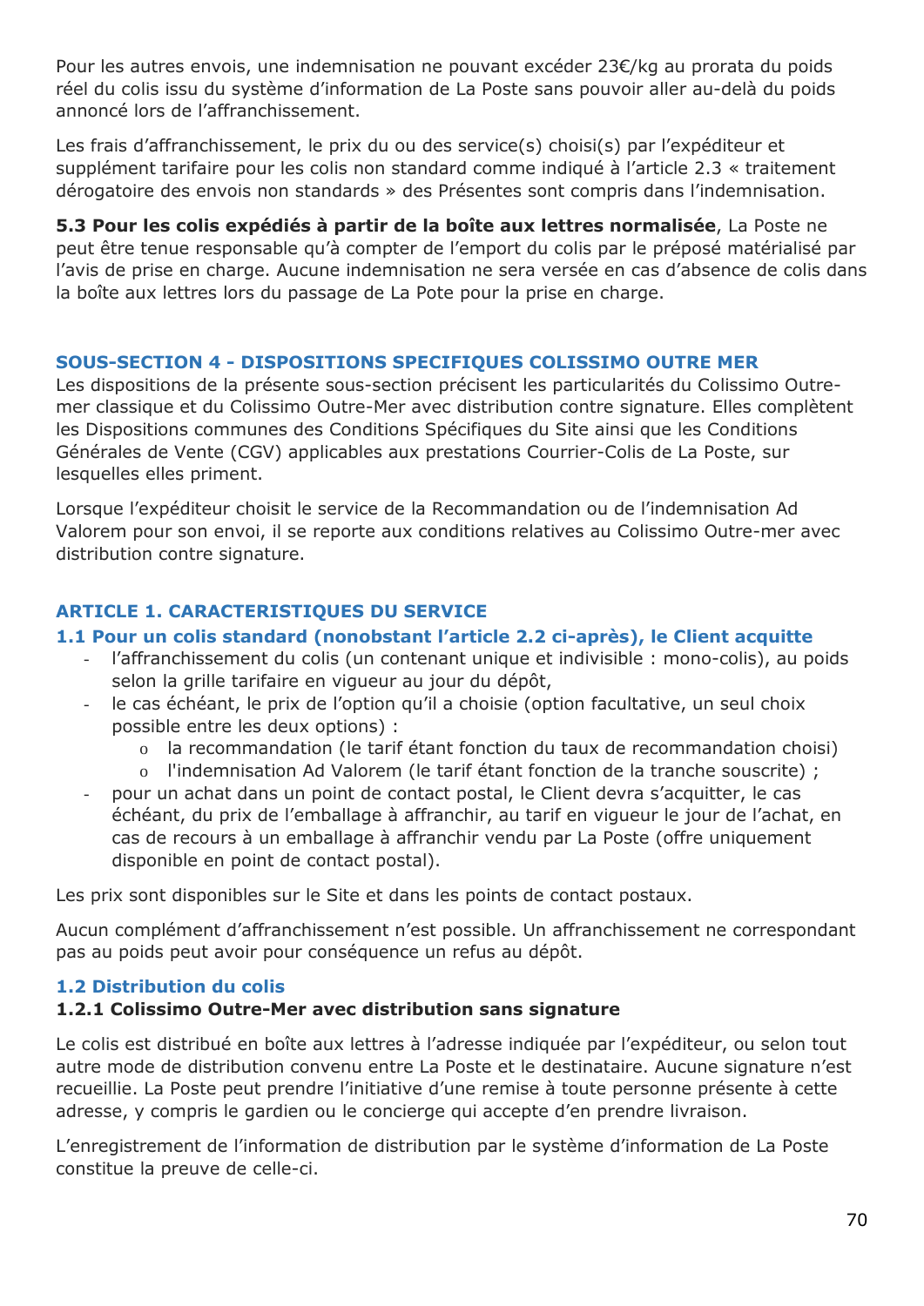Pour les autres envois, une indemnisation ne pouvant excéder 23€/kg au prorata du poids réel du colis issu du système d'information de La Poste sans pouvoir aller au-delà du poids annoncé lors de l'affranchissement.

Les frais d'affranchissement, le prix du ou des service(s) choisi(s) par l'expéditeur et supplément tarifaire pour les colis non standard comme indiqué à l'article 2.3 « traitement dérogatoire des envois non standards » des Présentes sont compris dans l'indemnisation.

**5.3 Pour les colis expédiés à partir de la boîte aux lettres normalisée**, La Poste ne peut être tenue responsable qu'à compter de l'emport du colis par le préposé matérialisé par l'avis de prise en charge. Aucune indemnisation ne sera versée en cas d'absence de colis dans la boîte aux lettres lors du passage de La Pote pour la prise en charge.

## SOUS-SECTION 4 - DISPOSITIONS SPECIFIQUES COLISSIMO OUTRE MER

Les dispositions de la présente sous-section précisent les particularités du Colissimo Outre-mer classique et du Colissimo Outre-Mer avec distribution contre signature. Elles complètent les Dispositions communes des Conditions Spécifiques du Site ainsi que les Conditions Générales de Vente (CGV) applicables aux prestations Courrier-Colis de La Poste, sur lesquelles elles priment.

Lorsque l'expéditeur choisit le service de la Recommandation ou de l'indemnisation Ad Valorem pour son envoi, il se reporte aux conditions relatives au Colissimo Outre-mer avec distribution contre signature.

### ARTICLE 1. CARACTERISTIQUES DU SERVICE

#### 1.1 Pour un colis standard (nonobstant l'article 2.2 ci-après), le Client acquitte

- l'affranchissement du colis (un contenant unique et indivisible : mono-colis), au poids selon la grille tarifaire en vigueur au jour du dépôt,
- le cas échéant, le prix de l'option qu'il a choisie (option facultative, un seul choix possible entre les deux options) :
  - la recommandation (le tarif étant fonction du taux de recommandation choisi)
  - l'indemnisation Ad Valorem (le tarif étant fonction de la tranche souscrite) ;
- pour un achat dans un point de contact postal, le Client devra s'acquitter, le cas échéant, du prix de l'emballage à affranchir, au tarif en vigueur le jour de l'achat, en cas de recours à un emballage à affranchir vendu par La Poste (offre uniquement disponible en point de contact postal).

Les prix sont disponibles sur le Site et dans les points de contact postaux.

Aucun complément d'affranchissement n'est possible. Un affranchissement ne correspondant pas au poids peut avoir pour conséquence un refus au dépôt.

#### 1.2 Distribution du colis

**1.2.1 Colissimo Outre-Mer avec distribution sans signature**

Le colis est distribué en boîte aux lettres à l'adresse indiquée par l'expéditeur, ou selon tout autre mode de distribution convenu entre La Poste et le destinataire. Aucune signature n'est recueillie. La Poste peut prendre l'initiative d'une remise à toute personne présente à cette adresse, y compris le gardien ou le concierge qui accepte d'en prendre livraison.

L'enregistrement de l'information de distribution par le système d'information de La Poste constitue la preuve de celle-ci.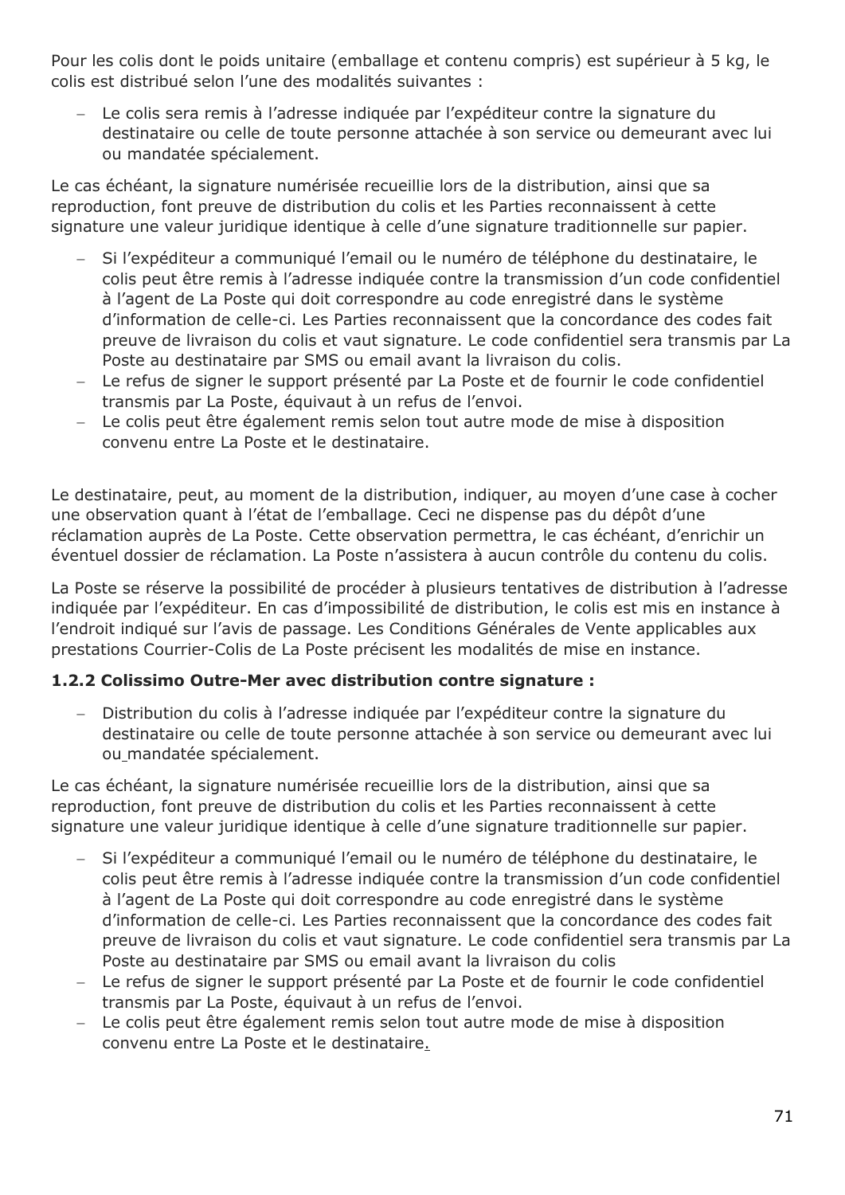Pour les colis dont le poids unitaire (emballage et contenu compris) est supérieur à 5 kg, le colis est distribué selon l'une des modalités suivantes :

- Le colis sera remis à l'adresse indiquée par l'expéditeur contre la signature du destinataire ou celle de toute personne attachée à son service ou demeurant avec lui ou mandatée spécialement.

Le cas échéant, la signature numérisée recueillie lors de la distribution, ainsi que sa reproduction, font preuve de distribution du colis et les Parties reconnaissent à cette signature une valeur juridique identique à celle d'une signature traditionnelle sur papier.

- Si l'expéditeur a communiqué l'email ou le numéro de téléphone du destinataire, le colis peut être remis à l'adresse indiquée contre la transmission d'un code confidentiel à l'agent de La Poste qui doit correspondre au code enregistré dans le système d'information de celle-ci. Les Parties reconnaissent que la concordance des codes fait preuve de livraison du colis et vaut signature. Le code confidentiel sera transmis par La Poste au destinataire par SMS ou email avant la livraison du colis.
- Le refus de signer le support présenté par La Poste et de fournir le code confidentiel transmis par La Poste, équivaut à un refus de l'envoi.
- Le colis peut être également remis selon tout autre mode de mise à disposition convenu entre La Poste et le destinataire.

Le destinataire, peut, au moment de la distribution, indiquer, au moyen d'une case à cocher une observation quant à l'état de l'emballage. Ceci ne dispense pas du dépôt d'une réclamation auprès de La Poste. Cette observation permettra, le cas échéant, d'enrichir un éventuel dossier de réclamation. La Poste n'assistera à aucun contrôle du contenu du colis.

La Poste se réserve la possibilité de procéder à plusieurs tentatives de distribution à l'adresse indiquée par l'expéditeur. En cas d'impossibilité de distribution, le colis est mis en instance à l'endroit indiqué sur l'avis de passage. Les Conditions Générales de Vente applicables aux prestations Courrier-Colis de La Poste précisent les modalités de mise en instance.

**1.2.2 Colissimo Outre-Mer avec distribution contre signature :**

- Distribution du colis à l'adresse indiquée par l'expéditeur contre la signature du destinataire ou celle de toute personne attachée à son service ou demeurant avec lui ou mandatée spécialement.

Le cas échéant, la signature numérisée recueillie lors de la distribution, ainsi que sa reproduction, font preuve de distribution du colis et les Parties reconnaissent à cette signature une valeur juridique identique à celle d'une signature traditionnelle sur papier.

- Si l'expéditeur a communiqué l'email ou le numéro de téléphone du destinataire, le colis peut être remis à l'adresse indiquée contre la transmission d'un code confidentiel à l'agent de La Poste qui doit correspondre au code enregistré dans le système d'information de celle-ci. Les Parties reconnaissent que la concordance des codes fait preuve de livraison du colis et vaut signature. Le code confidentiel sera transmis par La Poste au destinataire par SMS ou email avant la livraison du colis
- Le refus de signer le support présenté par La Poste et de fournir le code confidentiel transmis par La Poste, équivaut à un refus de l'envoi.
- Le colis peut être également remis selon tout autre mode de mise à disposition convenu entre La Poste et le destinataire.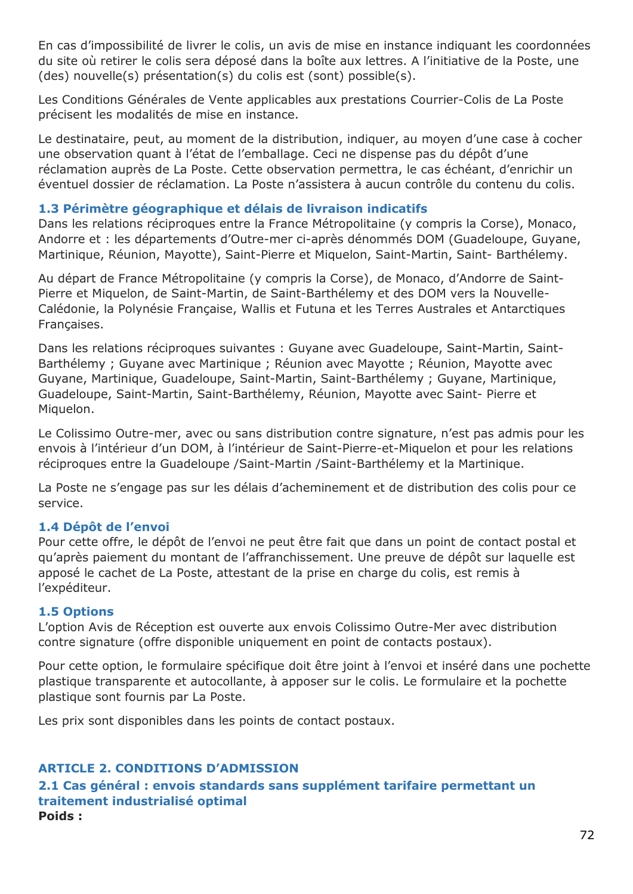En cas d’impossibilité de livrer le colis, un avis de mise en instance indiquant les coordonnées du site où retirer le colis sera déposé dans la boîte aux lettres. A l’initiative de la Poste, une (des) nouvelle(s) présentation(s) du colis est (sont) possible(s).

Les Conditions Générales de Vente applicables aux prestations Courrier-Colis de La Poste précisent les modalités de mise en instance.

Le destinataire, peut, au moment de la distribution, indiquer, au moyen d’une case à cocher une observation quant à l’état de l’emballage. Ceci ne dispense pas du dépôt d’une réclamation auprès de La Poste. Cette observation permettra, le cas échéant, d’enrichir un éventuel dossier de réclamation. La Poste n’assistera à aucun contrôle du contenu du colis.

### 1.3 Périmètre géographique et délais de livraison indicatifs

Dans les relations réciproques entre la France Métropolitaine (y compris la Corse), Monaco, Andorre et : les départements d’Outre-mer ci-après dénommés DOM (Guadeloupe, Guyane, Martinique, Réunion, Mayotte), Saint-Pierre et Miquelon, Saint-Martin, Saint- Barthélemy.

Au départ de France Métropolitaine (y compris la Corse), de Monaco, d’Andorre de Saint-Pierre et Miquelon, de Saint-Martin, de Saint-Barthélemy et des DOM vers la Nouvelle-Calédonie, la Polynésie Française, Wallis et Futuna et les Terres Australes et Antarctiques Françaises.

Dans les relations réciproques suivantes : Guyane avec Guadeloupe, Saint-Martin, Saint-Barthélemy ; Guyane avec Martinique ; Réunion avec Mayotte ; Réunion, Mayotte avec Guyane, Martinique, Guadeloupe, Saint-Martin, Saint-Barthélemy ; Guyane, Martinique, Guadeloupe, Saint-Martin, Saint-Barthélemy, Réunion, Mayotte avec Saint- Pierre et Miquelon.

Le Colissimo Outre-mer, avec ou sans distribution contre signature, n’est pas admis pour les envois à l’intérieur d’un DOM, à l’intérieur de Saint-Pierre-et-Miquelon et pour les relations réciproques entre la Guadeloupe /Saint-Martin /Saint-Barthélemy et la Martinique.

La Poste ne s’engage pas sur les délais d’acheminement et de distribution des colis pour ce service.

### 1.4 Dépôt de l’envoi

Pour cette offre, le dépôt de l’envoi ne peut être fait que dans un point de contact postal et qu’après paiement du montant de l’affranchissement. Une preuve de dépôt sur laquelle est apposé le cachet de La Poste, attestant de la prise en charge du colis, est remis à l’expéditeur.

### 1.5 Options

L’option Avis de Réception est ouverte aux envois Colissimo Outre-Mer avec distribution contre signature (offre disponible uniquement en point de contacts postaux).

Pour cette option, le formulaire spécifique doit être joint à l’envoi et inséré dans une pochette plastique transparente et autocollante, à apposer sur le colis. Le formulaire et la pochette plastique sont fournis par La Poste.

Les prix sont disponibles dans les points de contact postaux.

## ARTICLE 2. CONDITIONS D’ADMISSION

### 2.1 Cas général : envois standards sans supplément tarifaire permettant un traitement industrialisé optimal

**Poids :**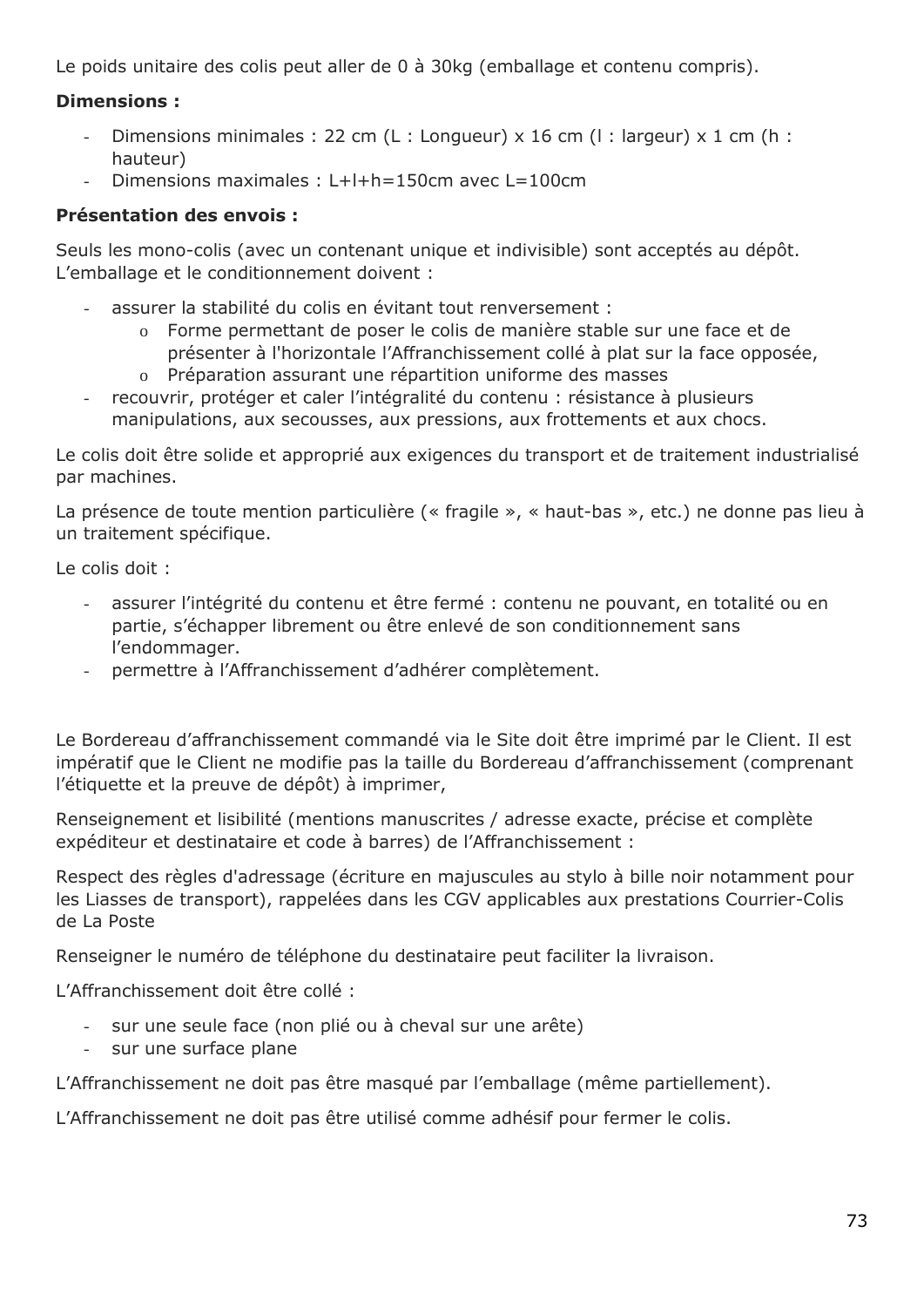Le poids unitaire des colis peut aller de 0 à 30kg (emballage et contenu compris).

**Dimensions :**

- Dimensions minimales : 22 cm (L : Longueur) x 16 cm (l : largeur) x 1 cm (h : hauteur)
- Dimensions maximales : L+l+h=150cm avec L=100cm

**Présentation des envois :**

Seuls les mono-colis (avec un contenant unique et indivisible) sont acceptés au dépôt. L'emballage et le conditionnement doivent :

- assurer la stabilité du colis en évitant tout renversement :
  - Forme permettant de poser le colis de manière stable sur une face et de présenter à l'horizontale l'Affranchissement collé à plat sur la face opposée,
  - Préparation assurant une répartition uniforme des masses
- recouvrir, protéger et caler l'intégralité du contenu : résistance à plusieurs manipulations, aux secousses, aux pressions, aux frottements et aux chocs.

Le colis doit être solide et approprié aux exigences du transport et de traitement industrialisé par machines.

La présence de toute mention particulière (« fragile », « haut-bas », etc.) ne donne pas lieu à un traitement spécifique.

Le colis doit :

- assurer l'intégrité du contenu et être fermé : contenu ne pouvant, en totalité ou en partie, s'échapper librement ou être enlevé de son conditionnement sans l'endommager.
- permettre à l'Affranchissement d'adhérer complètement.

Le Bordereau d'affranchissement commandé via le Site doit être imprimé par le Client. Il est impératif que le Client ne modifie pas la taille du Bordereau d'affranchissement (comprenant l'étiquette et la preuve de dépôt) à imprimer,

Renseignement et lisibilité (mentions manuscrites / adresse exacte, précise et complète expéditeur et destinataire et code à barres) de l'Affranchissement :

Respect des règles d'adressage (écriture en majuscules au stylo à bille noir notamment pour les Liasses de transport), rappelées dans les CGV applicables aux prestations Courrier-Colis de La Poste

Renseigner le numéro de téléphone du destinataire peut faciliter la livraison.

L'Affranchissement doit être collé :

- sur une seule face (non plié ou à cheval sur une arête)
- sur une surface plane

L'Affranchissement ne doit pas être masqué par l'emballage (même partiellement).

L'Affranchissement ne doit pas être utilisé comme adhésif pour fermer le colis.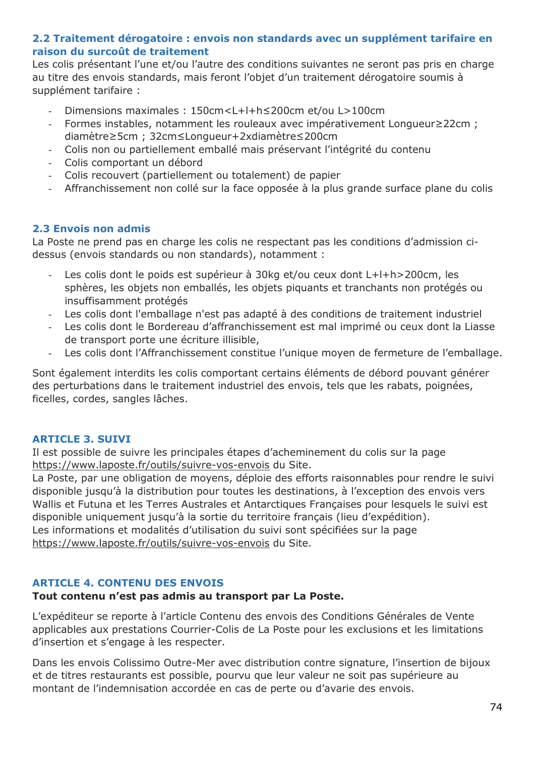### 2.2 Traitement dérogatoire : envois non standards avec un supplément tarifaire en raison du surcoût de traitement

Les colis présentant l'une et/ou l'autre des conditions suivantes ne seront pas pris en charge au titre des envois standards, mais feront l'objet d'un traitement dérogatoire soumis à supplément tarifaire :

- Dimensions maximales : 150cm<L+l+h≤200cm et/ou L>100cm
- Formes instables, notamment les rouleaux avec impérativement Longueur≥22cm ; diamètre≥5cm ; 32cm≤Longueur+2xdiamètre≤200cm
- Colis non ou partiellement emballé mais préservant l'intégrité du contenu
- Colis comportant un débord
- Colis recouvert (partiellement ou totalement) de papier
- Affranchissement non collé sur la face opposée à la plus grande surface plane du colis

### 2.3 Envois non admis

La Poste ne prend pas en charge les colis ne respectant pas les conditions d'admission ci-dessus (envois standards ou non standards), notamment :

- Les colis dont le poids est supérieur à 30kg et/ou ceux dont L+l+h>200cm, les sphères, les objets non emballés, les objets piquants et tranchants non protégés ou insuffisamment protégés
- Les colis dont l'emballage n'est pas adapté à des conditions de traitement industriel
- Les colis dont le Bordereau d'affranchissement est mal imprimé ou ceux dont la Liasse de transport porte une écriture illisible,
- Les colis dont l'Affranchissement constitue l'unique moyen de fermeture de l'emballage.

Sont également interdits les colis comportant certains éléments de débord pouvant générer des perturbations dans le traitement industriel des envois, tels que les rabats, poignées, ficelles, cordes, sangles lâches.

## ARTICLE 3. SUIVI

Il est possible de suivre les principales étapes d'acheminement du colis sur la page https://www.laposte.fr/outils/suivre-vos-envois du Site.
La Poste, par une obligation de moyens, déploie des efforts raisonnables pour rendre le suivi disponible jusqu'à la distribution pour toutes les destinations, à l'exception des envois vers Wallis et Futuna et les Terres Australes et Antarctiques Françaises pour lesquels le suivi est disponible uniquement jusqu'à la sortie du territoire français (lieu d'expédition).
Les informations et modalités d'utilisation du suivi sont spécifiées sur la page https://www.laposte.fr/outils/suivre-vos-envois du Site.

## ARTICLE 4. CONTENU DES ENVOIS

**Tout contenu n'est pas admis au transport par La Poste.**

L'expéditeur se reporte à l'article Contenu des envois des Conditions Générales de Vente applicables aux prestations Courrier-Colis de La Poste pour les exclusions et les limitations d'insertion et s'engage à les respecter.

Dans les envois Colissimo Outre-Mer avec distribution contre signature, l'insertion de bijoux et de titres restaurants est possible, pourvu que leur valeur ne soit pas supérieure au montant de l'indemnisation accordée en cas de perte ou d'avarie des envois.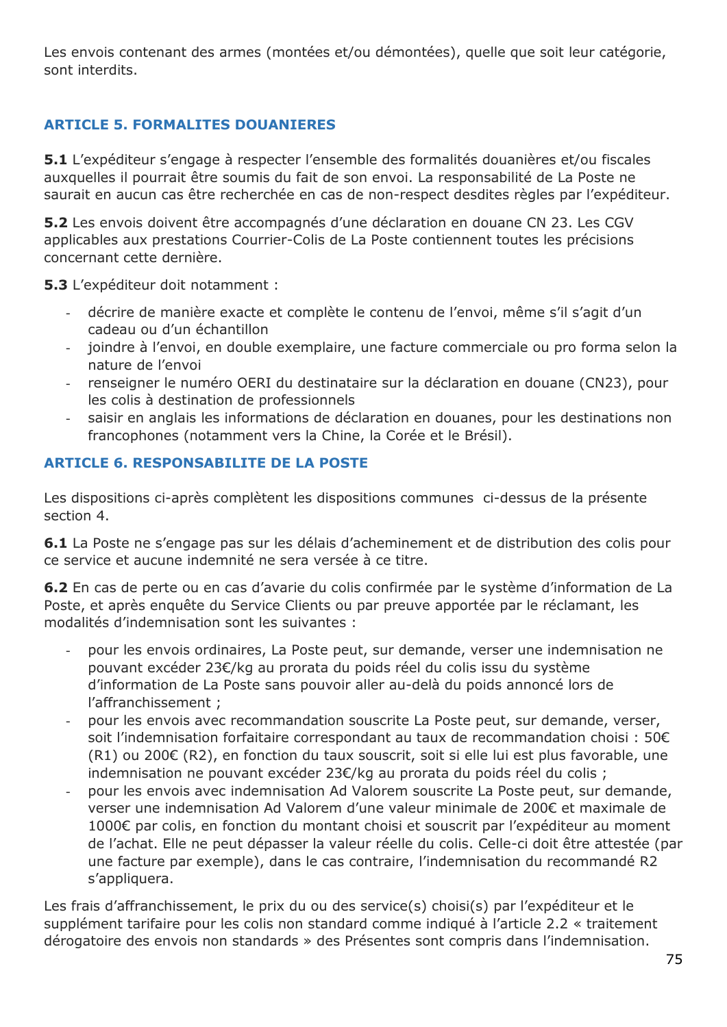Les envois contenant des armes (montées et/ou démontées), quelle que soit leur catégorie, sont interdits.

### ARTICLE 5. FORMALITES DOUANIERES

**5.1** L'expéditeur s'engage à respecter l'ensemble des formalités douanières et/ou fiscales auxquelles il pourrait être soumis du fait de son envoi. La responsabilité de La Poste ne saurait en aucun cas être recherchée en cas de non-respect desdites règles par l'expéditeur.

**5.2** Les envois doivent être accompagnés d'une déclaration en douane CN 23. Les CGV applicables aux prestations Courrier-Colis de La Poste contiennent toutes les précisions concernant cette dernière.

**5.3** L'expéditeur doit notamment :

- décrire de manière exacte et complète le contenu de l'envoi, même s'il s'agit d'un cadeau ou d'un échantillon
- joindre à l'envoi, en double exemplaire, une facture commerciale ou pro forma selon la nature de l'envoi
- renseigner le numéro OERI du destinataire sur la déclaration en douane (CN23), pour les colis à destination de professionnels
- saisir en anglais les informations de déclaration en douanes, pour les destinations non francophones (notamment vers la Chine, la Corée et le Brésil).

### ARTICLE 6. RESPONSABILITE DE LA POSTE

Les dispositions ci-après complètent les dispositions communes ci-dessus de la présente section 4.

**6.1** La Poste ne s'engage pas sur les délais d'acheminement et de distribution des colis pour ce service et aucune indemnité ne sera versée à ce titre.

**6.2** En cas de perte ou en cas d'avarie du colis confirmée par le système d'information de La Poste, et après enquête du Service Clients ou par preuve apportée par le réclamant, les modalités d'indemnisation sont les suivantes :

- pour les envois ordinaires, La Poste peut, sur demande, verser une indemnisation ne pouvant excéder 23€/kg au prorata du poids réel du colis issu du système d'information de La Poste sans pouvoir aller au-delà du poids annoncé lors de l'affranchissement ;
- pour les envois avec recommandation souscrite La Poste peut, sur demande, verser, soit l'indemnisation forfaitaire correspondant au taux de recommandation choisi : 50€ (R1) ou 200€ (R2), en fonction du taux souscrit, soit si elle lui est plus favorable, une indemnisation ne pouvant excéder 23€/kg au prorata du poids réel du colis ;
- pour les envois avec indemnisation Ad Valorem souscrite La Poste peut, sur demande, verser une indemnisation Ad Valorem d'une valeur minimale de 200€ et maximale de 1000€ par colis, en fonction du montant choisi et souscrit par l'expéditeur au moment de l'achat. Elle ne peut dépasser la valeur réelle du colis. Celle-ci doit être attestée (par une facture par exemple), dans le cas contraire, l'indemnisation du recommandé R2 s'appliquera.

Les frais d'affranchissement, le prix du ou des service(s) choisi(s) par l'expéditeur et le supplément tarifaire pour les colis non standard comme indiqué à l'article 2.2 « traitement dérogatoire des envois non standards » des Présentes sont compris dans l'indemnisation.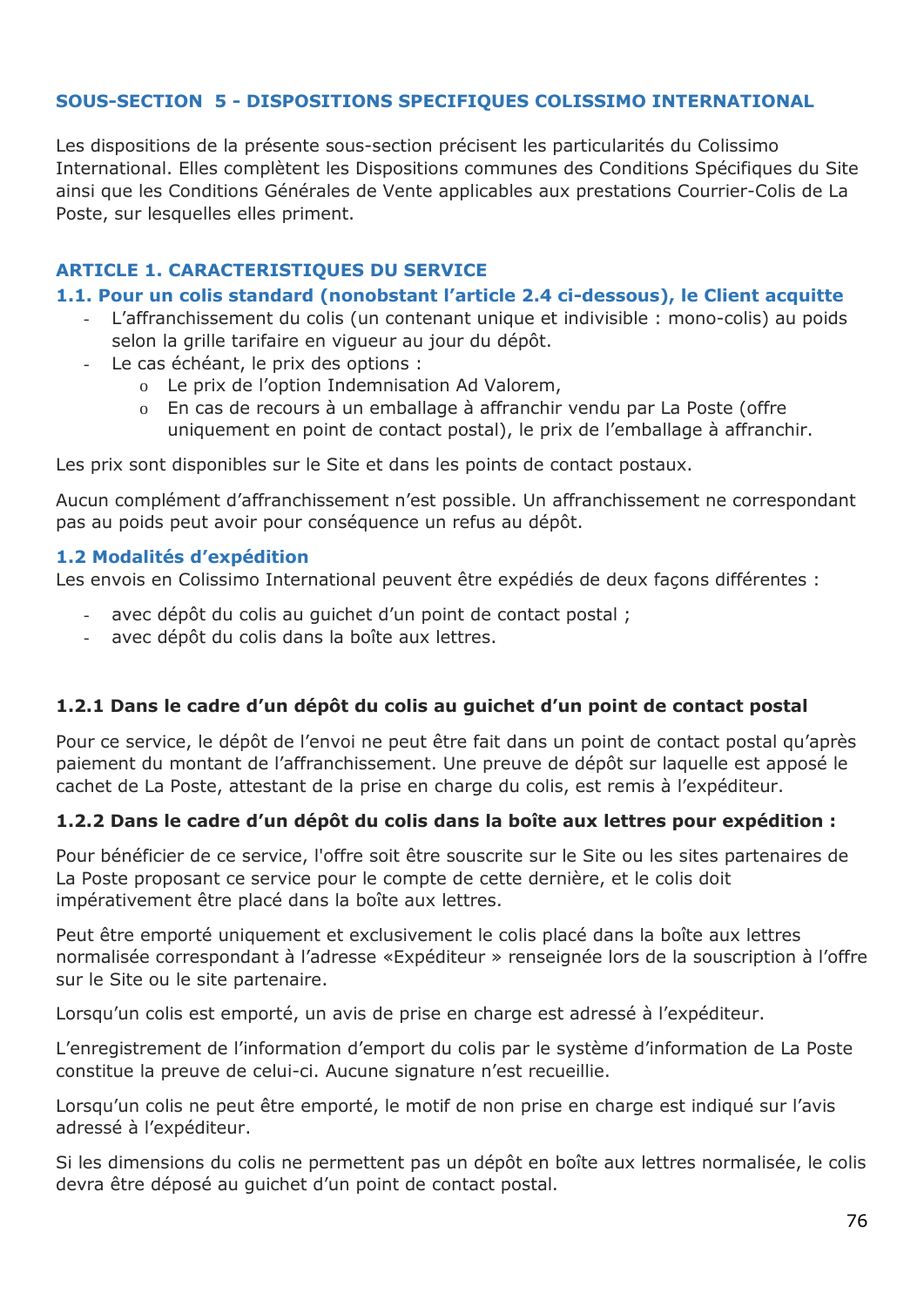## SOUS-SECTION 5 - DISPOSITIONS SPECIFIQUES COLISSIMO INTERNATIONAL

Les dispositions de la présente sous-section précisent les particularités du Colissimo International. Elles complètent les Dispositions communes des Conditions Spécifiques du Site ainsi que les Conditions Générales de Vente applicables aux prestations Courrier-Colis de La Poste, sur lesquelles elles priment.

### ARTICLE 1. CARACTERISTIQUES DU SERVICE

#### 1.1. Pour un colis standard (nonobstant l'article 2.4 ci-dessous), le Client acquitte

- L'affranchissement du colis (un contenant unique et indivisible : mono-colis) au poids selon la grille tarifaire en vigueur au jour du dépôt.
- Le cas échéant, le prix des options :
  - Le prix de l'option Indemnisation Ad Valorem,
  - En cas de recours à un emballage à affranchir vendu par La Poste (offre uniquement en point de contact postal), le prix de l'emballage à affranchir.

Les prix sont disponibles sur le Site et dans les points de contact postaux.

Aucun complément d'affranchissement n'est possible. Un affranchissement ne correspondant pas au poids peut avoir pour conséquence un refus au dépôt.

#### 1.2 Modalités d'expédition

Les envois en Colissimo International peuvent être expédiés de deux façons différentes :

- avec dépôt du colis au guichet d'un point de contact postal ;
- avec dépôt du colis dans la boîte aux lettres.

**1.2.1 Dans le cadre d'un dépôt du colis au guichet d'un point de contact postal**

Pour ce service, le dépôt de l'envoi ne peut être fait dans un point de contact postal qu'après paiement du montant de l'affranchissement. Une preuve de dépôt sur laquelle est apposé le cachet de La Poste, attestant de la prise en charge du colis, est remis à l'expéditeur.

**1.2.2 Dans le cadre d'un dépôt du colis dans la boîte aux lettres pour expédition :**

Pour bénéficier de ce service, l'offre soit être souscrite sur le Site ou les sites partenaires de La Poste proposant ce service pour le compte de cette dernière, et le colis doit impérativement être placé dans la boîte aux lettres.

Peut être emporté uniquement et exclusivement le colis placé dans la boîte aux lettres normalisée correspondant à l'adresse «Expéditeur » renseignée lors de la souscription à l'offre sur le Site ou le site partenaire.

Lorsqu'un colis est emporté, un avis de prise en charge est adressé à l'expéditeur.

L'enregistrement de l'information d'emport du colis par le système d'information de La Poste constitue la preuve de celui-ci. Aucune signature n'est recueillie.

Lorsqu'un colis ne peut être emporté, le motif de non prise en charge est indiqué sur l'avis adressé à l'expéditeur.

Si les dimensions du colis ne permettent pas un dépôt en boîte aux lettres normalisée, le colis devra être déposé au guichet d'un point de contact postal.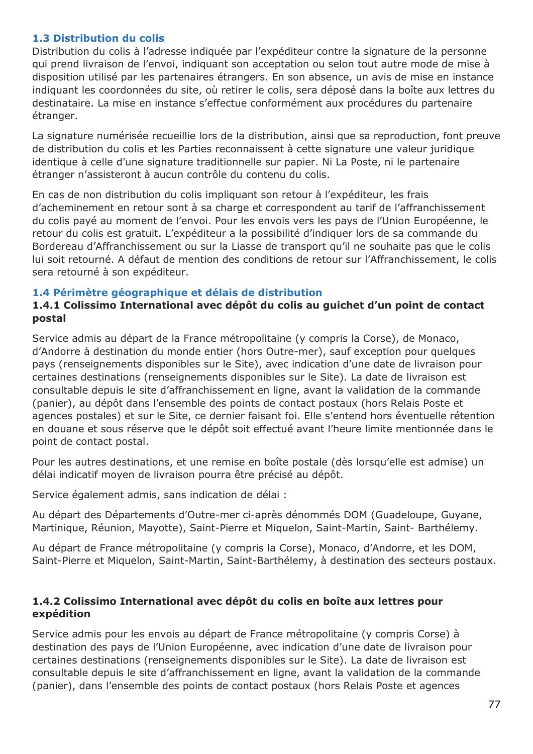### 1.3 Distribution du colis

Distribution du colis à l'adresse indiquée par l'expéditeur contre la signature de la personne qui prend livraison de l'envoi, indiquant son acceptation ou selon tout autre mode de mise à disposition utilisé par les partenaires étrangers. En son absence, un avis de mise en instance indiquant les coordonnées du site, où retirer le colis, sera déposé dans la boîte aux lettres du destinataire. La mise en instance s'effectue conformément aux procédures du partenaire étranger.

La signature numérisée recueillie lors de la distribution, ainsi que sa reproduction, font preuve de distribution du colis et les Parties reconnaissent à cette signature une valeur juridique identique à celle d'une signature traditionnelle sur papier. Ni La Poste, ni le partenaire étranger n'assisteront à aucun contrôle du contenu du colis.

En cas de non distribution du colis impliquant son retour à l'expéditeur, les frais d'acheminement en retour sont à sa charge et correspondent au tarif de l'affranchissement du colis payé au moment de l'envoi. Pour les envois vers les pays de l'Union Européenne, le retour du colis est gratuit. L'expéditeur a la possibilité d'indiquer lors de sa commande du Bordereau d'Affranchissement ou sur la Liasse de transport qu'il ne souhaite pas que le colis lui soit retourné. A défaut de mention des conditions de retour sur l'Affranchissement, le colis sera retourné à son expéditeur.

### 1.4 Périmètre géographique et délais de distribution

#### 1.4.1 Colissimo International avec dépôt du colis au guichet d'un point de contact postal

Service admis au départ de la France métropolitaine (y compris la Corse), de Monaco, d'Andorre à destination du monde entier (hors Outre-mer), sauf exception pour quelques pays (renseignements disponibles sur le Site), avec indication d'une date de livraison pour certaines destinations (renseignements disponibles sur le Site). La date de livraison est consultable depuis le site d'affranchissement en ligne, avant la validation de la commande (panier), au dépôt dans l'ensemble des points de contact postaux (hors Relais Poste et agences postales) et sur le Site, ce dernier faisant foi. Elle s'entend hors éventuelle rétention en douane et sous réserve que le dépôt soit effectué avant l'heure limite mentionnée dans le point de contact postal.

Pour les autres destinations, et une remise en boîte postale (dès lorsqu'elle est admise) un délai indicatif moyen de livraison pourra être précisé au dépôt.

Service également admis, sans indication de délai :

Au départ des Départements d'Outre-mer ci-après dénommés DOM (Guadeloupe, Guyane, Martinique, Réunion, Mayotte), Saint-Pierre et Miquelon, Saint-Martin, Saint- Barthélemy.

Au départ de France métropolitaine (y compris la Corse), Monaco, d'Andorre, et les DOM, Saint-Pierre et Miquelon, Saint-Martin, Saint-Barthélemy, à destination des secteurs postaux.

#### 1.4.2 Colissimo International avec dépôt du colis en boîte aux lettres pour expédition

Service admis pour les envois au départ de France métropolitaine (y compris Corse) à destination des pays de l'Union Européenne, avec indication d'une date de livraison pour certaines destinations (renseignements disponibles sur le Site). La date de livraison est consultable depuis le site d'affranchissement en ligne, avant la validation de la commande (panier), dans l'ensemble des points de contact postaux (hors Relais Poste et agences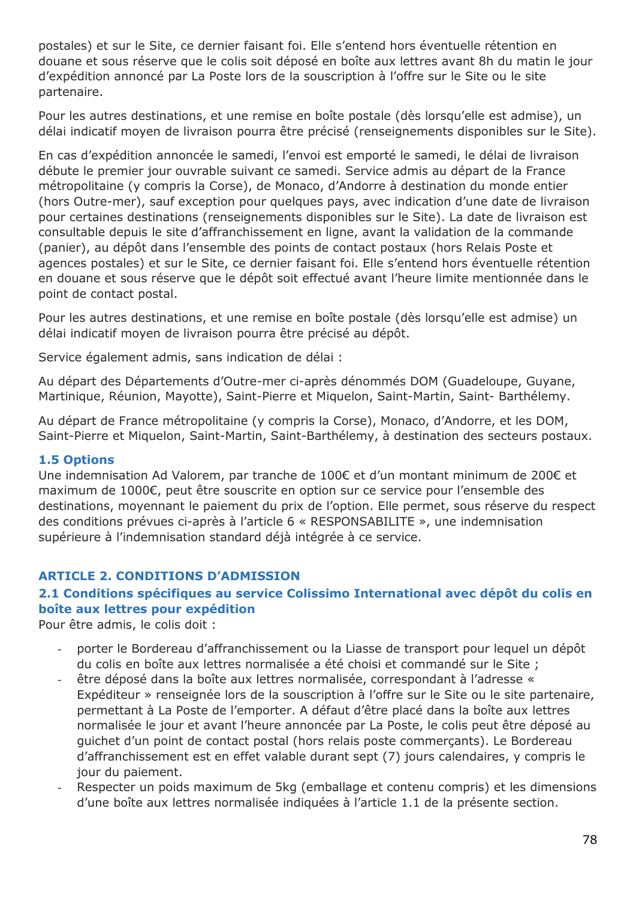postales) et sur le Site, ce dernier faisant foi. Elle s'entend hors éventuelle rétention en douane et sous réserve que le colis soit déposé en boîte aux lettres avant 8h du matin le jour d'expédition annoncé par La Poste lors de la souscription à l'offre sur le Site ou le site partenaire.

Pour les autres destinations, et une remise en boîte postale (dès lorsqu'elle est admise), un délai indicatif moyen de livraison pourra être précisé (renseignements disponibles sur le Site).

En cas d'expédition annoncée le samedi, l'envoi est emporté le samedi, le délai de livraison débute le premier jour ouvrable suivant ce samedi. Service admis au départ de la France métropolitaine (y compris la Corse), de Monaco, d'Andorre à destination du monde entier (hors Outre-mer), sauf exception pour quelques pays, avec indication d'une date de livraison pour certaines destinations (renseignements disponibles sur le Site). La date de livraison est consultable depuis le site d'affranchissement en ligne, avant la validation de la commande (panier), au dépôt dans l'ensemble des points de contact postaux (hors Relais Poste et agences postales) et sur le Site, ce dernier faisant foi. Elle s'entend hors éventuelle rétention en douane et sous réserve que le dépôt soit effectué avant l'heure limite mentionnée dans le point de contact postal.

Pour les autres destinations, et une remise en boîte postale (dès lorsqu'elle est admise) un délai indicatif moyen de livraison pourra être précisé au dépôt.

Service également admis, sans indication de délai :

Au départ des Départements d'Outre-mer ci-après dénommés DOM (Guadeloupe, Guyane, Martinique, Réunion, Mayotte), Saint-Pierre et Miquelon, Saint-Martin, Saint- Barthélemy.

Au départ de France métropolitaine (y compris la Corse), Monaco, d'Andorre, et les DOM, Saint-Pierre et Miquelon, Saint-Martin, Saint-Barthélemy, à destination des secteurs postaux.

### 1.5 Options

Une indemnisation Ad Valorem, par tranche de 100€ et d'un montant minimum de 200€ et maximum de 1000€, peut être souscrite en option sur ce service pour l'ensemble des destinations, moyennant le paiement du prix de l'option. Elle permet, sous réserve du respect des conditions prévues ci-après à l'article 6 « RESPONSABILITE », une indemnisation supérieure à l'indemnisation standard déjà intégrée à ce service.

## ARTICLE 2. CONDITIONS D'ADMISSION

### 2.1 Conditions spécifiques au service Colissimo International avec dépôt du colis en boîte aux lettres pour expédition

Pour être admis, le colis doit :

- porter le Bordereau d'affranchissement ou la Liasse de transport pour lequel un dépôt du colis en boîte aux lettres normalisée a été choisi et commandé sur le Site ;
- être déposé dans la boîte aux lettres normalisée, correspondant à l'adresse « Expéditeur » renseignée lors de la souscription à l'offre sur le Site ou le site partenaire, permettant à La Poste de l'emporter. A défaut d'être placé dans la boîte aux lettres normalisée le jour et avant l'heure annoncée par La Poste, le colis peut être déposé au guichet d'un point de contact postal (hors relais poste commerçants). Le Bordereau d'affranchissement est en effet valable durant sept (7) jours calendaires, y compris le jour du paiement.
- Respecter un poids maximum de 5kg (emballage et contenu compris) et les dimensions d'une boîte aux lettres normalisée indiquées à l'article 1.1 de la présente section.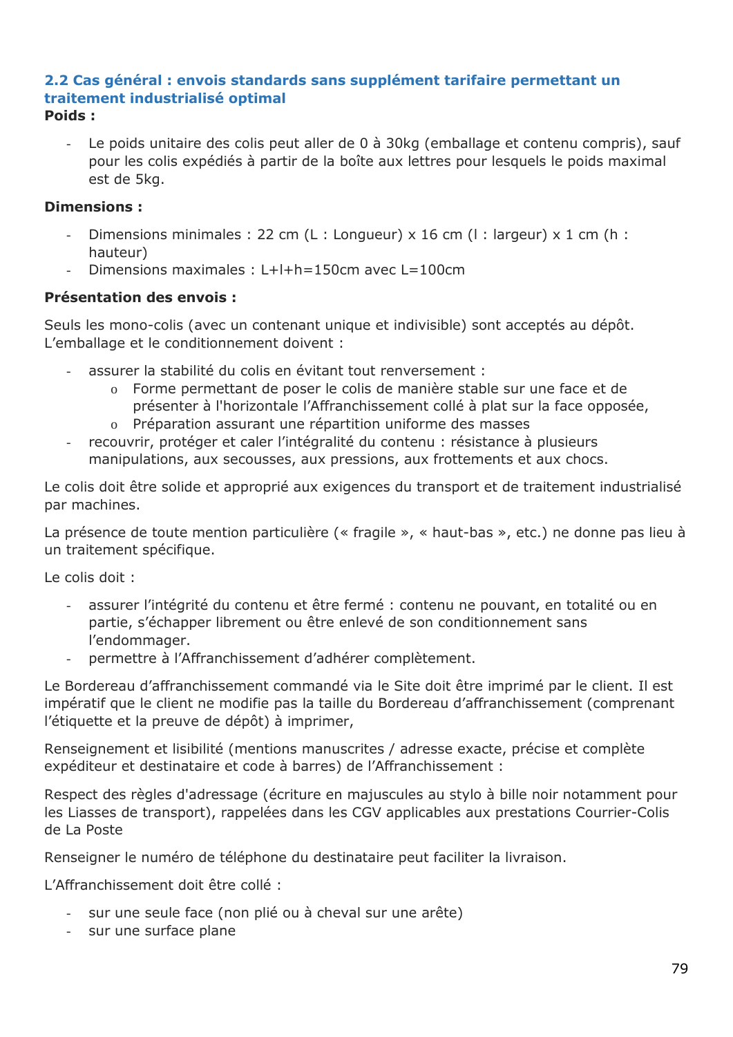## 2.2 Cas général : envois standards sans supplément tarifaire permettant un traitement industrialisé optimal

**Poids :**

- Le poids unitaire des colis peut aller de 0 à 30kg (emballage et contenu compris), sauf pour les colis expédiés à partir de la boîte aux lettres pour lesquels le poids maximal est de 5kg.

**Dimensions :**

- Dimensions minimales : 22 cm (L : Longueur) x 16 cm (l : largeur) x 1 cm (h : hauteur)
- Dimensions maximales : L+l+h=150cm avec L=100cm

**Présentation des envois :**

Seuls les mono-colis (avec un contenant unique et indivisible) sont acceptés au dépôt. L'emballage et le conditionnement doivent :

- assurer la stabilité du colis en évitant tout renversement :
  - Forme permettant de poser le colis de manière stable sur une face et de présenter à l'horizontale l'Affranchissement collé à plat sur la face opposée,
  - Préparation assurant une répartition uniforme des masses
- recouvrir, protéger et caler l'intégralité du contenu : résistance à plusieurs manipulations, aux secousses, aux pressions, aux frottements et aux chocs.

Le colis doit être solide et approprié aux exigences du transport et de traitement industrialisé par machines.

La présence de toute mention particulière (« fragile », « haut-bas », etc.) ne donne pas lieu à un traitement spécifique.

Le colis doit :

- assurer l'intégrité du contenu et être fermé : contenu ne pouvant, en totalité ou en partie, s'échapper librement ou être enlevé de son conditionnement sans l'endommager.
- permettre à l'Affranchissement d'adhérer complètement.

Le Bordereau d'affranchissement commandé via le Site doit être imprimé par le client. Il est impératif que le client ne modifie pas la taille du Bordereau d'affranchissement (comprenant l'étiquette et la preuve de dépôt) à imprimer,

Renseignement et lisibilité (mentions manuscrites / adresse exacte, précise et complète expéditeur et destinataire et code à barres) de l'Affranchissement :

Respect des règles d'adressage (écriture en majuscules au stylo à bille noir notamment pour les Liasses de transport), rappelées dans les CGV applicables aux prestations Courrier-Colis de La Poste

Renseigner le numéro de téléphone du destinataire peut faciliter la livraison.

L'Affranchissement doit être collé :

- sur une seule face (non plié ou à cheval sur une arête)
- sur une surface plane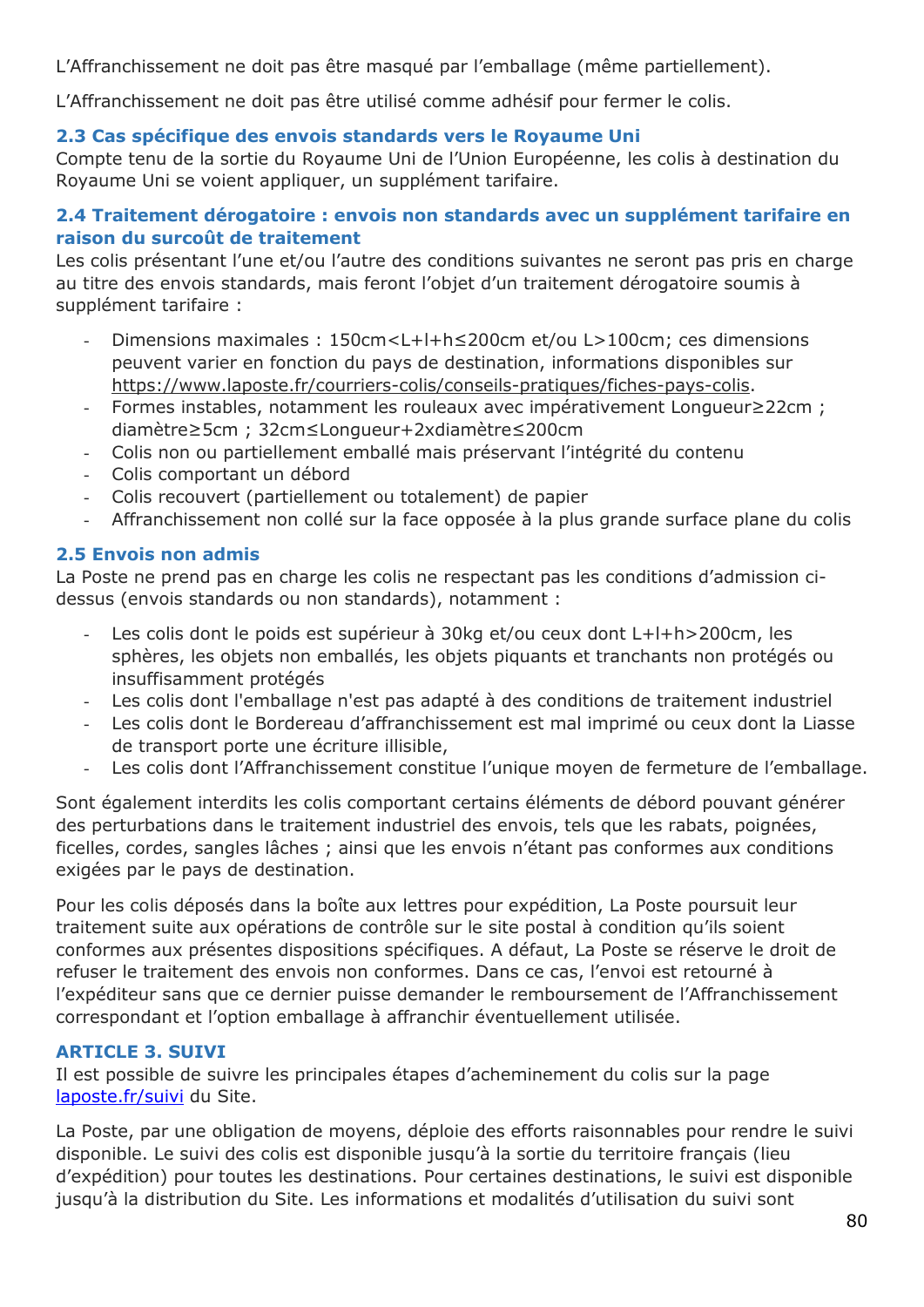L'Affranchissement ne doit pas être masqué par l'emballage (même partiellement).

L'Affranchissement ne doit pas être utilisé comme adhésif pour fermer le colis.

### 2.3 Cas spécifique des envois standards vers le Royaume Uni

Compte tenu de la sortie du Royaume Uni de l'Union Européenne, les colis à destination du Royaume Uni se voient appliquer, un supplément tarifaire.

### 2.4 Traitement dérogatoire : envois non standards avec un supplément tarifaire en raison du surcoût de traitement

Les colis présentant l'une et/ou l'autre des conditions suivantes ne seront pas pris en charge au titre des envois standards, mais feront l'objet d'un traitement dérogatoire soumis à supplément tarifaire :

- Dimensions maximales : 150cm<L+l+h≤200cm et/ou L>100cm; ces dimensions peuvent varier en fonction du pays de destination, informations disponibles sur https://www.laposte.fr/courriers-colis/conseils-pratiques/fiches-pays-colis.
- Formes instables, notamment les rouleaux avec impérativement Longueur≥22cm ; diamètre≥5cm ; 32cm≤Longueur+2xdiamètre≤200cm
- Colis non ou partiellement emballé mais préservant l'intégrité du contenu
- Colis comportant un débord
- Colis recouvert (partiellement ou totalement) de papier
- Affranchissement non collé sur la face opposée à la plus grande surface plane du colis

### 2.5 Envois non admis

La Poste ne prend pas en charge les colis ne respectant pas les conditions d'admission ci-dessus (envois standards ou non standards), notamment :

- Les colis dont le poids est supérieur à 30kg et/ou ceux dont L+l+h>200cm, les sphères, les objets non emballés, les objets piquants et tranchants non protégés ou insuffisamment protégés
- Les colis dont l'emballage n'est pas adapté à des conditions de traitement industriel
- Les colis dont le Bordereau d'affranchissement est mal imprimé ou ceux dont la Liasse de transport porte une écriture illisible,
- Les colis dont l'Affranchissement constitue l'unique moyen de fermeture de l'emballage.

Sont également interdits les colis comportant certains éléments de débord pouvant générer des perturbations dans le traitement industriel des envois, tels que les rabats, poignées, ficelles, cordes, sangles lâches ; ainsi que les envois n'étant pas conformes aux conditions exigées par le pays de destination.

Pour les colis déposés dans la boîte aux lettres pour expédition, La Poste poursuit leur traitement suite aux opérations de contrôle sur le site postal à condition qu'ils soient conformes aux présentes dispositions spécifiques. A défaut, La Poste se réserve le droit de refuser le traitement des envois non conformes. Dans ce cas, l'envoi est retourné à l'expéditeur sans que ce dernier puisse demander le remboursement de l'Affranchissement correspondant et l'option emballage à affranchir éventuellement utilisée.

## ARTICLE 3. SUIVI

Il est possible de suivre les principales étapes d'acheminement du colis sur la page laposte.fr/suivi du Site.

La Poste, par une obligation de moyens, déploie des efforts raisonnables pour rendre le suivi disponible. Le suivi des colis est disponible jusqu'à la sortie du territoire français (lieu d'expédition) pour toutes les destinations. Pour certaines destinations, le suivi est disponible jusqu'à la distribution du Site. Les informations et modalités d'utilisation du suivi sont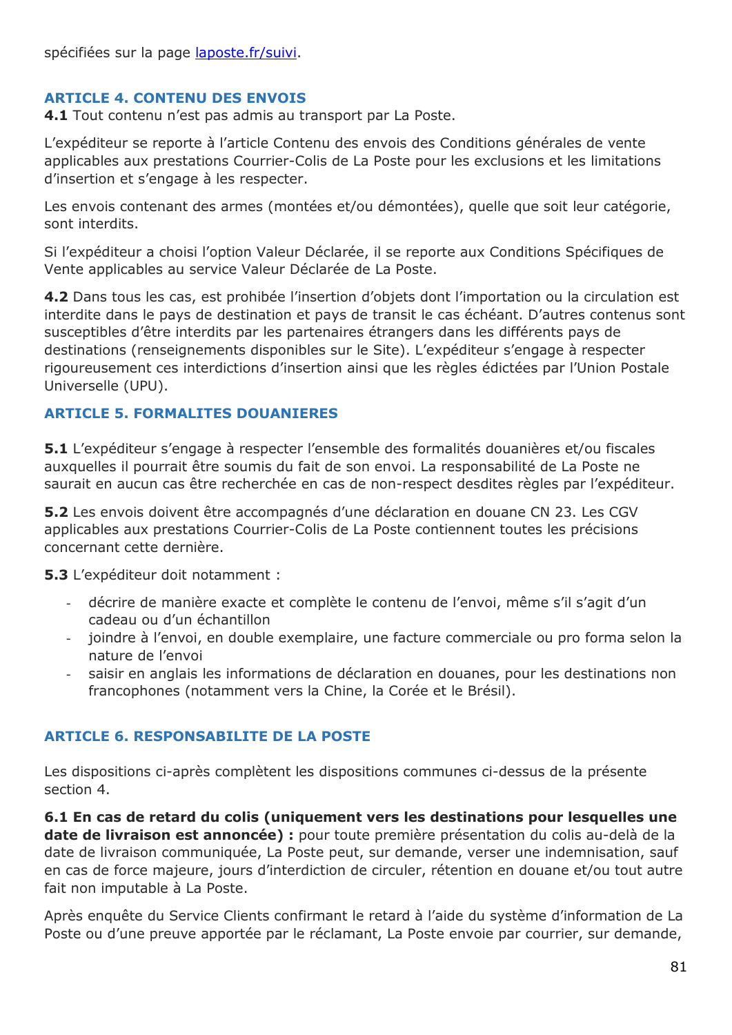spécifiées sur la page [laposte.fr/suivi](laposte.fr/suivi).

## ARTICLE 4. CONTENU DES ENVOIS

**4.1** Tout contenu n'est pas admis au transport par La Poste.

L'expéditeur se reporte à l'article Contenu des envois des Conditions générales de vente applicables aux prestations Courrier-Colis de La Poste pour les exclusions et les limitations d'insertion et s'engage à les respecter.

Les envois contenant des armes (montées et/ou démontées), quelle que soit leur catégorie, sont interdits.

Si l'expéditeur a choisi l'option Valeur Déclarée, il se reporte aux Conditions Spécifiques de Vente applicables au service Valeur Déclarée de La Poste.

**4.2** Dans tous les cas, est prohibée l'insertion d'objets dont l'importation ou la circulation est interdite dans le pays de destination et pays de transit le cas échéant. D'autres contenus sont susceptibles d'être interdits par les partenaires étrangers dans les différents pays de destinations (renseignements disponibles sur le Site). L'expéditeur s'engage à respecter rigoureusement ces interdictions d'insertion ainsi que les règles édictées par l'Union Postale Universelle (UPU).

## ARTICLE 5. FORMALITES DOUANIERES

**5.1** L'expéditeur s'engage à respecter l'ensemble des formalités douanières et/ou fiscales auxquelles il pourrait être soumis du fait de son envoi. La responsabilité de La Poste ne saurait en aucun cas être recherchée en cas de non-respect desdites règles par l'expéditeur.

**5.2** Les envois doivent être accompagnés d'une déclaration en douane CN 23. Les CGV applicables aux prestations Courrier-Colis de La Poste contiennent toutes les précisions concernant cette dernière.

**5.3** L'expéditeur doit notamment :

- décrire de manière exacte et complète le contenu de l'envoi, même s'il s'agit d'un cadeau ou d'un échantillon
- joindre à l'envoi, en double exemplaire, une facture commerciale ou pro forma selon la nature de l'envoi
- saisir en anglais les informations de déclaration en douanes, pour les destinations non francophones (notamment vers la Chine, la Corée et le Brésil).

## ARTICLE 6. RESPONSABILITE DE LA POSTE

Les dispositions ci-après complètent les dispositions communes ci-dessus de la présente section 4.

**6.1 En cas de retard du colis (uniquement vers les destinations pour lesquelles une date de livraison est annoncée) :** pour toute première présentation du colis au-delà de la date de livraison communiquée, La Poste peut, sur demande, verser une indemnisation, sauf en cas de force majeure, jours d'interdiction de circuler, rétention en douane et/ou tout autre fait non imputable à La Poste.

Après enquête du Service Clients confirmant le retard à l'aide du système d'information de La Poste ou d'une preuve apportée par le réclamant, La Poste envoie par courrier, sur demande,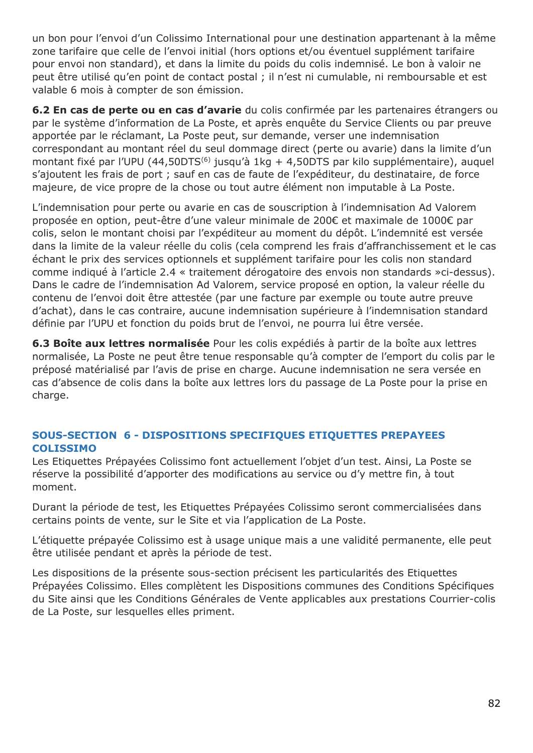un bon pour l'envoi d'un Colissimo International pour une destination appartenant à la même zone tarifaire que celle de l'envoi initial (hors options et/ou éventuel supplément tarifaire pour envoi non standard), et dans la limite du poids du colis indemnisé. Le bon à valoir ne peut être utilisé qu'en point de contact postal ; il n'est ni cumulable, ni remboursable et est valable 6 mois à compter de son émission.

**6.2 En cas de perte ou en cas d'avarie** du colis confirmée par les partenaires étrangers ou par le système d'information de La Poste, et après enquête du Service Clients ou par preuve apportée par le réclamant, La Poste peut, sur demande, verser une indemnisation correspondant au montant réel du seul dommage direct (perte ou avarie) dans la limite d'un montant fixé par l'UPU (44,50DTS[6] jusqu'à 1kg + 4,50DTS par kilo supplémentaire), auquel s'ajoutent les frais de port ; sauf en cas de faute de l'expéditeur, du destinataire, de force majeure, de vice propre de la chose ou tout autre élément non imputable à La Poste.

L'indemnisation pour perte ou avarie en cas de souscription à l'indemnisation Ad Valorem proposée en option, peut-être d'une valeur minimale de 200€ et maximale de 1000€ par colis, selon le montant choisi par l'expéditeur au moment du dépôt. L'indemnité est versée dans la limite de la valeur réelle du colis (cela comprend les frais d'affranchissement et le cas échant le prix des services optionnels et supplément tarifaire pour les colis non standard comme indiqué à l'article 2.4 « traitement dérogatoire des envois non standards »ci-dessus). Dans le cadre de l'indemnisation Ad Valorem, service proposé en option, la valeur réelle du contenu de l'envoi doit être attestée (par une facture par exemple ou toute autre preuve d'achat), dans le cas contraire, aucune indemnisation supérieure à l'indemnisation standard définie par l'UPU et fonction du poids brut de l'envoi, ne pourra lui être versée.

**6.3 Boîte aux lettres normalisée** Pour les colis expédiés à partir de la boîte aux lettres normalisée, La Poste ne peut être tenue responsable qu'à compter de l'emport du colis par le préposé matérialisé par l'avis de prise en charge. Aucune indemnisation ne sera versée en cas d'absence de colis dans la boîte aux lettres lors du passage de La Poste pour la prise en charge.

## SOUS-SECTION 6 - DISPOSITIONS SPECIFIQUES ETIQUETTES PREPAYEES COLISSIMO

Les Etiquettes Prépayées Colissimo font actuellement l'objet d'un test. Ainsi, La Poste se réserve la possibilité d'apporter des modifications au service ou d'y mettre fin, à tout moment.

Durant la période de test, les Etiquettes Prépayées Colissimo seront commercialisées dans certains points de vente, sur le Site et via l'application de La Poste.

L'étiquette prépayée Colissimo est à usage unique mais a une validité permanente, elle peut être utilisée pendant et après la période de test.

Les dispositions de la présente sous-section précisent les particularités des Etiquettes Prépayées Colissimo. Elles complètent les Dispositions communes des Conditions Spécifiques du Site ainsi que les Conditions Générales de Vente applicables aux prestations Courrier-colis de La Poste, sur lesquelles elles priment.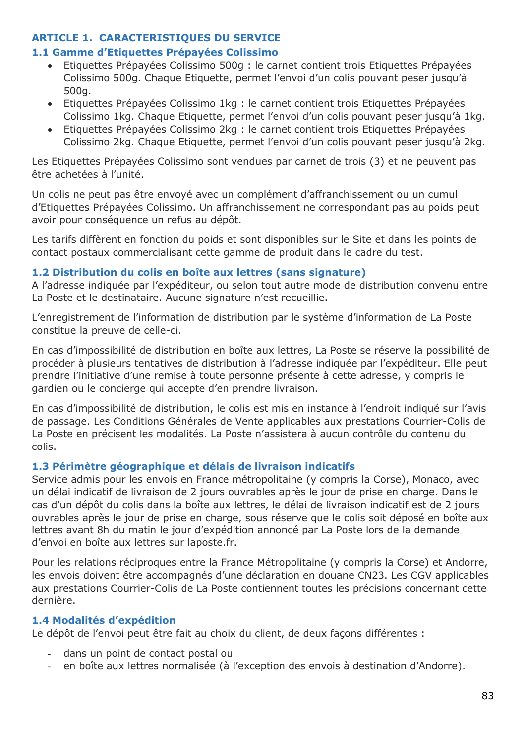## ARTICLE 1. CARACTERISTIQUES DU SERVICE

### 1.1 Gamme d'Etiquettes Prépayées Colissimo

- Etiquettes Prépayées Colissimo 500g : le carnet contient trois Etiquettes Prépayées Colissimo 500g. Chaque Etiquette, permet l'envoi d'un colis pouvant peser jusqu'à 500g.
- Etiquettes Prépayées Colissimo 1kg : le carnet contient trois Etiquettes Prépayées Colissimo 1kg. Chaque Etiquette, permet l'envoi d'un colis pouvant peser jusqu'à 1kg.
- Etiquettes Prépayées Colissimo 2kg : le carnet contient trois Etiquettes Prépayées Colissimo 2kg. Chaque Etiquette, permet l'envoi d'un colis pouvant peser jusqu'à 2kg.

Les Etiquettes Prépayées Colissimo sont vendues par carnet de trois (3) et ne peuvent pas être achetées à l'unité.

Un colis ne peut pas être envoyé avec un complément d'affranchissement ou un cumul d'Etiquettes Prépayées Colissimo. Un affranchissement ne correspondant pas au poids peut avoir pour conséquence un refus au dépôt.

Les tarifs diffèrent en fonction du poids et sont disponibles sur le Site et dans les points de contact postaux commercialisant cette gamme de produit dans le cadre du test.

### 1.2 Distribution du colis en boîte aux lettres (sans signature)

A l'adresse indiquée par l'expéditeur, ou selon tout autre mode de distribution convenu entre La Poste et le destinataire. Aucune signature n'est recueillie.

L'enregistrement de l'information de distribution par le système d'information de La Poste constitue la preuve de celle-ci.

En cas d'impossibilité de distribution en boîte aux lettres, La Poste se réserve la possibilité de procéder à plusieurs tentatives de distribution à l'adresse indiquée par l'expéditeur. Elle peut prendre l'initiative d'une remise à toute personne présente à cette adresse, y compris le gardien ou le concierge qui accepte d'en prendre livraison.

En cas d'impossibilité de distribution, le colis est mis en instance à l'endroit indiqué sur l'avis de passage. Les Conditions Générales de Vente applicables aux prestations Courrier-Colis de La Poste en précisent les modalités. La Poste n'assistera à aucun contrôle du contenu du colis.

### 1.3 Périmètre géographique et délais de livraison indicatifs

Service admis pour les envois en France métropolitaine (y compris la Corse), Monaco, avec un délai indicatif de livraison de 2 jours ouvrables après le jour de prise en charge. Dans le cas d'un dépôt du colis dans la boîte aux lettres, le délai de livraison indicatif est de 2 jours ouvrables après le jour de prise en charge, sous réserve que le colis soit déposé en boîte aux lettres avant 8h du matin le jour d'expédition annoncé par La Poste lors de la demande d'envoi en boîte aux lettres sur laposte.fr.

Pour les relations réciproques entre la France Métropolitaine (y compris la Corse) et Andorre, les envois doivent être accompagnés d'une déclaration en douane CN23. Les CGV applicables aux prestations Courrier-Colis de La Poste contiennent toutes les précisions concernant cette dernière.

### 1.4 Modalités d'expédition

Le dépôt de l'envoi peut être fait au choix du client, de deux façons différentes :

- dans un point de contact postal ou
- en boîte aux lettres normalisée (à l'exception des envois à destination d'Andorre).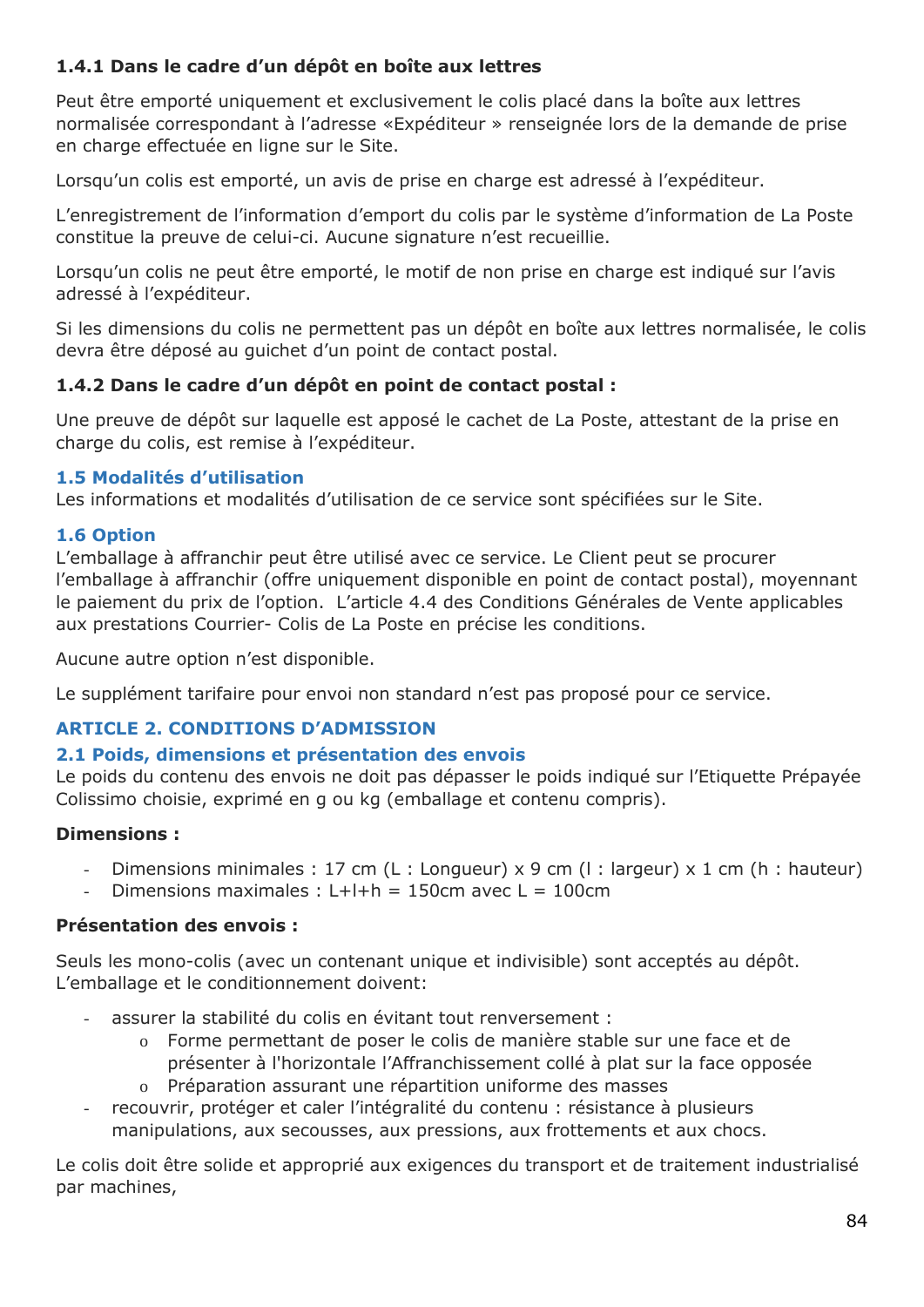#### 1.4.1 Dans le cadre d'un dépôt en boîte aux lettres

Peut être emporté uniquement et exclusivement le colis placé dans la boîte aux lettres normalisée correspondant à l'adresse «Expéditeur » renseignée lors de la demande de prise en charge effectuée en ligne sur le Site.

Lorsqu'un colis est emporté, un avis de prise en charge est adressé à l'expéditeur.

L'enregistrement de l'information d'emport du colis par le système d'information de La Poste constitue la preuve de celui-ci. Aucune signature n'est recueillie.

Lorsqu'un colis ne peut être emporté, le motif de non prise en charge est indiqué sur l'avis adressé à l'expéditeur.

Si les dimensions du colis ne permettent pas un dépôt en boîte aux lettres normalisée, le colis devra être déposé au guichet d'un point de contact postal.

#### 1.4.2 Dans le cadre d'un dépôt en point de contact postal :

Une preuve de dépôt sur laquelle est apposé le cachet de La Poste, attestant de la prise en charge du colis, est remise à l'expéditeur.

### 1.5 Modalités d'utilisation

Les informations et modalités d'utilisation de ce service sont spécifiées sur le Site.

### 1.6 Option

L'emballage à affranchir peut être utilisé avec ce service. Le Client peut se procurer l'emballage à affranchir (offre uniquement disponible en point de contact postal), moyennant le paiement du prix de l'option. L'article 4.4 des Conditions Générales de Vente applicables aux prestations Courrier- Colis de La Poste en précise les conditions.

Aucune autre option n'est disponible.

Le supplément tarifaire pour envoi non standard n'est pas proposé pour ce service.

## ARTICLE 2. CONDITIONS D'ADMISSION

### 2.1 Poids, dimensions et présentation des envois

Le poids du contenu des envois ne doit pas dépasser le poids indiqué sur l'Etiquette Prépayée Colissimo choisie, exprimé en g ou kg (emballage et contenu compris).

**Dimensions :**

- Dimensions minimales : 17 cm (L : Longueur) x 9 cm (l : largeur) x 1 cm (h : hauteur)
- Dimensions maximales : L+l+h = 150cm avec L = 100cm

**Présentation des envois :**

Seuls les mono-colis (avec un contenant unique et indivisible) sont acceptés au dépôt. L'emballage et le conditionnement doivent:

- assurer la stabilité du colis en évitant tout renversement :
  - Forme permettant de poser le colis de manière stable sur une face et de présenter à l'horizontale l'Affranchissement collé à plat sur la face opposée
  - Préparation assurant une répartition uniforme des masses
- recouvrir, protéger et caler l'intégralité du contenu : résistance à plusieurs manipulations, aux secousses, aux pressions, aux frottements et aux chocs.

Le colis doit être solide et approprié aux exigences du transport et de traitement industrialisé par machines,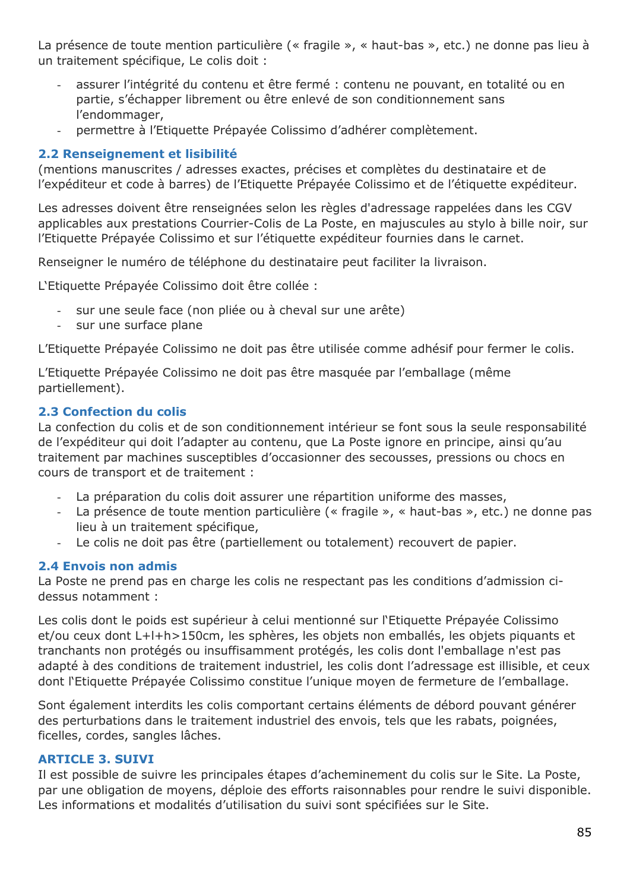La présence de toute mention particulière (« fragile », « haut-bas », etc.) ne donne pas lieu à un traitement spécifique, Le colis doit :

- assurer l'intégrité du contenu et être fermé : contenu ne pouvant, en totalité ou en partie, s'échapper librement ou être enlevé de son conditionnement sans l'endommager,
- permettre à l'Etiquette Prépayée Colissimo d'adhérer complètement.

### 2.2 Renseignement et lisibilité

(mentions manuscrites / adresses exactes, précises et complètes du destinataire et de l'expéditeur et code à barres) de l'Etiquette Prépayée Colissimo et de l'étiquette expéditeur.

Les adresses doivent être renseignées selon les règles d'adressage rappelées dans les CGV applicables aux prestations Courrier-Colis de La Poste, en majuscules au stylo à bille noir, sur l'Etiquette Prépayée Colissimo et sur l'étiquette expéditeur fournies dans le carnet.

Renseigner le numéro de téléphone du destinataire peut faciliter la livraison.

L'Etiquette Prépayée Colissimo doit être collée :

- sur une seule face (non pliée ou à cheval sur une arête)
- sur une surface plane

L'Etiquette Prépayée Colissimo ne doit pas être utilisée comme adhésif pour fermer le colis.

L'Etiquette Prépayée Colissimo ne doit pas être masquée par l'emballage (même partiellement).

### 2.3 Confection du colis

La confection du colis et de son conditionnement intérieur se font sous la seule responsabilité de l'expéditeur qui doit l'adapter au contenu, que La Poste ignore en principe, ainsi qu'au traitement par machines susceptibles d'occasionner des secousses, pressions ou chocs en cours de transport et de traitement :

- La préparation du colis doit assurer une répartition uniforme des masses,
- La présence de toute mention particulière (« fragile », « haut-bas », etc.) ne donne pas lieu à un traitement spécifique,
- Le colis ne doit pas être (partiellement ou totalement) recouvert de papier.

### 2.4 Envois non admis

La Poste ne prend pas en charge les colis ne respectant pas les conditions d'admission ci-dessus notamment :

Les colis dont le poids est supérieur à celui mentionné sur l'Etiquette Prépayée Colissimo et/ou ceux dont L+l+h>150cm, les sphères, les objets non emballés, les objets piquants et tranchants non protégés ou insuffisamment protégés, les colis dont l'emballage n'est pas adapté à des conditions de traitement industriel, les colis dont l'adressage est illisible, et ceux dont l'Etiquette Prépayée Colissimo constitue l'unique moyen de fermeture de l'emballage.

Sont également interdits les colis comportant certains éléments de débord pouvant générer des perturbations dans le traitement industriel des envois, tels que les rabats, poignées, ficelles, cordes, sangles lâches.

## ARTICLE 3. SUIVI

Il est possible de suivre les principales étapes d'acheminement du colis sur le Site. La Poste, par une obligation de moyens, déploie des efforts raisonnables pour rendre le suivi disponible. Les informations et modalités d'utilisation du suivi sont spécifiées sur le Site.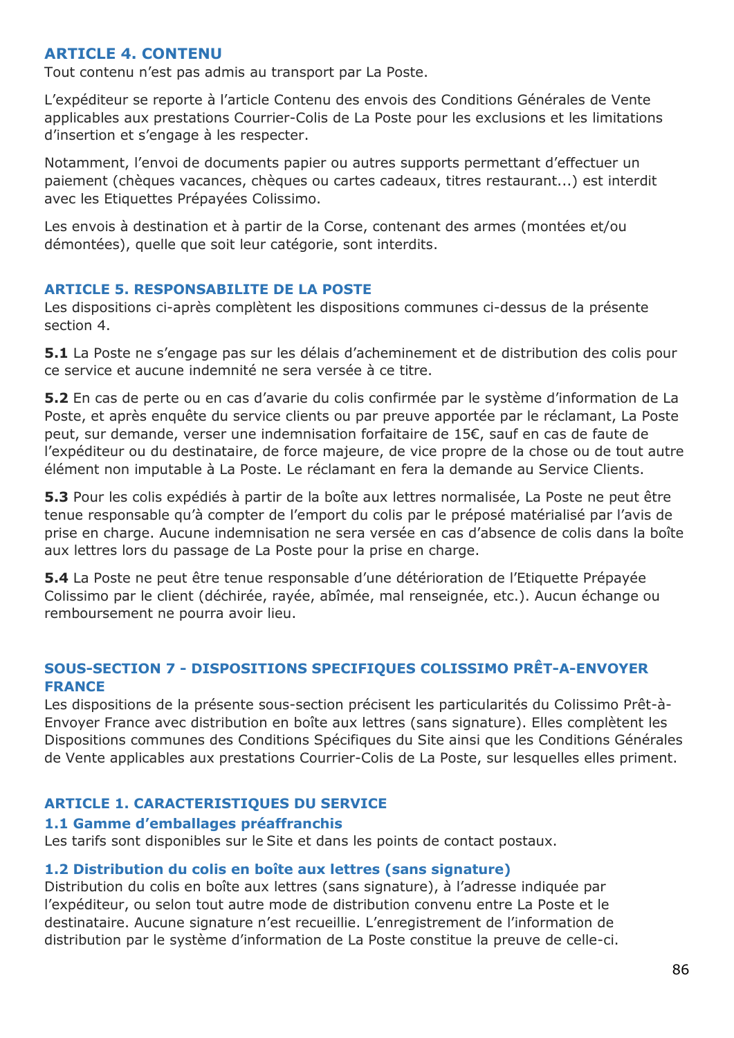### ARTICLE 4. CONTENU

Tout contenu n'est pas admis au transport par La Poste.

L'expéditeur se reporte à l'article Contenu des envois des Conditions Générales de Vente applicables aux prestations Courrier-Colis de La Poste pour les exclusions et les limitations d'insertion et s'engage à les respecter.

Notamment, l'envoi de documents papier ou autres supports permettant d'effectuer un paiement (chèques vacances, chèques ou cartes cadeaux, titres restaurant...) est interdit avec les Etiquettes Prépayées Colissimo.

Les envois à destination et à partir de la Corse, contenant des armes (montées et/ou démontées), quelle que soit leur catégorie, sont interdits.

### ARTICLE 5. RESPONSABILITE DE LA POSTE

Les dispositions ci-après complètent les dispositions communes ci-dessus de la présente section 4.

**5.1** La Poste ne s'engage pas sur les délais d'acheminement et de distribution des colis pour ce service et aucune indemnité ne sera versée à ce titre.

**5.2** En cas de perte ou en cas d'avarie du colis confirmée par le système d'information de La Poste, et après enquête du service clients ou par preuve apportée par le réclamant, La Poste peut, sur demande, verser une indemnisation forfaitaire de 15€, sauf en cas de faute de l'expéditeur ou du destinataire, de force majeure, de vice propre de la chose ou de tout autre élément non imputable à La Poste. Le réclamant en fera la demande au Service Clients.

**5.3** Pour les colis expédiés à partir de la boîte aux lettres normalisée, La Poste ne peut être tenue responsable qu'à compter de l'emport du colis par le préposé matérialisé par l'avis de prise en charge. Aucune indemnisation ne sera versée en cas d'absence de colis dans la boîte aux lettres lors du passage de La Poste pour la prise en charge.

**5.4** La Poste ne peut être tenue responsable d'une détérioration de l'Etiquette Prépayée Colissimo par le client (déchirée, rayée, abîmée, mal renseignée, etc.). Aucun échange ou remboursement ne pourra avoir lieu.

## SOUS-SECTION 7 - DISPOSITIONS SPECIFIQUES COLISSIMO PRÊT-A-ENVOYER FRANCE

Les dispositions de la présente sous-section précisent les particularités du Colissimo Prêt-à-Envoyer France avec distribution en boîte aux lettres (sans signature). Elles complètent les Dispositions communes des Conditions Spécifiques du Site ainsi que les Conditions Générales de Vente applicables aux prestations Courrier-Colis de La Poste, sur lesquelles elles priment.

### ARTICLE 1. CARACTERISTIQUES DU SERVICE

#### 1.1 Gamme d'emballages préaffranchis

Les tarifs sont disponibles sur le Site et dans les points de contact postaux.

#### 1.2 Distribution du colis en boîte aux lettres (sans signature)

Distribution du colis en boîte aux lettres (sans signature), à l'adresse indiquée par l'expéditeur, ou selon tout autre mode de distribution convenu entre La Poste et le destinataire. Aucune signature n'est recueillie. L'enregistrement de l'information de distribution par le système d'information de La Poste constitue la preuve de celle-ci.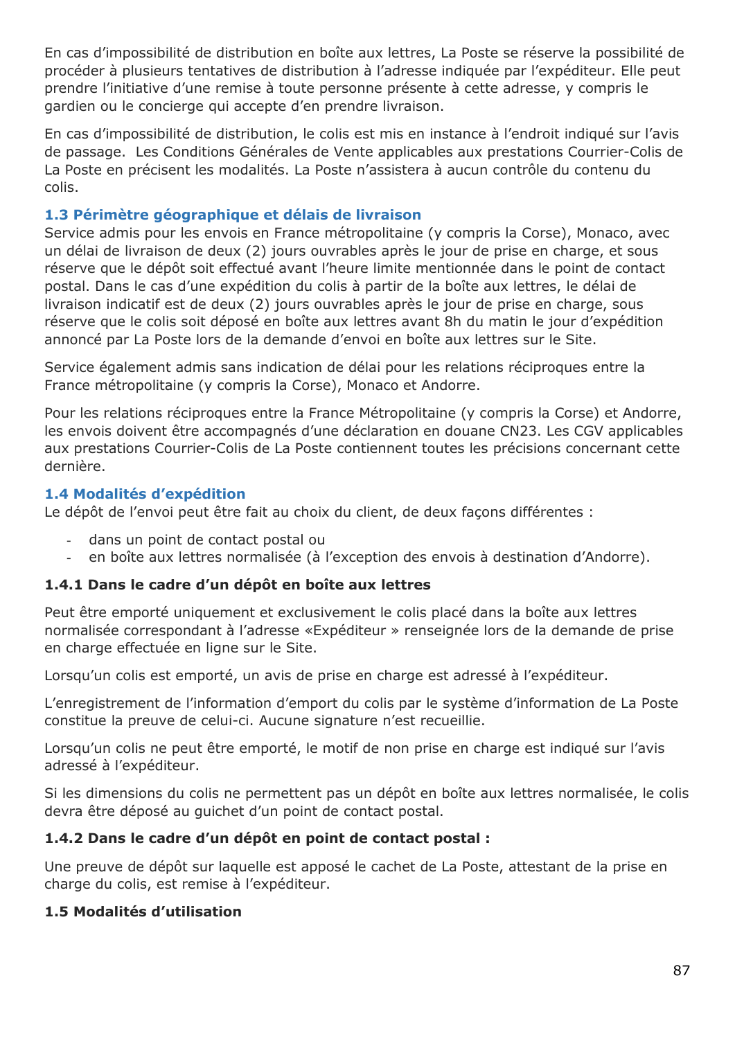En cas d'impossibilité de distribution en boîte aux lettres, La Poste se réserve la possibilité de procéder à plusieurs tentatives de distribution à l'adresse indiquée par l'expéditeur. Elle peut prendre l'initiative d'une remise à toute personne présente à cette adresse, y compris le gardien ou le concierge qui accepte d'en prendre livraison.

En cas d'impossibilité de distribution, le colis est mis en instance à l'endroit indiqué sur l'avis de passage. Les Conditions Générales de Vente applicables aux prestations Courrier-Colis de La Poste en précisent les modalités. La Poste n'assistera à aucun contrôle du contenu du colis.

### 1.3 Périmètre géographique et délais de livraison

Service admis pour les envois en France métropolitaine (y compris la Corse), Monaco, avec un délai de livraison de deux (2) jours ouvrables après le jour de prise en charge, et sous réserve que le dépôt soit effectué avant l'heure limite mentionnée dans le point de contact postal. Dans le cas d'une expédition du colis à partir de la boîte aux lettres, le délai de livraison indicatif est de deux (2) jours ouvrables après le jour de prise en charge, sous réserve que le colis soit déposé en boîte aux lettres avant 8h du matin le jour d'expédition annoncé par La Poste lors de la demande d'envoi en boîte aux lettres sur le Site.

Service également admis sans indication de délai pour les relations réciproques entre la France métropolitaine (y compris la Corse), Monaco et Andorre.

Pour les relations réciproques entre la France Métropolitaine (y compris la Corse) et Andorre, les envois doivent être accompagnés d'une déclaration en douane CN23. Les CGV applicables aux prestations Courrier-Colis de La Poste contiennent toutes les précisions concernant cette dernière.

### 1.4 Modalités d'expédition

Le dépôt de l'envoi peut être fait au choix du client, de deux façons différentes :

- dans un point de contact postal ou
- en boîte aux lettres normalisée (à l'exception des envois à destination d'Andorre).

#### 1.4.1 Dans le cadre d'un dépôt en boîte aux lettres

Peut être emporté uniquement et exclusivement le colis placé dans la boîte aux lettres normalisée correspondant à l'adresse «Expéditeur » renseignée lors de la demande de prise en charge effectuée en ligne sur le Site.

Lorsqu'un colis est emporté, un avis de prise en charge est adressé à l'expéditeur.

L'enregistrement de l'information d'emport du colis par le système d'information de La Poste constitue la preuve de celui-ci. Aucune signature n'est recueillie.

Lorsqu'un colis ne peut être emporté, le motif de non prise en charge est indiqué sur l'avis adressé à l'expéditeur.

Si les dimensions du colis ne permettent pas un dépôt en boîte aux lettres normalisée, le colis devra être déposé au guichet d'un point de contact postal.

#### 1.4.2 Dans le cadre d'un dépôt en point de contact postal :

Une preuve de dépôt sur laquelle est apposé le cachet de La Poste, attestant de la prise en charge du colis, est remise à l'expéditeur.

### 1.5 Modalités d'utilisation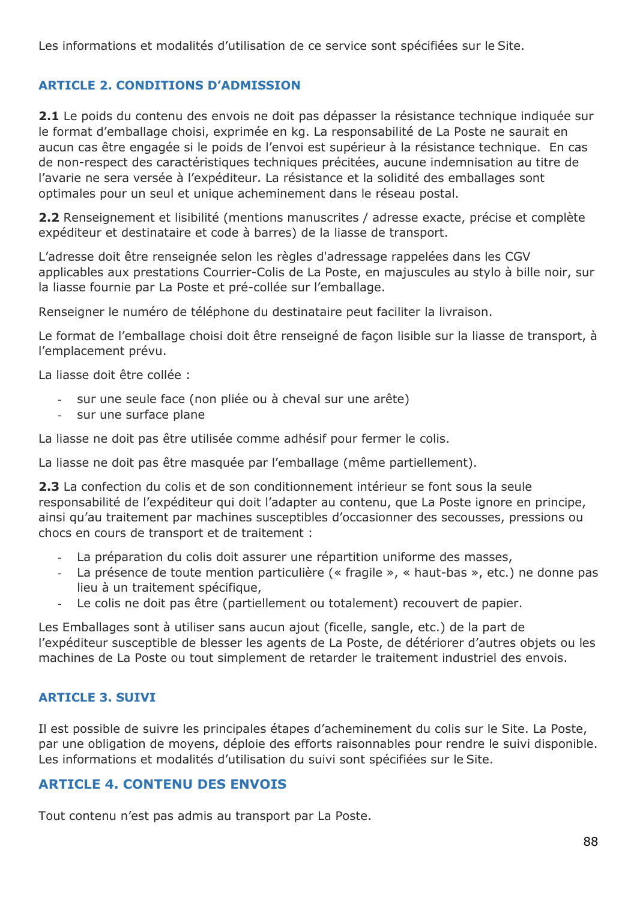Les informations et modalités d'utilisation de ce service sont spécifiées sur le Site.

## ARTICLE 2. CONDITIONS D'ADMISSION

**2.1** Le poids du contenu des envois ne doit pas dépasser la résistance technique indiquée sur le format d'emballage choisi, exprimée en kg. La responsabilité de La Poste ne saurait en aucun cas être engagée si le poids de l'envoi est supérieur à la résistance technique. En cas de non-respect des caractéristiques techniques précitées, aucune indemnisation au titre de l'avarie ne sera versée à l'expéditeur. La résistance et la solidité des emballages sont optimales pour un seul et unique acheminement dans le réseau postal.

**2.2** Renseignement et lisibilité (mentions manuscrites / adresse exacte, précise et complète expéditeur et destinataire et code à barres) de la liasse de transport.

L'adresse doit être renseignée selon les règles d'adressage rappelées dans les CGV applicables aux prestations Courrier-Colis de La Poste, en majuscules au stylo à bille noir, sur la liasse fournie par La Poste et pré-collée sur l'emballage.

Renseigner le numéro de téléphone du destinataire peut faciliter la livraison.

Le format de l'emballage choisi doit être renseigné de façon lisible sur la liasse de transport, à l'emplacement prévu.

La liasse doit être collée :

- sur une seule face (non pliée ou à cheval sur une arête)
- sur une surface plane

La liasse ne doit pas être utilisée comme adhésif pour fermer le colis.

La liasse ne doit pas être masquée par l'emballage (même partiellement).

**2.3** La confection du colis et de son conditionnement intérieur se font sous la seule responsabilité de l'expéditeur qui doit l'adapter au contenu, que La Poste ignore en principe, ainsi qu'au traitement par machines susceptibles d'occasionner des secousses, pressions ou chocs en cours de transport et de traitement :

- La préparation du colis doit assurer une répartition uniforme des masses,
- La présence de toute mention particulière (« fragile », « haut-bas », etc.) ne donne pas lieu à un traitement spécifique,
- Le colis ne doit pas être (partiellement ou totalement) recouvert de papier.

Les Emballages sont à utiliser sans aucun ajout (ficelle, sangle, etc.) de la part de l'expéditeur susceptible de blesser les agents de La Poste, de détériorer d'autres objets ou les machines de La Poste ou tout simplement de retarder le traitement industriel des envois.

## ARTICLE 3. SUIVI

Il est possible de suivre les principales étapes d'acheminement du colis sur le Site. La Poste, par une obligation de moyens, déploie des efforts raisonnables pour rendre le suivi disponible. Les informations et modalités d'utilisation du suivi sont spécifiées sur le Site.

## ARTICLE 4. CONTENU DES ENVOIS

Tout contenu n'est pas admis au transport par La Poste.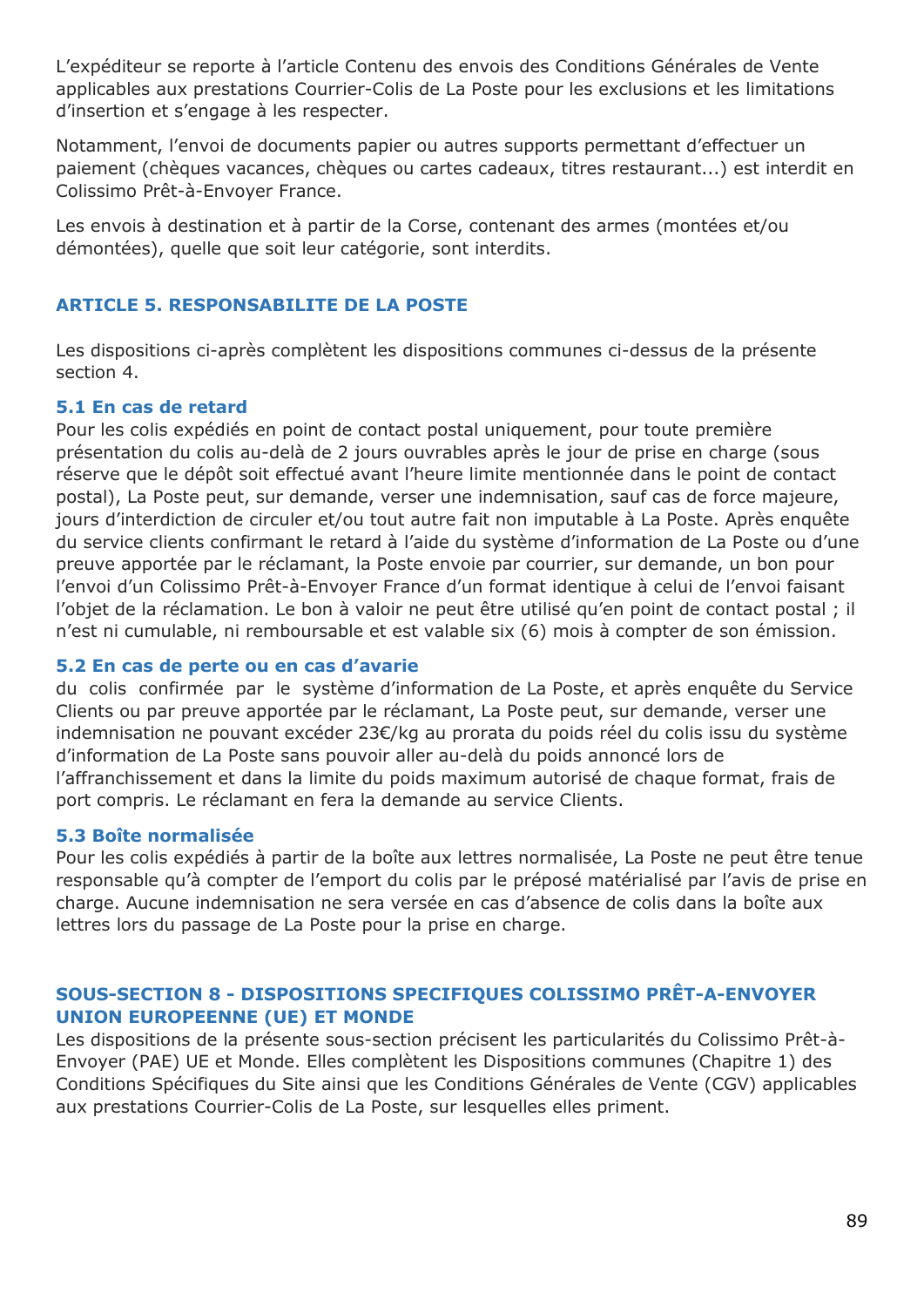L'expéditeur se reporte à l'article Contenu des envois des Conditions Générales de Vente applicables aux prestations Courrier-Colis de La Poste pour les exclusions et les limitations d'insertion et s'engage à les respecter.

Notamment, l'envoi de documents papier ou autres supports permettant d'effectuer un paiement (chèques vacances, chèques ou cartes cadeaux, titres restaurant...) est interdit en Colissimo Prêt-à-Envoyer France.

Les envois à destination et à partir de la Corse, contenant des armes (montées et/ou démontées), quelle que soit leur catégorie, sont interdits.

## ARTICLE 5. RESPONSABILITE DE LA POSTE

Les dispositions ci-après complètent les dispositions communes ci-dessus de la présente section 4.

### 5.1 En cas de retard

Pour les colis expédiés en point de contact postal uniquement, pour toute première présentation du colis au-delà de 2 jours ouvrables après le jour de prise en charge (sous réserve que le dépôt soit effectué avant l'heure limite mentionnée dans le point de contact postal), La Poste peut, sur demande, verser une indemnisation, sauf cas de force majeure, jours d'interdiction de circuler et/ou tout autre fait non imputable à La Poste. Après enquête du service clients confirmant le retard à l'aide du système d'information de La Poste ou d'une preuve apportée par le réclamant, la Poste envoie par courrier, sur demande, un bon pour l'envoi d'un Colissimo Prêt-à-Envoyer France d'un format identique à celui de l'envoi faisant l'objet de la réclamation. Le bon à valoir ne peut être utilisé qu'en point de contact postal ; il n'est ni cumulable, ni remboursable et est valable six (6) mois à compter de son émission.

### 5.2 En cas de perte ou en cas d'avarie

du colis confirmée par le système d'information de La Poste, et après enquête du Service Clients ou par preuve apportée par le réclamant, La Poste peut, sur demande, verser une indemnisation ne pouvant excéder 23€/kg au prorata du poids réel du colis issu du système d'information de La Poste sans pouvoir aller au-delà du poids annoncé lors de l'affranchissement et dans la limite du poids maximum autorisé de chaque format, frais de port compris. Le réclamant en fera la demande au service Clients.

### 5.3 Boîte normalisée

Pour les colis expédiés à partir de la boîte aux lettres normalisée, La Poste ne peut être tenue responsable qu'à compter de l'emport du colis par le préposé matérialisé par l'avis de prise en charge. Aucune indemnisation ne sera versée en cas d'absence de colis dans la boîte aux lettres lors du passage de La Poste pour la prise en charge.

## SOUS-SECTION 8 - DISPOSITIONS SPECIFIQUES COLISSIMO PRÊT-A-ENVOYER UNION EUROPEENNE (UE) ET MONDE

Les dispositions de la présente sous-section précisent les particularités du Colissimo Prêt-à-Envoyer (PAE) UE et Monde. Elles complètent les Dispositions communes (Chapitre 1) des Conditions Spécifiques du Site ainsi que les Conditions Générales de Vente (CGV) applicables aux prestations Courrier-Colis de La Poste, sur lesquelles elles priment.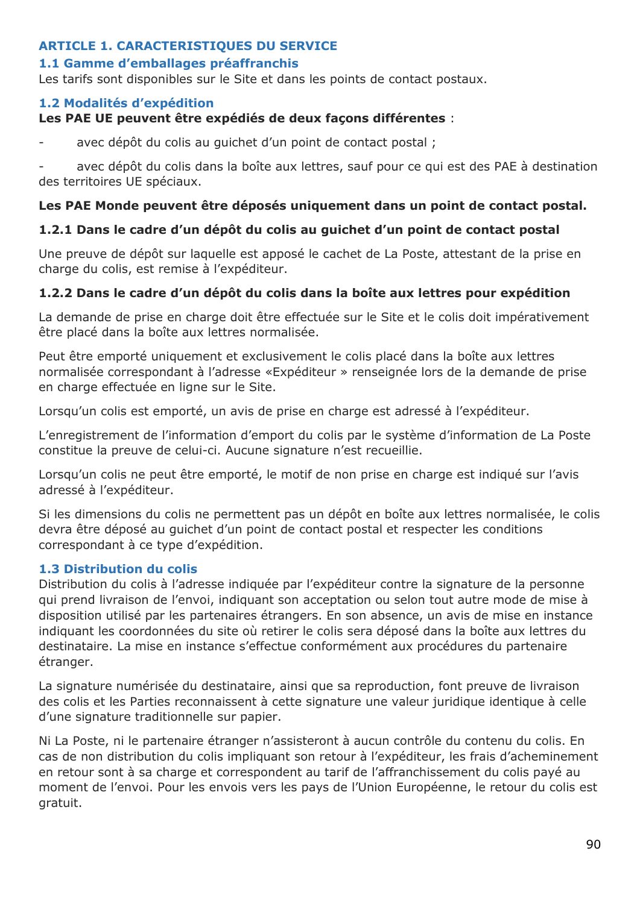## ARTICLE 1. CARACTERISTIQUES DU SERVICE

### 1.1 Gamme d’emballages préaffranchis

Les tarifs sont disponibles sur le Site et dans les points de contact postaux.

### 1.2 Modalités d’expédition

**Les PAE UE peuvent être expédiés de deux façons différentes** :

- avec dépôt du colis au guichet d’un point de contact postal ;
- avec dépôt du colis dans la boîte aux lettres, sauf pour ce qui est des PAE à destination des territoires UE spéciaux.

**Les PAE Monde peuvent être déposés uniquement dans un point de contact postal.**

#### 1.2.1 Dans le cadre d’un dépôt du colis au guichet d’un point de contact postal

Une preuve de dépôt sur laquelle est apposé le cachet de La Poste, attestant de la prise en charge du colis, est remise à l’expéditeur.

#### 1.2.2 Dans le cadre d’un dépôt du colis dans la boîte aux lettres pour expédition

La demande de prise en charge doit être effectuée sur le Site et le colis doit impérativement être placé dans la boîte aux lettres normalisée.

Peut être emporté uniquement et exclusivement le colis placé dans la boîte aux lettres normalisée correspondant à l’adresse «Expéditeur » renseignée lors de la demande de prise en charge effectuée en ligne sur le Site.

Lorsqu’un colis est emporté, un avis de prise en charge est adressé à l’expéditeur.

L’enregistrement de l’information d’emport du colis par le système d’information de La Poste constitue la preuve de celui-ci. Aucune signature n’est recueillie.

Lorsqu’un colis ne peut être emporté, le motif de non prise en charge est indiqué sur l’avis adressé à l’expéditeur.

Si les dimensions du colis ne permettent pas un dépôt en boîte aux lettres normalisée, le colis devra être déposé au guichet d’un point de contact postal et respecter les conditions correspondant à ce type d’expédition.

### 1.3 Distribution du colis

Distribution du colis à l’adresse indiquée par l’expéditeur contre la signature de la personne qui prend livraison de l’envoi, indiquant son acceptation ou selon tout autre mode de mise à disposition utilisé par les partenaires étrangers. En son absence, un avis de mise en instance indiquant les coordonnées du site où retirer le colis sera déposé dans la boîte aux lettres du destinataire. La mise en instance s’effectue conformément aux procédures du partenaire étranger.

La signature numérisée du destinataire, ainsi que sa reproduction, font preuve de livraison des colis et les Parties reconnaissent à cette signature une valeur juridique identique à celle d’une signature traditionnelle sur papier.

Ni La Poste, ni le partenaire étranger n’assisteront à aucun contrôle du contenu du colis. En cas de non distribution du colis impliquant son retour à l’expéditeur, les frais d’acheminement en retour sont à sa charge et correspondent au tarif de l’affranchissement du colis payé au moment de l’envoi. Pour les envois vers les pays de l’Union Européenne, le retour du colis est gratuit.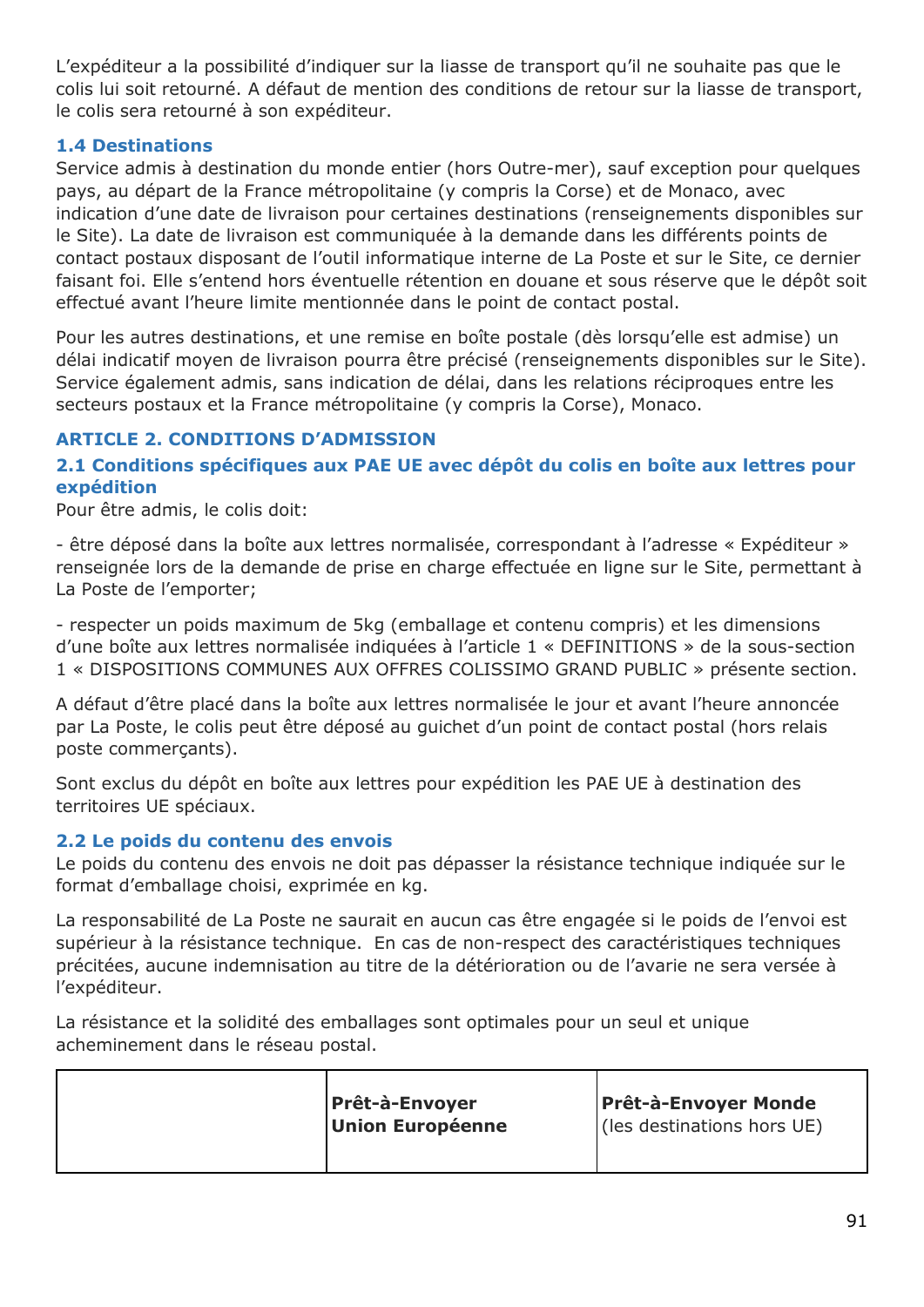L'expéditeur a la possibilité d'indiquer sur la liasse de transport qu'il ne souhaite pas que le colis lui soit retourné. A défaut de mention des conditions de retour sur la liasse de transport, le colis sera retourné à son expéditeur.

### 1.4 Destinations

Service admis à destination du monde entier (hors Outre-mer), sauf exception pour quelques pays, au départ de la France métropolitaine (y compris la Corse) et de Monaco, avec indication d'une date de livraison pour certaines destinations (renseignements disponibles sur le Site). La date de livraison est communiquée à la demande dans les différents points de contact postaux disposant de l'outil informatique interne de La Poste et sur le Site, ce dernier faisant foi. Elle s'entend hors éventuelle rétention en douane et sous réserve que le dépôt soit effectué avant l'heure limite mentionnée dans le point de contact postal.

Pour les autres destinations, et une remise en boîte postale (dès lorsqu'elle est admise) un délai indicatif moyen de livraison pourra être précisé (renseignements disponibles sur le Site). Service également admis, sans indication de délai, dans les relations réciproques entre les secteurs postaux et la France métropolitaine (y compris la Corse), Monaco.

## ARTICLE 2. CONDITIONS D'ADMISSION

### 2.1 Conditions spécifiques aux PAE UE avec dépôt du colis en boîte aux lettres pour expédition

Pour être admis, le colis doit:

- être déposé dans la boîte aux lettres normalisée, correspondant à l'adresse « Expéditeur » renseignée lors de la demande de prise en charge effectuée en ligne sur le Site, permettant à La Poste de l'emporter;

- respecter un poids maximum de 5kg (emballage et contenu compris) et les dimensions d'une boîte aux lettres normalisée indiquées à l'article 1 « DEFINITIONS » de la sous-section 1 « DISPOSITIONS COMMUNES AUX OFFRES COLISSIMO GRAND PUBLIC » présente section.

A défaut d'être placé dans la boîte aux lettres normalisée le jour et avant l'heure annoncée par La Poste, le colis peut être déposé au guichet d'un point de contact postal (hors relais poste commerçants).

Sont exclus du dépôt en boîte aux lettres pour expédition les PAE UE à destination des territoires UE spéciaux.

### 2.2 Le poids du contenu des envois

Le poids du contenu des envois ne doit pas dépasser la résistance technique indiquée sur le format d'emballage choisi, exprimée en kg.

La responsabilité de La Poste ne saurait en aucun cas être engagée si le poids de l'envoi est supérieur à la résistance technique. En cas de non-respect des caractéristiques techniques précitées, aucune indemnisation au titre de la détérioration ou de l'avarie ne sera versée à l'expéditeur.

La résistance et la solidité des emballages sont optimales pour un seul et unique acheminement dans le réseau postal.

| | **Prêt-à-Envoyer Union Européenne** | **Prêt-à-Envoyer Monde** (les destinations hors UE) |
|---|---|---|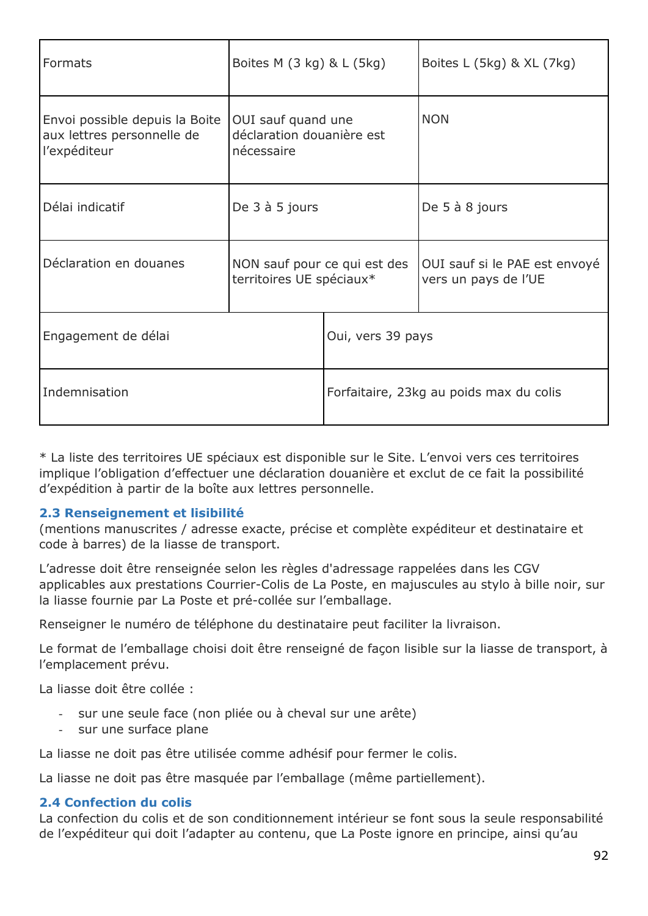| Formats | Boites M (3 kg) & L (5kg) | Boites L (5kg) & XL (7kg) |
|---|---|---|
| Envoi possible depuis la Boite aux lettres personnelle de l'expéditeur | OUI sauf quand une déclaration douanière est nécessaire | NON |
| Délai indicatif | De 3 à 5 jours | De 5 à 8 jours |
| Déclaration en douanes | NON sauf pour ce qui est des territoires UE spéciaux* | OUI sauf si le PAE est envoyé vers un pays de l'UE |
| Engagement de délai | Oui, vers 39 pays | |
| Indemnisation | Forfaitaire, 23kg au poids max du colis | |

* La liste des territoires UE spéciaux est disponible sur le Site. L'envoi vers ces territoires implique l'obligation d'effectuer une déclaration douanière et exclut de ce fait la possibilité d'expédition à partir de la boîte aux lettres personnelle.

### 2.3 Renseignement et lisibilité

(mentions manuscrites / adresse exacte, précise et complète expéditeur et destinataire et code à barres) de la liasse de transport.

L'adresse doit être renseignée selon les règles d'adressage rappelées dans les CGV applicables aux prestations Courrier-Colis de La Poste, en majuscules au stylo à bille noir, sur la liasse fournie par La Poste et pré-collée sur l'emballage.

Renseigner le numéro de téléphone du destinataire peut faciliter la livraison.

Le format de l'emballage choisi doit être renseigné de façon lisible sur la liasse de transport, à l'emplacement prévu.

La liasse doit être collée :

- sur une seule face (non pliée ou à cheval sur une arête)
- sur une surface plane

La liasse ne doit pas être utilisée comme adhésif pour fermer le colis.

La liasse ne doit pas être masquée par l'emballage (même partiellement).

### 2.4 Confection du colis

La confection du colis et de son conditionnement intérieur se font sous la seule responsabilité de l'expéditeur qui doit l'adapter au contenu, que La Poste ignore en principe, ainsi qu'au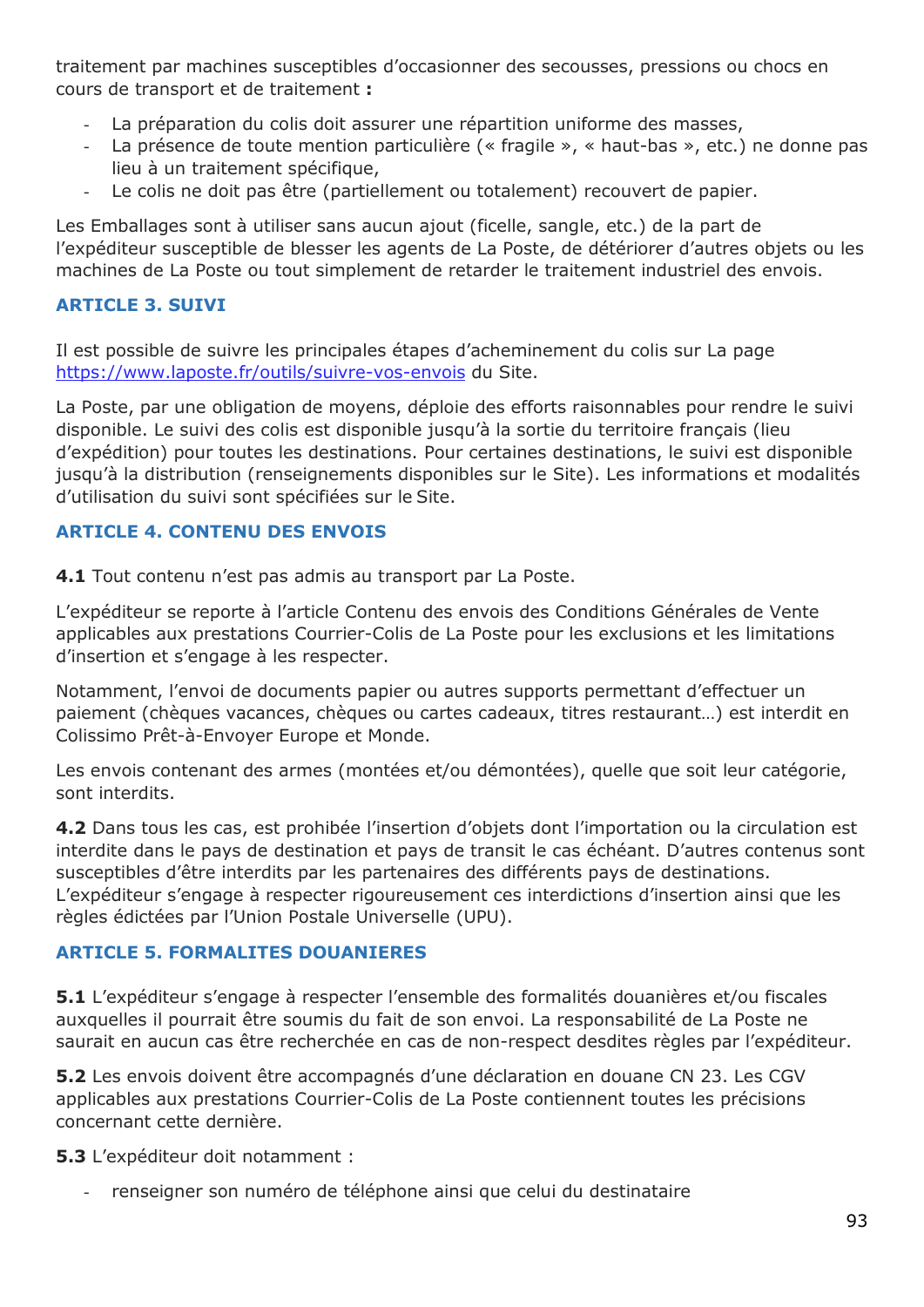traitement par machines susceptibles d'occasionner des secousses, pressions ou chocs en cours de transport et de traitement **:**

- La préparation du colis doit assurer une répartition uniforme des masses,
- La présence de toute mention particulière (« fragile », « haut-bas », etc.) ne donne pas lieu à un traitement spécifique,
- Le colis ne doit pas être (partiellement ou totalement) recouvert de papier.

Les Emballages sont à utiliser sans aucun ajout (ficelle, sangle, etc.) de la part de l'expéditeur susceptible de blesser les agents de La Poste, de détériorer d'autres objets ou les machines de La Poste ou tout simplement de retarder le traitement industriel des envois.

## ARTICLE 3. SUIVI

Il est possible de suivre les principales étapes d'acheminement du colis sur La page [https://www.laposte.fr/outils/suivre-vos-envois](https://www.laposte.fr/outils/suivre-vos-envois) du Site.

La Poste, par une obligation de moyens, déploie des efforts raisonnables pour rendre le suivi disponible. Le suivi des colis est disponible jusqu'à la sortie du territoire français (lieu d'expédition) pour toutes les destinations. Pour certaines destinations, le suivi est disponible jusqu'à la distribution (renseignements disponibles sur le Site). Les informations et modalités d'utilisation du suivi sont spécifiées sur le Site.

## ARTICLE 4. CONTENU DES ENVOIS

**4.1** Tout contenu n'est pas admis au transport par La Poste.

L'expéditeur se reporte à l'article Contenu des envois des Conditions Générales de Vente applicables aux prestations Courrier-Colis de La Poste pour les exclusions et les limitations d'insertion et s'engage à les respecter.

Notamment, l'envoi de documents papier ou autres supports permettant d'effectuer un paiement (chèques vacances, chèques ou cartes cadeaux, titres restaurant…) est interdit en Colissimo Prêt-à-Envoyer Europe et Monde.

Les envois contenant des armes (montées et/ou démontées), quelle que soit leur catégorie, sont interdits.

**4.2** Dans tous les cas, est prohibée l'insertion d'objets dont l'importation ou la circulation est interdite dans le pays de destination et pays de transit le cas échéant. D'autres contenus sont susceptibles d'être interdits par les partenaires des différents pays de destinations. L'expéditeur s'engage à respecter rigoureusement ces interdictions d'insertion ainsi que les règles édictées par l'Union Postale Universelle (UPU).

## ARTICLE 5. FORMALITES DOUANIERES

**5.1** L'expéditeur s'engage à respecter l'ensemble des formalités douanières et/ou fiscales auxquelles il pourrait être soumis du fait de son envoi. La responsabilité de La Poste ne saurait en aucun cas être recherchée en cas de non-respect desdites règles par l'expéditeur.

**5.2** Les envois doivent être accompagnés d'une déclaration en douane CN 23. Les CGV applicables aux prestations Courrier-Colis de La Poste contiennent toutes les précisions concernant cette dernière.

**5.3** L'expéditeur doit notamment :

- renseigner son numéro de téléphone ainsi que celui du destinataire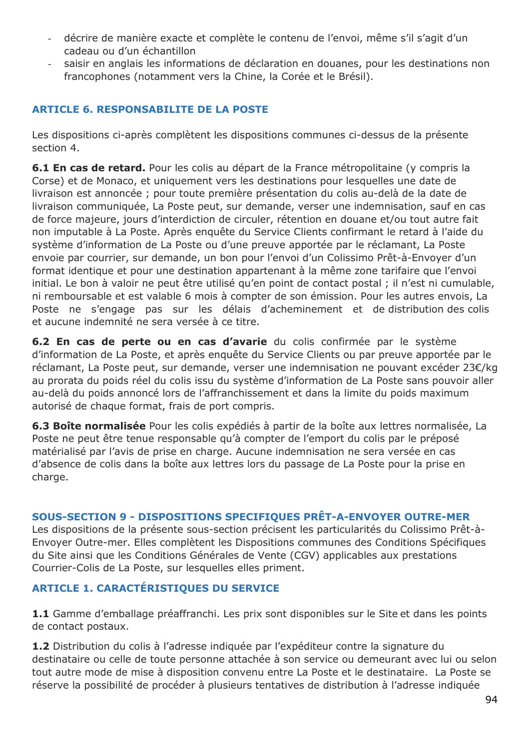- décrire de manière exacte et complète le contenu de l'envoi, même s'il s'agit d'un cadeau ou d'un échantillon
- saisir en anglais les informations de déclaration en douanes, pour les destinations non francophones (notamment vers la Chine, la Corée et le Brésil).

### ARTICLE 6. RESPONSABILITE DE LA POSTE

Les dispositions ci-après complètent les dispositions communes ci-dessus de la présente section 4.

**6.1 En cas de retard.** Pour les colis au départ de la France métropolitaine (y compris la Corse) et de Monaco, et uniquement vers les destinations pour lesquelles une date de livraison est annoncée ; pour toute première présentation du colis au-delà de la date de livraison communiquée, La Poste peut, sur demande, verser une indemnisation, sauf en cas de force majeure, jours d'interdiction de circuler, rétention en douane et/ou tout autre fait non imputable à La Poste. Après enquête du Service Clients confirmant le retard à l'aide du système d'information de La Poste ou d'une preuve apportée par le réclamant, La Poste envoie par courrier, sur demande, un bon pour l'envoi d'un Colissimo Prêt-à-Envoyer d'un format identique et pour une destination appartenant à la même zone tarifaire que l'envoi initial. Le bon à valoir ne peut être utilisé qu'en point de contact postal ; il n'est ni cumulable, ni remboursable et est valable 6 mois à compter de son émission. Pour les autres envois, La Poste ne s'engage pas sur les délais d'acheminement et de distribution des colis et aucune indemnité ne sera versée à ce titre.

**6.2 En cas de perte ou en cas d'avarie** du colis confirmée par le système d'information de La Poste, et après enquête du Service Clients ou par preuve apportée par le réclamant, La Poste peut, sur demande, verser une indemnisation ne pouvant excéder 23€/kg au prorata du poids réel du colis issu du système d'information de La Poste sans pouvoir aller au-delà du poids annoncé lors de l'affranchissement et dans la limite du poids maximum autorisé de chaque format, frais de port compris.

**6.3 Boîte normalisée** Pour les colis expédiés à partir de la boîte aux lettres normalisée, La Poste ne peut être tenue responsable qu'à compter de l'emport du colis par le préposé matérialisé par l'avis de prise en charge. Aucune indemnisation ne sera versée en cas d'absence de colis dans la boîte aux lettres lors du passage de La Poste pour la prise en charge.

## SOUS-SECTION 9 - DISPOSITIONS SPECIFIQUES PRÊT-A-ENVOYER OUTRE-MER

Les dispositions de la présente sous-section précisent les particularités du Colissimo Prêt-à-Envoyer Outre-mer. Elles complètent les Dispositions communes des Conditions Spécifiques du Site ainsi que les Conditions Générales de Vente (CGV) applicables aux prestations Courrier-Colis de La Poste, sur lesquelles elles priment.

### ARTICLE 1. CARACTÉRISTIQUES DU SERVICE

**1.1** Gamme d'emballage préaffranchi. Les prix sont disponibles sur le Site et dans les points de contact postaux.

**1.2** Distribution du colis à l'adresse indiquée par l'expéditeur contre la signature du destinataire ou celle de toute personne attachée à son service ou demeurant avec lui ou selon tout autre mode de mise à disposition convenu entre La Poste et le destinataire. La Poste se réserve la possibilité de procéder à plusieurs tentatives de distribution à l'adresse indiquée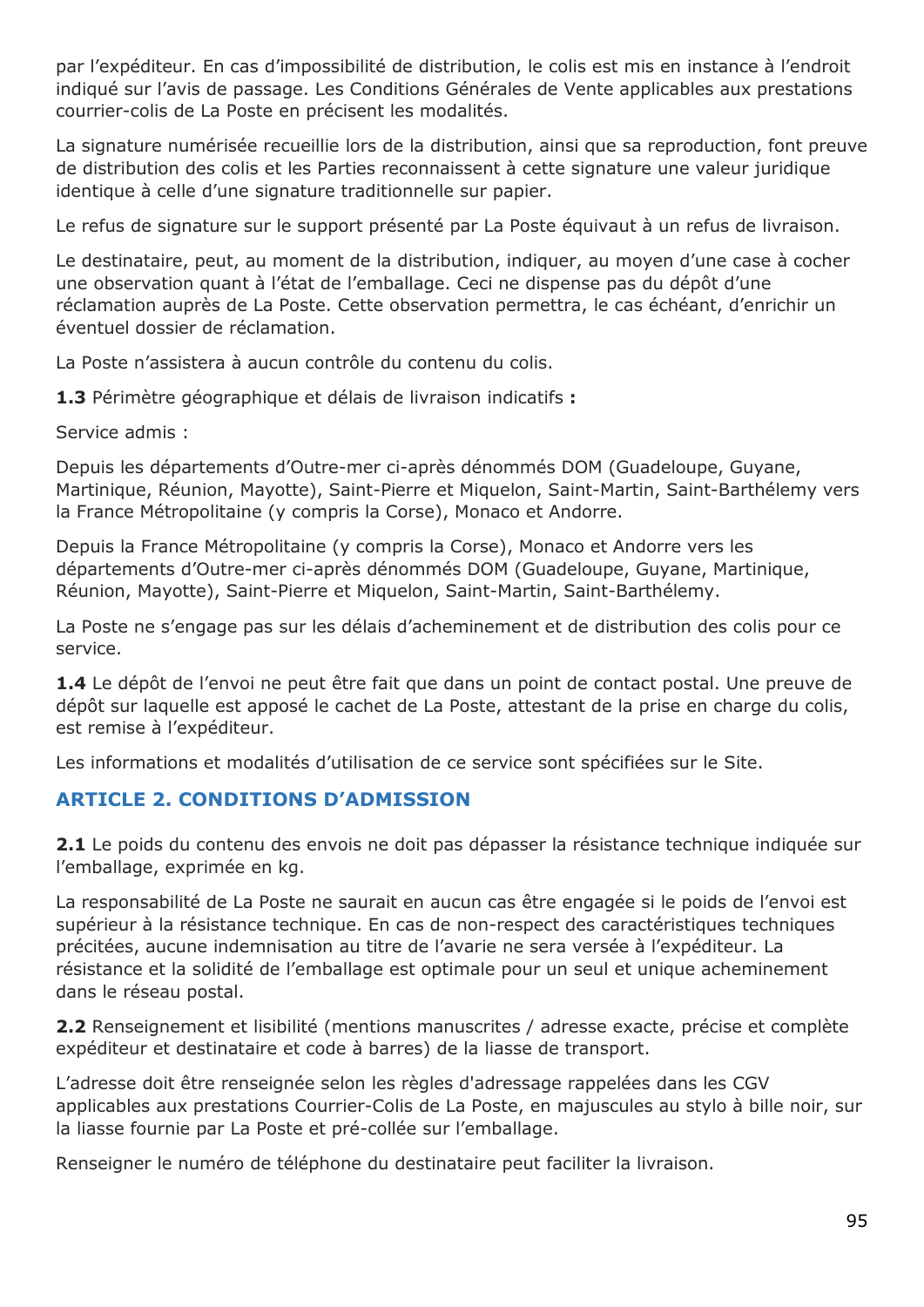par l'expéditeur. En cas d'impossibilité de distribution, le colis est mis en instance à l'endroit indiqué sur l'avis de passage. Les Conditions Générales de Vente applicables aux prestations courrier-colis de La Poste en précisent les modalités.

La signature numérisée recueillie lors de la distribution, ainsi que sa reproduction, font preuve de distribution des colis et les Parties reconnaissent à cette signature une valeur juridique identique à celle d'une signature traditionnelle sur papier.

Le refus de signature sur le support présenté par La Poste équivaut à un refus de livraison.

Le destinataire, peut, au moment de la distribution, indiquer, au moyen d'une case à cocher une observation quant à l'état de l'emballage. Ceci ne dispense pas du dépôt d'une réclamation auprès de La Poste. Cette observation permettra, le cas échéant, d'enrichir un éventuel dossier de réclamation.

La Poste n'assistera à aucun contrôle du contenu du colis.

**1.3** Périmètre géographique et délais de livraison indicatifs **:**

Service admis :

Depuis les départements d'Outre-mer ci-après dénommés DOM (Guadeloupe, Guyane, Martinique, Réunion, Mayotte), Saint-Pierre et Miquelon, Saint-Martin, Saint-Barthélemy vers la France Métropolitaine (y compris la Corse), Monaco et Andorre.

Depuis la France Métropolitaine (y compris la Corse), Monaco et Andorre vers les départements d'Outre-mer ci-après dénommés DOM (Guadeloupe, Guyane, Martinique, Réunion, Mayotte), Saint-Pierre et Miquelon, Saint-Martin, Saint-Barthélemy.

La Poste ne s'engage pas sur les délais d'acheminement et de distribution des colis pour ce service.

**1.4** Le dépôt de l'envoi ne peut être fait que dans un point de contact postal. Une preuve de dépôt sur laquelle est apposé le cachet de La Poste, attestant de la prise en charge du colis, est remise à l'expéditeur.

Les informations et modalités d'utilisation de ce service sont spécifiées sur le Site.

## ARTICLE 2. CONDITIONS D'ADMISSION

**2.1** Le poids du contenu des envois ne doit pas dépasser la résistance technique indiquée sur l'emballage, exprimée en kg.

La responsabilité de La Poste ne saurait en aucun cas être engagée si le poids de l'envoi est supérieur à la résistance technique. En cas de non-respect des caractéristiques techniques précitées, aucune indemnisation au titre de l'avarie ne sera versée à l'expéditeur. La résistance et la solidité de l'emballage est optimale pour un seul et unique acheminement dans le réseau postal.

**2.2** Renseignement et lisibilité (mentions manuscrites / adresse exacte, précise et complète expéditeur et destinataire et code à barres) de la liasse de transport.

L'adresse doit être renseignée selon les règles d'adressage rappelées dans les CGV applicables aux prestations Courrier-Colis de La Poste, en majuscules au stylo à bille noir, sur la liasse fournie par La Poste et pré-collée sur l'emballage.

Renseigner le numéro de téléphone du destinataire peut faciliter la livraison.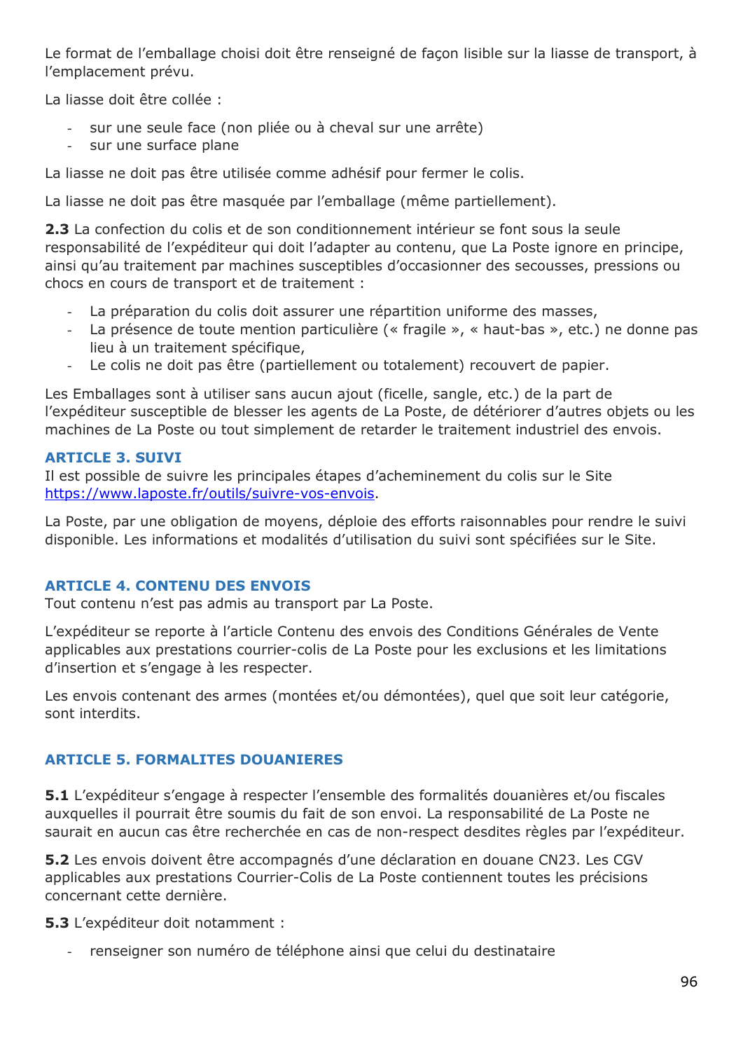Le format de l'emballage choisi doit être renseigné de façon lisible sur la liasse de transport, à l'emplacement prévu.

La liasse doit être collée :

- sur une seule face (non pliée ou à cheval sur une arrête)
- sur une surface plane

La liasse ne doit pas être utilisée comme adhésif pour fermer le colis.

La liasse ne doit pas être masquée par l'emballage (même partiellement).

**2.3** La confection du colis et de son conditionnement intérieur se font sous la seule responsabilité de l'expéditeur qui doit l'adapter au contenu, que La Poste ignore en principe, ainsi qu'au traitement par machines susceptibles d'occasionner des secousses, pressions ou chocs en cours de transport et de traitement :

- La préparation du colis doit assurer une répartition uniforme des masses,
- La présence de toute mention particulière (« fragile », « haut-bas », etc.) ne donne pas lieu à un traitement spécifique,
- Le colis ne doit pas être (partiellement ou totalement) recouvert de papier.

Les Emballages sont à utiliser sans aucun ajout (ficelle, sangle, etc.) de la part de l'expéditeur susceptible de blesser les agents de La Poste, de détériorer d'autres objets ou les machines de La Poste ou tout simplement de retarder le traitement industriel des envois.

### ARTICLE 3. SUIVI

Il est possible de suivre les principales étapes d'acheminement du colis sur le Site [https://www.laposte.fr/outils/suivre-vos-envois](https://www.laposte.fr/outils/suivre-vos-envois).

La Poste, par une obligation de moyens, déploie des efforts raisonnables pour rendre le suivi disponible. Les informations et modalités d'utilisation du suivi sont spécifiées sur le Site.

### ARTICLE 4. CONTENU DES ENVOIS

Tout contenu n'est pas admis au transport par La Poste.

L'expéditeur se reporte à l'article Contenu des envois des Conditions Générales de Vente applicables aux prestations courrier-colis de La Poste pour les exclusions et les limitations d'insertion et s'engage à les respecter.

Les envois contenant des armes (montées et/ou démontées), quel que soit leur catégorie, sont interdits.

### ARTICLE 5. FORMALITES DOUANIERES

**5.1** L'expéditeur s'engage à respecter l'ensemble des formalités douanières et/ou fiscales auxquelles il pourrait être soumis du fait de son envoi. La responsabilité de La Poste ne saurait en aucun cas être recherchée en cas de non-respect desdites règles par l'expéditeur.

**5.2** Les envois doivent être accompagnés d'une déclaration en douane CN23. Les CGV applicables aux prestations Courrier-Colis de La Poste contiennent toutes les précisions concernant cette dernière.

**5.3** L'expéditeur doit notamment :

- renseigner son numéro de téléphone ainsi que celui du destinataire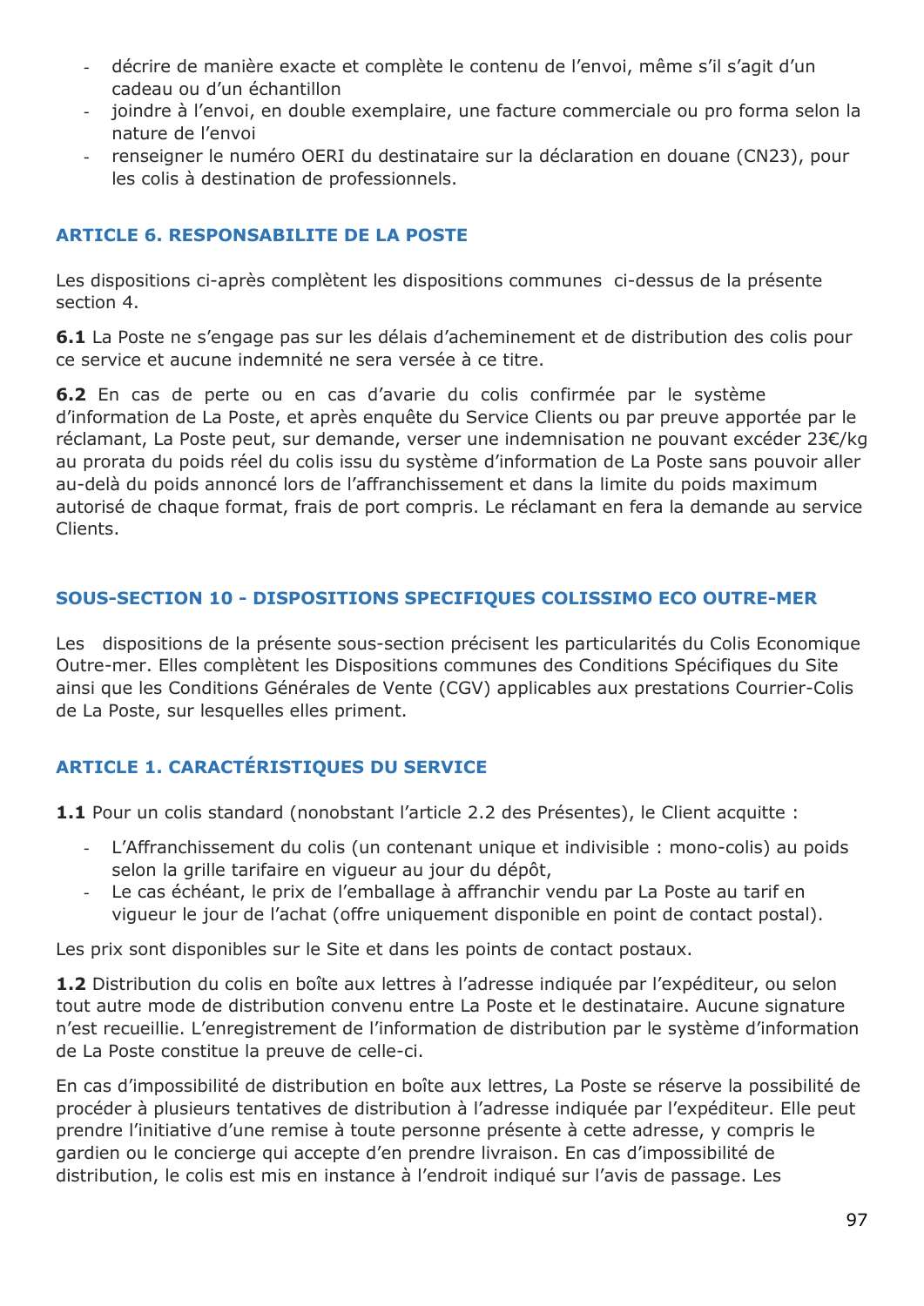- décrire de manière exacte et complète le contenu de l'envoi, même s'il s'agit d'un cadeau ou d'un échantillon
- joindre à l'envoi, en double exemplaire, une facture commerciale ou pro forma selon la nature de l'envoi
- renseigner le numéro OERI du destinataire sur la déclaration en douane (CN23), pour les colis à destination de professionnels.

### ARTICLE 6. RESPONSABILITE DE LA POSTE

Les dispositions ci-après complètent les dispositions communes ci-dessus de la présente section 4.

**6.1** La Poste ne s'engage pas sur les délais d'acheminement et de distribution des colis pour ce service et aucune indemnité ne sera versée à ce titre.

**6.2** En cas de perte ou en cas d'avarie du colis confirmée par le système d'information de La Poste, et après enquête du Service Clients ou par preuve apportée par le réclamant, La Poste peut, sur demande, verser une indemnisation ne pouvant excéder 23€/kg au prorata du poids réel du colis issu du système d'information de La Poste sans pouvoir aller au-delà du poids annoncé lors de l'affranchissement et dans la limite du poids maximum autorisé de chaque format, frais de port compris. Le réclamant en fera la demande au service Clients.

## SOUS-SECTION 10 - DISPOSITIONS SPECIFIQUES COLISSIMO ECO OUTRE-MER

Les dispositions de la présente sous-section précisent les particularités du Colis Economique Outre-mer. Elles complètent les Dispositions communes des Conditions Spécifiques du Site ainsi que les Conditions Générales de Vente (CGV) applicables aux prestations Courrier-Colis de La Poste, sur lesquelles elles priment.

### ARTICLE 1. CARACTÉRISTIQUES DU SERVICE

**1.1** Pour un colis standard (nonobstant l'article 2.2 des Présentes), le Client acquitte :

- L'Affranchissement du colis (un contenant unique et indivisible : mono-colis) au poids selon la grille tarifaire en vigueur au jour du dépôt,
- Le cas échéant, le prix de l'emballage à affranchir vendu par La Poste au tarif en vigueur le jour de l'achat (offre uniquement disponible en point de contact postal).

Les prix sont disponibles sur le Site et dans les points de contact postaux.

**1.2** Distribution du colis en boîte aux lettres à l'adresse indiquée par l'expéditeur, ou selon tout autre mode de distribution convenu entre La Poste et le destinataire. Aucune signature n'est recueillie. L'enregistrement de l'information de distribution par le système d'information de La Poste constitue la preuve de celle-ci.

En cas d'impossibilité de distribution en boîte aux lettres, La Poste se réserve la possibilité de procéder à plusieurs tentatives de distribution à l'adresse indiquée par l'expéditeur. Elle peut prendre l'initiative d'une remise à toute personne présente à cette adresse, y compris le gardien ou le concierge qui accepte d'en prendre livraison. En cas d'impossibilité de distribution, le colis est mis en instance à l'endroit indiqué sur l'avis de passage. Les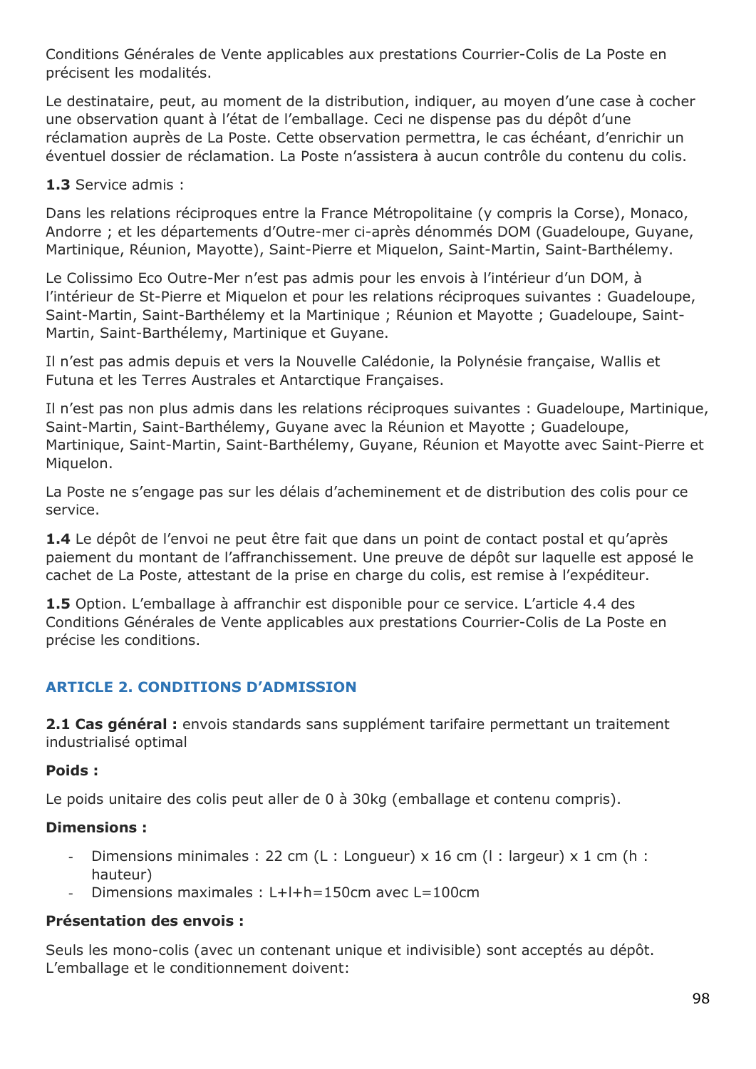Conditions Générales de Vente applicables aux prestations Courrier-Colis de La Poste en précisent les modalités.

Le destinataire, peut, au moment de la distribution, indiquer, au moyen d'une case à cocher une observation quant à l'état de l'emballage. Ceci ne dispense pas du dépôt d'une réclamation auprès de La Poste. Cette observation permettra, le cas échéant, d'enrichir un éventuel dossier de réclamation. La Poste n'assistera à aucun contrôle du contenu du colis.

**1.3** Service admis :

Dans les relations réciproques entre la France Métropolitaine (y compris la Corse), Monaco, Andorre ; et les départements d'Outre-mer ci-après dénommés DOM (Guadeloupe, Guyane, Martinique, Réunion, Mayotte), Saint-Pierre et Miquelon, Saint-Martin, Saint-Barthélemy.

Le Colissimo Eco Outre-Mer n'est pas admis pour les envois à l'intérieur d'un DOM, à l'intérieur de St-Pierre et Miquelon et pour les relations réciproques suivantes : Guadeloupe, Saint-Martin, Saint-Barthélemy et la Martinique ; Réunion et Mayotte ; Guadeloupe, Saint-Martin, Saint-Barthélemy, Martinique et Guyane.

Il n'est pas admis depuis et vers la Nouvelle Calédonie, la Polynésie française, Wallis et Futuna et les Terres Australes et Antarctique Françaises.

Il n'est pas non plus admis dans les relations réciproques suivantes : Guadeloupe, Martinique, Saint-Martin, Saint-Barthélemy, Guyane avec la Réunion et Mayotte ; Guadeloupe, Martinique, Saint-Martin, Saint-Barthélemy, Guyane, Réunion et Mayotte avec Saint-Pierre et Miquelon.

La Poste ne s'engage pas sur les délais d'acheminement et de distribution des colis pour ce service.

**1.4** Le dépôt de l'envoi ne peut être fait que dans un point de contact postal et qu'après paiement du montant de l'affranchissement. Une preuve de dépôt sur laquelle est apposé le cachet de La Poste, attestant de la prise en charge du colis, est remise à l'expéditeur.

**1.5** Option. L'emballage à affranchir est disponible pour ce service. L'article 4.4 des Conditions Générales de Vente applicables aux prestations Courrier-Colis de La Poste en précise les conditions.

## ARTICLE 2. CONDITIONS D'ADMISSION

**2.1 Cas général :** envois standards sans supplément tarifaire permettant un traitement industrialisé optimal

**Poids :**

Le poids unitaire des colis peut aller de 0 à 30kg (emballage et contenu compris).

**Dimensions :**

- Dimensions minimales : 22 cm (L : Longueur) x 16 cm (l : largeur) x 1 cm (h : hauteur)
- Dimensions maximales : L+l+h=150cm avec L=100cm

**Présentation des envois :**

Seuls les mono-colis (avec un contenant unique et indivisible) sont acceptés au dépôt. L'emballage et le conditionnement doivent: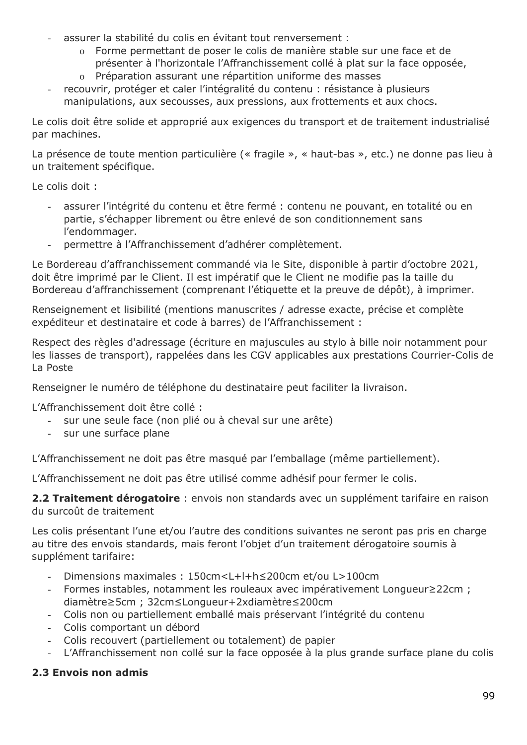- assurer la stabilité du colis en évitant tout renversement :
    - Forme permettant de poser le colis de manière stable sur une face et de présenter à l'horizontale l'Affranchissement collé à plat sur la face opposée,
    - Préparation assurant une répartition uniforme des masses
- recouvrir, protéger et caler l'intégralité du contenu : résistance à plusieurs manipulations, aux secousses, aux pressions, aux frottements et aux chocs.

Le colis doit être solide et approprié aux exigences du transport et de traitement industrialisé par machines.

La présence de toute mention particulière (« fragile », « haut-bas », etc.) ne donne pas lieu à un traitement spécifique.

Le colis doit :

- assurer l'intégrité du contenu et être fermé : contenu ne pouvant, en totalité ou en partie, s'échapper librement ou être enlevé de son conditionnement sans l'endommager.
- permettre à l'Affranchissement d'adhérer complètement.

Le Bordereau d'affranchissement commandé via le Site, disponible à partir d'octobre 2021, doit être imprimé par le Client. Il est impératif que le Client ne modifie pas la taille du Bordereau d'affranchissement (comprenant l'étiquette et la preuve de dépôt), à imprimer.

Renseignement et lisibilité (mentions manuscrites / adresse exacte, précise et complète expéditeur et destinataire et code à barres) de l'Affranchissement :

Respect des règles d'adressage (écriture en majuscules au stylo à bille noir notamment pour les liasses de transport), rappelées dans les CGV applicables aux prestations Courrier-Colis de La Poste

Renseigner le numéro de téléphone du destinataire peut faciliter la livraison.

L'Affranchissement doit être collé :

- sur une seule face (non plié ou à cheval sur une arête)
- sur une surface plane

L'Affranchissement ne doit pas être masqué par l'emballage (même partiellement).

L'Affranchissement ne doit pas être utilisé comme adhésif pour fermer le colis.

**2.2 Traitement dérogatoire** : envois non standards avec un supplément tarifaire en raison du surcoût de traitement

Les colis présentant l'une et/ou l'autre des conditions suivantes ne seront pas pris en charge au titre des envois standards, mais feront l'objet d'un traitement dérogatoire soumis à supplément tarifaire:

- Dimensions maximales : 150cm<L+l+h≤200cm et/ou L>100cm
- Formes instables, notamment les rouleaux avec impérativement Longueur≥22cm ; diamètre≥5cm ; 32cm≤Longueur+2xdiamètre≤200cm
- Colis non ou partiellement emballé mais préservant l'intégrité du contenu
- Colis comportant un débord
- Colis recouvert (partiellement ou totalement) de papier
- L'Affranchissement non collé sur la face opposée à la plus grande surface plane du colis

**2.3 Envois non admis**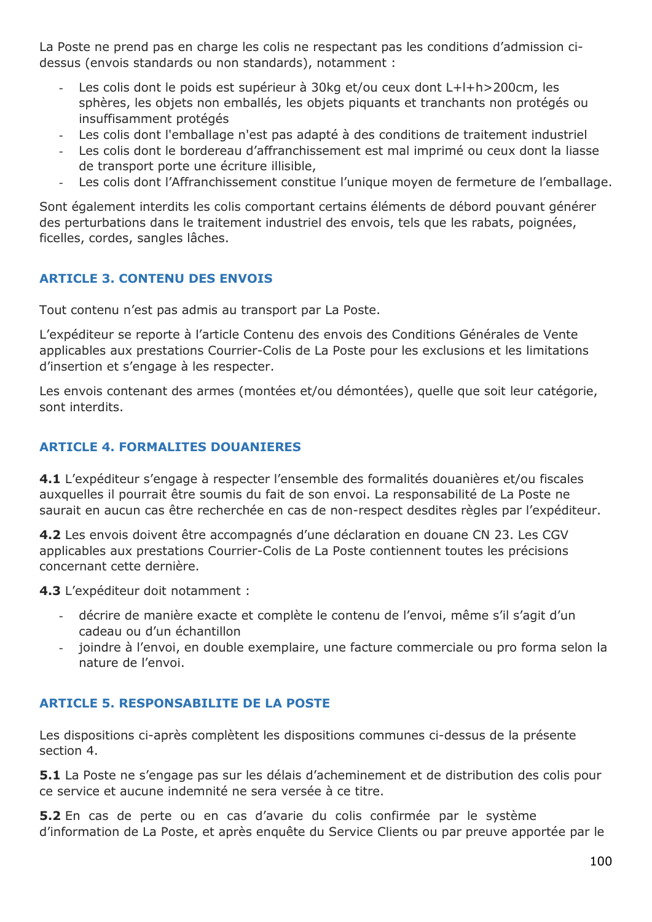La Poste ne prend pas en charge les colis ne respectant pas les conditions d'admission ci-dessus (envois standards ou non standards), notamment :

- Les colis dont le poids est supérieur à 30kg et/ou ceux dont L+l+h>200cm, les sphères, les objets non emballés, les objets piquants et tranchants non protégés ou insuffisamment protégés
- Les colis dont l'emballage n'est pas adapté à des conditions de traitement industriel
- Les colis dont le bordereau d'affranchissement est mal imprimé ou ceux dont la liasse de transport porte une écriture illisible,
- Les colis dont l'Affranchissement constitue l'unique moyen de fermeture de l'emballage.

Sont également interdits les colis comportant certains éléments de débord pouvant générer des perturbations dans le traitement industriel des envois, tels que les rabats, poignées, ficelles, cordes, sangles lâches.

### ARTICLE 3. CONTENU DES ENVOIS

Tout contenu n'est pas admis au transport par La Poste.

L'expéditeur se reporte à l'article Contenu des envois des Conditions Générales de Vente applicables aux prestations Courrier-Colis de La Poste pour les exclusions et les limitations d'insertion et s'engage à les respecter.

Les envois contenant des armes (montées et/ou démontées), quelle que soit leur catégorie, sont interdits.

### ARTICLE 4. FORMALITES DOUANIERES

**4.1** L'expéditeur s'engage à respecter l'ensemble des formalités douanières et/ou fiscales auxquelles il pourrait être soumis du fait de son envoi. La responsabilité de La Poste ne saurait en aucun cas être recherchée en cas de non-respect desdites règles par l'expéditeur.

**4.2** Les envois doivent être accompagnés d'une déclaration en douane CN 23. Les CGV applicables aux prestations Courrier-Colis de La Poste contiennent toutes les précisions concernant cette dernière.

**4.3** L'expéditeur doit notamment :

- décrire de manière exacte et complète le contenu de l'envoi, même s'il s'agit d'un cadeau ou d'un échantillon
- joindre à l'envoi, en double exemplaire, une facture commerciale ou pro forma selon la nature de l'envoi.

### ARTICLE 5. RESPONSABILITE DE LA POSTE

Les dispositions ci-après complètent les dispositions communes ci-dessus de la présente section 4.

**5.1** La Poste ne s'engage pas sur les délais d'acheminement et de distribution des colis pour ce service et aucune indemnité ne sera versée à ce titre.

**5.2** En cas de perte ou en cas d'avarie du colis confirmée par le système d'information de La Poste, et après enquête du Service Clients ou par preuve apportée par le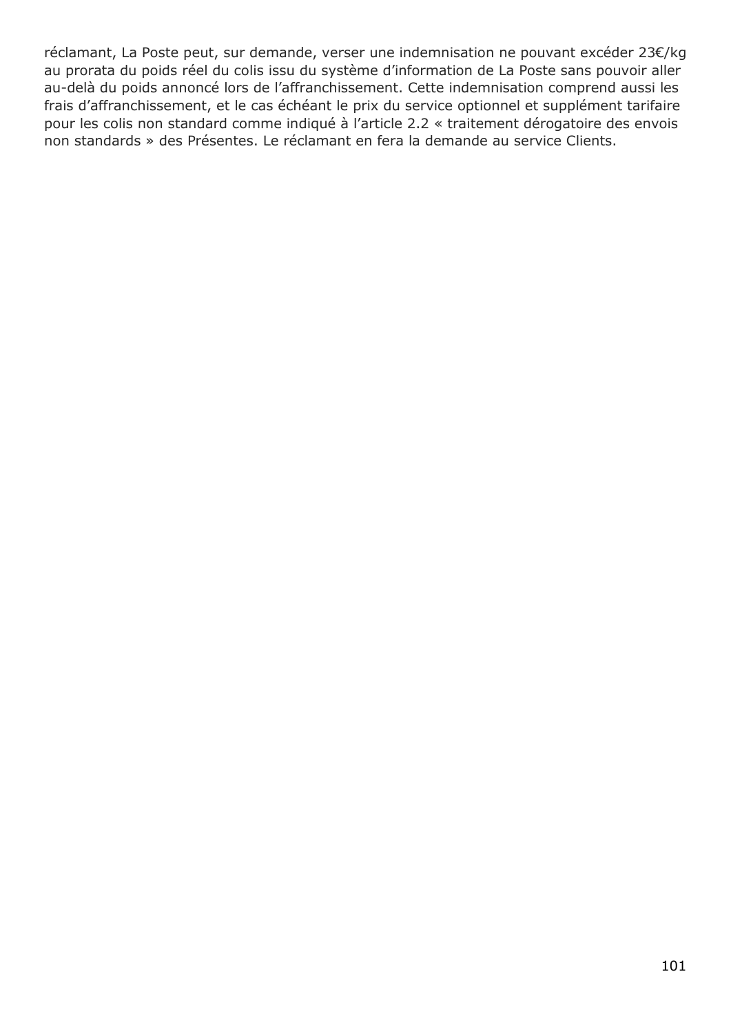réclamant, La Poste peut, sur demande, verser une indemnisation ne pouvant excéder 23€/kg au prorata du poids réel du colis issu du système d’information de La Poste sans pouvoir aller au-delà du poids annoncé lors de l’affranchissement. Cette indemnisation comprend aussi les frais d’affranchissement, et le cas échéant le prix du service optionnel et supplément tarifaire pour les colis non standard comme indiqué à l’article 2.2 « traitement dérogatoire des envois non standards » des Présentes. Le réclamant en fera la demande au service Clients.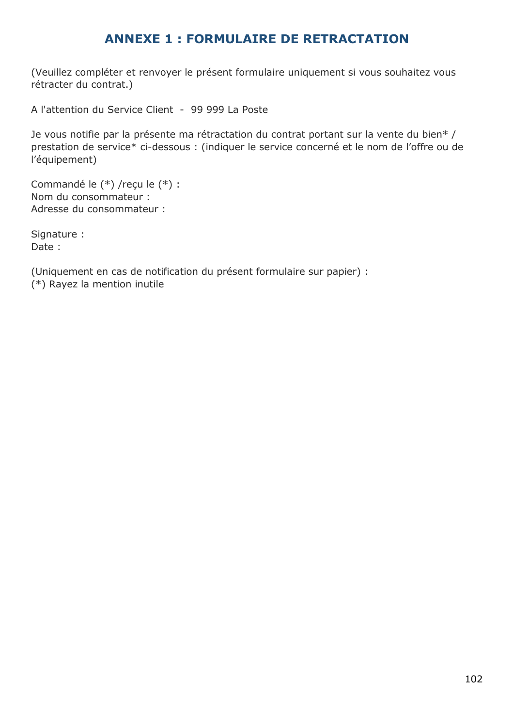# ANNEXE 1 : FORMULAIRE DE RETRACTATION

(Veuillez compléter et renvoyer le présent formulaire uniquement si vous souhaitez vous rétracter du contrat.)

A l'attention du Service Client - 99 999 La Poste

Je vous notifie par la présente ma rétractation du contrat portant sur la vente du bien* / prestation de service* ci-dessous : (indiquer le service concerné et le nom de l'offre ou de l'équipement)

Commandé le (*) /reçu le (*) :
Nom du consommateur :
Adresse du consommateur :

Signature :
Date :

(Uniquement en cas de notification du présent formulaire sur papier) :
(*) Rayez la mention inutile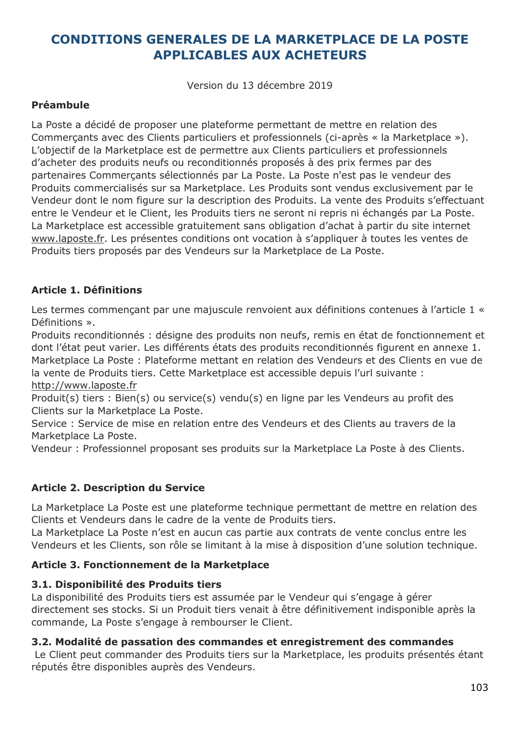# CONDITIONS GENERALES DE LA MARKETPLACE DE LA POSTE APPLICABLES AUX ACHETEURS

Version du 13 décembre 2019

**Préambule**

La Poste a décidé de proposer une plateforme permettant de mettre en relation des Commerçants avec des Clients particuliers et professionnels (ci-après « la Marketplace »). L'objectif de la Marketplace est de permettre aux Clients particuliers et professionnels d'acheter des produits neufs ou reconditionnés proposés à des prix fermes par des partenaires Commerçants sélectionnés par La Poste. La Poste n'est pas le vendeur des Produits commercialisés sur sa Marketplace. Les Produits sont vendus exclusivement par le Vendeur dont le nom figure sur la description des Produits. La vente des Produits s'effectuant entre le Vendeur et le Client, les Produits tiers ne seront ni repris ni échangés par La Poste. La Marketplace est accessible gratuitement sans obligation d'achat à partir du site internet www.laposte.fr. Les présentes conditions ont vocation à s'appliquer à toutes les ventes de Produits tiers proposés par des Vendeurs sur la Marketplace de La Poste.

## Article 1. Définitions

Les termes commençant par une majuscule renvoient aux définitions contenues à l'article 1 « Définitions ».

Produits reconditionnés : désigne des produits non neufs, remis en état de fonctionnement et dont l'état peut varier. Les différents états des produits reconditionnés figurent en annexe 1.

Marketplace La Poste : Plateforme mettant en relation des Vendeurs et des Clients en vue de la vente de Produits tiers. Cette Marketplace est accessible depuis l'url suivante : http://www.laposte.fr

Produit(s) tiers : Bien(s) ou service(s) vendu(s) en ligne par les Vendeurs au profit des Clients sur la Marketplace La Poste.

Service : Service de mise en relation entre des Vendeurs et des Clients au travers de la Marketplace La Poste.

Vendeur : Professionnel proposant ses produits sur la Marketplace La Poste à des Clients.

## Article 2. Description du Service

La Marketplace La Poste est une plateforme technique permettant de mettre en relation des Clients et Vendeurs dans le cadre de la vente de Produits tiers.

La Marketplace La Poste n'est en aucun cas partie aux contrats de vente conclus entre les Vendeurs et les Clients, son rôle se limitant à la mise à disposition d'une solution technique.

## Article 3. Fonctionnement de la Marketplace

### 3.1. Disponibilité des Produits tiers

La disponibilité des Produits tiers est assumée par le Vendeur qui s'engage à gérer directement ses stocks. Si un Produit tiers venait à être définitivement indisponible après la commande, La Poste s'engage à rembourser le Client.

### 3.2. Modalité de passation des commandes et enregistrement des commandes

Le Client peut commander des Produits tiers sur la Marketplace, les produits présentés étant réputés être disponibles auprès des Vendeurs.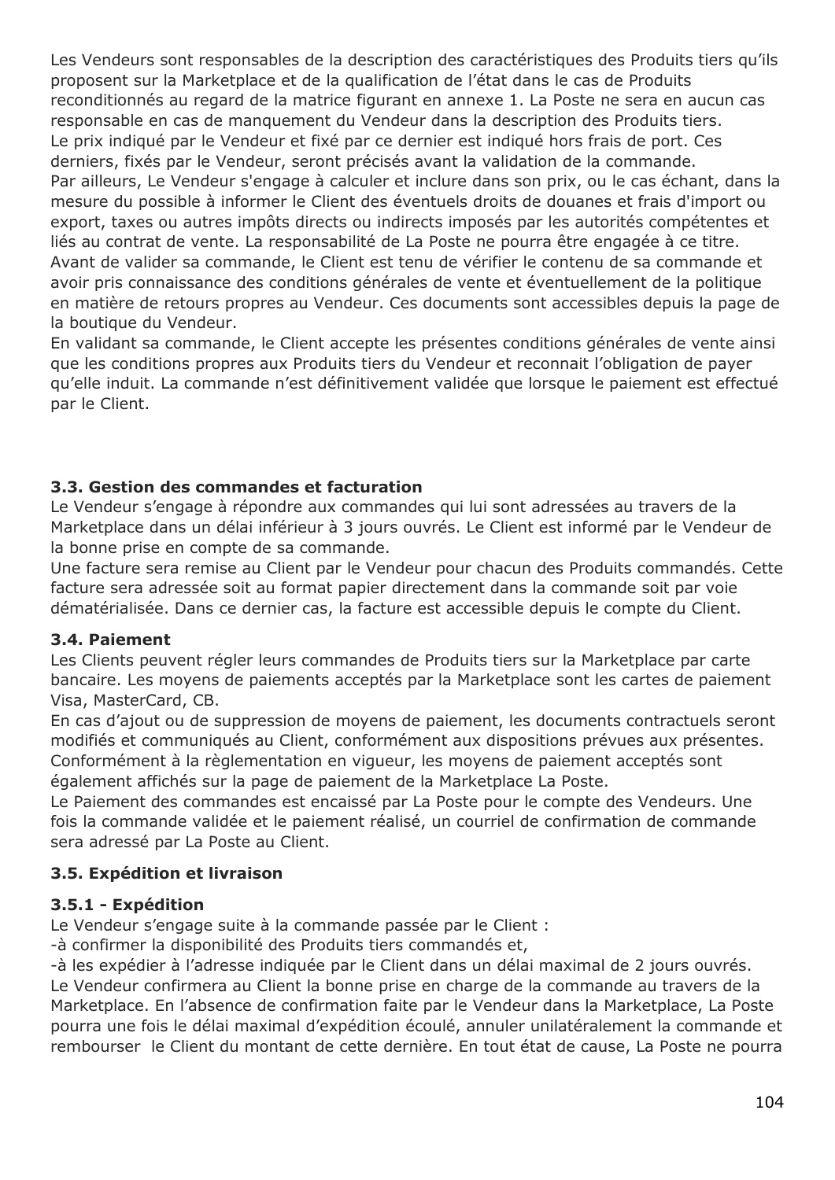Les Vendeurs sont responsables de la description des caractéristiques des Produits tiers qu'ils proposent sur la Marketplace et de la qualification de l'état dans le cas de Produits reconditionnés au regard de la matrice figurant en annexe 1. La Poste ne sera en aucun cas responsable en cas de manquement du Vendeur dans la description des Produits tiers.
Le prix indiqué par le Vendeur et fixé par ce dernier est indiqué hors frais de port. Ces derniers, fixés par le Vendeur, seront précisés avant la validation de la commande.
Par ailleurs, Le Vendeur s'engage à calculer et inclure dans son prix, ou le cas échant, dans la mesure du possible à informer le Client des éventuels droits de douanes et frais d'import ou export, taxes ou autres impôts directs ou indirects imposés par les autorités compétentes et liés au contrat de vente. La responsabilité de La Poste ne pourra être engagée à ce titre.
Avant de valider sa commande, le Client est tenu de vérifier le contenu de sa commande et avoir pris connaissance des conditions générales de vente et éventuellement de la politique en matière de retours propres au Vendeur. Ces documents sont accessibles depuis la page de la boutique du Vendeur.
En validant sa commande, le Client accepte les présentes conditions générales de vente ainsi que les conditions propres aux Produits tiers du Vendeur et reconnait l'obligation de payer qu'elle induit. La commande n'est définitivement validée que lorsque le paiement est effectué par le Client.

### 3.3. Gestion des commandes et facturation

Le Vendeur s'engage à répondre aux commandes qui lui sont adressées au travers de la Marketplace dans un délai inférieur à 3 jours ouvrés. Le Client est informé par le Vendeur de la bonne prise en compte de sa commande.
Une facture sera remise au Client par le Vendeur pour chacun des Produits commandés. Cette facture sera adressée soit au format papier directement dans la commande soit par voie dématérialisée. Dans ce dernier cas, la facture est accessible depuis le compte du Client.

### 3.4. Paiement

Les Clients peuvent régler leurs commandes de Produits tiers sur la Marketplace par carte bancaire. Les moyens de paiements acceptés par la Marketplace sont les cartes de paiement Visa, MasterCard, CB.
En cas d'ajout ou de suppression de moyens de paiement, les documents contractuels seront modifiés et communiqués au Client, conformément aux dispositions prévues aux présentes.
Conformément à la règlementation en vigueur, les moyens de paiement acceptés sont également affichés sur la page de paiement de la Marketplace La Poste.
Le Paiement des commandes est encaissé par La Poste pour le compte des Vendeurs. Une fois la commande validée et le paiement réalisé, un courriel de confirmation de commande sera adressé par La Poste au Client.

### 3.5. Expédition et livraison

#### 3.5.1 - Expédition

Le Vendeur s'engage suite à la commande passée par le Client :
-à confirmer la disponibilité des Produits tiers commandés et,
-à les expédier à l'adresse indiquée par le Client dans un délai maximal de 2 jours ouvrés.
Le Vendeur confirmera au Client la bonne prise en charge de la commande au travers de la Marketplace. En l'absence de confirmation faite par le Vendeur dans la Marketplace, La Poste pourra une fois le délai maximal d'expédition écoulé, annuler unilatéralement la commande et rembourser le Client du montant de cette dernière. En tout état de cause, La Poste ne pourra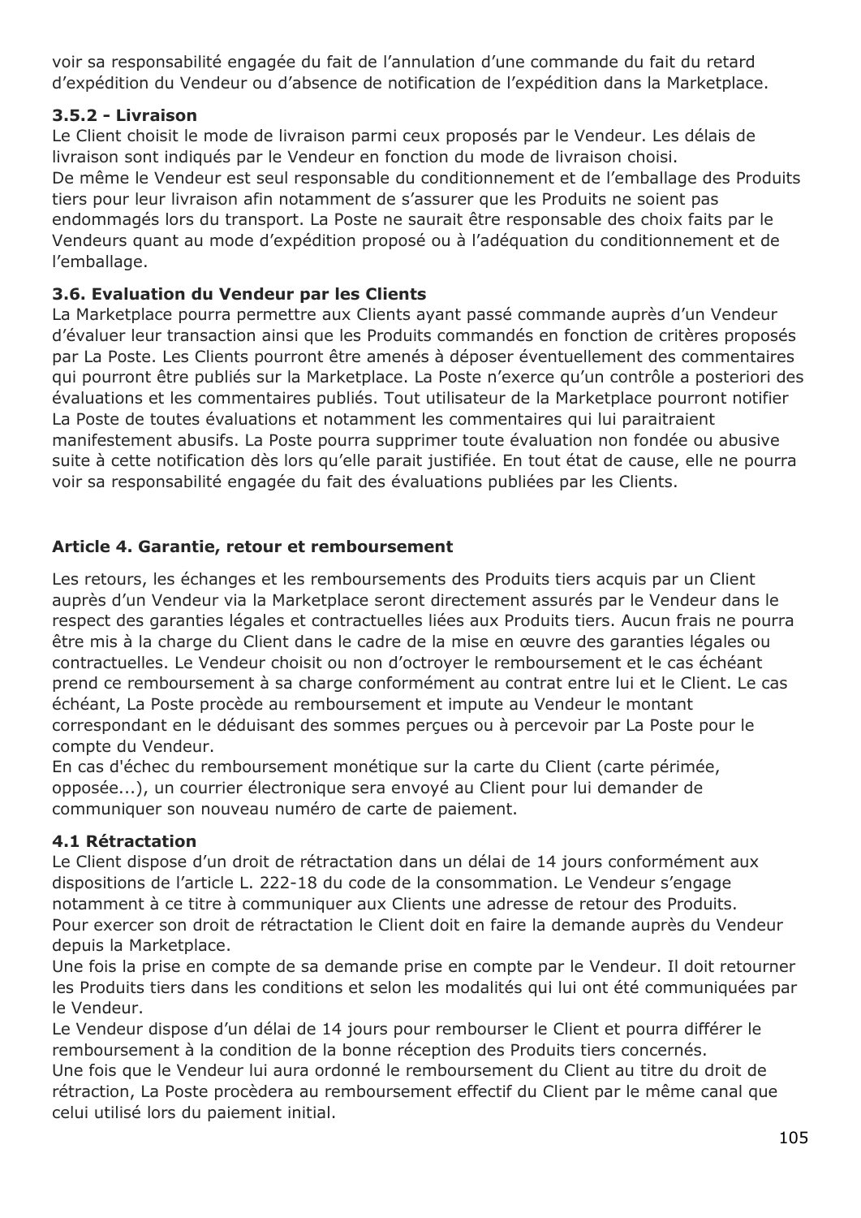voir sa responsabilité engagée du fait de l'annulation d'une commande du fait du retard d'expédition du Vendeur ou d'absence de notification de l'expédition dans la Marketplace.

#### 3.5.2 - Livraison

Le Client choisit le mode de livraison parmi ceux proposés par le Vendeur. Les délais de livraison sont indiqués par le Vendeur en fonction du mode de livraison choisi.
De même le Vendeur est seul responsable du conditionnement et de l'emballage des Produits tiers pour leur livraison afin notamment de s'assurer que les Produits ne soient pas endommagés lors du transport. La Poste ne saurait être responsable des choix faits par le Vendeurs quant au mode d'expédition proposé ou à l'adéquation du conditionnement et de l'emballage.

### 3.6. Evaluation du Vendeur par les Clients

La Marketplace pourra permettre aux Clients ayant passé commande auprès d'un Vendeur d'évaluer leur transaction ainsi que les Produits commandés en fonction de critères proposés par La Poste. Les Clients pourront être amenés à déposer éventuellement des commentaires qui pourront être publiés sur la Marketplace. La Poste n'exerce qu'un contrôle a posteriori des évaluations et les commentaires publiés. Tout utilisateur de la Marketplace pourront notifier La Poste de toutes évaluations et notamment les commentaires qui lui paraitraient manifestement abusifs. La Poste pourra supprimer toute évaluation non fondée ou abusive suite à cette notification dès lors qu'elle parait justifiée. En tout état de cause, elle ne pourra voir sa responsabilité engagée du fait des évaluations publiées par les Clients.

## Article 4. Garantie, retour et remboursement

Les retours, les échanges et les remboursements des Produits tiers acquis par un Client auprès d'un Vendeur via la Marketplace seront directement assurés par le Vendeur dans le respect des garanties légales et contractuelles liées aux Produits tiers. Aucun frais ne pourra être mis à la charge du Client dans le cadre de la mise en œuvre des garanties légales ou contractuelles. Le Vendeur choisit ou non d'octroyer le remboursement et le cas échéant prend ce remboursement à sa charge conformément au contrat entre lui et le Client. Le cas échéant, La Poste procède au remboursement et impute au Vendeur le montant correspondant en le déduisant des sommes perçues ou à percevoir par La Poste pour le compte du Vendeur.
En cas d'échec du remboursement monétique sur la carte du Client (carte périmée, opposée...), un courrier électronique sera envoyé au Client pour lui demander de communiquer son nouveau numéro de carte de paiement.

### 4.1 Rétractation

Le Client dispose d'un droit de rétractation dans un délai de 14 jours conformément aux dispositions de l'article L. 222-18 du code de la consommation. Le Vendeur s'engage notamment à ce titre à communiquer aux Clients une adresse de retour des Produits.
Pour exercer son droit de rétractation le Client doit en faire la demande auprès du Vendeur depuis la Marketplace.
Une fois la prise en compte de sa demande prise en compte par le Vendeur. Il doit retourner les Produits tiers dans les conditions et selon les modalités qui lui ont été communiquées par le Vendeur.
Le Vendeur dispose d'un délai de 14 jours pour rembourser le Client et pourra différer le remboursement à la condition de la bonne réception des Produits tiers concernés.
Une fois que le Vendeur lui aura ordonné le remboursement du Client au titre du droit de rétraction, La Poste procèdera au remboursement effectif du Client par le même canal que celui utilisé lors du paiement initial.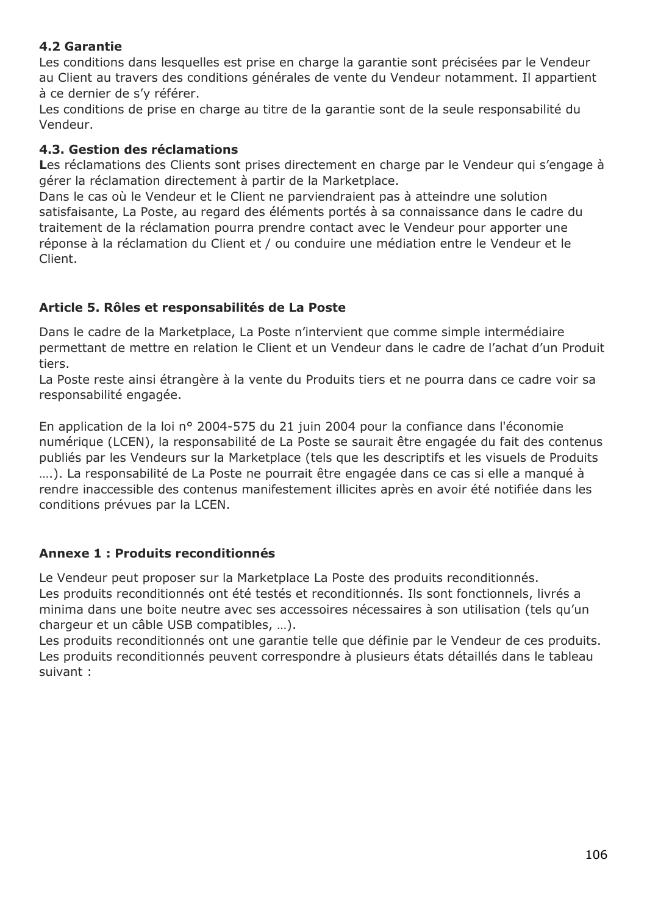### 4.2 Garantie

Les conditions dans lesquelles est prise en charge la garantie sont précisées par le Vendeur au Client au travers des conditions générales de vente du Vendeur notamment. Il appartient à ce dernier de s'y référer.
Les conditions de prise en charge au titre de la garantie sont de la seule responsabilité du Vendeur.

### 4.3. Gestion des réclamations

**L**es réclamations des Clients sont prises directement en charge par le Vendeur qui s'engage à gérer la réclamation directement à partir de la Marketplace.
Dans le cas où le Vendeur et le Client ne parviendraient pas à atteindre une solution satisfaisante, La Poste, au regard des éléments portés à sa connaissance dans le cadre du traitement de la réclamation pourra prendre contact avec le Vendeur pour apporter une réponse à la réclamation du Client et / ou conduire une médiation entre le Vendeur et le Client.

## Article 5. Rôles et responsabilités de La Poste

Dans le cadre de la Marketplace, La Poste n'intervient que comme simple intermédiaire permettant de mettre en relation le Client et un Vendeur dans le cadre de l'achat d'un Produit tiers.
La Poste reste ainsi étrangère à la vente du Produits tiers et ne pourra dans ce cadre voir sa responsabilité engagée.

En application de la loi n° 2004-575 du 21 juin 2004 pour la confiance dans l'économie numérique (LCEN), la responsabilité de La Poste se saurait être engagée du fait des contenus publiés par les Vendeurs sur la Marketplace (tels que les descriptifs et les visuels de Produits ….). La responsabilité de La Poste ne pourrait être engagée dans ce cas si elle a manqué à rendre inaccessible des contenus manifestement illicites après en avoir été notifiée dans les conditions prévues par la LCEN.

## Annexe 1 : Produits reconditionnés

Le Vendeur peut proposer sur la Marketplace La Poste des produits reconditionnés.
Les produits reconditionnés ont été testés et reconditionnés. Ils sont fonctionnels, livrés a minima dans une boite neutre avec ses accessoires nécessaires à son utilisation (tels qu'un chargeur et un câble USB compatibles, …).
Les produits reconditionnés ont une garantie telle que définie par le Vendeur de ces produits.
Les produits reconditionnés peuvent correspondre à plusieurs états détaillés dans le tableau suivant :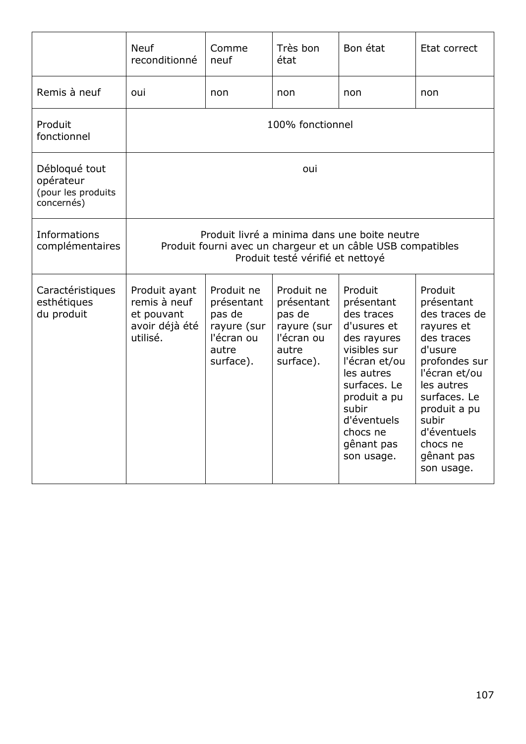| | Neuf reconditionné | Comme neuf | Très bon état | Bon état | Etat correct |
|---|---|---|---|---|---|
| Remis à neuf | oui | non | non | non | non |
| Produit fonctionnel | 100% fonctionnel | | | | |
| Débloqué tout opérateur (pour les produits concernés) | oui | | | | |
| Informations complémentaires | Produit livré a minima dans une boite neutre<br>Produit fourni avec un chargeur et un câble USB compatibles<br>Produit testé vérifié et nettoyé | | | | |
| Caractéristiques esthétiques du produit | Produit ayant remis à neuf et pouvant avoir déjà été utilisé. | Produit ne présentant pas de rayure (sur l'écran ou autre surface). | Produit ne présentant pas de rayure (sur l'écran ou autre surface). | Produit présentant des traces d'usures et des rayures visibles sur l'écran et/ou les autres surfaces. Le produit a pu subir d'éventuels chocs ne gênant pas son usage. | Produit présentant des traces de rayures et des traces d'usure profondes sur l'écran et/ou les autres surfaces. Le produit a pu subir d'éventuels chocs ne gênant pas son usage. |